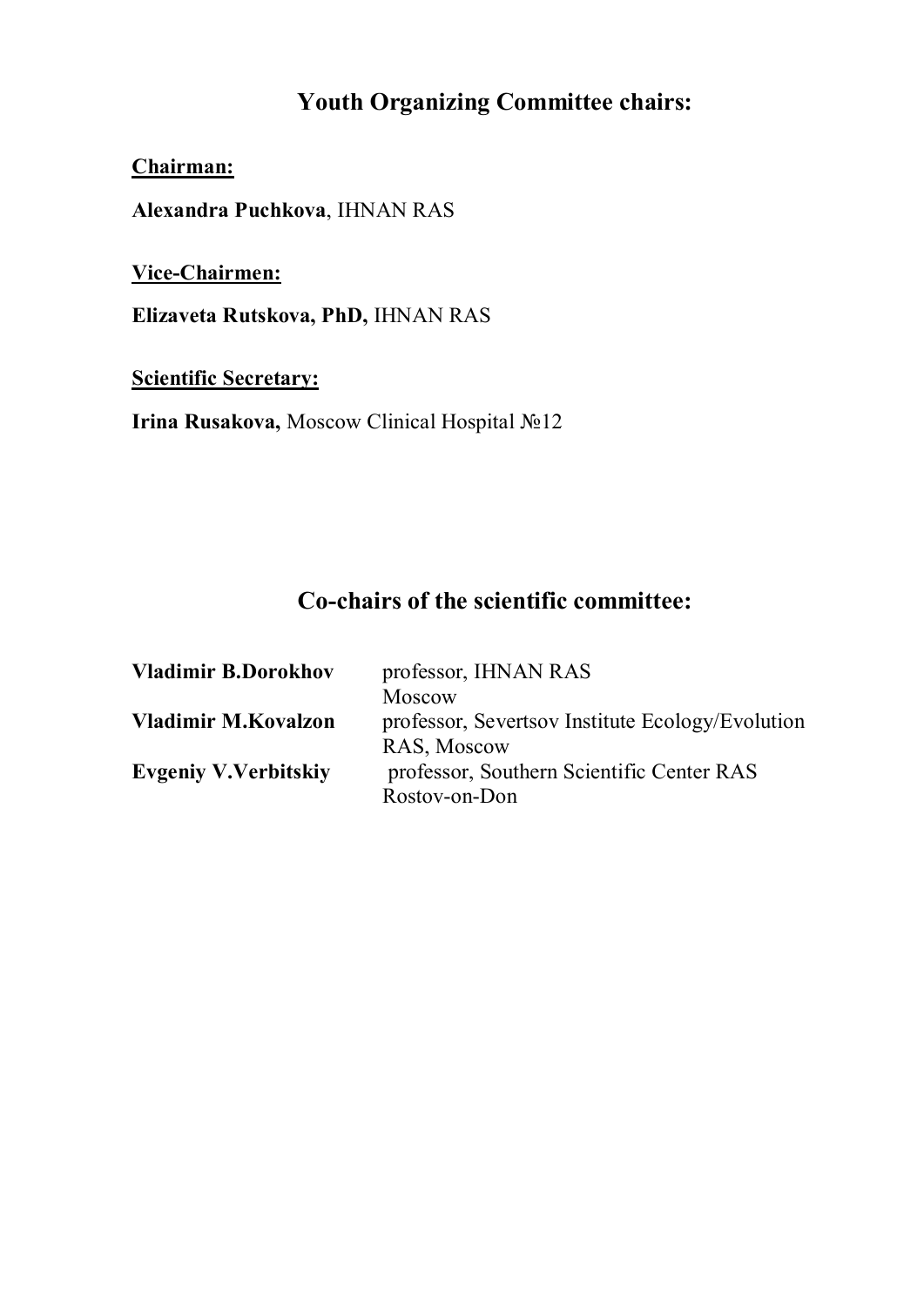## Youth Organizing Committee chairs:

**Chairman:**

**Alexandra Puchkova**, IHNAN RAS

**Vice-Chairmen:**

**Elizaveta Rutskova, PhD,** IHNAN RAS

**Scientific Secretary:**

**Irina Rusakova,** Moscow Clinical Hospital №12

## Co-chairs of the scientific committee:

| | |
|---|---|
| **Vladimir B.Dorokhov** | professor, IHNAN RAS Moscow |
| **Vladimir M.Kovalzon** | professor, Severtsov Institute Ecology/Evolution RAS, Moscow |
| **Evgeniy V.Verbitskiy** | professor, Southern Scientific Center RAS Rostov-on-Don |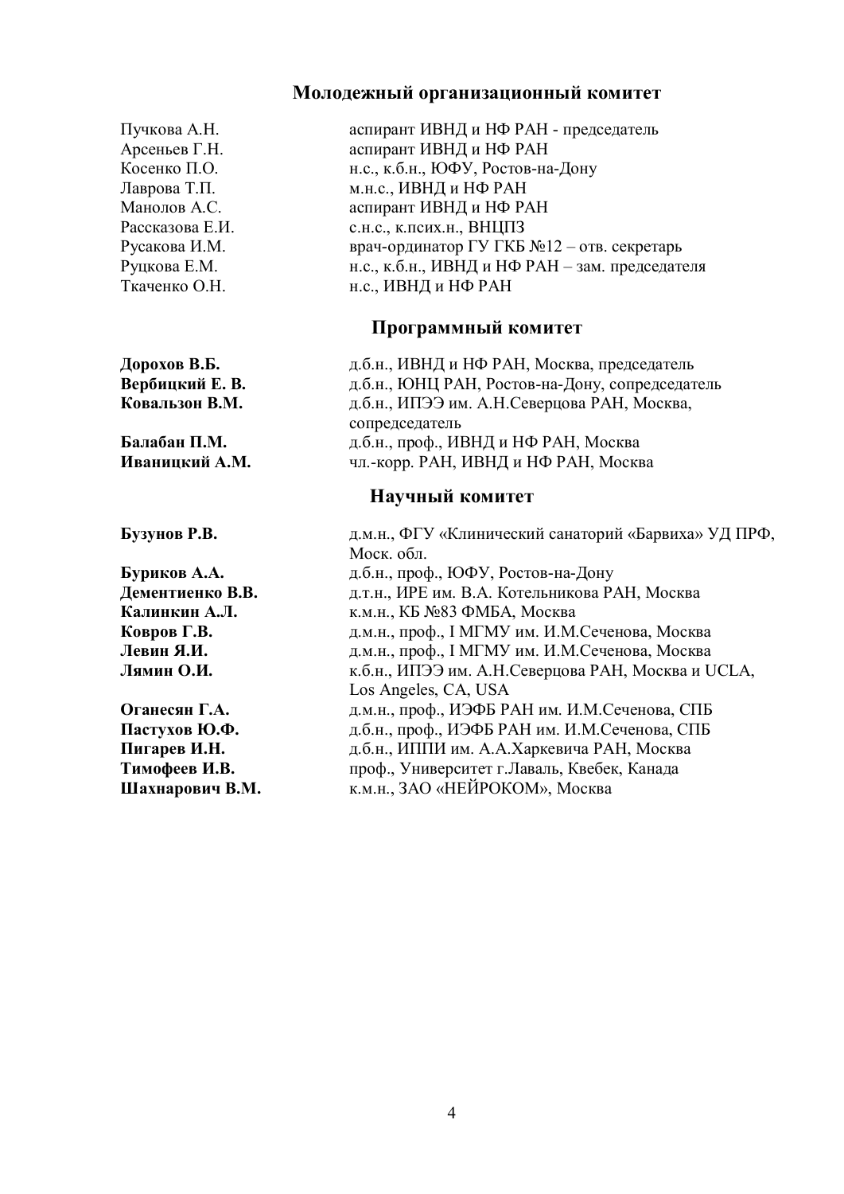## Молодежный организационный комитет

| | |
|---|---|
| Пучкова А.Н. | аспирант ИВНД и НФ РАН - председатель |
| Арсеньев Г.Н. | аспирант ИВНД и НФ РАН |
| Косенко П.О. | н.с., к.б.н., ЮФУ, Ростов-на-Дону |
| Лаврова Т.П. | м.н.с., ИВНД и НФ РАН |
| Манолов А.С. | аспирант ИВНД и НФ РАН |
| Рассказова Е.И. | с.н.с., к.псих.н., ВНЦПЗ |
| Русакова И.М. | врач-ординатор ГУ ГКБ №12 – отв. секретарь |
| Руцкова Е.М. | н.с., к.б.н., ИВНД и НФ РАН – зам. председателя |
| Ткаченко О.Н. | н.с., ИВНД и НФ РАН |

## Программный комитет

| | |
|---|---|
| **Дорохов В.Б.** | д.б.н., ИВНД и НФ РАН, Москва, председатель |
| **Вербицкий Е. В.** | д.б.н., ЮНЦ РАН, Ростов-на-Дону, сопредседатель |
| **Ковальзон В.М.** | д.б.н., ИПЭЭ им. А.Н.Северцова РАН, Москва, сопредседатель |
| **Балабан П.М.** | д.б.н., проф., ИВНД и НФ РАН, Москва |
| **Иваницкий А.М.** | чл.-корр. РАН, ИВНД и НФ РАН, Москва |

## Научный комитет

| | |
|---|---|
| **Бузунов Р.В.** | д.м.н., ФГУ «Клинический санаторий «Барвиха» УД ПРФ, Моск. обл. |
| **Буриков А.А.** | д.б.н., проф., ЮФУ, Ростов-на-Дону |
| **Дементиенко В.В.** | д.т.н., ИРЕ им. В.А. Котельникова РАН, Москва |
| **Калинкин А.Л.** | к.м.н., КБ №83 ФМБА, Москва |
| **Ковров Г.В.** | д.м.н., проф., I МГМУ им. И.М.Сеченова, Москва |
| **Левин Я.И.** | д.м.н., проф., I МГМУ им. И.М.Сеченова, Москва |
| **Лямин О.И.** | к.б.н., ИПЭЭ им. А.Н.Северцова РАН, Москва и UCLA, Los Angeles, CA, USA |
| **Оганесян Г.А.** | д.м.н., проф., ИЭФБ РАН им. И.М.Сеченова, СПБ |
| **Пастухов Ю.Ф.** | д.б.н., проф., ИЭФБ РАН им. И.М.Сеченова, СПБ |
| **Пигарев И.Н.** | д.б.н., ИППИ им. А.А.Харкевича РАН, Москва |
| **Тимофеев И.В.** | проф., Университет г.Лаваль, Квебек, Канада |
| **Шахнарович В.М.** | к.м.н., ЗАО «НЕЙРОКОМ», Москва |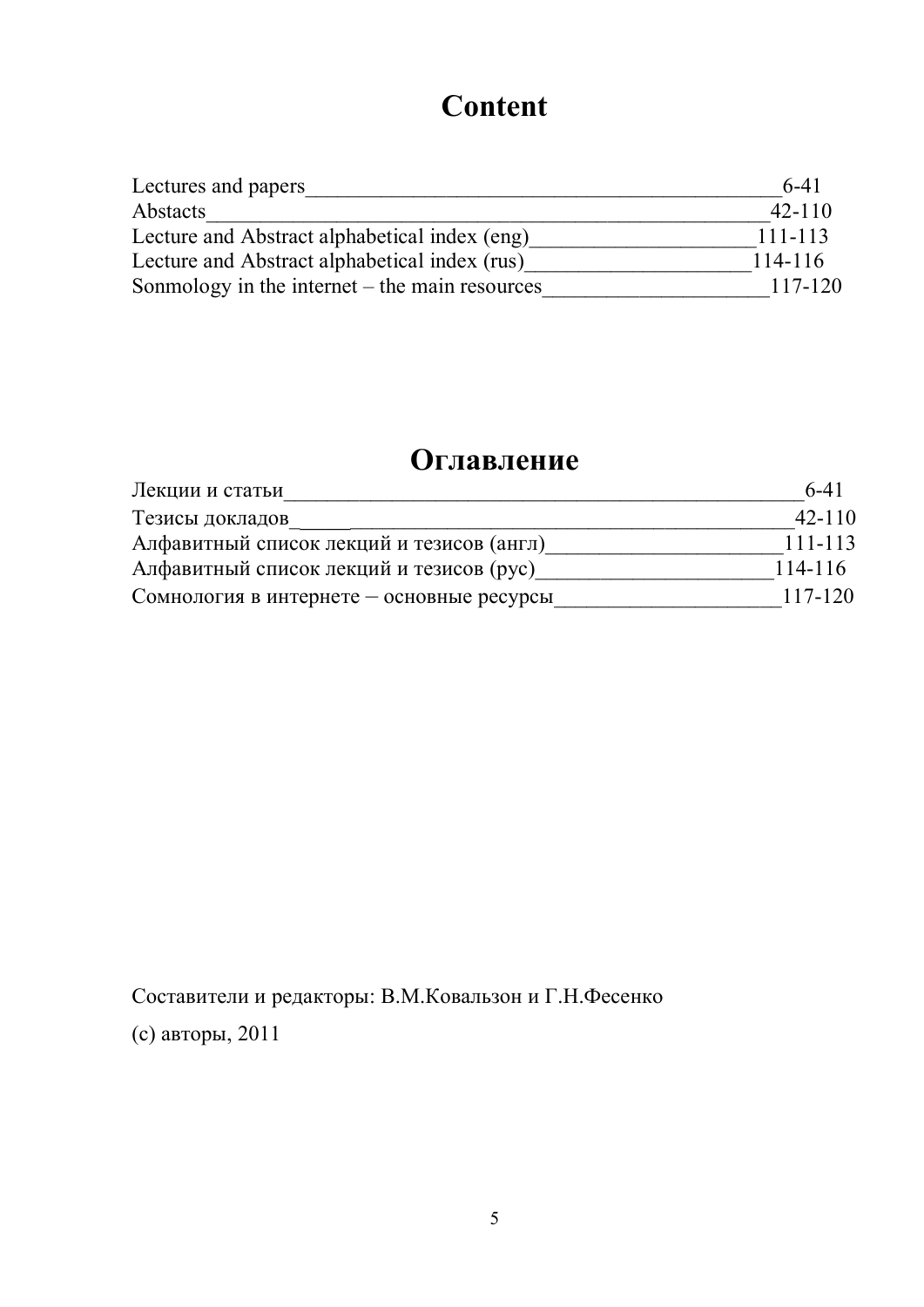# Content

Lectures and papers_____________________________________________6-41
Abstacts_______________________________________________________42-110
Lecture and Abstract alphabetical index (eng)_____________________111-113
Lecture and Abstract alphabetical index (rus)_____________________114-116
Sonmology in the internet – the main resources____________________117-120

# Оглавление

Лекции и статьи__________________________________________________6-41
Тезисы докладов_____________________________________________42-110
Алфавитный список лекций и тезисов (англ)______________________111-113
Алфавитный список лекций и тезисов (рус)______________________114-116
Сомнология в интернете – основные ресурсы____________________117-120

Составители и редакторы: В.М.Ковальзон и Г.Н.Фесенко

(c) авторы, 2011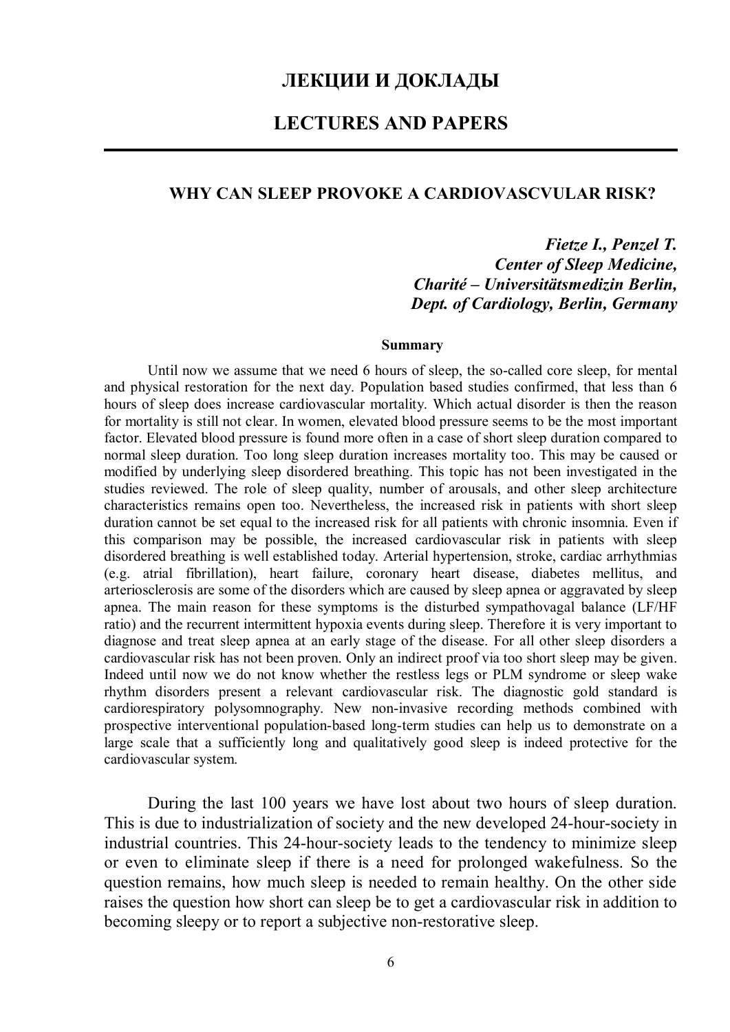# ЛЕКЦИИ И ДОКЛАДЫ

# LECTURES AND PAPERS

## WHY CAN SLEEP PROVOKE A CARDIOVASCVULAR RISK?

***Fietze I., Penzel T.***
***Center of Sleep Medicine,***
***Charité – Universitätsmedizin Berlin,***
***Dept. of Cardiology, Berlin, Germany***

**Summary**

Until now we assume that we need 6 hours of sleep, the so-called core sleep, for mental and physical restoration for the next day. Population based studies confirmed, that less than 6 hours of sleep does increase cardiovascular mortality. Which actual disorder is then the reason for mortality is still not clear. In women, elevated blood pressure seems to be the most important factor. Elevated blood pressure is found more often in a case of short sleep duration compared to normal sleep duration. Too long sleep duration increases mortality too. This may be caused or modified by underlying sleep disordered breathing. This topic has not been investigated in the studies reviewed. The role of sleep quality, number of arousals, and other sleep architecture characteristics remains open too. Nevertheless, the increased risk in patients with short sleep duration cannot be set equal to the increased risk for all patients with chronic insomnia. Even if this comparison may be possible, the increased cardiovascular risk in patients with sleep disordered breathing is well established today. Arterial hypertension, stroke, cardiac arrhythmias (e.g. atrial fibrillation), heart failure, coronary heart disease, diabetes mellitus, and arteriosclerosis are some of the disorders which are caused by sleep apnea or aggravated by sleep apnea. The main reason for these symptoms is the disturbed sympathovagal balance (LF/HF ratio) and the recurrent intermittent hypoxia events during sleep. Therefore it is very important to diagnose and treat sleep apnea at an early stage of the disease. For all other sleep disorders a cardiovascular risk has not been proven. Only an indirect proof via too short sleep may be given. Indeed until now we do not know whether the restless legs or PLM syndrome or sleep wake rhythm disorders present a relevant cardiovascular risk. The diagnostic gold standard is cardiorespiratory polysomnography. New non-invasive recording methods combined with prospective interventional population-based long-term studies can help us to demonstrate on a large scale that a sufficiently long and qualitatively good sleep is indeed protective for the cardiovascular system.

During the last 100 years we have lost about two hours of sleep duration. This is due to industrialization of society and the new developed 24-hour-society in industrial countries. This 24-hour-society leads to the tendency to minimize sleep or even to eliminate sleep if there is a need for prolonged wakefulness. So the question remains, how much sleep is needed to remain healthy. On the other side raises the question how short can sleep be to get a cardiovascular risk in addition to becoming sleepy or to report a subjective non-restorative sleep.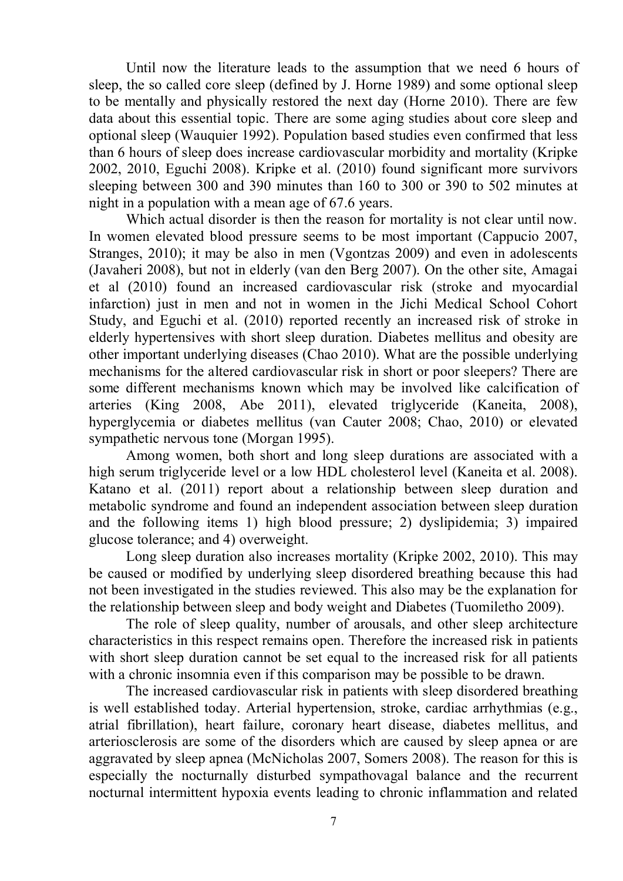Until now the literature leads to the assumption that we need 6 hours of sleep, the so called core sleep (defined by J. Horne 1989) and some optional sleep to be mentally and physically restored the next day (Horne 2010). There are few data about this essential topic. There are some aging studies about core sleep and optional sleep (Wauquier 1992). Population based studies even confirmed that less than 6 hours of sleep does increase cardiovascular morbidity and mortality (Kripke 2002, 2010, Eguchi 2008). Kripke et al. (2010) found significant more survivors sleeping between 300 and 390 minutes than 160 to 300 or 390 to 502 minutes at night in a population with a mean age of 67.6 years.

Which actual disorder is then the reason for mortality is not clear until now. In women elevated blood pressure seems to be most important (Cappucio 2007, Stranges, 2010); it may be also in men (Vgontzas 2009) and even in adolescents (Javaheri 2008), but not in elderly (van den Berg 2007). On the other site, Amagai et al (2010) found an increased cardiovascular risk (stroke and myocardial infarction) just in men and not in women in the Jichi Medical School Cohort Study, and Eguchi et al. (2010) reported recently an increased risk of stroke in elderly hypertensives with short sleep duration. Diabetes mellitus and obesity are other important underlying diseases (Chao 2010). What are the possible underlying mechanisms for the altered cardiovascular risk in short or poor sleepers? There are some different mechanisms known which may be involved like calcification of arteries (King 2008, Abe 2011), elevated triglyceride (Kaneita, 2008), hyperglycemia or diabetes mellitus (van Cauter 2008; Chao, 2010) or elevated sympathetic nervous tone (Morgan 1995).

Among women, both short and long sleep durations are associated with a high serum triglyceride level or a low HDL cholesterol level (Kaneita et al. 2008). Katano et al. (2011) report about a relationship between sleep duration and metabolic syndrome and found an independent association between sleep duration and the following items 1) high blood pressure; 2) dyslipidemia; 3) impaired glucose tolerance; and 4) overweight.

Long sleep duration also increases mortality (Kripke 2002, 2010). This may be caused or modified by underlying sleep disordered breathing because this had not been investigated in the studies reviewed. This also may be the explanation for the relationship between sleep and body weight and Diabetes (Tuomiletho 2009).

The role of sleep quality, number of arousals, and other sleep architecture characteristics in this respect remains open. Therefore the increased risk in patients with short sleep duration cannot be set equal to the increased risk for all patients with a chronic insomnia even if this comparison may be possible to be drawn.

The increased cardiovascular risk in patients with sleep disordered breathing is well established today. Arterial hypertension, stroke, cardiac arrhythmias (e.g., atrial fibrillation), heart failure, coronary heart disease, diabetes mellitus, and arteriosclerosis are some of the disorders which are caused by sleep apnea or are aggravated by sleep apnea (McNicholas 2007, Somers 2008). The reason for this is especially the nocturnally disturbed sympathovagal balance and the recurrent nocturnal intermittent hypoxia events leading to chronic inflammation and related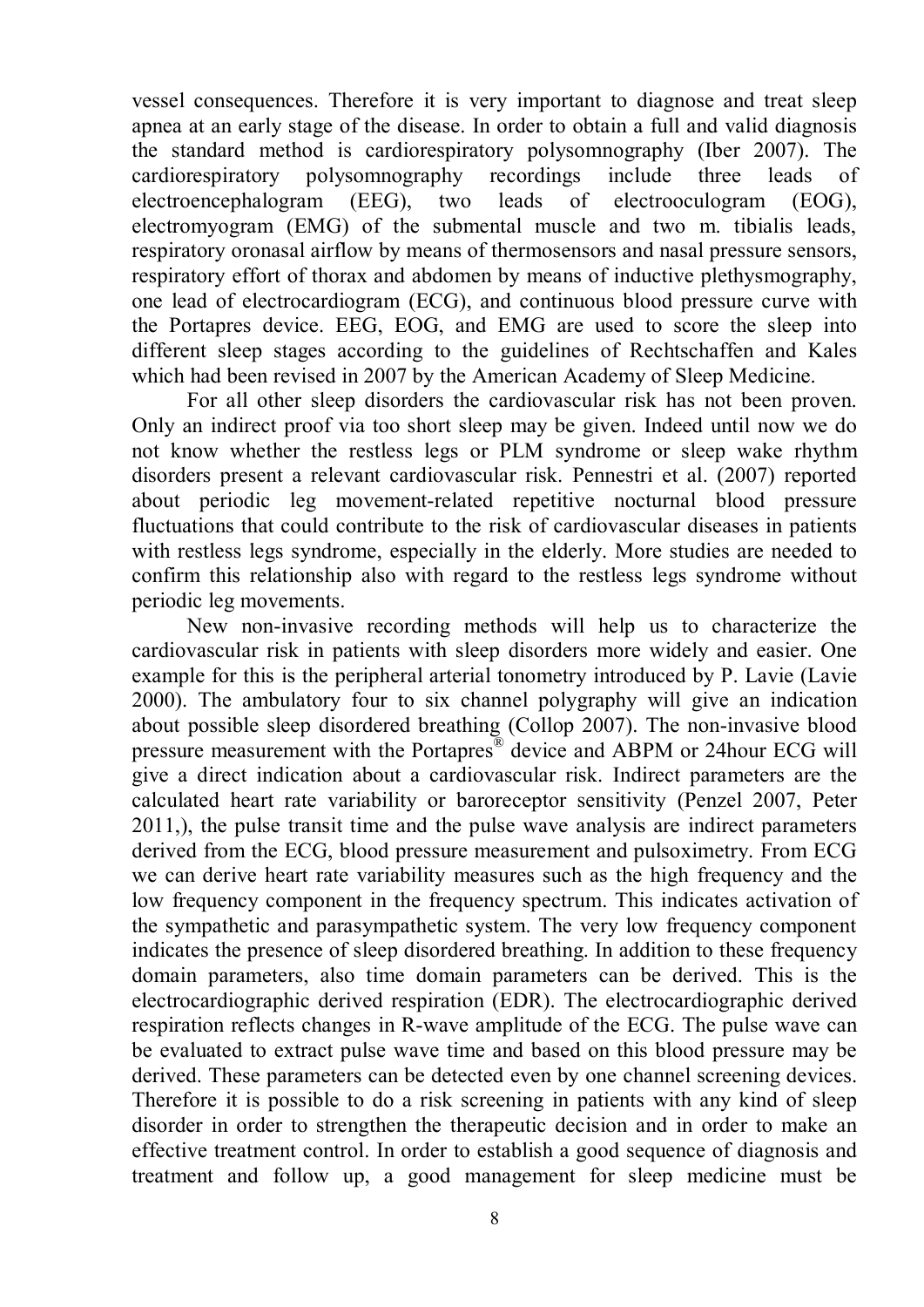vessel consequences. Therefore it is very important to diagnose and treat sleep apnea at an early stage of the disease. In order to obtain a full and valid diagnosis the standard method is cardiorespiratory polysomnography (Iber 2007). The cardiorespiratory polysomnography recordings include three leads of electroencephalogram (EEG), two leads of electrooculogram (EOG), electromyogram (EMG) of the submental muscle and two m. tibialis leads, respiratory oronasal airflow by means of thermosensors and nasal pressure sensors, respiratory effort of thorax and abdomen by means of inductive plethysmography, one lead of electrocardiogram (ECG), and continuous blood pressure curve with the Portapres device. EEG, EOG, and EMG are used to score the sleep into different sleep stages according to the guidelines of Rechtschaffen and Kales which had been revised in 2007 by the American Academy of Sleep Medicine.

For all other sleep disorders the cardiovascular risk has not been proven. Only an indirect proof via too short sleep may be given. Indeed until now we do not know whether the restless legs or PLM syndrome or sleep wake rhythm disorders present a relevant cardiovascular risk. Pennestri et al. (2007) reported about periodic leg movement-related repetitive nocturnal blood pressure fluctuations that could contribute to the risk of cardiovascular diseases in patients with restless legs syndrome, especially in the elderly. More studies are needed to confirm this relationship also with regard to the restless legs syndrome without periodic leg movements.

New non-invasive recording methods will help us to characterize the cardiovascular risk in patients with sleep disorders more widely and easier. One example for this is the peripheral arterial tonometry introduced by P. Lavie (Lavie 2000). The ambulatory four to six channel polygraphy will give an indication about possible sleep disordered breathing (Collop 2007). The non-invasive blood pressure measurement with the Portapres® device and ABPM or 24hour ECG will give a direct indication about a cardiovascular risk. Indirect parameters are the calculated heart rate variability or baroreceptor sensitivity (Penzel 2007, Peter 2011,), the pulse transit time and the pulse wave analysis are indirect parameters derived from the ECG, blood pressure measurement and pulsoximetry. From ECG we can derive heart rate variability measures such as the high frequency and the low frequency component in the frequency spectrum. This indicates activation of the sympathetic and parasympathetic system. The very low frequency component indicates the presence of sleep disordered breathing. In addition to these frequency domain parameters, also time domain parameters can be derived. This is the electrocardiographic derived respiration (EDR). The electrocardiographic derived respiration reflects changes in R-wave amplitude of the ECG. The pulse wave can be evaluated to extract pulse wave time and based on this blood pressure may be derived. These parameters can be detected even by one channel screening devices. Therefore it is possible to do a risk screening in patients with any kind of sleep disorder in order to strengthen the therapeutic decision and in order to make an effective treatment control. In order to establish a good sequence of diagnosis and treatment and follow up, a good management for sleep medicine must be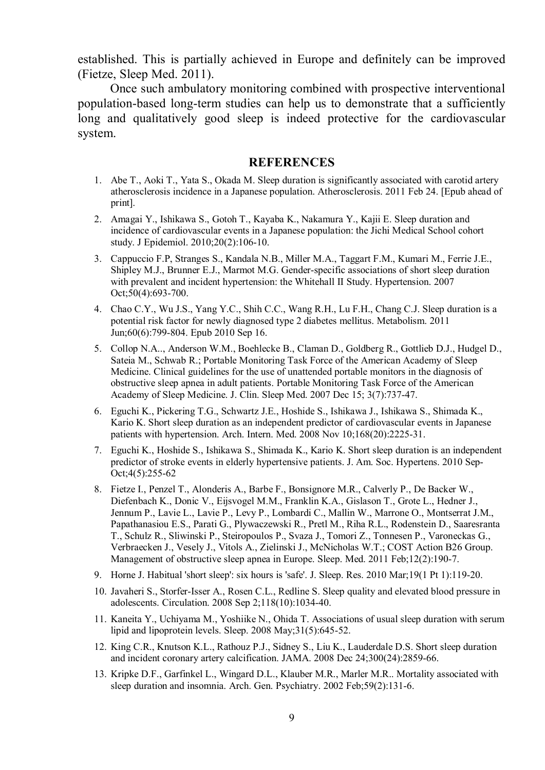established. This is partially achieved in Europe and definitely can be improved (Fietze, Sleep Med. 2011).

Once such ambulatory monitoring combined with prospective interventional population-based long-term studies can help us to demonstrate that a sufficiently long and qualitatively good sleep is indeed protective for the cardiovascular system.

## REFERENCES

1. Abe T., Aoki T., Yata S., Okada M. Sleep duration is significantly associated with carotid artery atherosclerosis incidence in a Japanese population. Atherosclerosis. 2011 Feb 24. [Epub ahead of print].
2. Amagai Y., Ishikawa S., Gotoh T., Kayaba K., Nakamura Y., Kajii E. Sleep duration and incidence of cardiovascular events in a Japanese population: the Jichi Medical School cohort study. J Epidemiol. 2010;20(2):106-10.
3. Cappuccio F.P, Stranges S., Kandala N.B., Miller M.A., Taggart F.M., Kumari M., Ferrie J.E., Shipley M.J., Brunner E.J., Marmot M.G. Gender-specific associations of short sleep duration with prevalent and incident hypertension: the Whitehall II Study. Hypertension. 2007 Oct;50(4):693-700.
4. Chao C.Y., Wu J.S., Yang Y.C., Shih C.C., Wang R.H., Lu F.H., Chang C.J. Sleep duration is a potential risk factor for newly diagnosed type 2 diabetes mellitus. Metabolism. 2011 Jun;60(6):799-804. Epub 2010 Sep 16.
5. Collop N.A.., Anderson W.M., Boehlecke B., Claman D., Goldberg R., Gottlieb D.J., Hudgel D., Sateia M., Schwab R.; Portable Monitoring Task Force of the American Academy of Sleep Medicine. Clinical guidelines for the use of unattended portable monitors in the diagnosis of obstructive sleep apnea in adult patients. Portable Monitoring Task Force of the American Academy of Sleep Medicine. J. Clin. Sleep Med. 2007 Dec 15; 3(7):737-47.
6. Eguchi K., Pickering T.G., Schwartz J.E., Hoshide S., Ishikawa J., Ishikawa S., Shimada K., Kario K. Short sleep duration as an independent predictor of cardiovascular events in Japanese patients with hypertension. Arch. Intern. Med. 2008 Nov 10;168(20):2225-31.
7. Eguchi K., Hoshide S., Ishikawa S., Shimada K., Kario K. Short sleep duration is an independent predictor of stroke events in elderly hypertensive patients. J. Am. Soc. Hypertens. 2010 Sep-Oct;4(5):255-62
8. Fietze I., Penzel T., Alonderis A., Barbe F., Bonsignore M.R., Calverly P., De Backer W., Diefenbach K., Donic V., Eijsvogel M.M., Franklin K.A., Gislason T., Grote L., Hedner J., Jennum P., Lavie L., Lavie P., Levy P., Lombardi C., Mallin W., Marrone O., Montserrat J.M., Papathanasiou E.S., Parati G., Plywaczewski R., Pretl M., Riha R.L., Rodenstein D., Saaresranta T., Schulz R., Sliwinski P., Steiropoulos P., Svaza J., Tomori Z., Tonnesen P., Varoneckas G., Verbraecken J., Vesely J., Vitols A., Zielinski J., McNicholas W.T.; COST Action B26 Group. Management of obstructive sleep apnea in Europe. Sleep. Med. 2011 Feb;12(2):190-7.
9. Horne J. Habitual 'short sleep': six hours is 'safe'. J. Sleep. Res. 2010 Mar;19(1 Pt 1):119-20.
10. Javaheri S., Storfer-Isser A., Rosen C.L., Redline S. Sleep quality and elevated blood pressure in adolescents. Circulation. 2008 Sep 2;118(10):1034-40.
11. Kaneita Y., Uchiyama M., Yoshiike N., Ohida T. Associations of usual sleep duration with serum lipid and lipoprotein levels. Sleep. 2008 May;31(5):645-52.
12. King C.R., Knutson K.L., Rathouz P.J., Sidney S., Liu K., Lauderdale D.S. Short sleep duration and incident coronary artery calcification. JAMA. 2008 Dec 24;300(24):2859-66.
13. Kripke D.F., Garfinkel L., Wingard D.L., Klauber M.R., Marler M.R.. Mortality associated with sleep duration and insomnia. Arch. Gen. Psychiatry. 2002 Feb;59(2):131-6.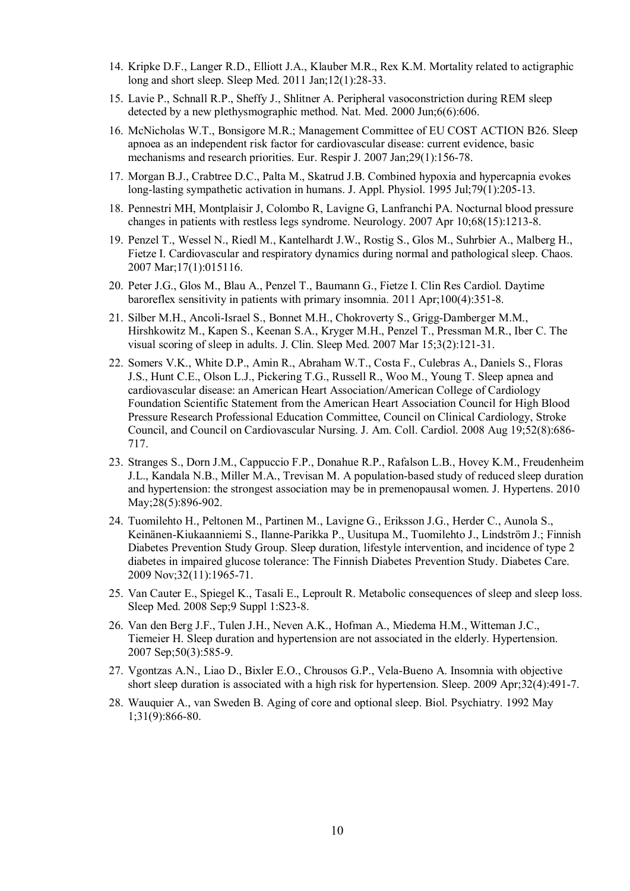14. Kripke D.F., Langer R.D., Elliott J.A., Klauber M.R., Rex K.M. Mortality related to actigraphic long and short sleep. Sleep Med. 2011 Jan;12(1):28-33.
15. Lavie P., Schnall R.P., Sheffy J., Shlitner A. Peripheral vasoconstriction during REM sleep detected by a new plethysmographic method. Nat. Med. 2000 Jun;6(6):606.
16. McNicholas W.T., Bonsigore M.R.; Management Committee of EU COST ACTION B26. Sleep apnoea as an independent risk factor for cardiovascular disease: current evidence, basic mechanisms and research priorities. Eur. Respir J. 2007 Jan;29(1):156-78.
17. Morgan B.J., Crabtree D.C., Palta M., Skatrud J.B. Combined hypoxia and hypercapnia evokes long-lasting sympathetic activation in humans. J. Appl. Physiol. 1995 Jul;79(1):205-13.
18. Pennestri MH, Montplaisir J, Colombo R, Lavigne G, Lanfranchi PA. Nocturnal blood pressure changes in patients with restless legs syndrome. Neurology. 2007 Apr 10;68(15):1213-8.
19. Penzel T., Wessel N., Riedl M., Kantelhardt J.W., Rostig S., Glos M., Suhrbier A., Malberg H., Fietze I. Cardiovascular and respiratory dynamics during normal and pathological sleep. Chaos. 2007 Mar;17(1):015116.
20. Peter J.G., Glos M., Blau A., Penzel T., Baumann G., Fietze I. Clin Res Cardiol. Daytime baroreflex sensitivity in patients with primary insomnia. 2011 Apr;100(4):351-8.
21. Silber M.H., Ancoli-Israel S., Bonnet M.H., Chokroverty S., Grigg-Damberger M.M., Hirshkowitz M., Kapen S., Keenan S.A., Kryger M.H., Penzel T., Pressman M.R., Iber C. The visual scoring of sleep in adults. J. Clin. Sleep Med. 2007 Mar 15;3(2):121-31.
22. Somers V.K., White D.P., Amin R., Abraham W.T., Costa F., Culebras A., Daniels S., Floras J.S., Hunt C.E., Olson L.J., Pickering T.G., Russell R., Woo M., Young T. Sleep apnea and cardiovascular disease: an American Heart Association/American College of Cardiology Foundation Scientific Statement from the American Heart Association Council for High Blood Pressure Research Professional Education Committee, Council on Clinical Cardiology, Stroke Council, and Council on Cardiovascular Nursing. J. Am. Coll. Cardiol. 2008 Aug 19;52(8):686-717.
23. Stranges S., Dorn J.M., Cappuccio F.P., Donahue R.P., Rafalson L.B., Hovey K.M., Freudenheim J.L., Kandala N.B., Miller M.A., Trevisan M. A population-based study of reduced sleep duration and hypertension: the strongest association may be in premenopausal women. J. Hypertens. 2010 May;28(5):896-902.
24. Tuomilehto H., Peltonen M., Partinen M., Lavigne G., Eriksson J.G., Herder C., Aunola S., Keinänen-Kiukaanniemi S., Ilanne-Parikka P., Uusitupa M., Tuomilehto J., Lindström J.; Finnish Diabetes Prevention Study Group. Sleep duration, lifestyle intervention, and incidence of type 2 diabetes in impaired glucose tolerance: The Finnish Diabetes Prevention Study. Diabetes Care. 2009 Nov;32(11):1965-71.
25. Van Cauter E., Spiegel K., Tasali E., Leproult R. Metabolic consequences of sleep and sleep loss. Sleep Med. 2008 Sep;9 Suppl 1:S23-8.
26. Van den Berg J.F., Tulen J.H., Neven A.K., Hofman A., Miedema H.M., Witteman J.C., Tiemeier H. Sleep duration and hypertension are not associated in the elderly. Hypertension. 2007 Sep;50(3):585-9.
27. Vgontzas A.N., Liao D., Bixler E.O., Chrousos G.P., Vela-Bueno A. Insomnia with objective short sleep duration is associated with a high risk for hypertension. Sleep. 2009 Apr;32(4):491-7.
28. Wauquier A., van Sweden B. Aging of core and optional sleep. Biol. Psychiatry. 1992 May 1;31(9):866-80.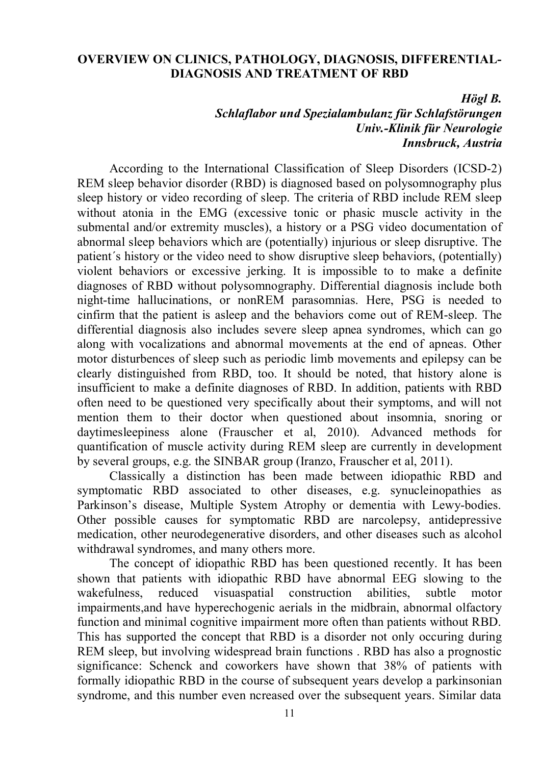# OVERVIEW ON CLINICS, PATHOLOGY, DIAGNOSIS, DIFFERENTIAL-DIAGNOSIS AND TREATMENT OF RBD

***Högl B.***
***Schlaflabor und Spezialambulanz für Schlafstörungen***
***Univ.-Klinik für Neurologie***
***Innsbruck, Austria***

According to the International Classification of Sleep Disorders (ICSD-2) REM sleep behavior disorder (RBD) is diagnosed based on polysomnography plus sleep history or video recording of sleep. The criteria of RBD include REM sleep without atonia in the EMG (excessive tonic or phasic muscle activity in the submental and/or extremity muscles), a history or a PSG video documentation of abnormal sleep behaviors which are (potentially) injurious or sleep disruptive. The patient´s history or the video need to show disruptive sleep behaviors, (potentially) violent behaviors or excessive jerking. It is impossible to to make a definite diagnoses of RBD without polysomnography. Differential diagnosis include both night-time hallucinations, or nonREM parasomnias. Here, PSG is needed to cinfirm that the patient is asleep and the behaviors come out of REM-sleep. The differential diagnosis also includes severe sleep apnea syndromes, which can go along with vocalizations and abnormal movements at the end of apneas. Other motor disturbences of sleep such as periodic limb movements and epilepsy can be clearly distinguished from RBD, too. It should be noted, that history alone is insufficient to make a definite diagnoses of RBD. In addition, patients with RBD often need to be questioned very specifically about their symptoms, and will not mention them to their doctor when questioned about insomnia, snoring or daytimesleepiness alone (Frauscher et al, 2010). Advanced methods for quantification of muscle activity during REM sleep are currently in development by several groups, e.g. the SINBAR group (Iranzo, Frauscher et al, 2011).

Classically a distinction has been made between idiopathic RBD and symptomatic RBD associated to other diseases, e.g. synucleinopathies as Parkinson's disease, Multiple System Atrophy or dementia with Lewy-bodies. Other possible causes for symptomatic RBD are narcolepsy, antidepressive medication, other neurodegenerative disorders, and other diseases such as alcohol withdrawal syndromes, and many others more.

The concept of idiopathic RBD has been questioned recently. It has been shown that patients with idiopathic RBD have abnormal EEG slowing to the wakefulness, reduced visuaspatial construction abilities, subtle motor impairments,and have hyperechogenic aerials in the midbrain, abnormal olfactory function and minimal cognitive impairment more often than patients without RBD. This has supported the concept that RBD is a disorder not only occuring during REM sleep, but involving widespread brain functions . RBD has also a prognostic significance: Schenck and coworkers have shown that 38% of patients with formally idiopathic RBD in the course of subsequent years develop a parkinsonian syndrome, and this number even ncreased over the subsequent years. Similar data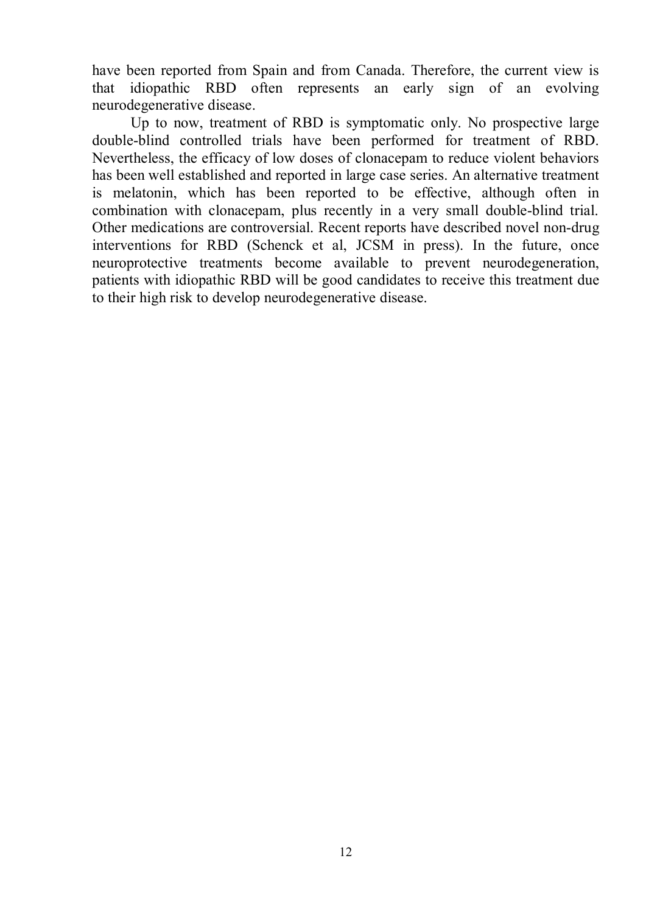have been reported from Spain and from Canada. Therefore, the current view is that idiopathic RBD often represents an early sign of an evolving neurodegenerative disease.

Up to now, treatment of RBD is symptomatic only. No prospective large double-blind controlled trials have been performed for treatment of RBD. Nevertheless, the efficacy of low doses of clonacepam to reduce violent behaviors has been well established and reported in large case series. An alternative treatment is melatonin, which has been reported to be effective, although often in combination with clonacepam, plus recently in a very small double-blind trial. Other medications are controversial. Recent reports have described novel non-drug interventions for RBD (Schenck et al, JCSM in press). In the future, once neuroprotective treatments become available to prevent neurodegeneration, patients with idiopathic RBD will be good candidates to receive this treatment due to their high risk to develop neurodegenerative disease.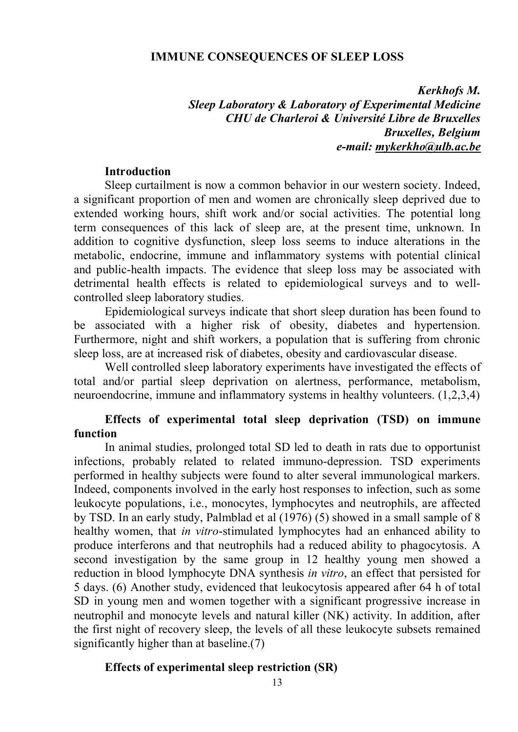# IMMUNE CONSEQUENCES OF SLEEP LOSS

***Kerkhofs M.***
***Sleep Laboratory & Laboratory of Experimental Medicine***
***CHU de Charleroi & Université Libre de Bruxelles***
***Bruxelles, Belgium***
***e-mail: mykerkho@ulb.ac.be***

## Introduction

Sleep curtailment is now a common behavior in our western society. Indeed, a significant proportion of men and women are chronically sleep deprived due to extended working hours, shift work and/or social activities. The potential long term consequences of this lack of sleep are, at the present time, unknown. In addition to cognitive dysfunction, sleep loss seems to induce alterations in the metabolic, endocrine, immune and inflammatory systems with potential clinical and public-health impacts. The evidence that sleep loss may be associated with detrimental health effects is related to epidemiological surveys and to well-controlled sleep laboratory studies.

Epidemiological surveys indicate that short sleep duration has been found to be associated with a higher risk of obesity, diabetes and hypertension. Furthermore, night and shift workers, a population that is suffering from chronic sleep loss, are at increased risk of diabetes, obesity and cardiovascular disease.

Well controlled sleep laboratory experiments have investigated the effects of total and/or partial sleep deprivation on alertness, performance, metabolism, neuroendocrine, immune and inflammatory systems in healthy volunteers. (1,2,3,4)

## Effects of experimental total sleep deprivation (TSD) on immune function

In animal studies, prolonged total SD led to death in rats due to opportunist infections, probably related to related immuno-depression. TSD experiments performed in healthy subjects were found to alter several immunological markers. Indeed, components involved in the early host responses to infection, such as some leukocyte populations, i.e., monocytes, lymphocytes and neutrophils, are affected by TSD. In an early study, Palmblad et al (1976) (5) showed in a small sample of 8 healthy women, that *in vitro*-stimulated lymphocytes had an enhanced ability to produce interferons and that neutrophils had a reduced ability to phagocytosis. A second investigation by the same group in 12 healthy young men showed a reduction in blood lymphocyte DNA synthesis *in vitro*, an effect that persisted for 5 days. (6) Another study, evidenced that leukocytosis appeared after 64 h of total SD in young men and women together with a significant progressive increase in neutrophil and monocyte levels and natural killer (NK) activity. In addition, after the first night of recovery sleep, the levels of all these leukocyte subsets remained significantly higher than at baseline.(7)

## Effects of experimental sleep restriction (SR)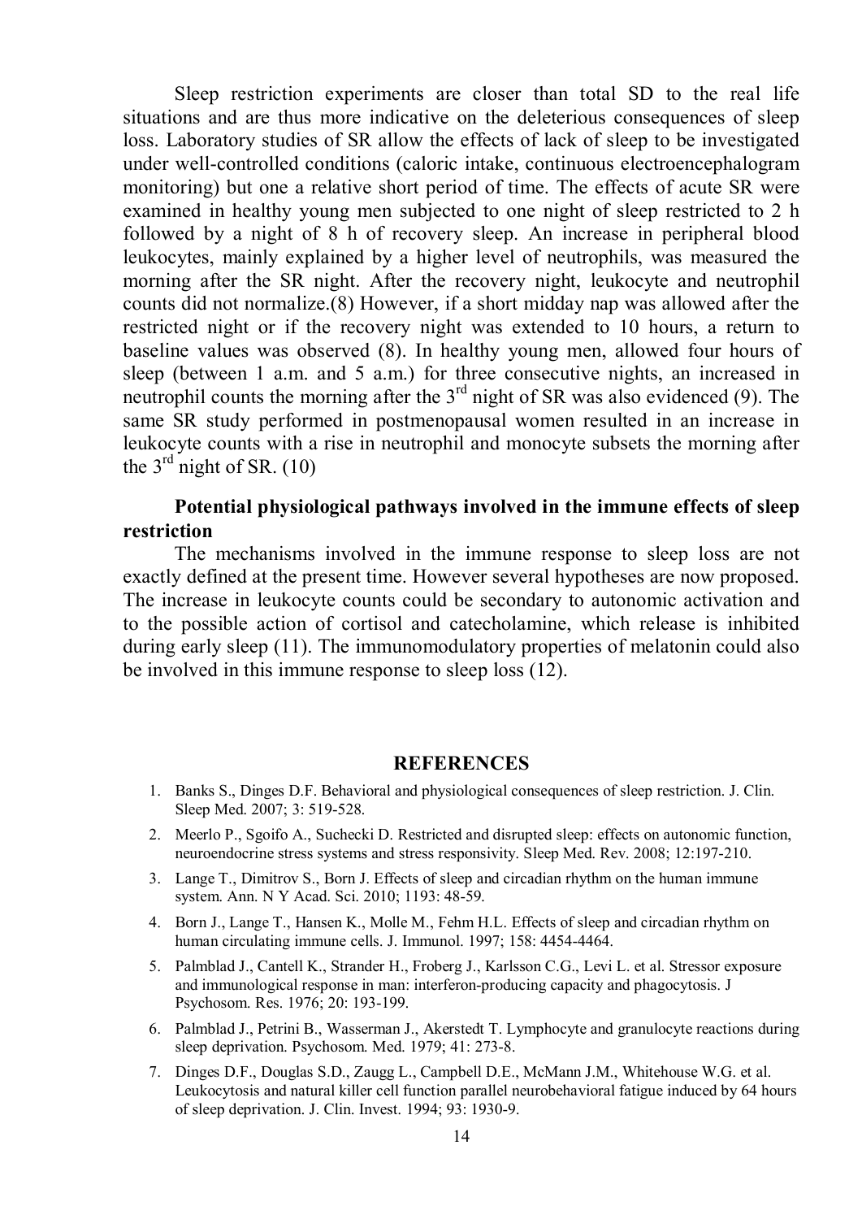Sleep restriction experiments are closer than total SD to the real life situations and are thus more indicative on the deleterious consequences of sleep loss. Laboratory studies of SR allow the effects of lack of sleep to be investigated under well-controlled conditions (caloric intake, continuous electroencephalogram monitoring) but one a relative short period of time. The effects of acute SR were examined in healthy young men subjected to one night of sleep restricted to 2 h followed by a night of 8 h of recovery sleep. An increase in peripheral blood leukocytes, mainly explained by a higher level of neutrophils, was measured the morning after the SR night. After the recovery night, leukocyte and neutrophil counts did not normalize.(8) However, if a short midday nap was allowed after the restricted night or if the recovery night was extended to 10 hours, a return to baseline values was observed (8). In healthy young men, allowed four hours of sleep (between 1 a.m. and 5 a.m.) for three consecutive nights, an increased in neutrophil counts the morning after the 3rd night of SR was also evidenced (9). The same SR study performed in postmenopausal women resulted in an increase in leukocyte counts with a rise in neutrophil and monocyte subsets the morning after the 3rd night of SR. (10)

**Potential physiological pathways involved in the immune effects of sleep restriction**

The mechanisms involved in the immune response to sleep loss are not exactly defined at the present time. However several hypotheses are now proposed. The increase in leukocyte counts could be secondary to autonomic activation and to the possible action of cortisol and catecholamine, which release is inhibited during early sleep (11). The immunomodulatory properties of melatonin could also be involved in this immune response to sleep loss (12).

## REFERENCES

1. Banks S., Dinges D.F. Behavioral and physiological consequences of sleep restriction. J. Clin. Sleep Med. 2007; 3: 519-528.
2. Meerlo P., Sgoifo A., Suchecki D. Restricted and disrupted sleep: effects on autonomic function, neuroendocrine stress systems and stress responsivity. Sleep Med. Rev. 2008; 12:197-210.
3. Lange T., Dimitrov S., Born J. Effects of sleep and circadian rhythm on the human immune system. Ann. N Y Acad. Sci. 2010; 1193: 48-59.
4. Born J., Lange T., Hansen K., Molle M., Fehm H.L. Effects of sleep and circadian rhythm on human circulating immune cells. J. Immunol. 1997; 158: 4454-4464.
5. Palmblad J., Cantell K., Strander H., Froberg J., Karlsson C.G., Levi L. et al. Stressor exposure and immunological response in man: interferon-producing capacity and phagocytosis. J Psychosom. Res. 1976; 20: 193-199.
6. Palmblad J., Petrini B., Wasserman J., Akerstedt T. Lymphocyte and granulocyte reactions during sleep deprivation. Psychosom. Med. 1979; 41: 273-8.
7. Dinges D.F., Douglas S.D., Zaugg L., Campbell D.E., McMann J.M., Whitehouse W.G. et al. Leukocytosis and natural killer cell function parallel neurobehavioral fatigue induced by 64 hours of sleep deprivation. J. Clin. Invest. 1994; 93: 1930-9.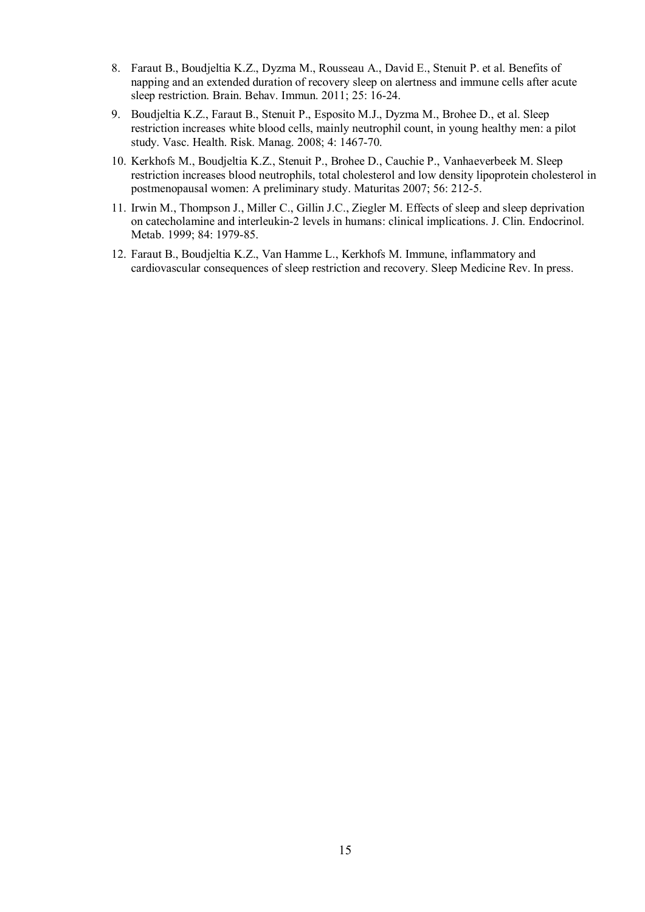8. Faraut B., Boudjeltia K.Z., Dyzma M., Rousseau A., David E., Stenuit P. et al. Benefits of napping and an extended duration of recovery sleep on alertness and immune cells after acute sleep restriction. Brain. Behav. Immun. 2011; 25: 16-24.
9. Boudjeltia K.Z., Faraut B., Stenuit P., Esposito M.J., Dyzma M., Brohee D., et al. Sleep restriction increases white blood cells, mainly neutrophil count, in young healthy men: a pilot study. Vasc. Health. Risk. Manag. 2008; 4: 1467-70.
10. Kerkhofs M., Boudjeltia K.Z., Stenuit P., Brohee D., Cauchie P., Vanhaeverbeek M. Sleep restriction increases blood neutrophils, total cholesterol and low density lipoprotein cholesterol in postmenopausal women: A preliminary study. Maturitas 2007; 56: 212-5.
11. Irwin M., Thompson J., Miller C., Gillin J.C., Ziegler M. Effects of sleep and sleep deprivation on catecholamine and interleukin-2 levels in humans: clinical implications. J. Clin. Endocrinol. Metab. 1999; 84: 1979-85.
12. Faraut B., Boudjeltia K.Z., Van Hamme L., Kerkhofs M. Immune, inflammatory and cardiovascular consequences of sleep restriction and recovery. Sleep Medicine Rev. In press.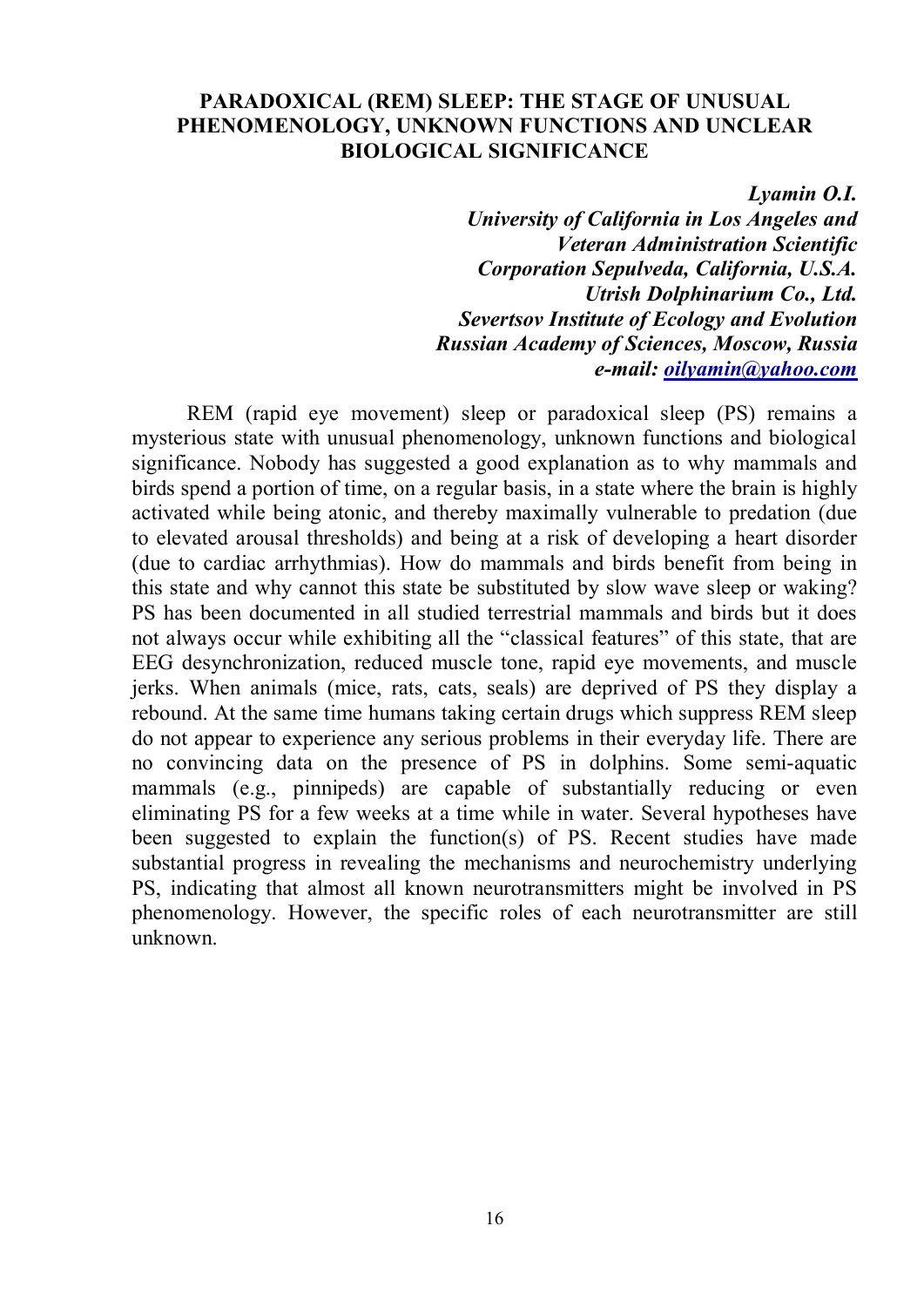## PARADOXICAL (REM) SLEEP: THE STAGE OF UNUSUAL PHENOMENOLOGY, UNKNOWN FUNCTIONS AND UNCLEAR BIOLOGICAL SIGNIFICANCE

***Lyamin O.I.***
***University of California in Los Angeles and Veteran Administration Scientific Corporation Sepulveda, California, U.S.A.***
***Utrish Dolphinarium Co., Ltd.***
***Severtsov Institute of Ecology and Evolution Russian Academy of Sciences, Moscow, Russia***
***e-mail: oilyamin@yahoo.com***

REM (rapid eye movement) sleep or paradoxical sleep (PS) remains a mysterious state with unusual phenomenology, unknown functions and biological significance. Nobody has suggested a good explanation as to why mammals and birds spend a portion of time, on a regular basis, in a state where the brain is highly activated while being atonic, and thereby maximally vulnerable to predation (due to elevated arousal thresholds) and being at a risk of developing a heart disorder (due to cardiac arrhythmias). How do mammals and birds benefit from being in this state and why cannot this state be substituted by slow wave sleep or waking? PS has been documented in all studied terrestrial mammals and birds but it does not always occur while exhibiting all the "classical features" of this state, that are EEG desynchronization, reduced muscle tone, rapid eye movements, and muscle jerks. When animals (mice, rats, cats, seals) are deprived of PS they display a rebound. At the same time humans taking certain drugs which suppress REM sleep do not appear to experience any serious problems in their everyday life. There are no convincing data on the presence of PS in dolphins. Some semi-aquatic mammals (e.g., pinnipeds) are capable of substantially reducing or even eliminating PS for a few weeks at a time while in water. Several hypotheses have been suggested to explain the function(s) of PS. Recent studies have made substantial progress in revealing the mechanisms and neurochemistry underlying PS, indicating that almost all known neurotransmitters might be involved in PS phenomenology. However, the specific roles of each neurotransmitter are still unknown.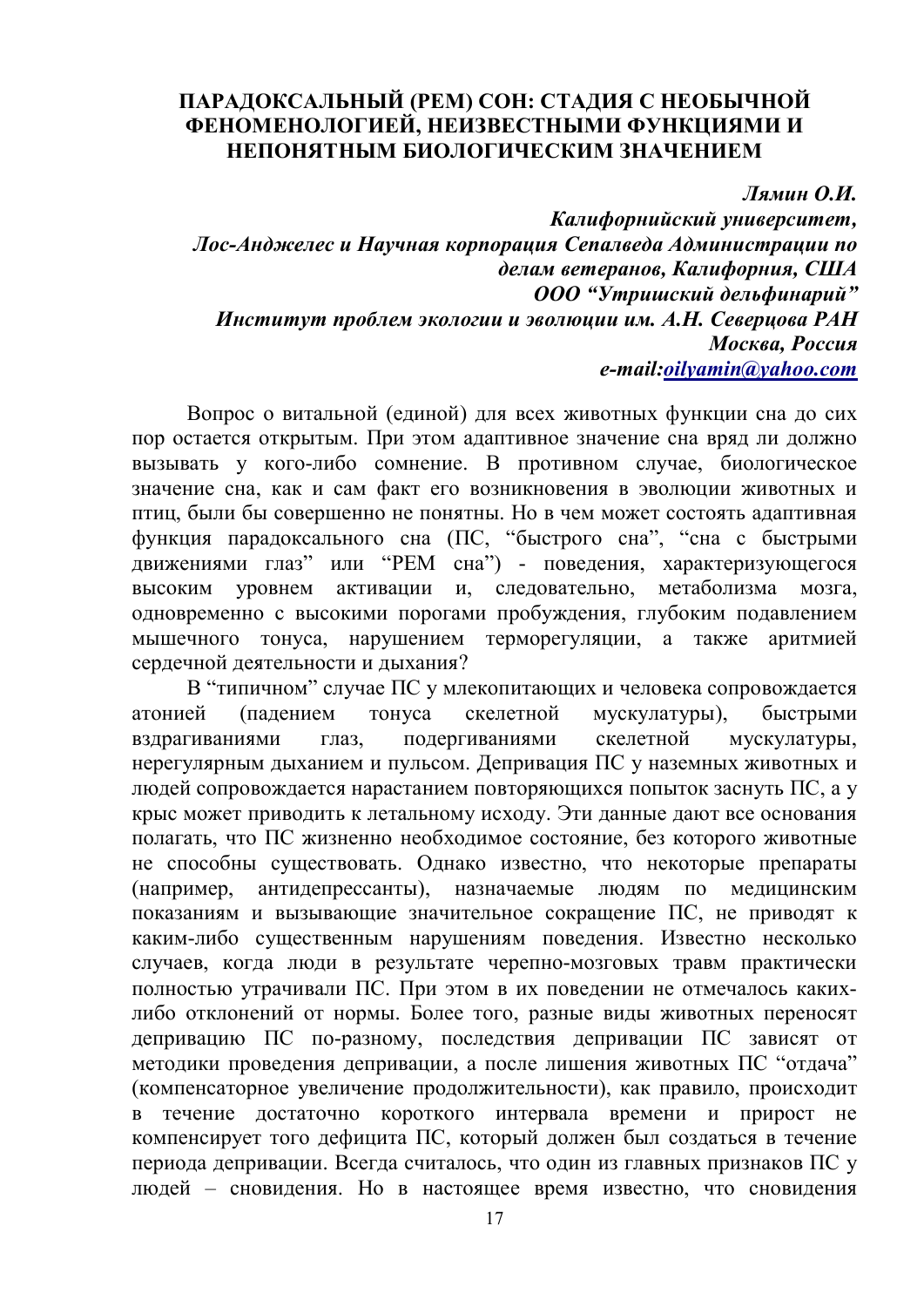# ПАРАДОКСАЛЬНЫЙ (РЕМ) СОН: СТАДИЯ С НЕОБЫЧНОЙ ФЕНОМЕНОЛОГИЕЙ, НЕИЗВЕСТНЫМИ ФУНКЦИЯМИ И НЕПОНЯТНЫМ БИОЛОГИЧЕСКИМ ЗНАЧЕНИЕМ

***Лямин О.И.***

***Калифорнийский университет, Лос-Анджелес и Научная корпорация Сепалведа Администрации по делам ветеранов, Калифорния, США***

***ООО "Утришский дельфинарий"***

***Институт проблем экологии и эволюции им. А.Н. Северцова РАН Москва, Россия***

***e-mail:oilyamin@yahoo.com***

Вопрос о витальной (единой) для всех животных функции сна до сих пор остается открытым. При этом адаптивное значение сна вряд ли должно вызывать у кого-либо сомнение. В противном случае, биологическое значение сна, как и сам факт его возникновения в эволюции животных и птиц, были бы совершенно не понятны. Но в чем может состоять адаптивная функция парадоксального сна (ПС, "быстрого сна", "сна с быстрыми движениями глаз" или "РЕМ сна") - поведения, характеризующегося высоким уровнем активации и, следовательно, метаболизма мозга, одновременно с высокими порогами пробуждения, глубоким подавлением мышечного тонуса, нарушением терморегуляции, а также аритмией сердечной деятельности и дыхания?

В "типичном" случае ПС у млекопитающих и человека сопровождается атонией (падением тонуса скелетной мускулатуры), быстрыми вздрагиваниями глаз, подергиваниями скелетной мускулатуры, нерегулярным дыханием и пульсом. Депривация ПС у наземных животных и людей сопровождается нарастанием повторяющихся попыток заснуть ПС, а у крыс может приводить к летальному исходу. Эти данные дают все основания полагать, что ПС жизненно необходимое состояние, без которого животные не способны существовать. Однако известно, что некоторые препараты (например, антидепрессанты), назначаемые людям по медицинским показаниям и вызывающие значительное сокращение ПС, не приводят к каким-либо существенным нарушениям поведения. Известно несколько случаев, когда люди в результате черепно-мозговых травм практически полностью утрачивали ПС. При этом в их поведении не отмечалось каких-либо отклонений от нормы. Более того, разные виды животных переносят депривацию ПС по-разному, последствия депривации ПС зависят от методики проведения депривации, а после лишения животных ПС "отдача" (компенсаторное увеличение продолжительности), как правило, происходит в течение достаточно короткого интервала времени и прирост не компенсирует того дефицита ПС, который должен был создаться в течение периода депривации. Всегда считалось, что один из главных признаков ПС у людей – сновидения. Но в настоящее время известно, что сновидения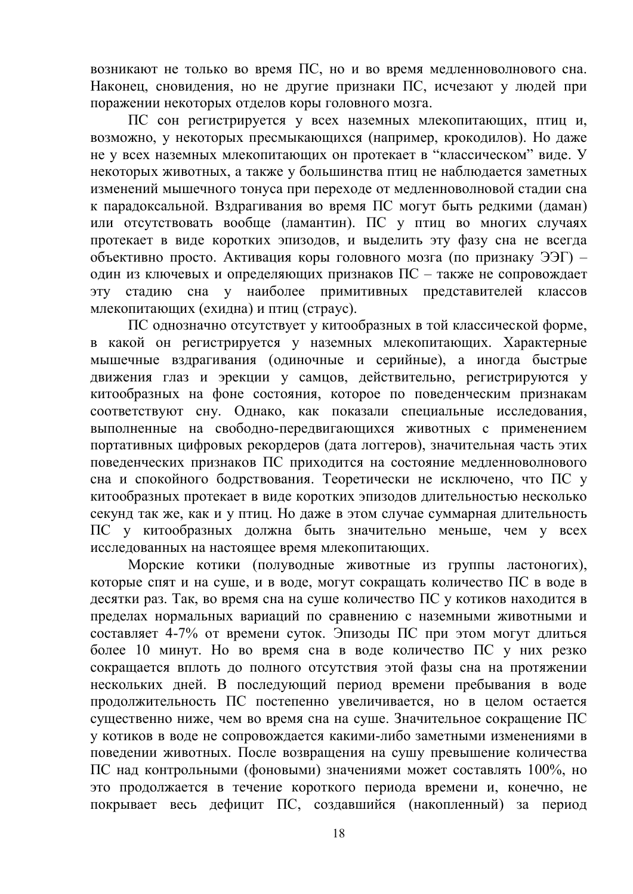возникают не только во время ПС, но и во время медленноволнового сна. Наконец, сновидения, но не другие признаки ПС, исчезают у людей при поражении некоторых отделов коры головного мозга.

ПС сон регистрируется у всех наземных млекопитающих, птиц и, возможно, у некоторых пресмыкающихся (например, крокодилов). Но даже не у всех наземных млекопитающих он протекает в "классическом" виде. У некоторых животных, а также у большинства птиц не наблюдается заметных изменений мышечного тонуса при переходе от медленноволновой стадии сна к парадоксальной. Вздрагивания во время ПС могут быть редкими (даман) или отсутствовать вообще (ламантин). ПС у птиц во многих случаях протекает в виде коротких эпизодов, и выделить эту фазу сна не всегда объективно просто. Активация коры головного мозга (по признаку ЭЭГ) – один из ключевых и определяющих признаков ПС – также не сопровождает эту стадию сна у наиболее примитивных представителей классов млекопитающих (ехидна) и птиц (страус).

ПС однозначно отсутствует у китообразных в той классической форме, в какой он регистрируется у наземных млекопитающих. Характерные мышечные вздрагивания (одиночные и серийные), а иногда быстрые движения глаз и эрекции у самцов, действительно, регистрируются у китообразных на фоне состояния, которое по поведенческим признакам соответствуют сну. Однако, как показали специальные исследования, выполненные на свободно-передвигающихся животных с применением портативных цифровых рекордеров (дата логгеров), значительная часть этих поведенческих признаков ПС приходится на состояние медленноволнового сна и спокойного бодрствования. Теоретически не исключено, что ПС у китообразных протекает в виде коротких эпизодов длительностью несколько секунд так же, как и у птиц. Но даже в этом случае суммарная длительность ПС у китообразных должна быть значительно меньше, чем у всех исследованных на настоящее время млекопитающих.

Морские котики (полуводные животные из группы ластоногих), которые спят и на суше, и в воде, могут сокращать количество ПС в воде в десятки раз. Так, во время сна на суше количество ПС у котиков находится в пределах нормальных вариаций по сравнению с наземными животными и составляет 4-7% от времени суток. Эпизоды ПС при этом могут длиться более 10 минут. Но во время сна в воде количество ПС у них резко сокращается вплоть до полного отсутствия этой фазы сна на протяжении нескольких дней. В последующий период времени пребывания в воде продолжительность ПС постепенно увеличивается, но в целом остается существенно ниже, чем во время сна на суше. Значительное сокращение ПС у котиков в воде не сопровождается какими-либо заметными изменениями в поведении животных. После возвращения на сушу превышение количества ПС над контрольными (фоновыми) значениями может составлять 100%, но это продолжается в течение короткого периода времени и, конечно, не покрывает весь дефицит ПС, создавшийся (накопленный) за период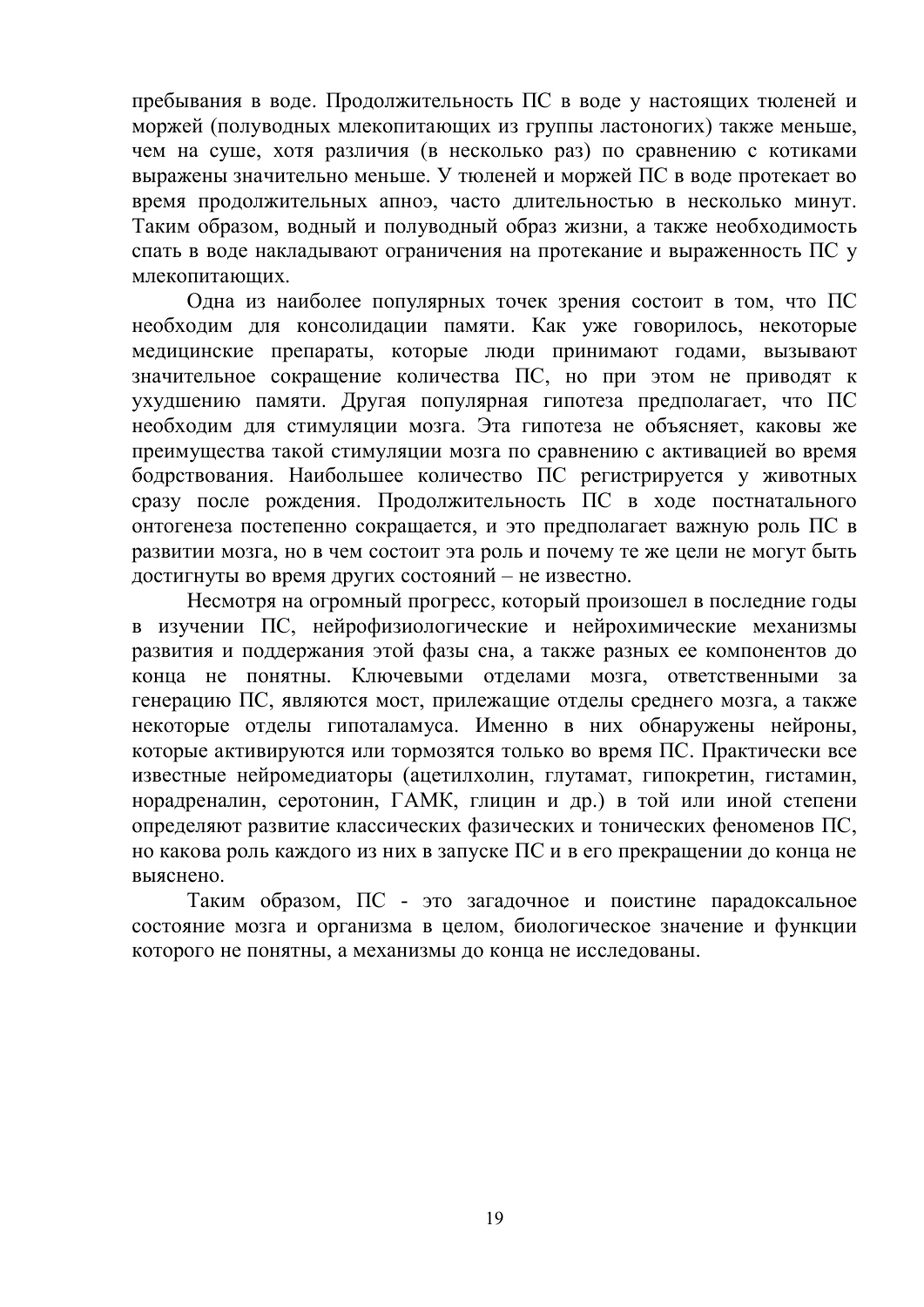пребывания в воде. Продолжительность ПС в воде у настоящих тюленей и моржей (полуводных млекопитающих из группы ластоногих) также меньше, чем на суше, хотя различия (в несколько раз) по сравнению с котиками выражены значительно меньше. У тюленей и моржей ПС в воде протекает во время продолжительных апноэ, часто длительностью в несколько минут. Таким образом, водный и полуводный образ жизни, а также необходимость спать в воде накладывают ограничения на протекание и выраженность ПС у млекопитающих.

Одна из наиболее популярных точек зрения состоит в том, что ПС необходим для консолидации памяти. Как уже говорилось, некоторые медицинские препараты, которые люди принимают годами, вызывают значительное сокращение количества ПС, но при этом не приводят к ухудшению памяти. Другая популярная гипотеза предполагает, что ПС необходим для стимуляции мозга. Эта гипотеза не объясняет, каковы же преимущества такой стимуляции мозга по сравнению с активацией во время бодрствования. Наибольшее количество ПС регистрируется у животных сразу после рождения. Продолжительность ПС в ходе постнатального онтогенеза постепенно сокращается, и это предполагает важную роль ПС в развитии мозга, но в чем состоит эта роль и почему те же цели не могут быть достигнуты во время других состояний – не известно.

Несмотря на огромный прогресс, который произошел в последние годы в изучении ПС, нейрофизиологические и нейрохимические механизмы развития и поддержания этой фазы сна, а также разных ее компонентов до конца не понятны. Ключевыми отделами мозга, ответственными за генерацию ПС, являются мост, прилежащие отделы среднего мозга, а также некоторые отделы гипоталамуса. Именно в них обнаружены нейроны, которые активируются или тормозятся только во время ПС. Практически все известные нейромедиаторы (ацетилхолин, глутамат, гипокретин, гистамин, норадреналин, серотонин, ГАМК, глицин и др.) в той или иной степени определяют развитие классических фазических и тонических феноменов ПС, но какова роль каждого из них в запуске ПС и в его прекращении до конца не выяснено.

Таким образом, ПС - это загадочное и поистине парадоксальное состояние мозга и организма в целом, биологическое значение и функции которого не понятны, а механизмы до конца не исследованы.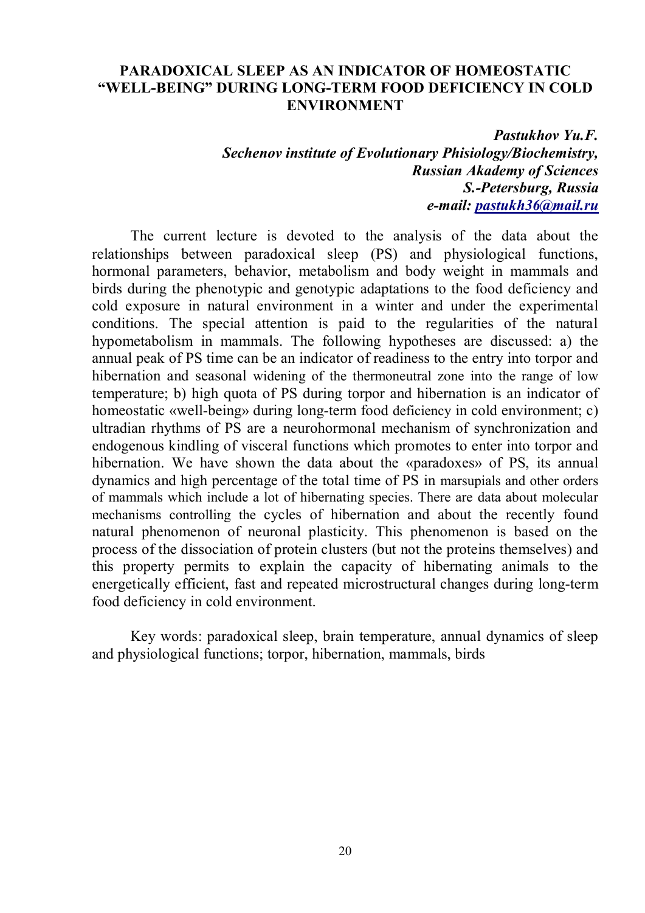## PARADOXICAL SLEEP AS AN INDICATOR OF HOMEOSTATIC "WELL-BEING" DURING LONG-TERM FOOD DEFICIENCY IN COLD ENVIRONMENT

***Pastukhov Yu.F.***
***Sechenov institute of Evolutionary Phisiology/Biochemistry, Russian Akademy of Sciences***
***S.-Petersburg, Russia***
***e-mail: pastukh36@mail.ru***

The current lecture is devoted to the analysis of the data about the relationships between paradoxical sleep (PS) and physiological functions, hormonal parameters, behavior, metabolism and body weight in mammals and birds during the phenotypic and genotypic adaptations to the food deficiency and cold exposure in natural environment in a winter and under the experimental conditions. The special attention is paid to the regularities of the natural hypometabolism in mammals. The following hypotheses are discussed: a) the annual peak of PS time can be an indicator of readiness to the entry into torpor and hibernation and seasonal widening of the thermoneutral zone into the range of low temperature; b) high quota of PS during torpor and hibernation is an indicator of homeostatic «well-being» during long-term food deficiency in cold environment; c) ultradian rhythms of PS are a neurohormonal mechanism of synchronization and endogenous kindling of visceral functions which promotes to enter into torpor and hibernation. We have shown the data about the «paradoxes» of PS, its annual dynamics and high percentage of the total time of PS in marsupials and other orders of mammals which include a lot of hibernating species. There are data about molecular mechanisms controlling the cycles of hibernation and about the recently found natural phenomenon of neuronal plasticity. This phenomenon is based on the process of the dissociation of protein clusters (but not the proteins themselves) and this property permits to explain the capacity of hibernating animals to the energetically efficient, fast and repeated microstructural changes during long-term food deficiency in cold environment.

Key words: paradoxical sleep, brain temperature, annual dynamics of sleep and physiological functions; torpor, hibernation, mammals, birds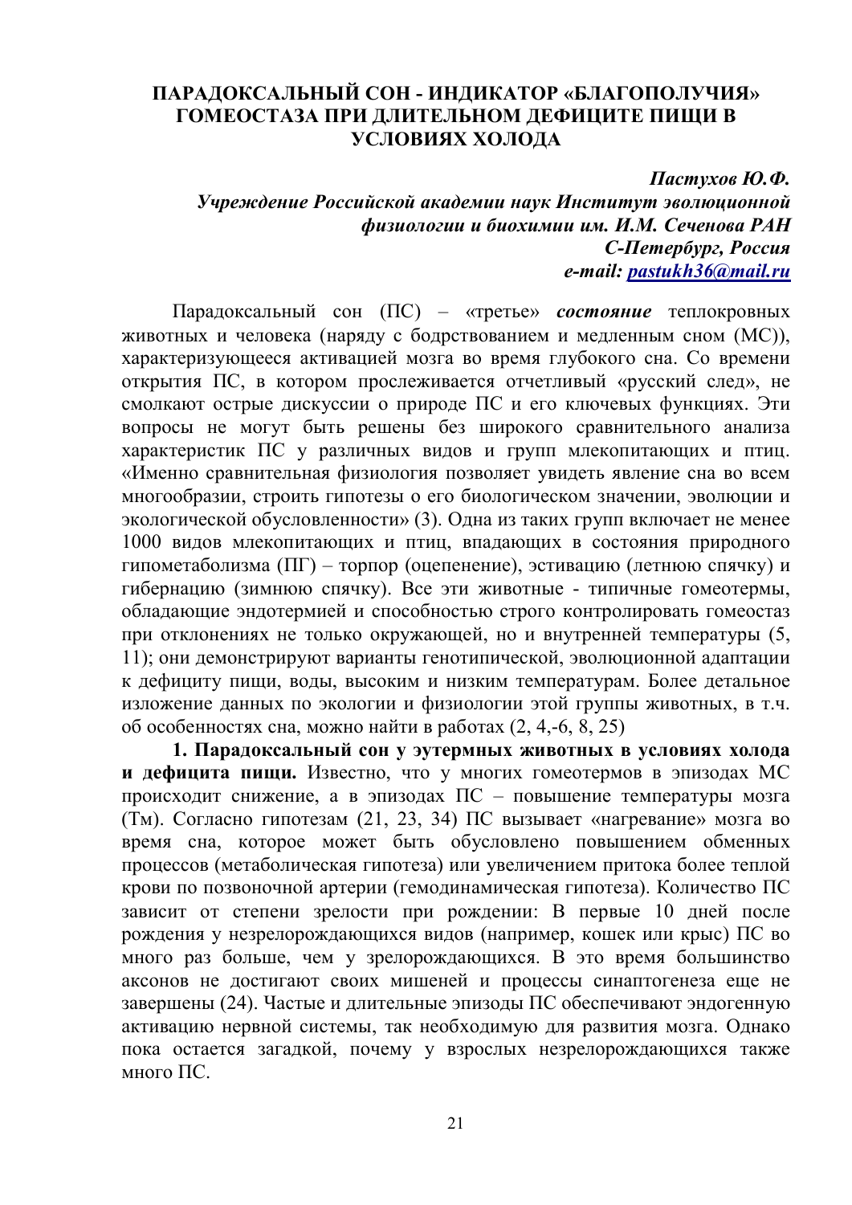# ПАРАДОКСАЛЬНЫЙ СОН - ИНДИКАТОР «БЛАГОПОЛУЧИЯ» ГОМЕОСТАЗА ПРИ ДЛИТЕЛЬНОМ ДЕФИЦИТЕ ПИЩИ В УСЛОВИЯХ ХОЛОДА

***Пастухов Ю.Ф.***
***Учреждение Российской академии наук Институт эволюционной физиологии и биохимии им. И.М. Сеченова РАН***
***С-Петербург, Россия***
***e-mail: pastukh36@mail.ru***

Парадоксальный сон (ПС) – «третье» ***состояние*** теплокровных животных и человека (наряду с бодрствованием и медленным сном (МС)), характеризующееся активацией мозга во время глубокого сна. Со времени открытия ПС, в котором прослеживается отчетливый «русский след», не смолкают острые дискуссии о природе ПС и его ключевых функциях. Эти вопросы не могут быть решены без широкого сравнительного анализа характеристик ПС у различных видов и групп млекопитающих и птиц. «Именно сравнительная физиология позволяет увидеть явление сна во всем многообразии, строить гипотезы о его биологическом значении, эволюции и экологической обусловленности» (3). Одна из таких групп включает не менее 1000 видов млекопитающих и птиц, впадающих в состояния природного гипометаболизма (ПГ) – торпор (оцепенение), эстивацию (летнюю спячку) и гибернацию (зимнюю спячку). Все эти животные - типичные гомеотермы, обладающие эндотермией и способностью строго контролировать гомеостаз при отклонениях не только окружающей, но и внутренней температуры (5, 11); они демонстрируют варианты генотипической, эволюционной адаптации к дефициту пищи, воды, высоким и низким температурам. Более детальное изложение данных по экологии и физиологии этой группы животных, в т.ч. об особенностях сна, можно найти в работах (2, 4,-6, 8, 25)

**1. Парадоксальный сон у эутермных животных в условиях холода и дефицита пищи.** Известно, что у многих гомеотермов в эпизодах МС происходит снижение, а в эпизодах ПС – повышение температуры мозга (Тм). Согласно гипотезам (21, 23, 34) ПС вызывает «нагревание» мозга во время сна, которое может быть обусловлено повышением обменных процессов (метаболическая гипотеза) или увеличением притока более теплой крови по позвоночной артерии (гемодинамическая гипотеза). Количество ПС зависит от степени зрелости при рождении: В первые 10 дней после рождения у незрелорождающихся видов (например, кошек или крыс) ПС во много раз больше, чем у зрелорождающихся. В это время большинство аксонов не достигают своих мишеней и процессы синаптогенеза еще не завершены (24). Частые и длительные эпизоды ПС обеспечивают эндогенную активацию нервной системы, так необходимую для развития мозга. Однако пока остается загадкой, почему у взрослых незрелорождающихся также много ПС.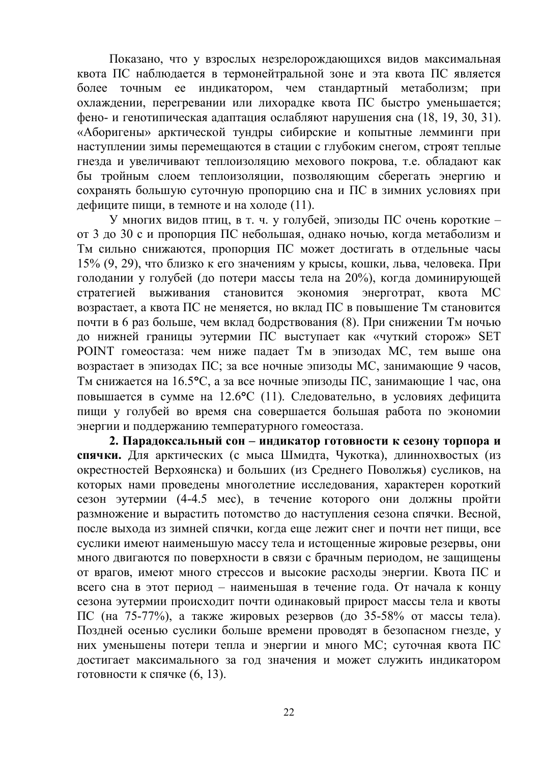Показано, что у взрослых незрелорождающихся видов максимальная квота ПС наблюдается в термонейтральной зоне и эта квота ПС является более точным ее индикатором, чем стандартный метаболизм; при охлаждении, перегревании или лихорадке квота ПС быстро уменьшается; фено- и генотипическая адаптация ослабляют нарушения сна (18, 19, 30, 31). «Аборигены» арктической тундры сибирские и копытные лемминги при наступлении зимы перемещаются в стации с глубоким снегом, строят теплые гнезда и увеличивают теплоизоляцию мехового покрова, т.е. обладают как бы тройным слоем теплоизоляции, позволяющим сберегать энергию и сохранять большую суточную пропорцию сна и ПС в зимних условиях при дефиците пищи, в темноте и на холоде (11).

У многих видов птиц, в т. ч. у голубей, эпизоды ПС очень короткие – от 3 до 30 с и пропорция ПС небольшая, однако ночью, когда метаболизм и Тм сильно снижаются, пропорция ПС может достигать в отдельные часы 15% (9, 29), что близко к его значениям у крысы, кошки, льва, человека. При голодании у голубей (до потери массы тела на 20%), когда доминирующей стратегией выживания становится экономия энерготрат, квота МС возрастает, а квота ПС не меняется, но вклад ПС в повышение Тм становится почти в 6 раз больше, чем вклад бодрствования (8). При снижении Тм ночью до нижней границы эутермии ПС выступает как «чуткий сторож» SET POINT гомеостаза: чем ниже падает Тм в эпизодах МС, тем выше она возрастает в эпизодах ПС; за все ночные эпизоды МС, занимающие 9 часов, Тм снижается на 16.5°С, а за все ночные эпизоды ПС, занимающие 1 час, она повышается в сумме на 12.6°С (11). Следовательно, в условиях дефицита пищи у голубей во время сна совершается большая работа по экономии энергии и поддержанию температурного гомеостаза.

**2. Парадоксальный сон – индикатор готовности к сезону торпора и спячки.** Для арктических (с мыса Шмидта, Чукотка), длиннохвостых (из окрестностей Верхоянска) и больших (из Среднего Поволжья) сусликов, на которых нами проведены многолетние исследования, характерен короткий сезон эутермии (4-4.5 мес), в течение которого они должны пройти размножение и вырастить потомство до наступления сезона спячки. Весной, после выхода из зимней спячки, когда еще лежит снег и почти нет пищи, все суслики имеют наименьшую массу тела и истощенные жировые резервы, они много двигаются по поверхности в связи с брачным периодом, не защищены от врагов, имеют много стрессов и высокие расходы энергии. Квота ПС и всего сна в этот период – наименьшая в течение года. От начала к концу сезона эутермии происходит почти одинаковый прирост массы тела и квоты ПС (на 75-77%), а также жировых резервов (до 35-58% от массы тела). Поздней осенью суслики больше времени проводят в безопасном гнезде, у них уменьшены потери тепла и энергии и много МС; суточная квота ПС достигает максимального за год значения и может служить индикатором готовности к спячке (6, 13).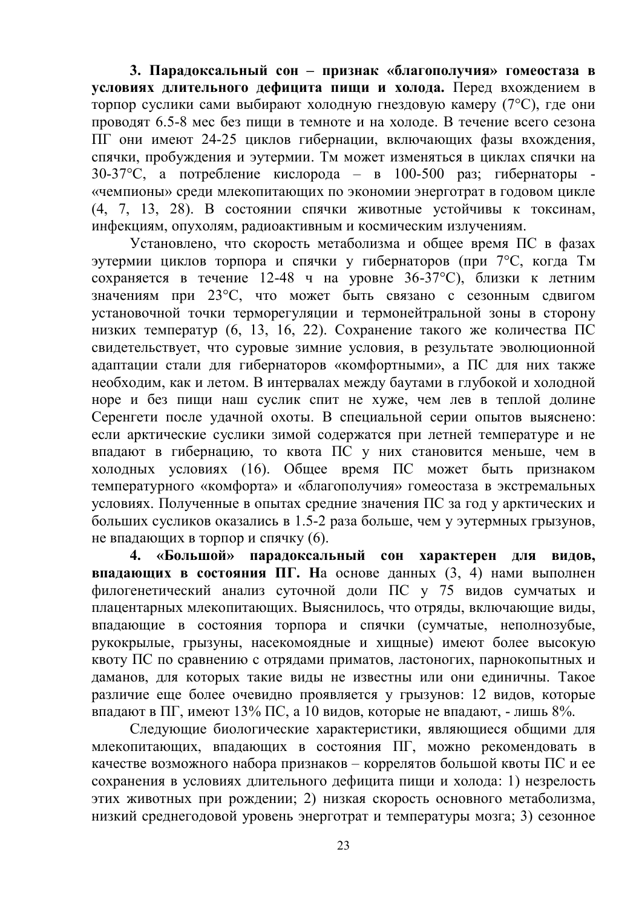**3. Парадоксальный сон – признак «благополучия» гомеостаза в условиях длительного дефицита пищи и холода.** Перед вхождением в торпор суслики сами выбирают холодную гнездовую камеру (7°С), где они проводят 6.5-8 мес без пищи в темноте и на холоде. В течение всего сезона ПГ они имеют 24-25 циклов гибернации, включающих фазы вхождения, спячки, пробуждения и эутермии. Тм может изменяться в циклах спячки на 30-37°С, а потребление кислорода – в 100-500 раз; гибернаторы - «чемпионы» среди млекопитающих по экономии энерготрат в годовом цикле (4, 7, 13, 28). В состоянии спячки животные устойчивы к токсинам, инфекциям, опухолям, радиоактивным и космическим излучениям.

Установлено, что скорость метаболизма и общее время ПС в фазах эутермии циклов торпора и спячки у гибернаторов (при 7°С, когда Тм сохраняется в течение 12-48 ч на уровне 36-37°С), близки к летним значениям при 23°С, что может быть связано с сезонным сдвигом установочной точки терморегуляции и термонейтральной зоны в сторону низких температур (6, 13, 16, 22). Сохранение такого же количества ПС свидетельствует, что суровые зимние условия, в результате эволюционной адаптации стали для гибернаторов «комфортными», а ПС для них также необходим, как и летом. В интервалах между баутами в глубокой и холодной норе и без пищи наш суслик спит не хуже, чем лев в теплой долине Серенгети после удачной охоты. В специальной серии опытов выяснено: если арктические суслики зимой содержатся при летней температуре и не впадают в гибернацию, то квота ПС у них становится меньше, чем в холодных условиях (16). Общее время ПС может быть признаком температурного «комфорта» и «благополучия» гомеостаза в экстремальных условиях. Полученные в опытах средние значения ПС за год у арктических и больших сусликов оказались в 1.5-2 раза больше, чем у эутермных грызунов, не впадающих в торпор и спячку (6).

**4. «Большой» парадоксальный сон характерен для видов, впадающих в состояния ПГ. Н**а основе данных (3, 4) нами выполнен филогенетический анализ суточной доли ПС у 75 видов сумчатых и плацентарных млекопитающих. Выяснилось, что отряды, включающие виды, впадающие в состояния торпора и спячки (сумчатые, неполнозубые, рукокрылые, грызуны, насекомоядные и хищные) имеют более высокую квоту ПС по сравнению с отрядами приматов, ластоногих, парнокопытных и даманов, для которых такие виды не известны или они единичны. Такое различие еще более очевидно проявляется у грызунов: 12 видов, которые впадают в ПГ, имеют 13% ПС, а 10 видов, которые не впадают, - лишь 8%.

Следующие биологические характеристики, являющиеся общими для млекопитающих, впадающих в состояния ПГ, можно рекомендовать в качестве возможного набора признаков – коррелятов большой квоты ПС и ее сохранения в условиях длительного дефицита пищи и холода: 1) незрелость этих животных при рождении; 2) низкая скорость основного метаболизма, низкий среднегодовой уровень энерготрат и температуры мозга; 3) сезонное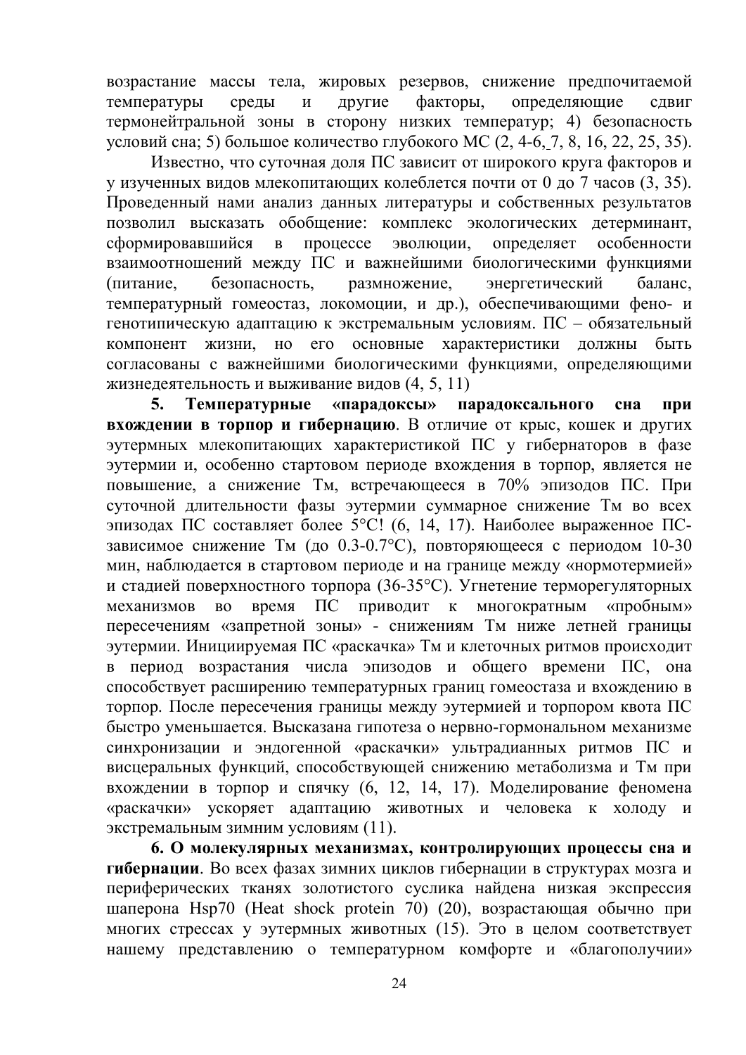возрастание массы тела, жировых резервов, снижение предпочитаемой температуры среды и другие факторы, определяющие сдвиг термонейтральной зоны в сторону низких температур; 4) безопасность условий сна; 5) большое количество глубокого МС (2, 4-6, 7, 8, 16, 22, 25, 35).

Известно, что суточная доля ПС зависит от широкого круга факторов и у изученных видов млекопитающих колеблется почти от 0 до 7 часов (3, 35). Проведенный нами анализ данных литературы и собственных результатов позволил высказать обобщение: комплекс экологических детерминант, сформировавшийся в процессе эволюции, определяет особенности взаимоотношений между ПС и важнейшими биологическими функциями (питание, безопасность, размножение, энергетический баланс, температурный гомеостаз, локомоции, и др.), обеспечивающими фено- и генотипическую адаптацию к экстремальным условиям. ПС – обязательный компонент жизни, но его основные характеристики должны быть согласованы с важнейшими биологическими функциями, определяющими жизнедеятельность и выживание видов (4, 5, 11)

**5. Температурные «парадоксы» парадоксального сна при вхождении в торпор и гибернацию**. В отличие от крыс, кошек и других эутермных млекопитающих характеристикой ПС у гибернаторов в фазе эутермии и, особенно стартовом периоде вхождения в торпор, является не повышение, а снижение Тм, встречающееся в 70% эпизодов ПС. При суточной длительности фазы эутермии суммарное снижение Тм во всех эпизодах ПС составляет более 5°С! (6, 14, 17). Наиболее выраженное ПС-зависимое снижение Тм (до 0.3-0.7°С), повторяющееся с периодом 10-30 мин, наблюдается в стартовом периоде и на границе между «нормотермией» и стадией поверхностного торпора (36-35°С). Угнетение терморегуляторных механизмов во время ПС приводит к многократным «пробным» пересечениям «запретной зоны» - снижениям Тм ниже летней границы эутермии. Инициируемая ПС «раскачка» Тм и клеточных ритмов происходит в период возрастания числа эпизодов и общего времени ПС, она способствует расширению температурных границ гомеостаза и вхождению в торпор. После пересечения границы между эутермией и торпором квота ПС быстро уменьшается. Высказана гипотеза о нервно-гормональном механизме синхронизации и эндогенной «раскачки» ультрадианных ритмов ПС и висцеральных функций, способствующей снижению метаболизма и Тм при вхождении в торпор и спячку (6, 12, 14, 17). Моделирование феномена «раскачки» ускоряет адаптацию животных и человека к холоду и экстремальным зимним условиям (11).

**6. О молекулярных механизмах, контролирующих процессы сна и гибернации**. Во всех фазах зимних циклов гибернации в структурах мозга и периферических тканях золотистого суслика найдена низкая экспрессия шаперона Hsp70 (Heat shock protein 70) (20), возрастающая обычно при многих стрессах у эутермных животных (15). Это в целом соответствует нашему представлению о температурном комфорте и «благополучии»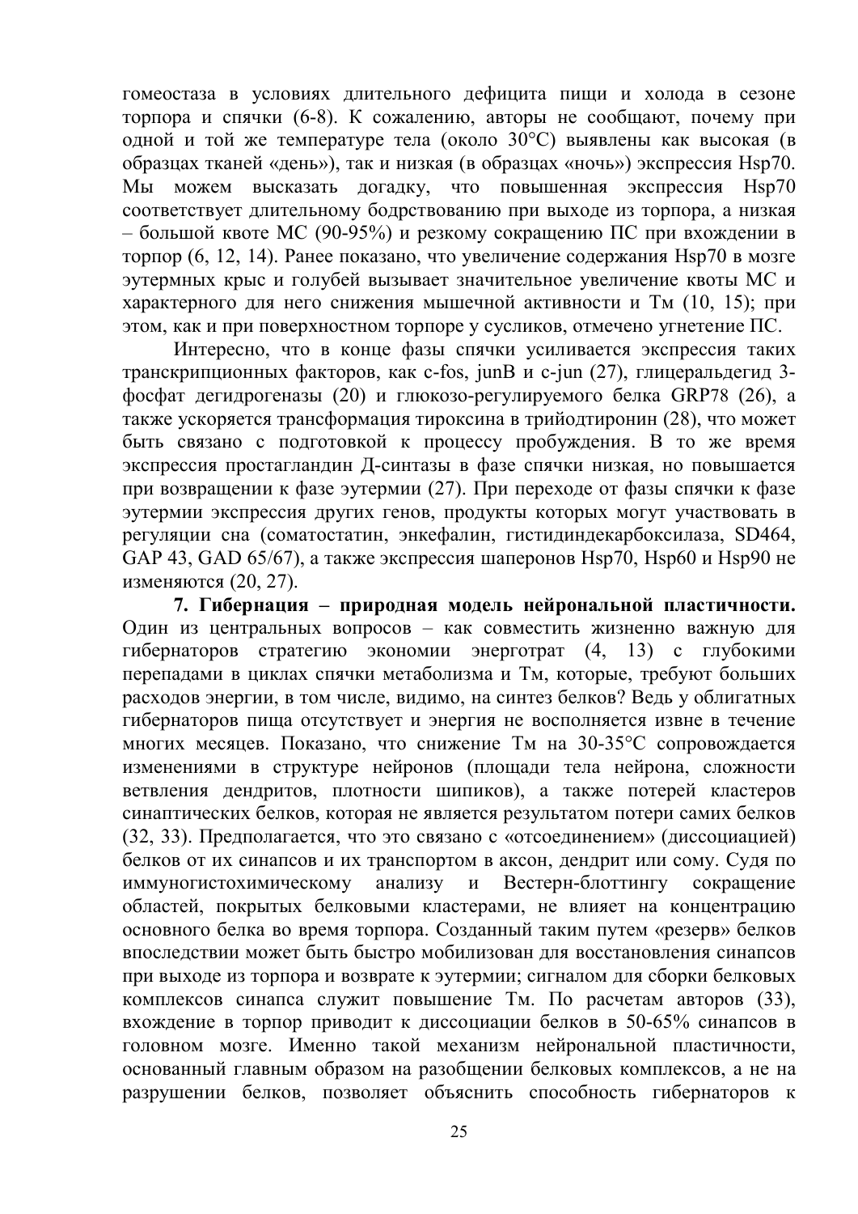гомеостаза в условиях длительного дефицита пищи и холода в сезоне торпора и спячки (6-8). К сожалению, авторы не сообщают, почему при одной и той же температуре тела (около 30°С) выявлены как высокая (в образцах тканей «день»), так и низкая (в образцах «ночь») экспрессия Hsp70. Мы можем высказать догадку, что повышенная экспрессия Hsp70 соответствует длительному бодрствованию при выходе из торпора, а низкая – большой квоте МС (90-95%) и резкому сокращению ПС при вхождении в торпор (6, 12, 14). Ранее показано, что увеличение содержания Hsp70 в мозге эутермных крыс и голубей вызывает значительное увеличение квоты МС и характерного для него снижения мышечной активности и Тм (10, 15); при этом, как и при поверхностном торпоре у сусликов, отмечено угнетение ПС.

Интересно, что в конце фазы спячки усиливается экспрессия таких транскрипционных факторов, как c-fos, junB и c-jun (27), глицеральдегид 3-фосфат дегидрогеназы (20) и глюкозо-регулируемого белка GRP78 (26), а также ускоряется трансформация тироксина в трийодтиронин (28), что может быть связано с подготовкой к процессу пробуждения. В то же время экспрессия простагландин Д-синтазы в фазе спячки низкая, но повышается при возвращении к фазе эутермии (27). При переходе от фазы спячки к фазе эутермии экспрессия других генов, продукты которых могут участвовать в регуляции сна (соматостатин, энкефалин, гистидиндекарбоксилаза, SD464, GAP 43, GAD 65/67), а также экспрессия шаперонов Hsp70, Hsp60 и Hsp90 не изменяются (20, 27).

**7. Гибернация – природная модель нейрональной пластичности.** Один из центральных вопросов – как совместить жизненно важную для гибернаторов стратегию экономии энерготрат (4, 13) с глубокими перепадами в циклах спячки метаболизма и Тм, которые, требуют больших расходов энергии, в том числе, видимо, на синтез белков? Ведь у облигатных гибернаторов пища отсутствует и энергия не восполняется извне в течение многих месяцев. Показано, что снижение Тм на 30-35°С сопровождается изменениями в структуре нейронов (площади тела нейрона, сложности ветвления дендритов, плотности шипиков), а также потерей кластеров синаптических белков, которая не является результатом потери самих белков (32, 33). Предполагается, что это связано с «отсоединением» (диссоциацией) белков от их синапсов и их транспортом в аксон, дендрит или сому. Судя по иммуногистохимическому анализу и Вестерн-блоттингу сокращение областей, покрытых белковыми кластерами, не влияет на концентрацию основного белка во время торпора. Созданный таким путем «резерв» белков впоследствии может быть быстро мобилизован для восстановления синапсов при выходе из торпора и возврате к эутермии; сигналом для сборки белковых комплексов синапса служит повышение Тм. По расчетам авторов (33), вхождение в торпор приводит к диссоциации белков в 50-65% синапсов в головном мозге. Именно такой механизм нейрональной пластичности, основанный главным образом на разобщении белковых комплексов, а не на разрушении белков, позволяет объяснить способность гибернаторов к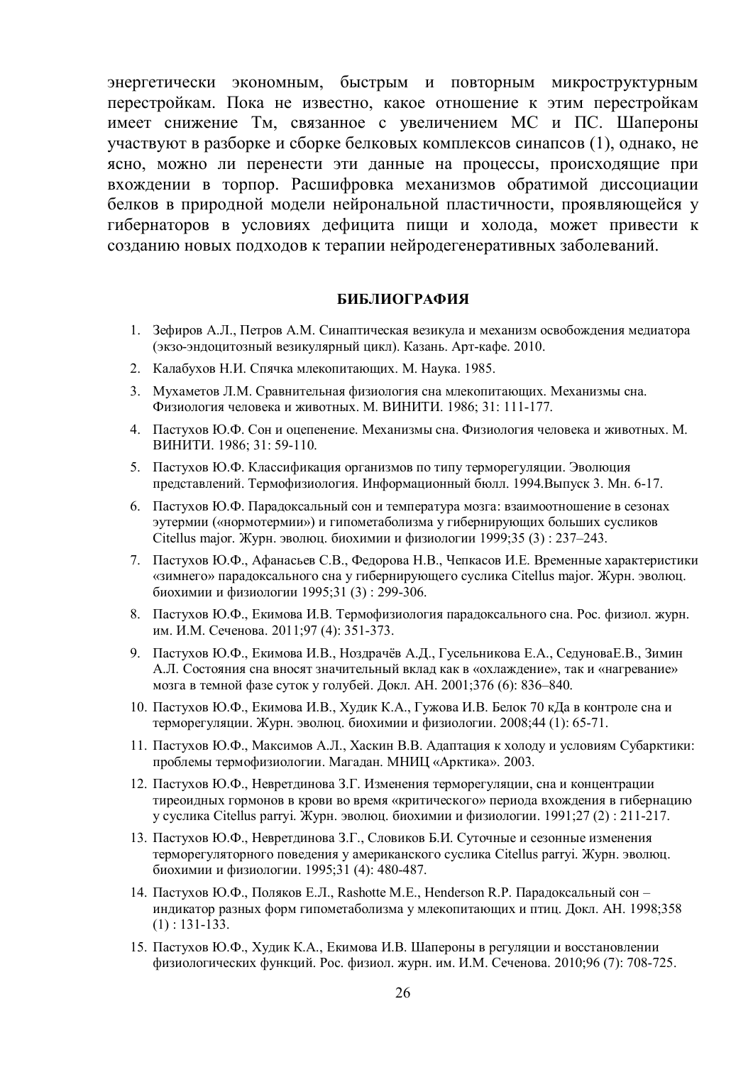энергетически экономным, быстрым и повторным микроструктурным перестройкам. Пока не известно, какое отношение к этим перестройкам имеет снижение Тм, связанное с увеличением МС и ПС. Шапероны участвуют в разборке и сборке белковых комплексов синапсов (1), однако, не ясно, можно ли перенести эти данные на процессы, происходящие при вхождении в торпор. Расшифровка механизмов обратимой диссоциации белков в природной модели нейрональной пластичности, проявляющейся у гибернаторов в условиях дефицита пищи и холода, может привести к созданию новых подходов к терапии нейродегенеративных заболеваний.

**БИБЛИОГРАФИЯ**

1. Зефиров А.Л., Петров А.М. Синаптическая везикула и механизм освобождения медиатора (экзо-эндоцитозный везикулярный цикл). Казань. Арт-кафе. 2010.
2. Калабухов Н.И. Спячка млекопитающих. М. Наука. 1985.
3. Мухаметов Л.М. Сравнительная физиология сна млекопитающих. Механизмы сна. Физиология человека и животных. М. ВИНИТИ. 1986; 31: 111-177.
4. Пастухов Ю.Ф. Сон и оцепенение. Механизмы сна. Физиология человека и животных. М. ВИНИТИ. 1986; 31: 59-110.
5. Пастухов Ю.Ф. Классификация организмов по типу терморегуляции. Эволюция представлений. Термофизиология. Информационный бюлл. 1994.Выпуск 3. Мн. 6-17.
6. Пастухов Ю.Ф. Парадоксальный сон и температура мозга: взаимоотношение в сезонах эутермии («нормотермии») и гипометаболизма у гибернирующих больших сусликов Citellus major. Журн. эволюц. биохимии и физиологии 1999;35 (3) : 237–243.
7. Пастухов Ю.Ф., Афанасьев С.В., Федорова Н.В., Чепкасов И.Е. Временные характеристики «зимнего» парадоксального сна у гибернирующего суслика Citellus major. Журн. эволюц. биохимии и физиологии 1995;31 (3) : 299-306.
8. Пастухов Ю.Ф., Екимова И.В. Термофизиология парадоксального сна. Рос. физиол. журн. им. И.М. Сеченова. 2011;97 (4): 351-373.
9. Пастухов Ю.Ф., Екимова И.В., Ноздрачёв А.Д., Гусельникова Е.А., СедуноваЕ.В., Зимин А.Л. Состояния сна вносят значительный вклад как в «охлаждение», так и «нагревание» мозга в темной фазе суток у голубей. Докл. АН. 2001;376 (6): 836–840.
10. Пастухов Ю.Ф., Екимова И.В., Худик К.А., Гужова И.В. Белок 70 кДа в контроле сна и терморегуляции. Журн. эволюц. биохимии и физиологии. 2008;44 (1): 65-71.
11. Пастухов Ю.Ф., Максимов А.Л., Хаскин В.В. Адаптация к холоду и условиям Субарктики: проблемы термофизиологии. Магадан. МНИЦ «Арктика». 2003.
12. Пастухов Ю.Ф., Невретдинова З.Г. Изменения терморегуляции, сна и концентрации тиреоидных гормонов в крови во время «критического» периода вхождения в гибернацию у суслика Citellus parryi. Журн. эволюц. биохимии и физиологии. 1991;27 (2) : 211-217.
13. Пастухов Ю.Ф., Невретдинова З.Г., Словиков Б.И. Суточные и сезонные изменения терморегуляторного поведения у американского суслика Citellus parryi. Журн. эволюц. биохимии и физиологии. 1995;31 (4): 480-487.
14. Пастухов Ю.Ф., Поляков Е.Л., Rashotte M.E., Henderson R.P. Парадоксальный сон – индикатор разных форм гипометаболизма у млекопитающих и птиц. Докл. АН. 1998;358 (1) : 131-133.
15. Пастухов Ю.Ф., Худик К.А., Екимова И.В. Шапероны в регуляции и восстановлении физиологических функций. Рос. физиол. журн. им. И.М. Сеченова. 2010;96 (7): 708-725.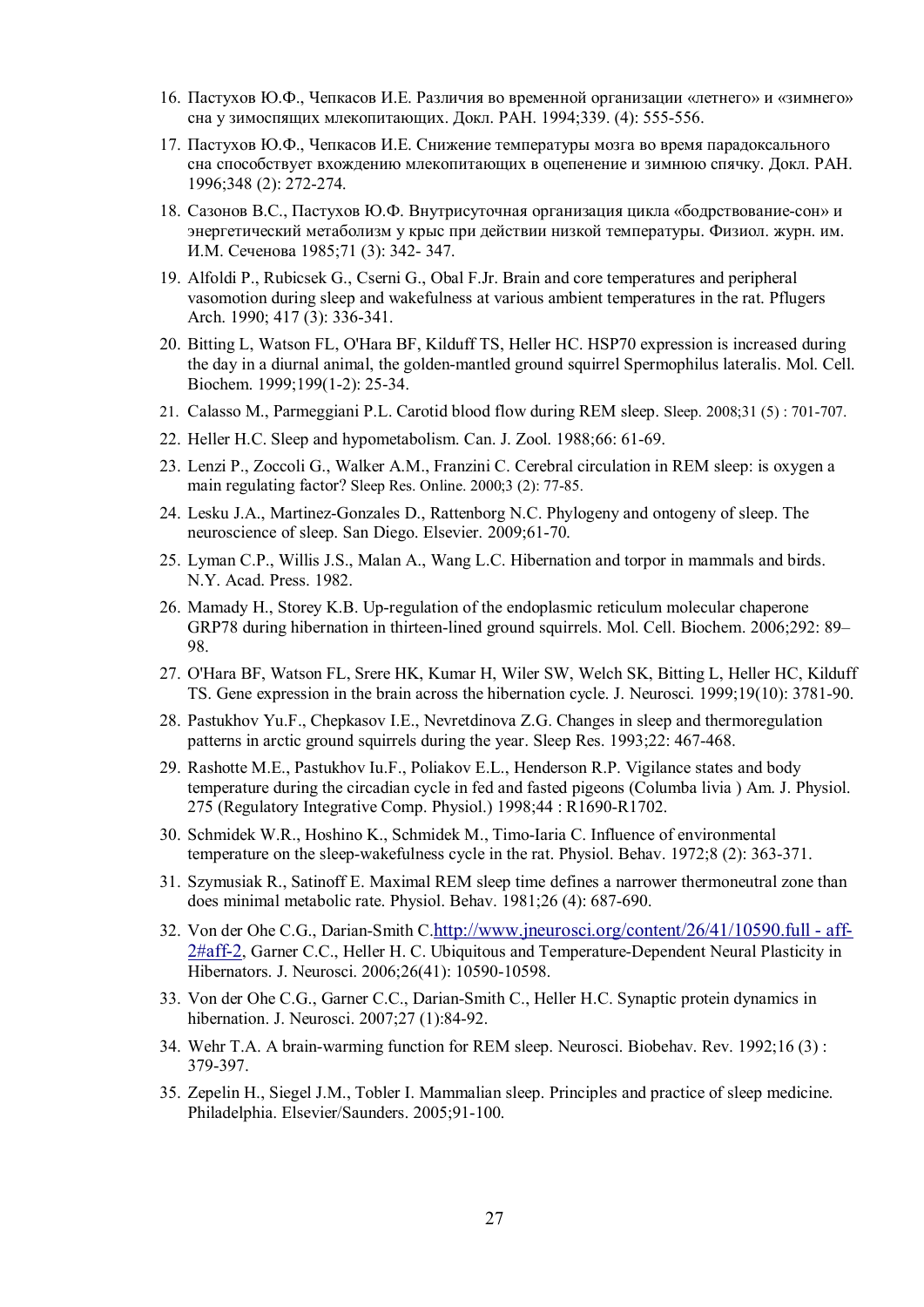16. Пастухов Ю.Ф., Чепкасов И.Е. Различия во временной организации «летнего» и «зимнего» сна у зимоспящих млекопитающих. Докл. РАН. 1994;339. (4): 555-556.
17. Пастухов Ю.Ф., Чепкасов И.Е. Снижение температуры мозга во время парадоксального сна способствует вхождению млекопитающих в оцепенение и зимнюю спячку. Докл. РАН. 1996;348 (2): 272-274.
18. Сазонов В.С., Пастухов Ю.Ф. Внутрисуточная организация цикла «бодрствование-сон» и энергетический метаболизм у крыс при действии низкой температуры. Физиол. журн. им. И.М. Сеченова 1985;71 (3): 342- 347.
19. Alfoldi P., Rubicsek G., Cserni G., Obal F.Jr. Brain and core temperatures and peripheral vasomotion during sleep and wakefulness at various ambient temperatures in the rat. Pflugers Arch. 1990; 417 (3): 336-341.
20. Bitting L, Watson FL, O'Hara BF, Kilduff TS, Heller HC. HSP70 expression is increased during the day in a diurnal animal, the golden-mantled ground squirrel Spermophilus lateralis. Mol. Cell. Biochem. 1999;199(1-2): 25-34.
21. Calasso M., Parmeggiani P.L. Carotid blood flow during REM sleep. Sleep. 2008;31 (5) : 701-707.
22. Heller H.C. Sleep and hypometabolism. Can. J. Zool. 1988;66: 61-69.
23. Lenzi P., Zoccoli G., Walker A.M., Franzini C. Cerebral circulation in REM sleep: is oxygen a main regulating factor? Sleep Res. Online. 2000;3 (2): 77-85.
24. Lesku J.A., Martinez-Gonzales D., Rattenborg N.C. Phylogeny and ontogeny of sleep. The neuroscience of sleep. San Diego. Elsevier. 2009;61-70.
25. Lyman C.P., Willis J.S., Malan A., Wang L.C. Hibernation and torpor in mammals and birds. N.Y. Acad. Press. 1982.
26. Mamady H., Storey K.B. Up-regulation of the endoplasmic reticulum molecular chaperone GRP78 during hibernation in thirteen-lined ground squirrels. Mol. Cell. Biochem. 2006;292: 89–98.
27. O'Hara BF, Watson FL, Srere HK, Kumar H, Wiler SW, Welch SK, Bitting L, Heller HC, Kilduff TS. Gene expression in the brain across the hibernation cycle. J. Neurosci. 1999;19(10): 3781-90.
28. Pastukhov Yu.F., Chepkasov I.E., Nevretdinova Z.G. Changes in sleep and thermoregulation patterns in arctic ground squirrels during the year. Sleep Res. 1993;22: 467-468.
29. Rashotte M.E., Pastukhov Iu.F., Poliakov E.L., Henderson R.P. Vigilance states and body temperature during the circadian cycle in fed and fasted pigeons (Columba livia ) Am. J. Physiol. 275 (Regulatory Integrative Comp. Physiol.) 1998;44 : R1690-R1702.
30. Schmidek W.R., Hoshino K., Schmidek M., Timo-Iaria C. Influence of environmental temperature on the sleep-wakefulness cycle in the rat. Physiol. Behav. 1972;8 (2): 363-371.
31. Szymusiak R., Satinoff E. Maximal REM sleep time defines a narrower thermoneutral zone than does minimal metabolic rate. Physiol. Behav. 1981;26 (4): 687-690.
32. Von der Ohe C.G., Darian-Smith C.[http://www.jneurosci.org/content/26/41/10590.full - aff-2#aff-2](http://www.jneurosci.org/content/26/41/10590.full#aff-2), Garner C.C., Heller H. C. Ubiquitous and Temperature-Dependent Neural Plasticity in Hibernators. J. Neurosci. 2006;26(41): 10590-10598.
33. Von der Ohe C.G., Garner C.C., Darian-Smith C., Heller H.C. Synaptic protein dynamics in hibernation. J. Neurosci. 2007;27 (1):84-92.
34. Wehr T.A. A brain-warming function for REM sleep. Neurosci. Biobehav. Rev. 1992;16 (3) : 379-397.
35. Zepelin H., Siegel J.M., Tobler I. Mammalian sleep. Principles and practice of sleep medicine. Philadelphia. Elsevier/Saunders. 2005;91-100.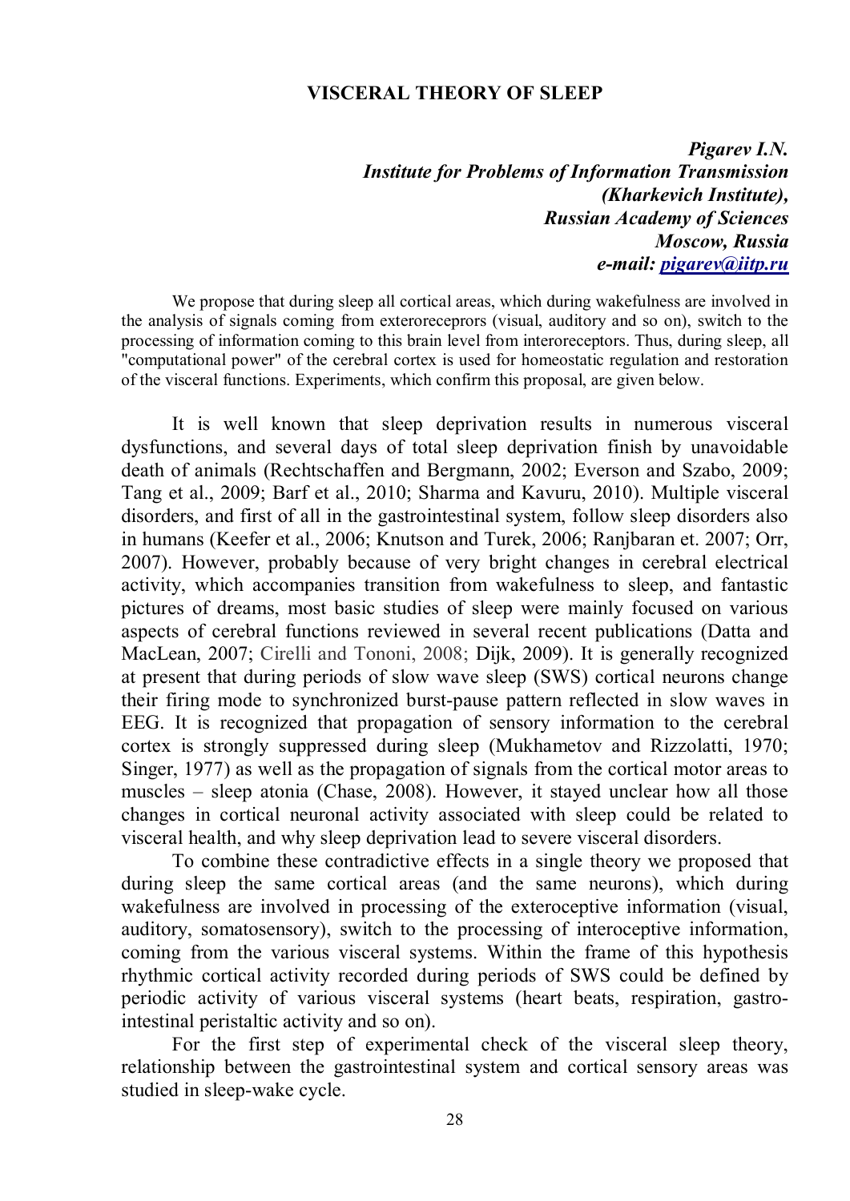## VISCERAL THEORY OF SLEEP

***Pigarev I.N.***
***Institute for Problems of Information Transmission (Kharkevich Institute),***
***Russian Academy of Sciences***
***Moscow, Russia***
***e-mail: pigarev@iitp.ru***

We propose that during sleep all cortical areas, which during wakefulness are involved in the analysis of signals coming from exteroreceprors (visual, auditory and so on), switch to the processing of information coming to this brain level from interoreceptors. Thus, during sleep, all "computational power" of the cerebral cortex is used for homeostatic regulation and restoration of the visceral functions. Experiments, which confirm this proposal, are given below.

It is well known that sleep deprivation results in numerous visceral dysfunctions, and several days of total sleep deprivation finish by unavoidable death of animals (Rechtschaffen and Bergmann, 2002; Everson and Szabo, 2009; Tang et al., 2009; Barf et al., 2010; Sharma and Kavuru, 2010). Multiple visceral disorders, and first of all in the gastrointestinal system, follow sleep disorders also in humans (Keefer et al., 2006; Knutson and Turek, 2006; Ranjbaran et. 2007; Orr, 2007). However, probably because of very bright changes in cerebral electrical activity, which accompanies transition from wakefulness to sleep, and fantastic pictures of dreams, most basic studies of sleep were mainly focused on various aspects of cerebral functions reviewed in several recent publications (Datta and MacLean, 2007; Cirelli and Tononi, 2008; Dijk, 2009). It is generally recognized at present that during periods of slow wave sleep (SWS) cortical neurons change their firing mode to synchronized burst-pause pattern reflected in slow waves in EEG. It is recognized that propagation of sensory information to the cerebral cortex is strongly suppressed during sleep (Mukhametov and Rizzolatti, 1970; Singer, 1977) as well as the propagation of signals from the cortical motor areas to muscles – sleep atonia (Chase, 2008). However, it stayed unclear how all those changes in cortical neuronal activity associated with sleep could be related to visceral health, and why sleep deprivation lead to severe visceral disorders.

To combine these contradictive effects in a single theory we proposed that during sleep the same cortical areas (and the same neurons), which during wakefulness are involved in processing of the exteroceptive information (visual, auditory, somatosensory), switch to the processing of interoceptive information, coming from the various visceral systems. Within the frame of this hypothesis rhythmic cortical activity recorded during periods of SWS could be defined by periodic activity of various visceral systems (heart beats, respiration, gastro-intestinal peristaltic activity and so on).

For the first step of experimental check of the visceral sleep theory, relationship between the gastrointestinal system and cortical sensory areas was studied in sleep-wake cycle.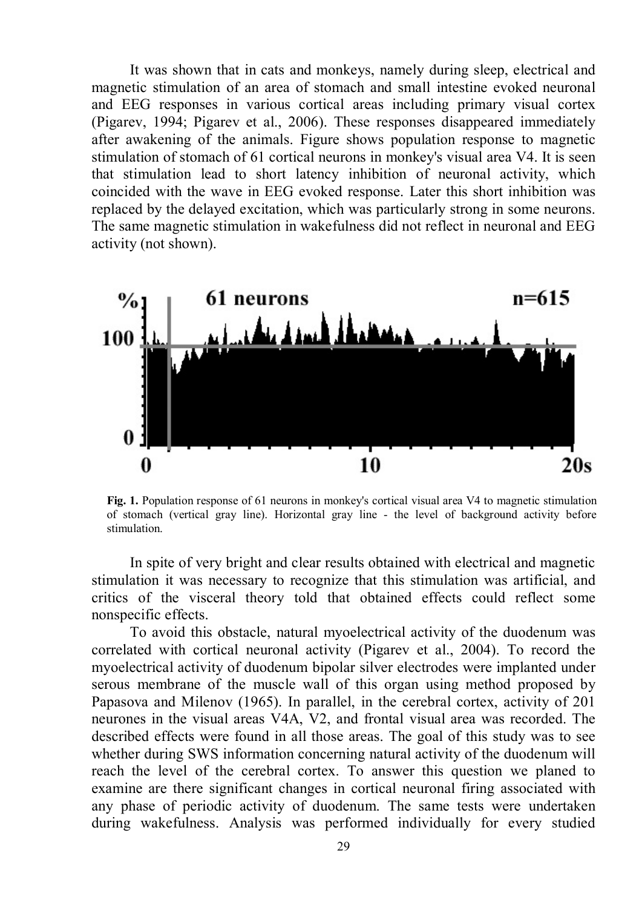It was shown that in cats and monkeys, namely during sleep, electrical and magnetic stimulation of an area of stomach and small intestine evoked neuronal and EEG responses in various cortical areas including primary visual cortex (Pigarev, 1994; Pigarev et al., 2006). These responses disappeared immediately after awakening of the animals. Figure shows population response to magnetic stimulation of stomach of 61 cortical neurons in monkey's visual area V4. It is seen that stimulation lead to short latency inhibition of neuronal activity, which coincided with the wave in EEG evoked response. Later this short inhibition was replaced by the delayed excitation, which was particularly strong in some neurons. The same magnetic stimulation in wakefulness did not reflect in neuronal and EEG activity (not shown).

**Fig. 1.** Population response of 61 neurons in monkey's cortical visual area V4 to magnetic stimulation of stomach (vertical gray line). Horizontal gray line - the level of background activity before stimulation.

In spite of very bright and clear results obtained with electrical and magnetic stimulation it was necessary to recognize that this stimulation was artificial, and critics of the visceral theory told that obtained effects could reflect some nonspecific effects.

To avoid this obstacle, natural myoelectrical activity of the duodenum was correlated with cortical neuronal activity (Pigarev et al., 2004). To record the myoelectrical activity of duodenum bipolar silver electrodes were implanted under serous membrane of the muscle wall of this organ using method proposed by Papasova and Milenov (1965). In parallel, in the cerebral cortex, activity of 201 neurones in the visual areas V4A, V2, and frontal visual area was recorded. The described effects were found in all those areas. The goal of this study was to see whether during SWS information concerning natural activity of the duodenum will reach the level of the cerebral cortex. To answer this question we planed to examine are there significant changes in cortical neuronal firing associated with any phase of periodic activity of duodenum. The same tests were undertaken during wakefulness. Analysis was performed individually for every studied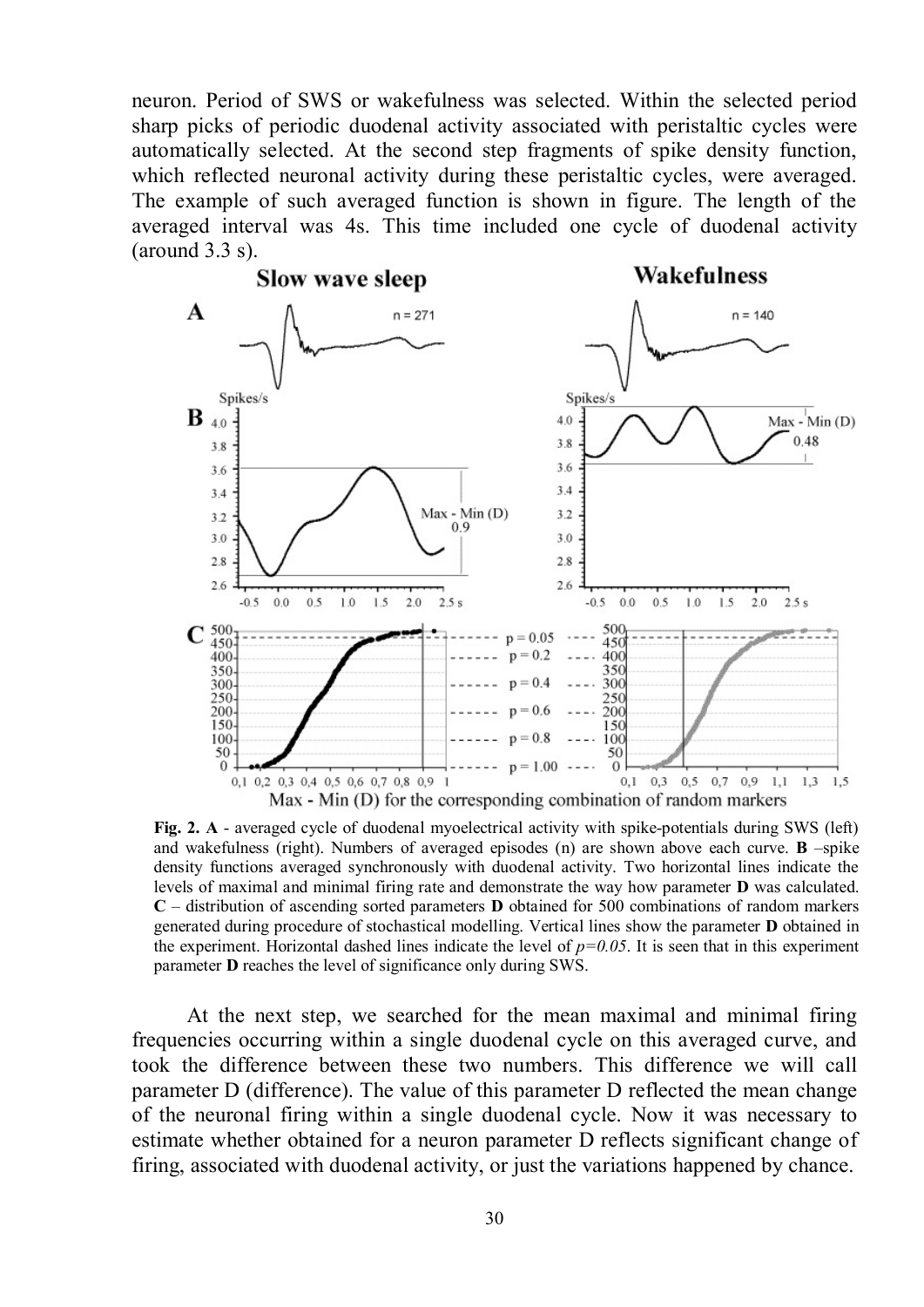neuron. Period of SWS or wakefulness was selected. Within the selected period sharp picks of periodic duodenal activity associated with peristaltic cycles were automatically selected. At the second step fragments of spike density function, which reflected neuronal activity during these peristaltic cycles, were averaged. The example of such averaged function is shown in figure. The length of the averaged interval was 4s. This time included one cycle of duodenal activity (around 3.3 s).

**Fig. 2.** **A** - averaged cycle of duodenal myoelectrical activity with spike-potentials during SWS (left) and wakefulness (right). Numbers of averaged episodes (n) are shown above each curve. **B** –spike density functions averaged synchronously with duodenal activity. Two horizontal lines indicate the levels of maximal and minimal firing rate and demonstrate the way how parameter **D** was calculated. **C** – distribution of ascending sorted parameters **D** obtained for 500 combinations of random markers generated during procedure of stochastical modelling. Vertical lines show the parameter **D** obtained in the experiment. Horizontal dashed lines indicate the level of $p=0.05$. It is seen that in this experiment parameter **D** reaches the level of significance only during SWS.

At the next step, we searched for the mean maximal and minimal firing frequencies occurring within a single duodenal cycle on this averaged curve, and took the difference between these two numbers. This difference we will call parameter D (difference). The value of this parameter D reflected the mean change of the neuronal firing within a single duodenal cycle. Now it was necessary to estimate whether obtained for a neuron parameter D reflects significant change of firing, associated with duodenal activity, or just the variations happened by chance.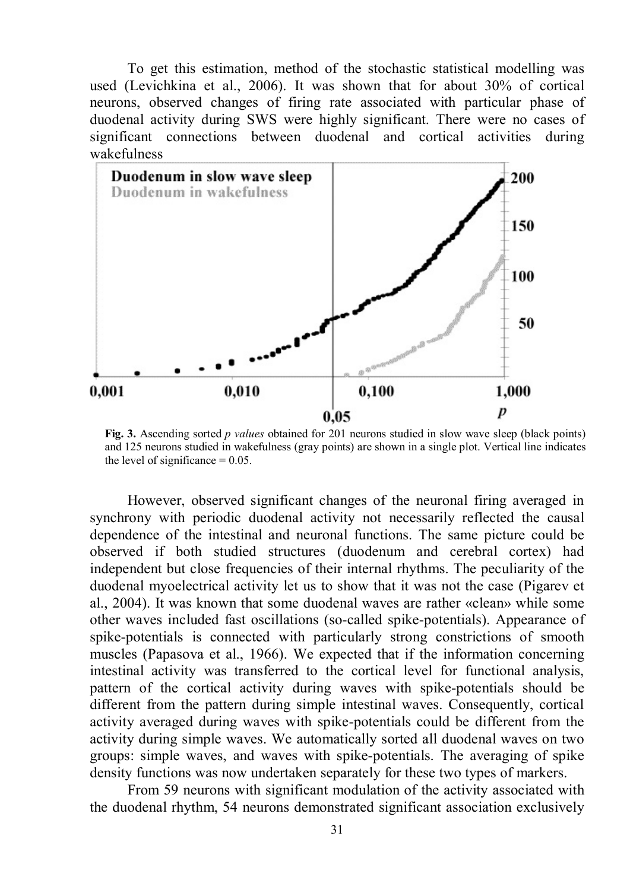To get this estimation, method of the stochastic statistical modelling was used (Levichkina et al., 2006). It was shown that for about 30% of cortical neurons, observed changes of firing rate associated with particular phase of duodenal activity during SWS were highly significant. There were no cases of significant connections between duodenal and cortical activities during wakefulness

**Fig. 3.** Ascending sorted *p values* obtained for 201 neurons studied in slow wave sleep (black points) and 125 neurons studied in wakefulness (gray points) are shown in a single plot. Vertical line indicates the level of significance = 0.05.

However, observed significant changes of the neuronal firing averaged in synchrony with periodic duodenal activity not necessarily reflected the causal dependence of the intestinal and neuronal functions. The same picture could be observed if both studied structures (duodenum and cerebral cortex) had independent but close frequencies of their internal rhythms. The peculiarity of the duodenal myoelectrical activity let us to show that it was not the case (Pigarev et al., 2004). It was known that some duodenal waves are rather «clean» while some other waves included fast oscillations (so-called spike-potentials). Appearance of spike-potentials is connected with particularly strong constrictions of smooth muscles (Papasova et al., 1966). We expected that if the information concerning intestinal activity was transferred to the cortical level for functional analysis, pattern of the cortical activity during waves with spike-potentials should be different from the pattern during simple intestinal waves. Consequently, cortical activity averaged during waves with spike-potentials could be different from the activity during simple waves. We automatically sorted all duodenal waves on two groups: simple waves, and waves with spike-potentials. The averaging of spike density functions was now undertaken separately for these two types of markers.

From 59 neurons with significant modulation of the activity associated with the duodenal rhythm, 54 neurons demonstrated significant association exclusively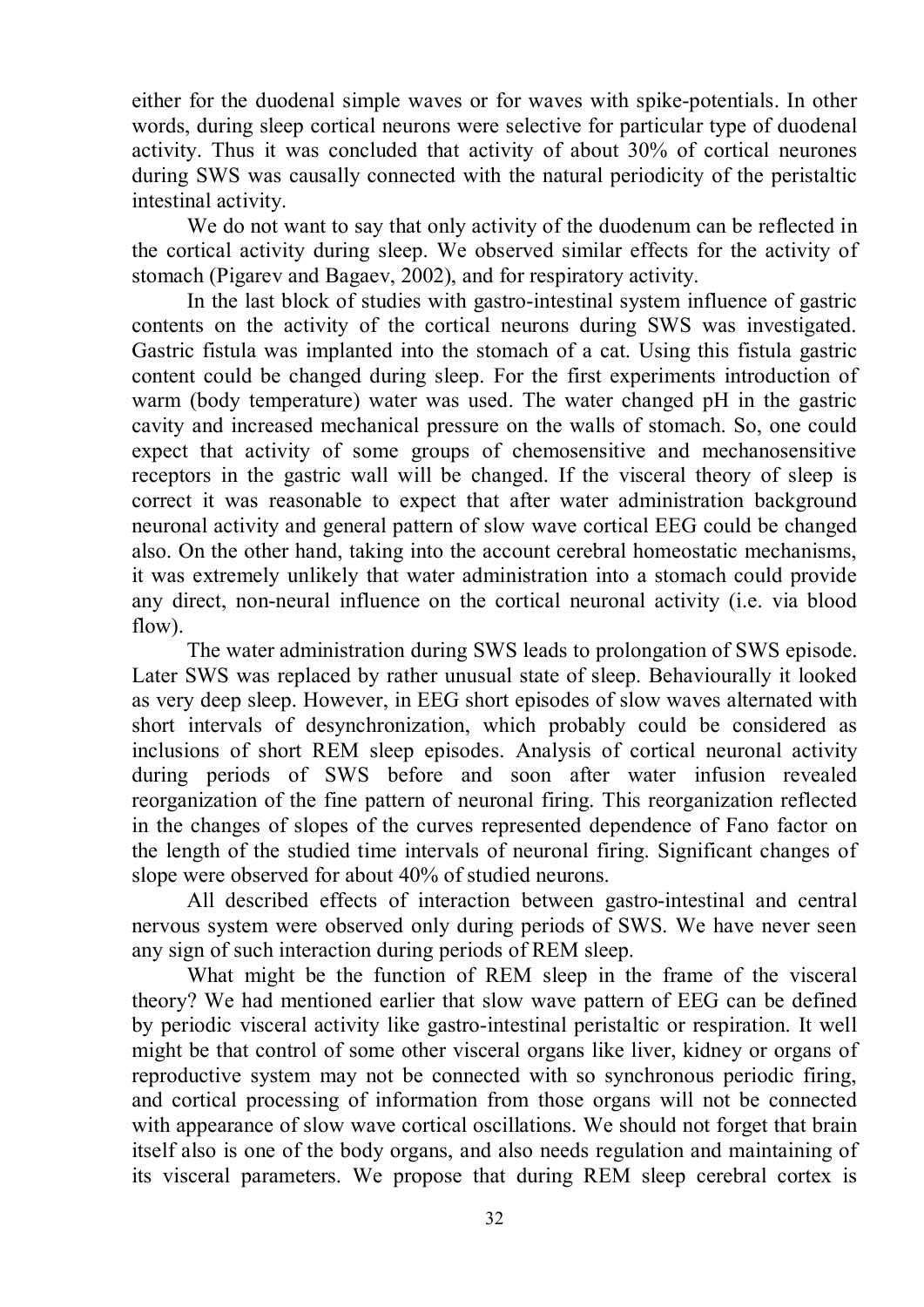either for the duodenal simple waves or for waves with spike-potentials. In other words, during sleep cortical neurons were selective for particular type of duodenal activity. Thus it was concluded that activity of about 30% of cortical neurones during SWS was causally connected with the natural periodicity of the peristaltic intestinal activity.

We do not want to say that only activity of the duodenum can be reflected in the cortical activity during sleep. We observed similar effects for the activity of stomach (Pigarev and Bagaev, 2002), and for respiratory activity.

In the last block of studies with gastro-intestinal system influence of gastric contents on the activity of the cortical neurons during SWS was investigated. Gastric fistula was implanted into the stomach of a cat. Using this fistula gastric content could be changed during sleep. For the first experiments introduction of warm (body temperature) water was used. The water changed pH in the gastric cavity and increased mechanical pressure on the walls of stomach. So, one could expect that activity of some groups of chemosensitive and mechanosensitive receptors in the gastric wall will be changed. If the visceral theory of sleep is correct it was reasonable to expect that after water administration background neuronal activity and general pattern of slow wave cortical EEG could be changed also. On the other hand, taking into the account cerebral homeostatic mechanisms, it was extremely unlikely that water administration into a stomach could provide any direct, non-neural influence on the cortical neuronal activity (i.e. via blood flow).

The water administration during SWS leads to prolongation of SWS episode. Later SWS was replaced by rather unusual state of sleep. Behaviourally it looked as very deep sleep. However, in EEG short episodes of slow waves alternated with short intervals of desynchronization, which probably could be considered as inclusions of short REM sleep episodes. Analysis of cortical neuronal activity during periods of SWS before and soon after water infusion revealed reorganization of the fine pattern of neuronal firing. This reorganization reflected in the changes of slopes of the curves represented dependence of Fano factor on the length of the studied time intervals of neuronal firing. Significant changes of slope were observed for about 40% of studied neurons.

All described effects of interaction between gastro-intestinal and central nervous system were observed only during periods of SWS. We have never seen any sign of such interaction during periods of REM sleep.

What might be the function of REM sleep in the frame of the visceral theory? We had mentioned earlier that slow wave pattern of EEG can be defined by periodic visceral activity like gastro-intestinal peristaltic or respiration. It well might be that control of some other visceral organs like liver, kidney or organs of reproductive system may not be connected with so synchronous periodic firing, and cortical processing of information from those organs will not be connected with appearance of slow wave cortical oscillations. We should not forget that brain itself also is one of the body organs, and also needs regulation and maintaining of its visceral parameters. We propose that during REM sleep cerebral cortex is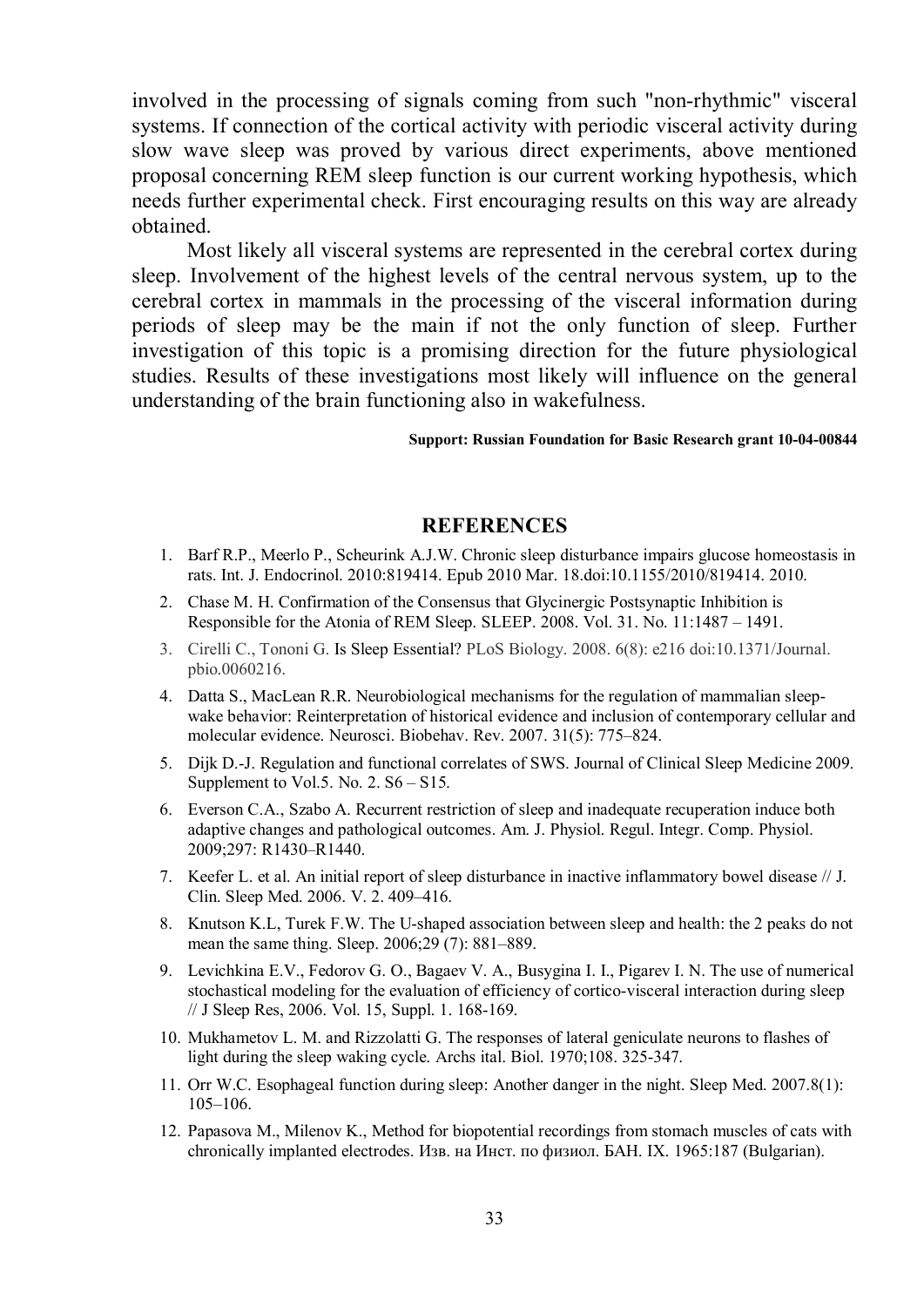involved in the processing of signals coming from such "non-rhythmic" visceral systems. If connection of the cortical activity with periodic visceral activity during slow wave sleep was proved by various direct experiments, above mentioned proposal concerning REM sleep function is our current working hypothesis, which needs further experimental check. First encouraging results on this way are already obtained.

Most likely all visceral systems are represented in the cerebral cortex during sleep. Involvement of the highest levels of the central nervous system, up to the cerebral cortex in mammals in the processing of the visceral information during periods of sleep may be the main if not the only function of sleep. Further investigation of this topic is a promising direction for the future physiological studies. Results of these investigations most likely will influence on the general understanding of the brain functioning also in wakefulness.

**Support: Russian Foundation for Basic Research grant 10-04-00844**

## REFERENCES

1. Barf R.P., Meerlo P., Scheurink A.J.W. Chronic sleep disturbance impairs glucose homeostasis in rats. Int. J. Endocrinol. 2010:819414. Epub 2010 Mar. 18.doi:10.1155/2010/819414. 2010.
2. Chase M. H. Confirmation of the Consensus that Glycinergic Postsynaptic Inhibition is Responsible for the Atonia of REM Sleep. SLEEP. 2008. Vol. 31. No. 11:1487 – 1491.
3. Cirelli C., Tononi G. Is Sleep Essential? PLoS Biology. 2008. 6(8): e216 doi:10.1371/Journal. pbio.0060216.
4. Datta S., MacLean R.R. Neurobiological mechanisms for the regulation of mammalian sleep-wake behavior: Reinterpretation of historical evidence and inclusion of contemporary cellular and molecular evidence. Neurosci. Biobehav. Rev. 2007. 31(5): 775–824.
5. Dijk D.-J. Regulation and functional correlates of SWS. Journal of Clinical Sleep Medicine 2009. Supplement to Vol.5. No. 2. S6 – S15.
6. Everson C.A., Szabo A. Recurrent restriction of sleep and inadequate recuperation induce both adaptive changes and pathological outcomes. Am. J. Physiol. Regul. Integr. Comp. Physiol. 2009;297: R1430–R1440.
7. Keefer L. et al. An initial report of sleep disturbance in inactive inflammatory bowel disease // J. Clin. Sleep Med. 2006. V. 2. 409–416.
8. Knutson K.L, Turek F.W. The U-shaped association between sleep and health: the 2 peaks do not mean the same thing. Sleep. 2006;29 (7): 881–889.
9. Levichkina E.V., Fedorov G. O., Bagaev V. A., Busygina I. I., Pigarev I. N. The use of numerical stochastical modeling for the evaluation of efficiency of cortico-visceral interaction during sleep // J Sleep Res, 2006. Vol. 15, Suppl. 1. 168-169.
10. Mukhametov L. M. and Rizzolatti G. The responses of lateral geniculate neurons to flashes of light during the sleep waking cycle. Archs ital. Biol. 1970;108. 325-347.
11. Orr W.C. Esophageal function during sleep: Another danger in the night. Sleep Med. 2007.8(1): 105–106.
12. Papasova M., Milenov K., Method for biopotential recordings from stomach muscles of cats with chronically implanted electrodes. Изв. на Инст. по физиол. БАН. IX. 1965:187 (Bulgarian).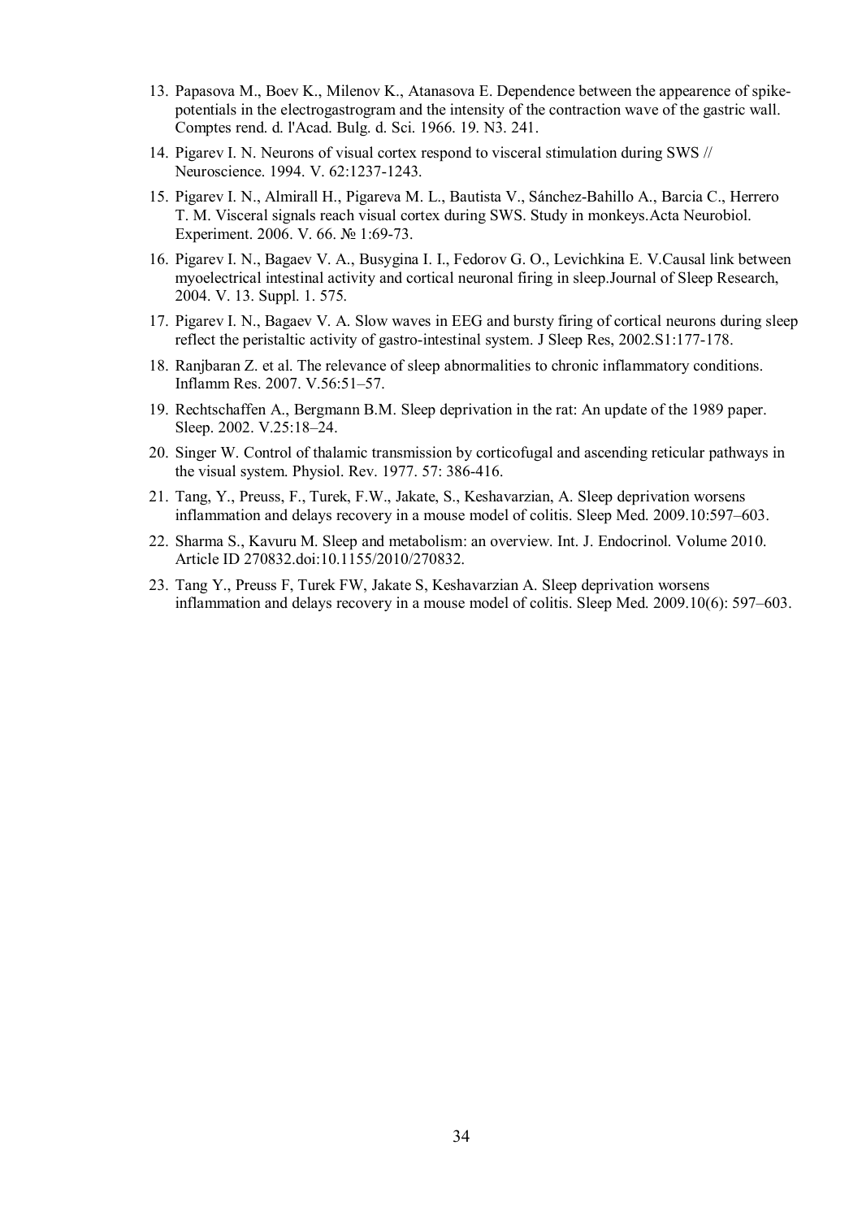13. Papasova M., Boev K., Milenov K., Atanasova E. Dependence between the appearence of spike-potentials in the electrogastrogram and the intensity of the contraction wave of the gastric wall. Comptes rend. d. l'Acad. Bulg. d. Sci. 1966. 19. N3. 241.
14. Pigarev I. N. Neurons of visual cortex respond to visceral stimulation during SWS // Neuroscience. 1994. V. 62:1237-1243.
15. Pigarev I. N., Almirall H., Pigareva M. L., Bautista V., Sánchez-Bahillo A., Barcia C., Herrero T. M. Visceral signals reach visual cortex during SWS. Study in monkeys.Acta Neurobiol. Experiment. 2006. V. 66. № 1:69-73.
16. Pigarev I. N., Bagaev V. A., Busygina I. I., Fedorov G. O., Levichkina E. V.Causal link between myoelectrical intestinal activity and cortical neuronal firing in sleep.Journal of Sleep Research, 2004. V. 13. Suppl. 1. 575.
17. Pigarev I. N., Bagaev V. A. Slow waves in EEG and bursty firing of cortical neurons during sleep reflect the peristaltic activity of gastro-intestinal system. J Sleep Res, 2002.S1:177-178.
18. Ranjbaran Z. et al. The relevance of sleep abnormalities to chronic inflammatory conditions. Inflamm Res. 2007. V.56:51–57.
19. Rechtschaffen A., Bergmann B.M. Sleep deprivation in the rat: An update of the 1989 paper. Sleep. 2002. V.25:18–24.
20. Singer W. Control of thalamic transmission by corticofugal and ascending reticular pathways in the visual system. Physiol. Rev. 1977. 57: 386-416.
21. Tang, Y., Preuss, F., Turek, F.W., Jakate, S., Keshavarzian, A. Sleep deprivation worsens inflammation and delays recovery in a mouse model of colitis. Sleep Med. 2009.10:597–603.
22. Sharma S., Kavuru M. Sleep and metabolism: an overview. Int. J. Endocrinol. Volume 2010. Article ID 270832.doi:10.1155/2010/270832.
23. Tang Y., Preuss F, Turek FW, Jakate S, Keshavarzian A. Sleep deprivation worsens inflammation and delays recovery in a mouse model of colitis. Sleep Med. 2009.10(6): 597–603.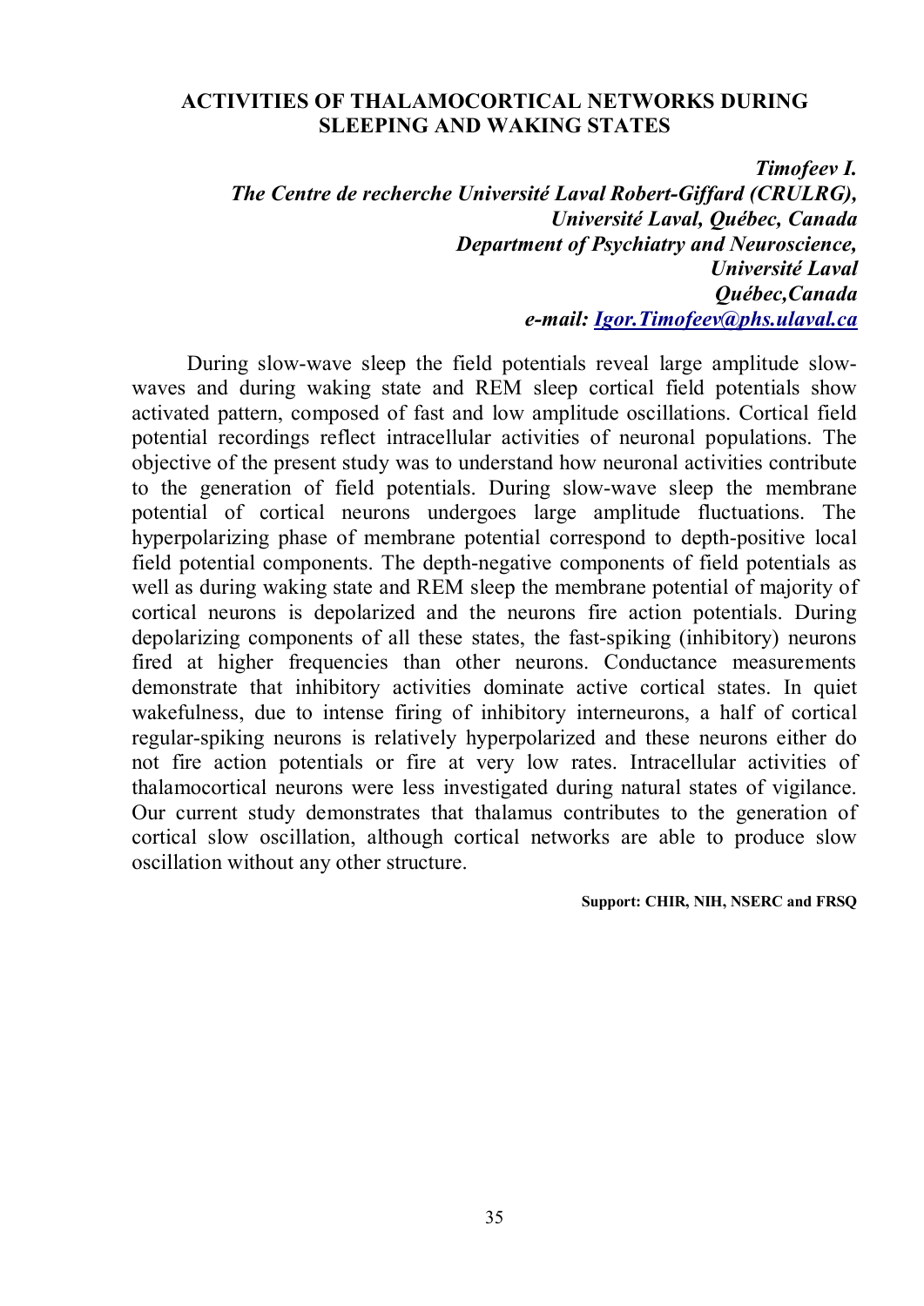# ACTIVITIES OF THALAMOCORTICAL NETWORKS DURING SLEEPING AND WAKING STATES

***Timofeev I.***
***The Centre de recherche Université Laval Robert-Giffard (CRULRG), Université Laval, Québec, Canada***
***Department of Psychiatry and Neuroscience, Université Laval***
***Québec,Canada***
***e-mail: [Igor.Timofeev@phs.ulaval.ca](mailto:Igor.Timofeev@phs.ulaval.ca)***

During slow-wave sleep the field potentials reveal large amplitude slow-waves and during waking state and REM sleep cortical field potentials show activated pattern, composed of fast and low amplitude oscillations. Cortical field potential recordings reflect intracellular activities of neuronal populations. The objective of the present study was to understand how neuronal activities contribute to the generation of field potentials. During slow-wave sleep the membrane potential of cortical neurons undergoes large amplitude fluctuations. The hyperpolarizing phase of membrane potential correspond to depth-positive local field potential components. The depth-negative components of field potentials as well as during waking state and REM sleep the membrane potential of majority of cortical neurons is depolarized and the neurons fire action potentials. During depolarizing components of all these states, the fast-spiking (inhibitory) neurons fired at higher frequencies than other neurons. Conductance measurements demonstrate that inhibitory activities dominate active cortical states. In quiet wakefulness, due to intense firing of inhibitory interneurons, a half of cortical regular-spiking neurons is relatively hyperpolarized and these neurons either do not fire action potentials or fire at very low rates. Intracellular activities of thalamocortical neurons were less investigated during natural states of vigilance. Our current study demonstrates that thalamus contributes to the generation of cortical slow oscillation, although cortical networks are able to produce slow oscillation without any other structure.

**Support: CHIR, NIH, NSERC and FRSQ**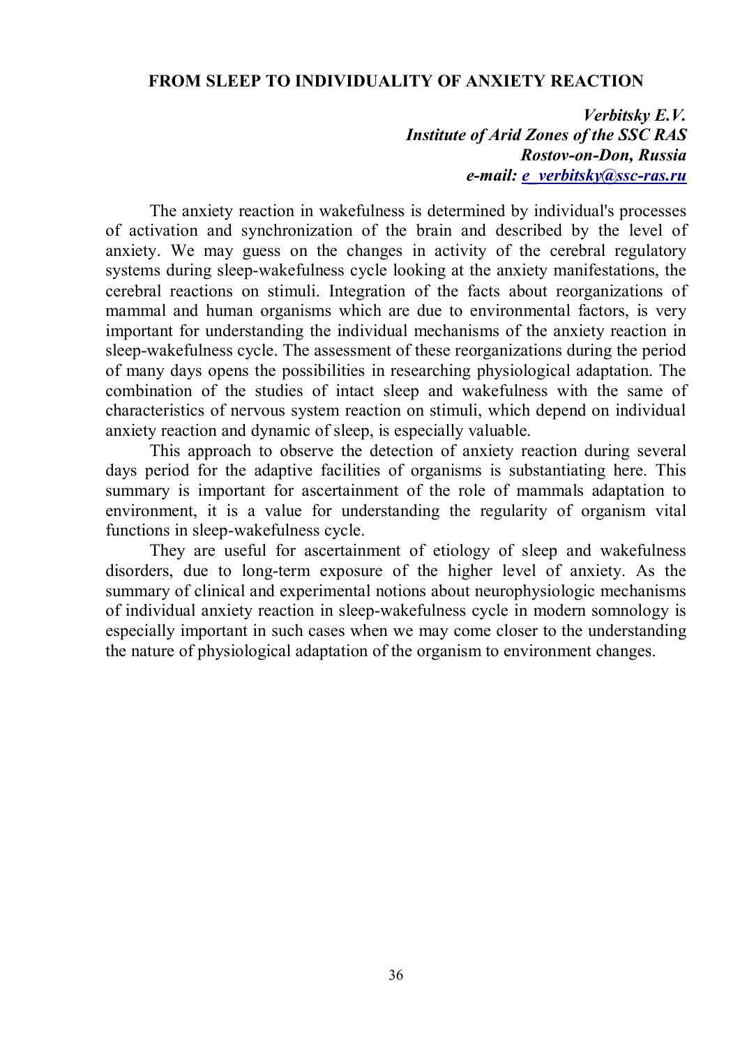## FROM SLEEP TO INDIVIDUALITY OF ANXIETY REACTION

***Verbitsky E.V.***
***Institute of Arid Zones of the SSC RAS***
***Rostov-on-Don, Russia***
***e-mail: e_verbitsky@ssc-ras.ru***

The anxiety reaction in wakefulness is determined by individual's processes of activation and synchronization of the brain and described by the level of anxiety. We may guess on the changes in activity of the cerebral regulatory systems during sleep-wakefulness cycle looking at the anxiety manifestations, the cerebral reactions on stimuli. Integration of the facts about reorganizations of mammal and human organisms which are due to environmental factors, is very important for understanding the individual mechanisms of the anxiety reaction in sleep-wakefulness cycle. The assessment of these reorganizations during the period of many days opens the possibilities in researching physiological adaptation. The combination of the studies of intact sleep and wakefulness with the same of characteristics of nervous system reaction on stimuli, which depend on individual anxiety reaction and dynamic of sleep, is especially valuable.

This approach to observe the detection of anxiety reaction during several days period for the adaptive facilities of organisms is substantiating here. This summary is important for ascertainment of the role of mammals adaptation to environment, it is a value for understanding the regularity of organism vital functions in sleep-wakefulness cycle.

They are useful for ascertainment of etiology of sleep and wakefulness disorders, due to long-term exposure of the higher level of anxiety. As the summary of clinical and experimental notions about neurophysiologic mechanisms of individual anxiety reaction in sleep-wakefulness cycle in modern somnology is especially important in such cases when we may come closer to the understanding the nature of physiological adaptation of the organism to environment changes.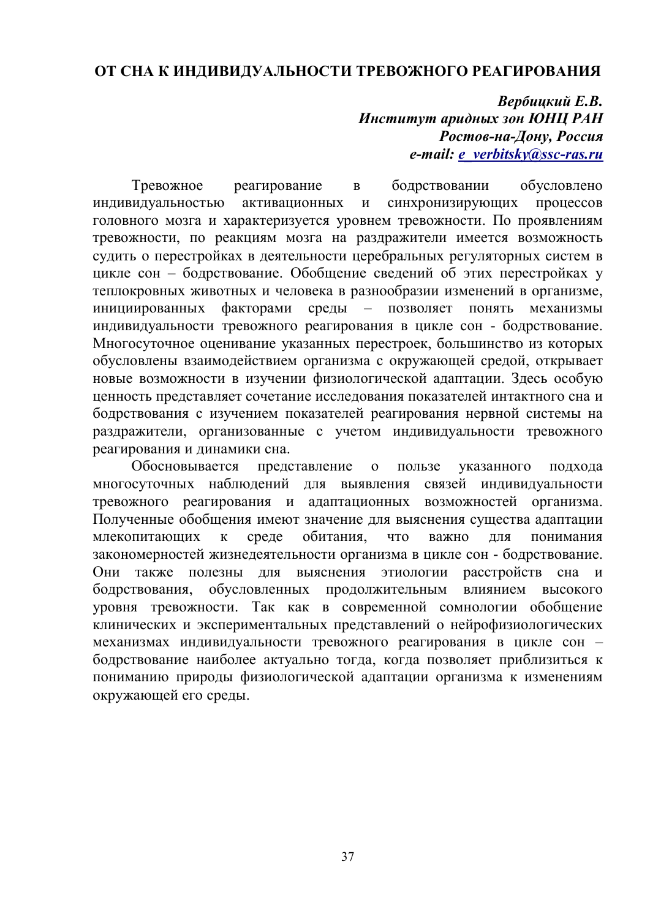# ОТ СНА К ИНДИВИДУАЛЬНОСТИ ТРЕВОЖНОГО РЕАГИРОВАНИЯ

***Вербицкий Е.В.***
***Институт аридных зон ЮНЦ РАН***
***Ростов-на-Дону, Россия***
***e-mail: e_verbitsky@ssc-ras.ru***

Тревожное реагирование в бодрствовании обусловлено индивидуальностью активационных и синхронизирующих процессов головного мозга и характеризуется уровнем тревожности. По проявлениям тревожности, по реакциям мозга на раздражители имеется возможность судить о перестройках в деятельности церебральных регуляторных систем в цикле сон – бодрствование. Обобщение сведений об этих перестройках у теплокровных животных и человека в разнообразии изменений в организме, инициированных факторами среды – позволяет понять механизмы индивидуальности тревожного реагирования в цикле сон - бодрствование. Многосуточное оценивание указанных перестроек, большинство из которых обусловлены взаимодействием организма с окружающей средой, открывает новые возможности в изучении физиологической адаптации. Здесь особую ценность представляет сочетание исследования показателей интактного сна и бодрствования с изучением показателей реагирования нервной системы на раздражители, организованные с учетом индивидуальности тревожного реагирования и динамики сна.

Обосновывается представление о пользе указанного подхода многосуточных наблюдений для выявления связей индивидуальности тревожного реагирования и адаптационных возможностей организма. Полученные обобщения имеют значение для выяснения существа адаптации млекопитающих к среде обитания, что важно для понимания закономерностей жизнедеятельности организма в цикле сон - бодрствование. Они также полезны для выяснения этиологии расстройств сна и бодрствования, обусловленных продолжительным влиянием высокого уровня тревожности. Так как в современной сомнологии обобщение клинических и экспериментальных представлений о нейрофизиологических механизмах индивидуальности тревожного реагирования в цикле сон – бодрствование наиболее актуально тогда, когда позволяет приблизиться к пониманию природы физиологической адаптации организма к изменениям окружающей его среды.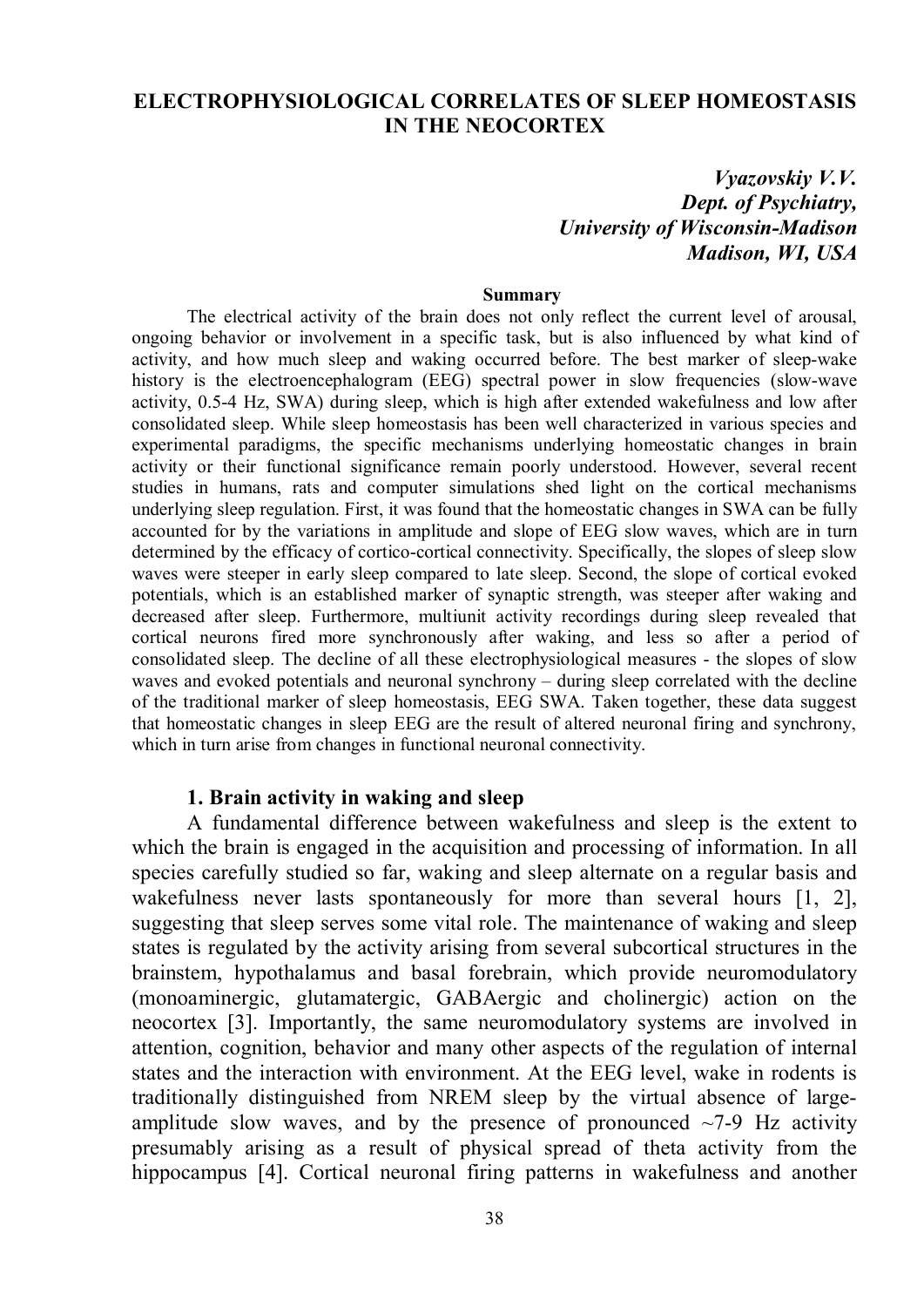# ELECTROPHYSIOLOGICAL CORRELATES OF SLEEP HOMEOSTASIS IN THE NEOCORTEX

***Vyazovskiy V.V.***
***Dept. of Psychiatry,***
***University of Wisconsin-Madison***
***Madison, WI, USA***

**Summary**

The electrical activity of the brain does not only reflect the current level of arousal, ongoing behavior or involvement in a specific task, but is also influenced by what kind of activity, and how much sleep and waking occurred before. The best marker of sleep-wake history is the electroencephalogram (EEG) spectral power in slow frequencies (slow-wave activity, 0.5-4 Hz, SWA) during sleep, which is high after extended wakefulness and low after consolidated sleep. While sleep homeostasis has been well characterized in various species and experimental paradigms, the specific mechanisms underlying homeostatic changes in brain activity or their functional significance remain poorly understood. However, several recent studies in humans, rats and computer simulations shed light on the cortical mechanisms underlying sleep regulation. First, it was found that the homeostatic changes in SWA can be fully accounted for by the variations in amplitude and slope of EEG slow waves, which are in turn determined by the efficacy of cortico-cortical connectivity. Specifically, the slopes of sleep slow waves were steeper in early sleep compared to late sleep. Second, the slope of cortical evoked potentials, which is an established marker of synaptic strength, was steeper after waking and decreased after sleep. Furthermore, multiunit activity recordings during sleep revealed that cortical neurons fired more synchronously after waking, and less so after a period of consolidated sleep. The decline of all these electrophysiological measures - the slopes of slow waves and evoked potentials and neuronal synchrony – during sleep correlated with the decline of the traditional marker of sleep homeostasis, EEG SWA. Taken together, these data suggest that homeostatic changes in sleep EEG are the result of altered neuronal firing and synchrony, which in turn arise from changes in functional neuronal connectivity.

## 1. Brain activity in waking and sleep

A fundamental difference between wakefulness and sleep is the extent to which the brain is engaged in the acquisition and processing of information. In all species carefully studied so far, waking and sleep alternate on a regular basis and wakefulness never lasts spontaneously for more than several hours [1, 2], suggesting that sleep serves some vital role. The maintenance of waking and sleep states is regulated by the activity arising from several subcortical structures in the brainstem, hypothalamus and basal forebrain, which provide neuromodulatory (monoaminergic, glutamatergic, GABAergic and cholinergic) action on the neocortex [3]. Importantly, the same neuromodulatory systems are involved in attention, cognition, behavior and many other aspects of the regulation of internal states and the interaction with environment. At the EEG level, wake in rodents is traditionally distinguished from NREM sleep by the virtual absence of large-amplitude slow waves, and by the presence of pronounced ~7-9 Hz activity presumably arising as a result of physical spread of theta activity from the hippocampus [4]. Cortical neuronal firing patterns in wakefulness and another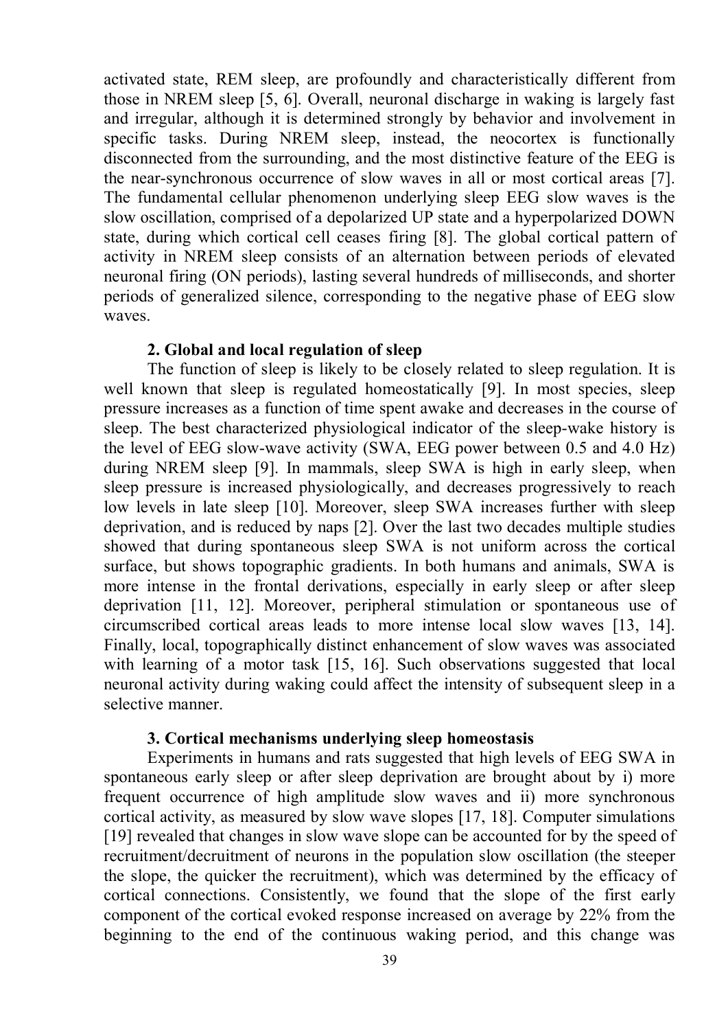activated state, REM sleep, are profoundly and characteristically different from those in NREM sleep [5, 6]. Overall, neuronal discharge in waking is largely fast and irregular, although it is determined strongly by behavior and involvement in specific tasks. During NREM sleep, instead, the neocortex is functionally disconnected from the surrounding, and the most distinctive feature of the EEG is the near-synchronous occurrence of slow waves in all or most cortical areas [7]. The fundamental cellular phenomenon underlying sleep EEG slow waves is the slow oscillation, comprised of a depolarized UP state and a hyperpolarized DOWN state, during which cortical cell ceases firing [8]. The global cortical pattern of activity in NREM sleep consists of an alternation between periods of elevated neuronal firing (ON periods), lasting several hundreds of milliseconds, and shorter periods of generalized silence, corresponding to the negative phase of EEG slow waves.

### 2. Global and local regulation of sleep

The function of sleep is likely to be closely related to sleep regulation. It is well known that sleep is regulated homeostatically [9]. In most species, sleep pressure increases as a function of time spent awake and decreases in the course of sleep. The best characterized physiological indicator of the sleep-wake history is the level of EEG slow-wave activity (SWA, EEG power between 0.5 and 4.0 Hz) during NREM sleep [9]. In mammals, sleep SWA is high in early sleep, when sleep pressure is increased physiologically, and decreases progressively to reach low levels in late sleep [10]. Moreover, sleep SWA increases further with sleep deprivation, and is reduced by naps [2]. Over the last two decades multiple studies showed that during spontaneous sleep SWA is not uniform across the cortical surface, but shows topographic gradients. In both humans and animals, SWA is more intense in the frontal derivations, especially in early sleep or after sleep deprivation [11, 12]. Moreover, peripheral stimulation or spontaneous use of circumscribed cortical areas leads to more intense local slow waves [13, 14]. Finally, local, topographically distinct enhancement of slow waves was associated with learning of a motor task [15, 16]. Such observations suggested that local neuronal activity during waking could affect the intensity of subsequent sleep in a selective manner.

### 3. Cortical mechanisms underlying sleep homeostasis

Experiments in humans and rats suggested that high levels of EEG SWA in spontaneous early sleep or after sleep deprivation are brought about by i) more frequent occurrence of high amplitude slow waves and ii) more synchronous cortical activity, as measured by slow wave slopes [17, 18]. Computer simulations [19] revealed that changes in slow wave slope can be accounted for by the speed of recruitment/decruitment of neurons in the population slow oscillation (the steeper the slope, the quicker the recruitment), which was determined by the efficacy of cortical connections. Consistently, we found that the slope of the first early component of the cortical evoked response increased on average by 22% from the beginning to the end of the continuous waking period, and this change was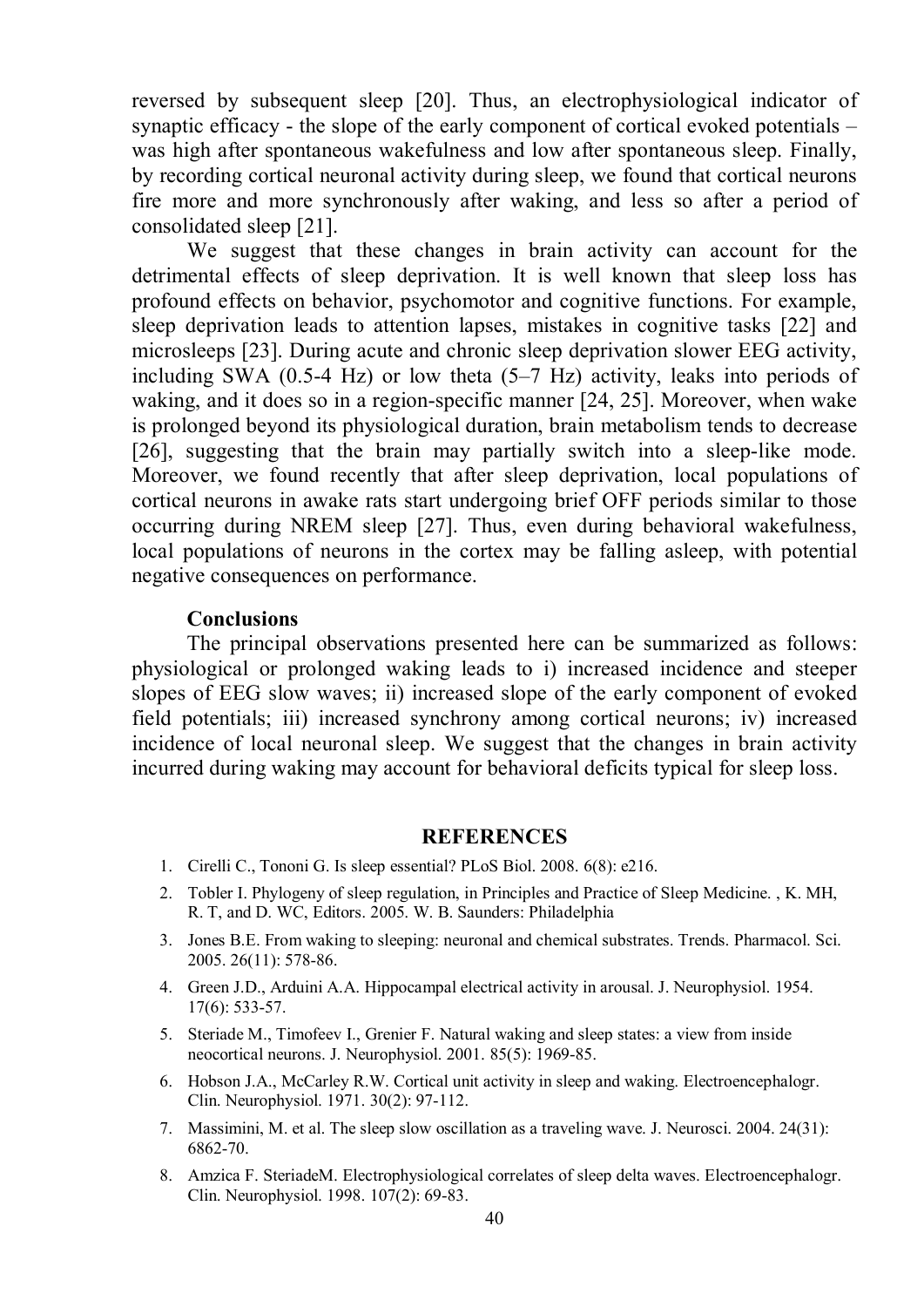reversed by subsequent sleep [20]. Thus, an electrophysiological indicator of synaptic efficacy - the slope of the early component of cortical evoked potentials – was high after spontaneous wakefulness and low after spontaneous sleep. Finally, by recording cortical neuronal activity during sleep, we found that cortical neurons fire more and more synchronously after waking, and less so after a period of consolidated sleep [21].

We suggest that these changes in brain activity can account for the detrimental effects of sleep deprivation. It is well known that sleep loss has profound effects on behavior, psychomotor and cognitive functions. For example, sleep deprivation leads to attention lapses, mistakes in cognitive tasks [22] and microsleeps [23]. During acute and chronic sleep deprivation slower EEG activity, including SWA (0.5-4 Hz) or low theta (5–7 Hz) activity, leaks into periods of waking, and it does so in a region-specific manner [24, 25]. Moreover, when wake is prolonged beyond its physiological duration, brain metabolism tends to decrease [26], suggesting that the brain may partially switch into a sleep-like mode. Moreover, we found recently that after sleep deprivation, local populations of cortical neurons in awake rats start undergoing brief OFF periods similar to those occurring during NREM sleep [27]. Thus, even during behavioral wakefulness, local populations of neurons in the cortex may be falling asleep, with potential negative consequences on performance.

### Conclusions

The principal observations presented here can be summarized as follows: physiological or prolonged waking leads to i) increased incidence and steeper slopes of EEG slow waves; ii) increased slope of the early component of evoked field potentials; iii) increased synchrony among cortical neurons; iv) increased incidence of local neuronal sleep. We suggest that the changes in brain activity incurred during waking may account for behavioral deficits typical for sleep loss.

## REFERENCES

1. Cirelli C., Tononi G. Is sleep essential? PLoS Biol. 2008. 6(8): e216.
2. Tobler I. Phylogeny of sleep regulation, in Principles and Practice of Sleep Medicine. , K. MH, R. T, and D. WC, Editors. 2005. W. B. Saunders: Philadelphia
3. Jones B.E. From waking to sleeping: neuronal and chemical substrates. Trends. Pharmacol. Sci. 2005. 26(11): 578-86.
4. Green J.D., Arduini A.A. Hippocampal electrical activity in arousal. J. Neurophysiol. 1954. 17(6): 533-57.
5. Steriade M., Timofeev I., Grenier F. Natural waking and sleep states: a view from inside neocortical neurons. J. Neurophysiol. 2001. 85(5): 1969-85.
6. Hobson J.A., McCarley R.W. Cortical unit activity in sleep and waking. Electroencephalogr. Clin. Neurophysiol. 1971. 30(2): 97-112.
7. Massimini, M. et al. The sleep slow oscillation as a traveling wave. J. Neurosci. 2004. 24(31): 6862-70.
8. Amzica F. SteriadeM. Electrophysiological correlates of sleep delta waves. Electroencephalogr. Clin. Neurophysiol. 1998. 107(2): 69-83.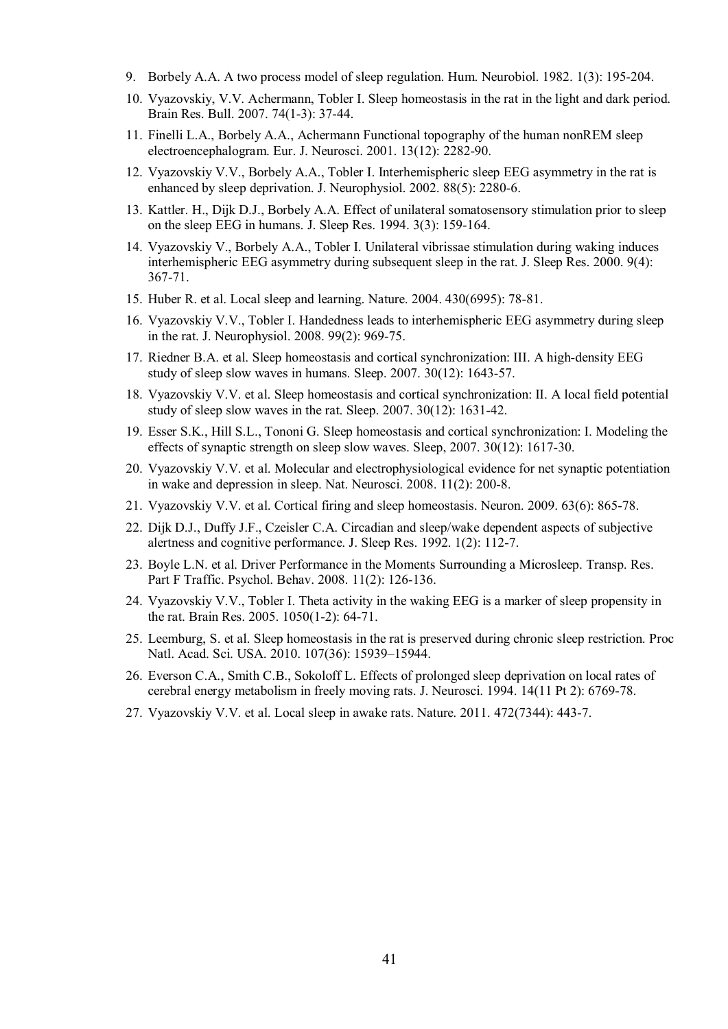9. Borbely A.A. A two process model of sleep regulation. Hum. Neurobiol. 1982. 1(3): 195-204.
10. Vyazovskiy, V.V. Achermann, Tobler I. Sleep homeostasis in the rat in the light and dark period. Brain Res. Bull. 2007. 74(1-3): 37-44.
11. Finelli L.A., Borbely A.A., Achermann Functional topography of the human nonREM sleep electroencephalogram. Eur. J. Neurosci. 2001. 13(12): 2282-90.
12. Vyazovskiy V.V., Borbely A.A., Tobler I. Interhemispheric sleep EEG asymmetry in the rat is enhanced by sleep deprivation. J. Neurophysiol. 2002. 88(5): 2280-6.
13. Kattler. H., Dijk D.J., Borbely A.A. Effect of unilateral somatosensory stimulation prior to sleep on the sleep EEG in humans. J. Sleep Res. 1994. 3(3): 159-164.
14. Vyazovskiy V., Borbely A.A., Tobler I. Unilateral vibrissae stimulation during waking induces interhemispheric EEG asymmetry during subsequent sleep in the rat. J. Sleep Res. 2000. 9(4): 367-71.
15. Huber R. et al. Local sleep and learning. Nature. 2004. 430(6995): 78-81.
16. Vyazovskiy V.V., Tobler I. Handedness leads to interhemispheric EEG asymmetry during sleep in the rat. J. Neurophysiol. 2008. 99(2): 969-75.
17. Riedner B.A. et al. Sleep homeostasis and cortical synchronization: III. A high-density EEG study of sleep slow waves in humans. Sleep. 2007. 30(12): 1643-57.
18. Vyazovskiy V.V. et al. Sleep homeostasis and cortical synchronization: II. A local field potential study of sleep slow waves in the rat. Sleep. 2007. 30(12): 1631-42.
19. Esser S.K., Hill S.L., Tononi G. Sleep homeostasis and cortical synchronization: I. Modeling the effects of synaptic strength on sleep slow waves. Sleep, 2007. 30(12): 1617-30.
20. Vyazovskiy V.V. et al. Molecular and electrophysiological evidence for net synaptic potentiation in wake and depression in sleep. Nat. Neurosci. 2008. 11(2): 200-8.
21. Vyazovskiy V.V. et al. Cortical firing and sleep homeostasis. Neuron. 2009. 63(6): 865-78.
22. Dijk D.J., Duffy J.F., Czeisler C.A. Circadian and sleep/wake dependent aspects of subjective alertness and cognitive performance. J. Sleep Res. 1992. 1(2): 112-7.
23. Boyle L.N. et al. Driver Performance in the Moments Surrounding a Microsleep. Transp. Res. Part F Traffic. Psychol. Behav. 2008. 11(2): 126-136.
24. Vyazovskiy V.V., Tobler I. Theta activity in the waking EEG is a marker of sleep propensity in the rat. Brain Res. 2005. 1050(1-2): 64-71.
25. Leemburg, S. et al. Sleep homeostasis in the rat is preserved during chronic sleep restriction. Proc Natl. Acad. Sci. USA. 2010. 107(36): 15939–15944.
26. Everson C.A., Smith C.B., Sokoloff L. Effects of prolonged sleep deprivation on local rates of cerebral energy metabolism in freely moving rats. J. Neurosci. 1994. 14(11 Pt 2): 6769-78.
27. Vyazovskiy V.V. et al. Local sleep in awake rats. Nature. 2011. 472(7344): 443-7.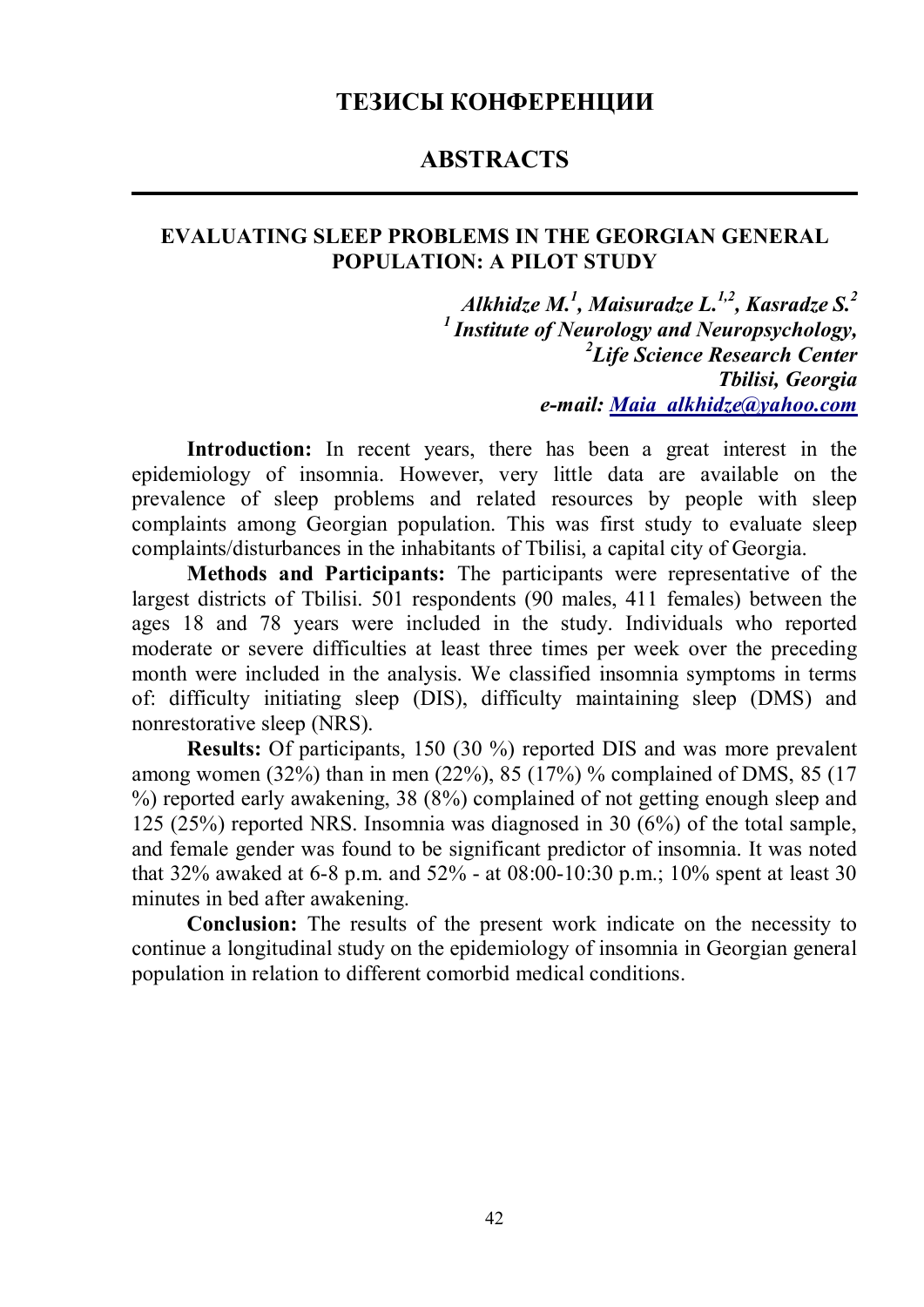# ТЕЗИСЫ КОНФЕРЕНЦИИ

# ABSTRACTS

## EVALUATING SLEEP PROBLEMS IN THE GEORGIAN GENERAL POPULATION: A PILOT STUDY

***Alkhidze M.[1], Maisuradze L.[1,2], Kasradze S.[2]***
***[1] Institute of Neurology and Neuropsychology,***
***[2]Life Science Research Center***
***Tbilisi, Georgia***
***e-mail: Maia_alkhidze@yahoo.com***

**Introduction:** In recent years, there has been a great interest in the epidemiology of insomnia. However, very little data are available on the prevalence of sleep problems and related resources by people with sleep complaints among Georgian population. This was first study to evaluate sleep complaints/disturbances in the inhabitants of Tbilisi, a capital city of Georgia.

**Methods and Participants:** The participants were representative of the largest districts of Tbilisi. 501 respondents (90 males, 411 females) between the ages 18 and 78 years were included in the study. Individuals who reported moderate or severe difficulties at least three times per week over the preceding month were included in the analysis. We classified insomnia symptoms in terms of: difficulty initiating sleep (DIS), difficulty maintaining sleep (DMS) and nonrestorative sleep (NRS).

**Results:** Of participants, 150 (30 %) reported DIS and was more prevalent among women (32%) than in men (22%), 85 (17%) % complained of DMS, 85 (17 %) reported early awakening, 38 (8%) complained of not getting enough sleep and 125 (25%) reported NRS. Insomnia was diagnosed in 30 (6%) of the total sample, and female gender was found to be significant predictor of insomnia. It was noted that 32% awaked at 6-8 p.m. and 52% - at 08:00-10:30 p.m.; 10% spent at least 30 minutes in bed after awakening.

**Conclusion:** The results of the present work indicate on the necessity to continue a longitudinal study on the epidemiology of insomnia in Georgian general population in relation to different comorbid medical conditions.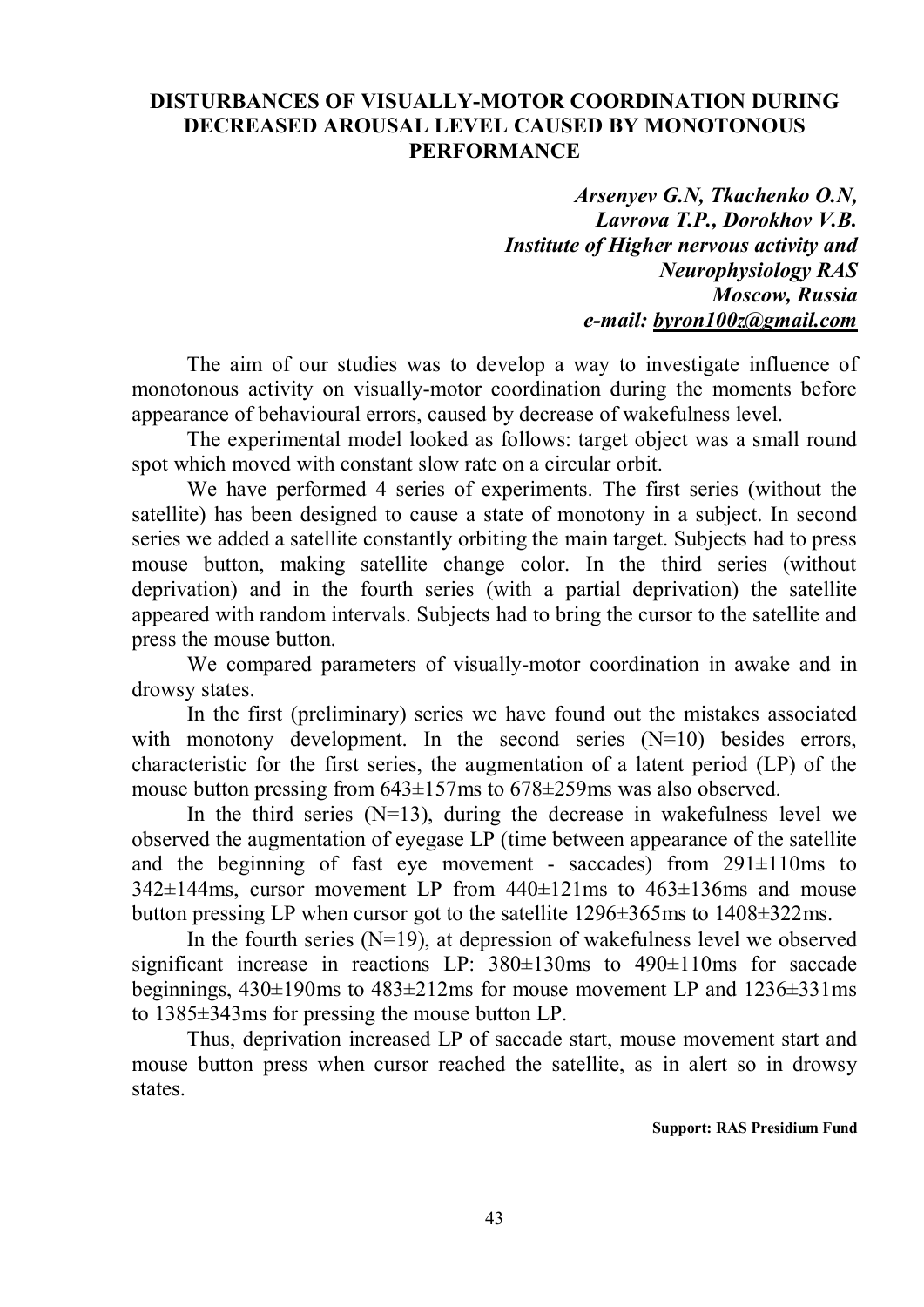# DISTURBANCES OF VISUALLY-MOTOR COORDINATION DURING DECREASED AROUSAL LEVEL CAUSED BY MONOTONOUS PERFORMANCE

***Arsenyev G.N, Tkachenko O.N, Lavrova T.P., Dorokhov V.B.***
***Institute of Higher nervous activity and Neurophysiology RAS***
***Moscow, Russia***
***e-mail: byron100z@gmail.com***

The aim of our studies was to develop a way to investigate influence of monotonous activity on visually-motor coordination during the moments before appearance of behavioural errors, caused by decrease of wakefulness level.

The experimental model looked as follows: target object was a small round spot which moved with constant slow rate on a circular orbit.

We have performed 4 series of experiments. The first series (without the satellite) has been designed to cause a state of monotony in a subject. In second series we added a satellite constantly orbiting the main target. Subjects had to press mouse button, making satellite change color. In the third series (without deprivation) and in the fourth series (with a partial deprivation) the satellite appeared with random intervals. Subjects had to bring the cursor to the satellite and press the mouse button.

We compared parameters of visually-motor coordination in awake and in drowsy states.

In the first (preliminary) series we have found out the mistakes associated with monotony development. In the second series (N=10) besides errors, characteristic for the first series, the augmentation of a latent period (LP) of the mouse button pressing from 643±157ms to 678±259ms was also observed.

In the third series (N=13), during the decrease in wakefulness level we observed the augmentation of eyegase LP (time between appearance of the satellite and the beginning of fast eye movement - saccades) from 291±110ms to 342±144ms, cursor movement LP from 440±121ms to 463±136ms and mouse button pressing LP when cursor got to the satellite 1296±365ms to 1408±322ms.

In the fourth series (N=19), at depression of wakefulness level we observed significant increase in reactions LP: 380±130ms to 490±110ms for saccade beginnings, 430±190ms to 483±212ms for mouse movement LP and 1236±331ms to 1385±343ms for pressing the mouse button LP.

Thus, deprivation increased LP of saccade start, mouse movement start and mouse button press when cursor reached the satellite, as in alert so in drowsy states.

**Support: RAS Presidium Fund**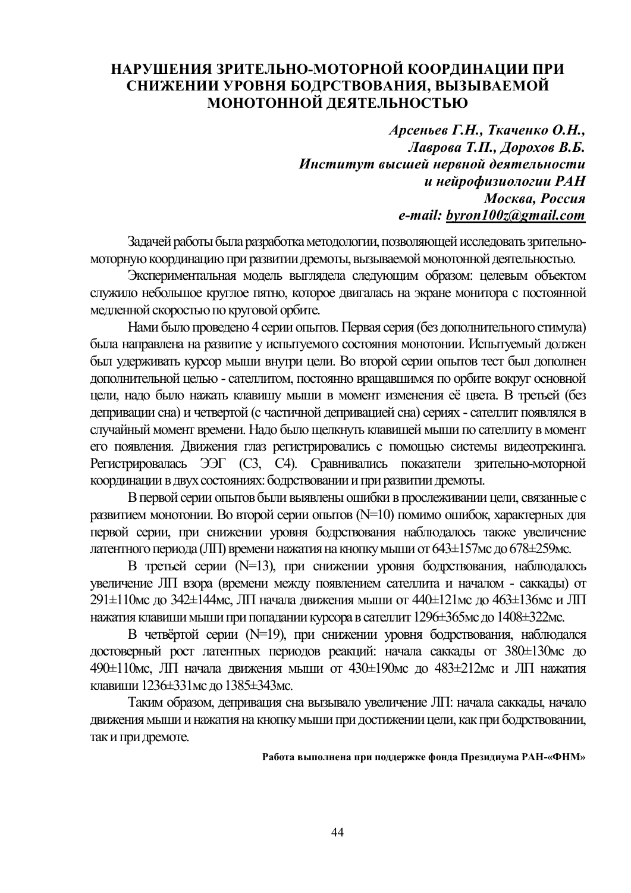# НАРУШЕНИЯ ЗРИТЕЛЬНО-МОТОРНОЙ КООРДИНАЦИИ ПРИ СНИЖЕНИИ УРОВНЯ БОДРСТВОВАНИЯ, ВЫЗЫВАЕМОЙ МОНОТОННОЙ ДЕЯТЕЛЬНОСТЬЮ

***Арсеньев Г.Н., Ткаченко О.Н., Лаврова Т.П., Дорохов В.Б.***
***Институт высшей нервной деятельности и нейрофизиологии РАН***
***Москва, Россия***
***e-mail: byron100z@gmail.com***

Задачей работы была разработка методологии, позволяющей исследовать зрительно-моторную координацию при развитии дремоты, вызываемой монотонной деятельностью.

Экспериментальная модель выглядела следующим образом: целевым объектом служило небольшое круглое пятно, которое двигалась на экране монитора с постоянной медленной скоростью по круговой орбите.

Нами было проведено 4 серии опытов. Первая серия (без дополнительного стимула) была направлена на развитие у испытуемого состояния монотонии. Испытуемый должен был удерживать курсор мыши внутри цели. Во второй серии опытов тест был дополнен дополнительной целью - сателлитом, постоянно вращавшимся по орбите вокруг основной цели, надо было нажать клавишу мыши в момент изменения её цвета. В третьей (без депривации сна) и четвертой (с частичной депривацией сна) сериях - сателлит появлялся в случайный момент времени. Надо было щелкнуть клавишей мыши по сателлиту в момент его появления. Движения глаз регистрировались с помощью системы видеотрекинга. Регистрировалась ЭЭГ (C3, C4). Сравнивались показатели зрительно-моторной координации в двух состояниях: бодрствовании и при развитии дремоты.

В первой серии опытов были выявлены ошибки в прослеживании цели, связанные с развитием монотонии. Во второй серии опытов (N=10) помимо ошибок, характерных для первой серии, при снижении уровня бодрствования наблюдалось также увеличение латентного периода (ЛП) времени нажатия на кнопку мыши от 643±157мс до 678±259мс.

В третьей серии (N=13), при снижении уровня бодрствования, наблюдалось увеличение ЛП взора (времени между появлением сателлита и началом - саккады) от 291±110мс до 342±144мс, ЛП начала движения мыши от 440±121мс до 463±136мс и ЛП нажатия клавиши мыши при попадании курсора в сателлит 1296±365мс до 1408±322мс.

В четвёртой серии (N=19), при снижении уровня бодрствования, наблюдался достоверный рост латентных периодов реакций: начала саккады от 380±130мс до 490±110мс, ЛП начала движения мыши от 430±190мс до 483±212мс и ЛП нажатия клавиши 1236±331мс до 1385±343мс.

Таким образом, депривация сна вызывало увеличение ЛП: начала саккады, начало движения мыши и нажатия на кнопку мыши при достижении цели, как при бодрствовании, так и при дремоте.

**Работа выполнена при поддержке фонда Президиума РАН-«ФНМ»**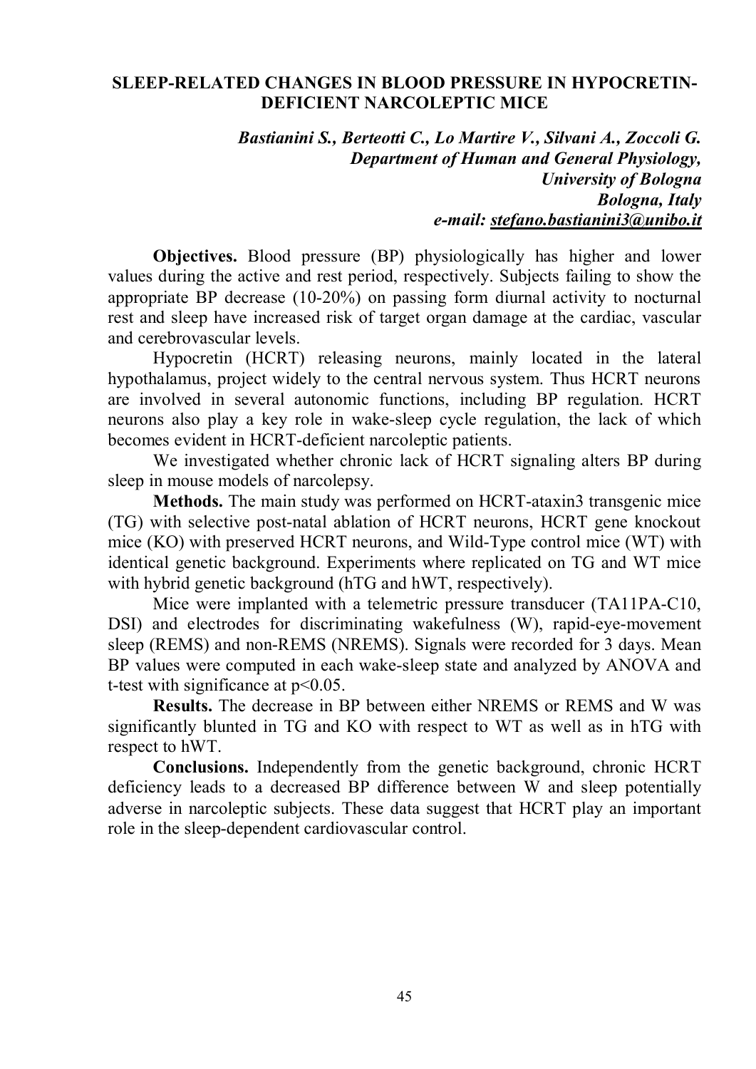## SLEEP-RELATED CHANGES IN BLOOD PRESSURE IN HYPOCRETIN-DEFICIENT NARCOLEPTIC MICE

***Bastianini S., Berteotti C., Lo Martire V., Silvani A., Zoccoli G.***
***Department of Human and General Physiology,***
***University of Bologna***
***Bologna, Italy***
***e-mail: stefano.bastianini3@unibo.it***

**Objectives.** Blood pressure (BP) physiologically has higher and lower values during the active and rest period, respectively. Subjects failing to show the appropriate BP decrease (10-20%) on passing form diurnal activity to nocturnal rest and sleep have increased risk of target organ damage at the cardiac, vascular and cerebrovascular levels.

Hypocretin (HCRT) releasing neurons, mainly located in the lateral hypothalamus, project widely to the central nervous system. Thus HCRT neurons are involved in several autonomic functions, including BP regulation. HCRT neurons also play a key role in wake-sleep cycle regulation, the lack of which becomes evident in HCRT-deficient narcoleptic patients.

We investigated whether chronic lack of HCRT signaling alters BP during sleep in mouse models of narcolepsy.

**Methods.** The main study was performed on HCRT-ataxin3 transgenic mice (TG) with selective post-natal ablation of HCRT neurons, HCRT gene knockout mice (KO) with preserved HCRT neurons, and Wild-Type control mice (WT) with identical genetic background. Experiments where replicated on TG and WT mice with hybrid genetic background (hTG and hWT, respectively).

Mice were implanted with a telemetric pressure transducer (TA11PA-C10, DSI) and electrodes for discriminating wakefulness (W), rapid-eye-movement sleep (REMS) and non-REMS (NREMS). Signals were recorded for 3 days. Mean BP values were computed in each wake-sleep state and analyzed by ANOVA and t-test with significance at $p<0.05$.

**Results.** The decrease in BP between either NREMS or REMS and W was significantly blunted in TG and KO with respect to WT as well as in hTG with respect to hWT.

**Conclusions.** Independently from the genetic background, chronic HCRT deficiency leads to a decreased BP difference between W and sleep potentially adverse in narcoleptic subjects. These data suggest that HCRT play an important role in the sleep-dependent cardiovascular control.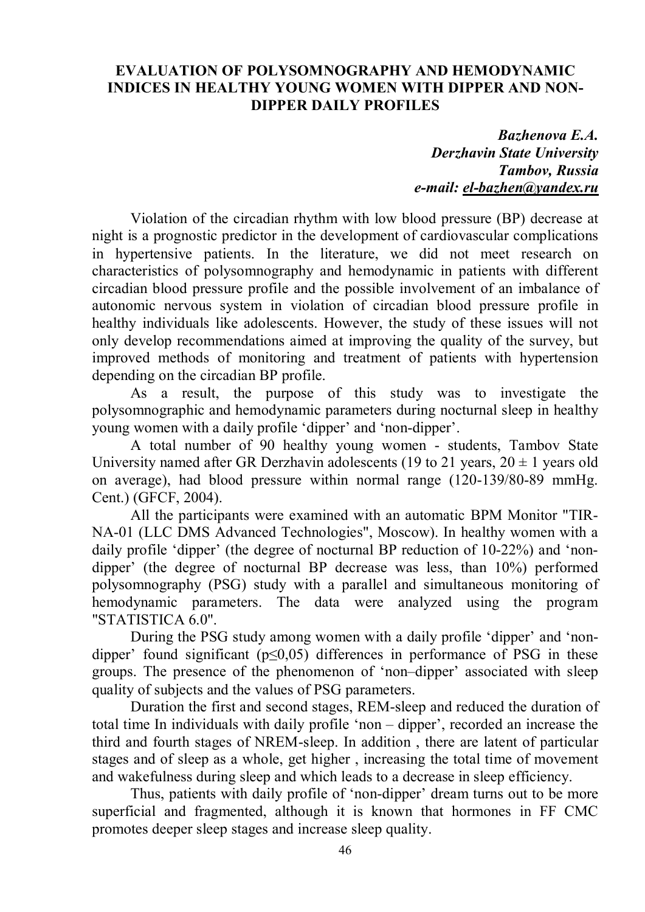# EVALUATION OF POLYSOMNOGRAPHY AND HEMODYNAMIC INDICES IN HEALTHY YOUNG WOMEN WITH DIPPER AND NON-DIPPER DAILY PROFILES

***Bazhenova E.A.***  
***Derzhavin State University***  
***Tambov, Russia***  
***e-mail: el-bazhen@yandex.ru***

Violation of the circadian rhythm with low blood pressure (BP) decrease at night is a prognostic predictor in the development of cardiovascular complications in hypertensive patients. In the literature, we did not meet research on characteristics of polysomnography and hemodynamic in patients with different circadian blood pressure profile and the possible involvement of an imbalance of autonomic nervous system in violation of circadian blood pressure profile in healthy individuals like adolescents. However, the study of these issues will not only develop recommendations aimed at improving the quality of the survey, but improved methods of monitoring and treatment of patients with hypertension depending on the circadian BP profile.

As a result, the purpose of this study was to investigate the polysomnographic and hemodynamic parameters during nocturnal sleep in healthy young women with a daily profile 'dipper' and 'non-dipper'.

A total number of 90 healthy young women - students, Tambov State University named after GR Derzhavin adolescents (19 to 21 years, 20 ± 1 years old on average), had blood pressure within normal range (120-139/80-89 mmHg. Cent.) (GFCF, 2004).

All the participants were examined with an automatic BPM Monitor "TIR-NA-01 (LLC DMS Advanced Technologies", Moscow). In healthy women with a daily profile 'dipper' (the degree of nocturnal BP reduction of 10-22%) and 'non-dipper' (the degree of nocturnal BP decrease was less, than 10%) performed polysomnography (PSG) study with a parallel and simultaneous monitoring of hemodynamic parameters. The data were analyzed using the program "STATISTICA 6.0".

During the PSG study among women with a daily profile 'dipper' and 'non-dipper' found significant ($p \leq 0{,}05$) differences in performance of PSG in these groups. The presence of the phenomenon of 'non–dipper' associated with sleep quality of subjects and the values of PSG parameters.

Duration the first and second stages, REM-sleep and reduced the duration of total time In individuals with daily profile 'non – dipper', recorded an increase the third and fourth stages of NREM-sleep. In addition , there are latent of particular stages and of sleep as a whole, get higher , increasing the total time of movement and wakefulness during sleep and which leads to a decrease in sleep efficiency.

Thus, patients with daily profile of 'non-dipper' dream turns out to be more superficial and fragmented, although it is known that hormones in FF CMC promotes deeper sleep stages and increase sleep quality.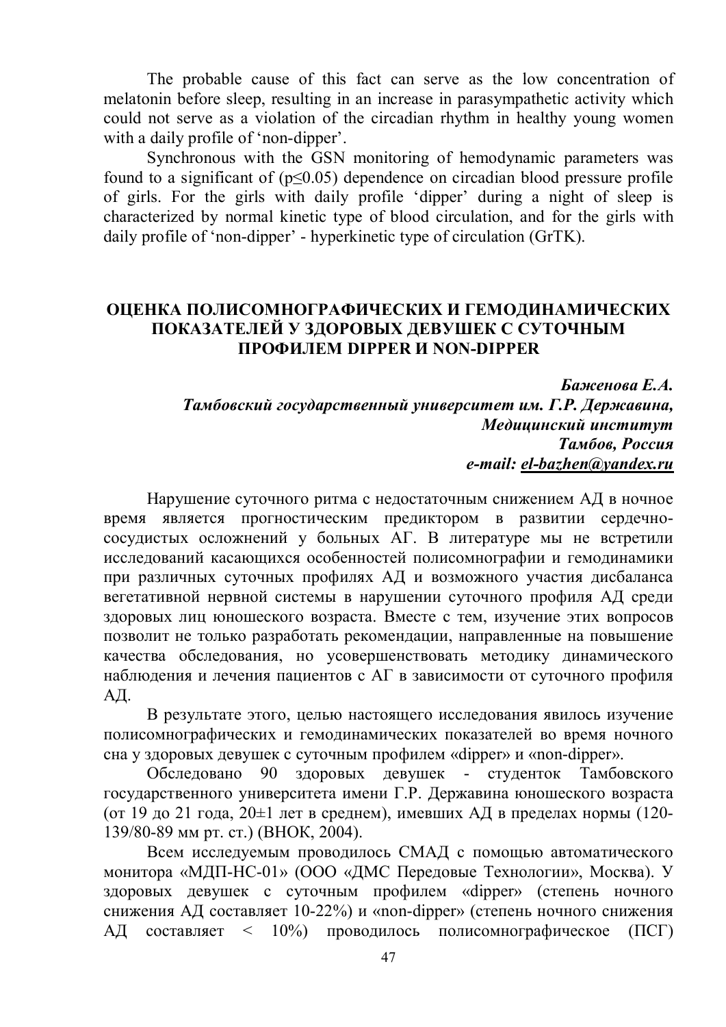The probable cause of this fact can serve as the low concentration of melatonin before sleep, resulting in an increase in parasympathetic activity which could not serve as a violation of the circadian rhythm in healthy young women with a daily profile of 'non-dipper'.

Synchronous with the GSN monitoring of hemodynamic parameters was found to a significant of ($p \leq 0.05$) dependence on circadian blood pressure profile of girls. For the girls with daily profile 'dipper' during a night of sleep is characterized by normal kinetic type of blood circulation, and for the girls with daily profile of 'non-dipper' - hyperkinetic type of circulation (GrTK).

## ОЦЕНКА ПОЛИСОМНОГРАФИЧЕСКИХ И ГЕМОДИНАМИЧЕСКИХ ПОКАЗАТЕЛЕЙ У ЗДОРОВЫХ ДЕВУШЕК С СУТОЧНЫМ ПРОФИЛЕМ DIPPER И NON-DIPPER

***Баженова Е.А.***
***Тамбовский государственный университет им. Г.Р. Державина, Медицинский институт***
***Тамбов, Россия***
***e-mail: el-bazhen@yandex.ru***

Нарушение суточного ритма с недостаточным снижением АД в ночное время является прогностическим предиктором в развитии сердечно-сосудистых осложнений у больных АГ. В литературе мы не встретили исследований касающихся особенностей полисомнографии и гемодинамики при различных суточных профилях АД и возможного участия дисбаланса вегетативной нервной системы в нарушении суточного профиля АД среди здоровых лиц юношеского возраста. Вместе с тем, изучение этих вопросов позволит не только разработать рекомендации, направленные на повышение качества обследования, но усовершенствовать методику динамического наблюдения и лечения пациентов с АГ в зависимости от суточного профиля АД.

В результате этого, целью настоящего исследования явилось изучение полисомнографических и гемодинамических показателей во время ночного сна у здоровых девушек с суточным профилем «dipper» и «non-dipper».

Обследовано 90 здоровых девушек - студенток Тамбовского государственного университета имени Г.Р. Державина юношеского возраста (от 19 до 21 года, 20±1 лет в среднем), имевших АД в пределах нормы (120-139/80-89 мм рт. ст.) (ВНОК, 2004).

Всем исследуемым проводилось СМАД с помощью автоматического монитора «МДП-НС-01» (ООО «ДМС Передовые Технологии», Москва). У здоровых девушек с суточным профилем «dipper» (степень ночного снижения АД составляет 10-22%) и «non-dipper» (степень ночного снижения АД составляет < 10%) проводилось полисомнографическое (ПСГ)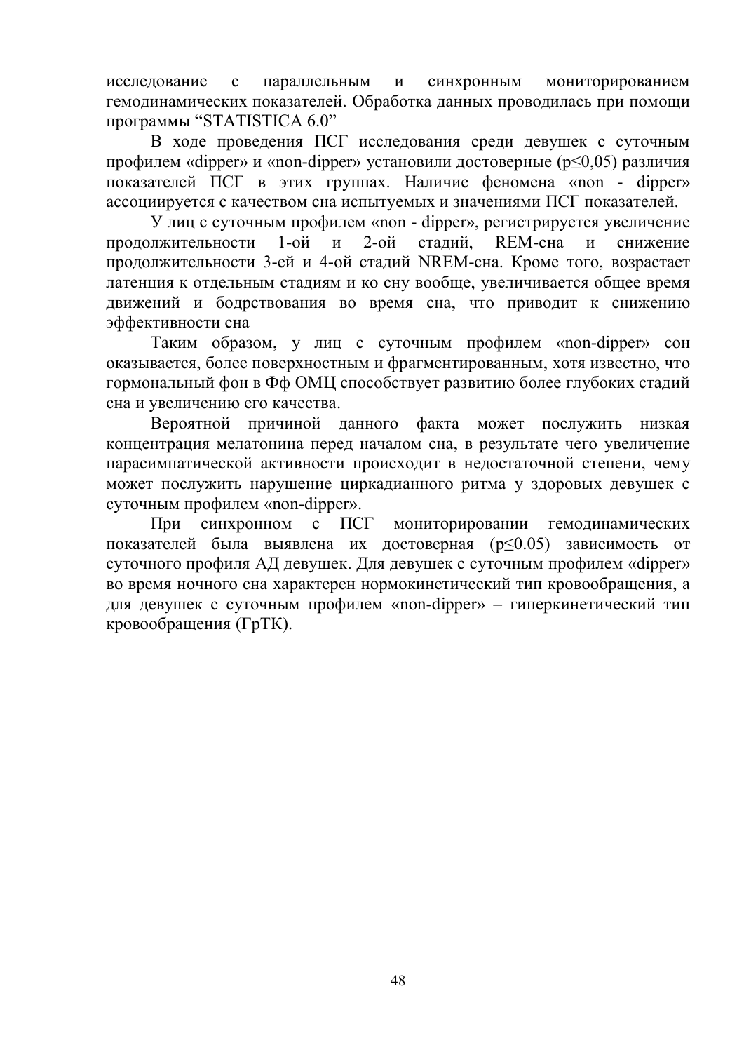исследование с параллельным и синхронным мониторированием гемодинамических показателей. Обработка данных проводилась при помощи программы “STATISTICA 6.0”

В ходе проведения ПСГ исследования среди девушек с суточным профилем «dipper» и «non-dipper» установили достоверные ($p \leq 0,05$) различия показателей ПСГ в этих группах. Наличие феномена «non - dipper» ассоциируется с качеством сна испытуемых и значениями ПСГ показателей.

У лиц с суточным профилем «non - dipper», регистрируется увеличение продолжительности 1-ой и 2-ой стадий, REM-сна и снижение продолжительности 3-ей и 4-ой стадий NREM-сна. Кроме того, возрастает латенция к отдельным стадиям и ко сну вообще, увеличивается общее время движений и бодрствования во время сна, что приводит к снижению эффективности сна

Таким образом, у лиц с суточным профилем «non-dipper» сон оказывается, более поверхностным и фрагментированным, хотя известно, что гормональный фон в Фф ОМЦ способствует развитию более глубоких стадий сна и увеличению его качества.

Вероятной причиной данного факта может послужить низкая концентрация мелатонина перед началом сна, в результате чего увеличение парасимпатической активности происходит в недостаточной степени, чему может послужить нарушение циркадианного ритма у здоровых девушек с суточным профилем «non-dipper».

При синхронном с ПСГ мониторировании гемодинамических показателей была выявлена их достоверная ($p \leq 0.05$) зависимость от суточного профиля АД девушек. Для девушек с суточным профилем «dipper» во время ночного сна характерен нормокинетический тип кровообращения, а для девушек с суточным профилем «non-dipper» – гиперкинетический тип кровообращения (ГрТК).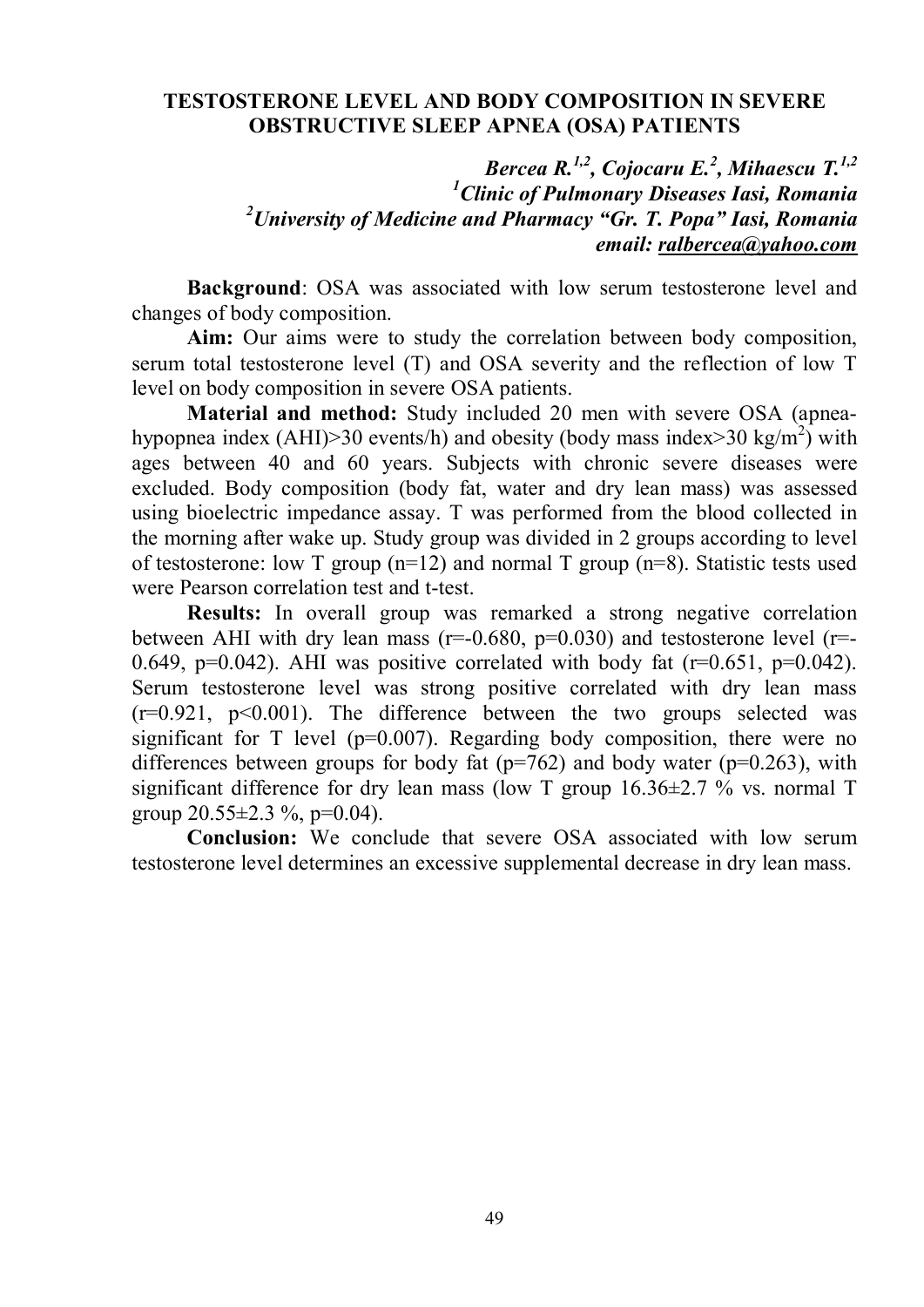## TESTOSTERONE LEVEL AND BODY COMPOSITION IN SEVERE OBSTRUCTIVE SLEEP APNEA (OSA) PATIENTS

***Bercea R.[1,2], Cojocaru E.[2], Mihaescu T.[1,2]***
***[1]Clinic of Pulmonary Diseases Iasi, Romania***
***[2]University of Medicine and Pharmacy "Gr. T. Popa" Iasi, Romania***
***email: ralbercea@yahoo.com***

**Background**: OSA was associated with low serum testosterone level and changes of body composition.

**Aim:** Our aims were to study the correlation between body composition, serum total testosterone level (T) and OSA severity and the reflection of low T level on body composition in severe OSA patients.

**Material and method:** Study included 20 men with severe OSA (apnea-hypopnea index (AHI)>30 events/h) and obesity (body mass index>30 kg/m$^2$) with ages between 40 and 60 years. Subjects with chronic severe diseases were excluded. Body composition (body fat, water and dry lean mass) was assessed using bioelectric impedance assay. T was performed from the blood collected in the morning after wake up. Study group was divided in 2 groups according to level of testosterone: low T group (n=12) and normal T group (n=8). Statistic tests used were Pearson correlation test and t-test.

**Results:** In overall group was remarked a strong negative correlation between AHI with dry lean mass (r=-0.680, p=0.030) and testosterone level (r=-0.649, p=0.042). AHI was positive correlated with body fat (r=0.651, p=0.042). Serum testosterone level was strong positive correlated with dry lean mass (r=0.921, p<0.001). The difference between the two groups selected was significant for T level (p=0.007). Regarding body composition, there were no differences between groups for body fat (p=762) and body water (p=0.263), with significant difference for dry lean mass (low T group 16.36±2.7 % vs. normal T group 20.55±2.3 %, p=0.04).

**Conclusion:** We conclude that severe OSA associated with low serum testosterone level determines an excessive supplemental decrease in dry lean mass.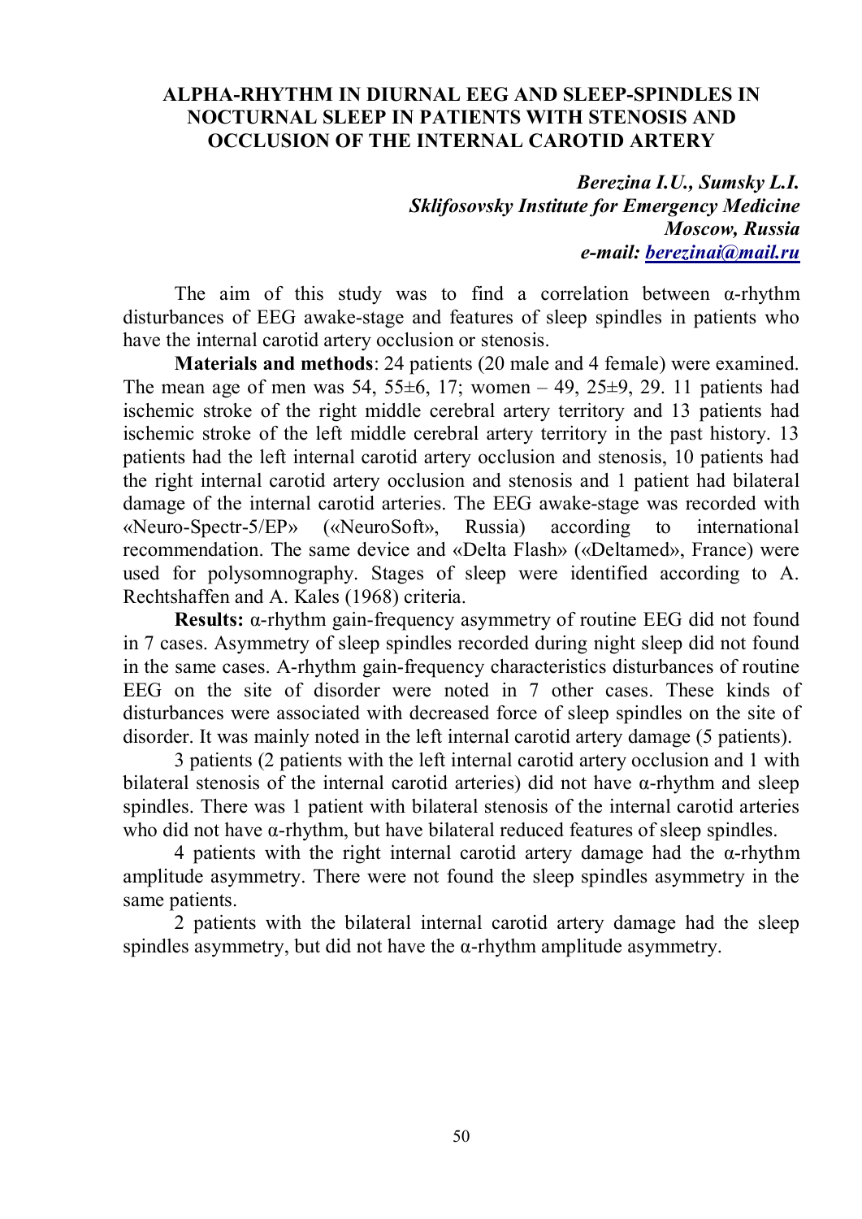# ALPHA-RHYTHM IN DIURNAL EEG AND SLEEP-SPINDLES IN NOCTURNAL SLEEP IN PATIENTS WITH STENOSIS AND OCCLUSION OF THE INTERNAL CAROTID ARTERY

***Berezina I.U., Sumsky L.I.***
***Sklifosovsky Institute for Emergency Medicine***
***Moscow, Russia***
***e-mail: berezinai@mail.ru***

The aim of this study was to find a correlation between α-rhythm disturbances of EEG awake-stage and features of sleep spindles in patients who have the internal carotid artery occlusion or stenosis.

**Materials and methods**: 24 patients (20 male and 4 female) were examined. The mean age of men was 54, 55±6, 17; women – 49, 25±9, 29. 11 patients had ischemic stroke of the right middle cerebral artery territory and 13 patients had ischemic stroke of the left middle cerebral artery territory in the past history. 13 patients had the left internal carotid artery occlusion and stenosis, 10 patients had the right internal carotid artery occlusion and stenosis and 1 patient had bilateral damage of the internal carotid arteries. The EEG awake-stage was recorded with «Neuro-Spectr-5/EP» («NeuroSoft», Russia) according to international recommendation. The same device and «Delta Flash» («Deltamed», France) were used for polysomnography. Stages of sleep were identified according to A. Rechtshaffen and A. Kales (1968) criteria.

**Results:** α-rhythm gain-frequency asymmetry of routine EEG did not found in 7 cases. Asymmetry of sleep spindles recorded during night sleep did not found in the same cases. A-rhythm gain-frequency characteristics disturbances of routine EEG on the site of disorder were noted in 7 other cases. These kinds of disturbances were associated with decreased force of sleep spindles on the site of disorder. It was mainly noted in the left internal carotid artery damage (5 patients).

3 patients (2 patients with the left internal carotid artery occlusion and 1 with bilateral stenosis of the internal carotid arteries) did not have α-rhythm and sleep spindles. There was 1 patient with bilateral stenosis of the internal carotid arteries who did not have α-rhythm, but have bilateral reduced features of sleep spindles.

4 patients with the right internal carotid artery damage had the α-rhythm amplitude asymmetry. There were not found the sleep spindles asymmetry in the same patients.

2 patients with the bilateral internal carotid artery damage had the sleep spindles asymmetry, but did not have the α-rhythm amplitude asymmetry.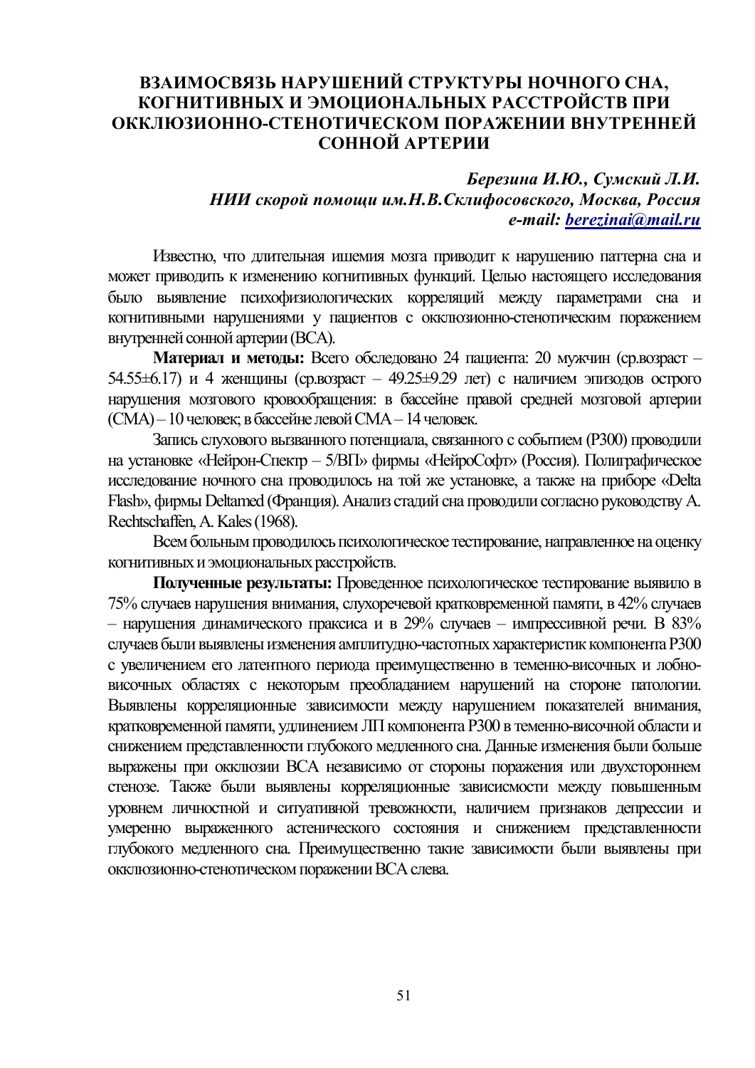# ВЗАИМОСВЯЗЬ НАРУШЕНИЙ СТРУКТУРЫ НОЧНОГО СНА, КОГНИТИВНЫХ И ЭМОЦИОНАЛЬНЫХ РАССТРОЙСТВ ПРИ ОККЛЮЗИОННО-СТЕНОТИЧЕСКОМ ПОРАЖЕНИИ ВНУТРЕННЕЙ СОННОЙ АРТЕРИИ

***Березина И.Ю., Сумский Л.И.***
***НИИ скорой помощи им.Н.В.Склифосовского, Москва, Россия***
***e-mail: berezinai@mail.ru***

Известно, что длительная ишемия мозга приводит к нарушению паттерна сна и может приводить к изменению когнитивных функций. Целью настоящего исследования было выявление психофизиологических корреляций между параметрами сна и когнитивными нарушениями у пациентов с окклюзионно-стенотическим поражением внутренней сонной артерии (ВСА).

**Материал и методы:** Всего обследовано 24 пациента: 20 мужчин (ср.возраст – 54.55±6.17) и 4 женщины (ср.возраст – 49.25±9.29 лет) с наличием эпизодов острого нарушения мозгового кровообращения: в бассейне правой средней мозговой артерии (СМА) – 10 человек; в бассейне левой СМА – 14 человек.

Запись слухового вызванного потенциала, связанного с событием (Р300) проводили на установке «Нейрон-Спектр – 5/ВП» фирмы «НейроСофт» (Россия). Полиграфическое исследование ночного сна проводилось на той же установке, а также на приборе «Delta Flash», фирмы Deltamed (Франция). Анализ стадий сна проводили согласно руководству A. Rechtschaffen, A. Kales (1968).

Всем больным проводилось психологическое тестирование, направленное на оценку когнитивных и эмоциональных расстройств.

**Полученные результаты:** Проведенное психологическое тестирование выявило в 75% случаев нарушения внимания, слухоречевой кратковременной памяти, в 42% случаев – нарушения динамического праксиса и в 29% случаев – импрессивной речи. В 83% случаев были выявлены изменения амплитудно-частотных характеристик компонента Р300 с увеличением его латентного периода преимущественно в теменно-височных и лобно-височных областях с некоторым преобладанием нарушений на стороне патологии. Выявлены корреляционные зависимости между нарушением показателей внимания, кратковременной памяти, удлинением ЛП компонента Р300 в теменно-височной области и снижением представленности глубокого медленного сна. Данные изменения были больше выражены при окклюзии ВСА независимо от стороны поражения или двухстороннем стенозе. Также были выявлены корреляционные зависисмости между повышенным уровнем личностной и ситуативной тревожности, наличием признаков депрессии и умеренно выраженного астенического состояния и снижением представленности глубокого медленного сна. Преимущественно такие зависимости были выявлены при окклюзионно-стенотическом поражении ВСА слева.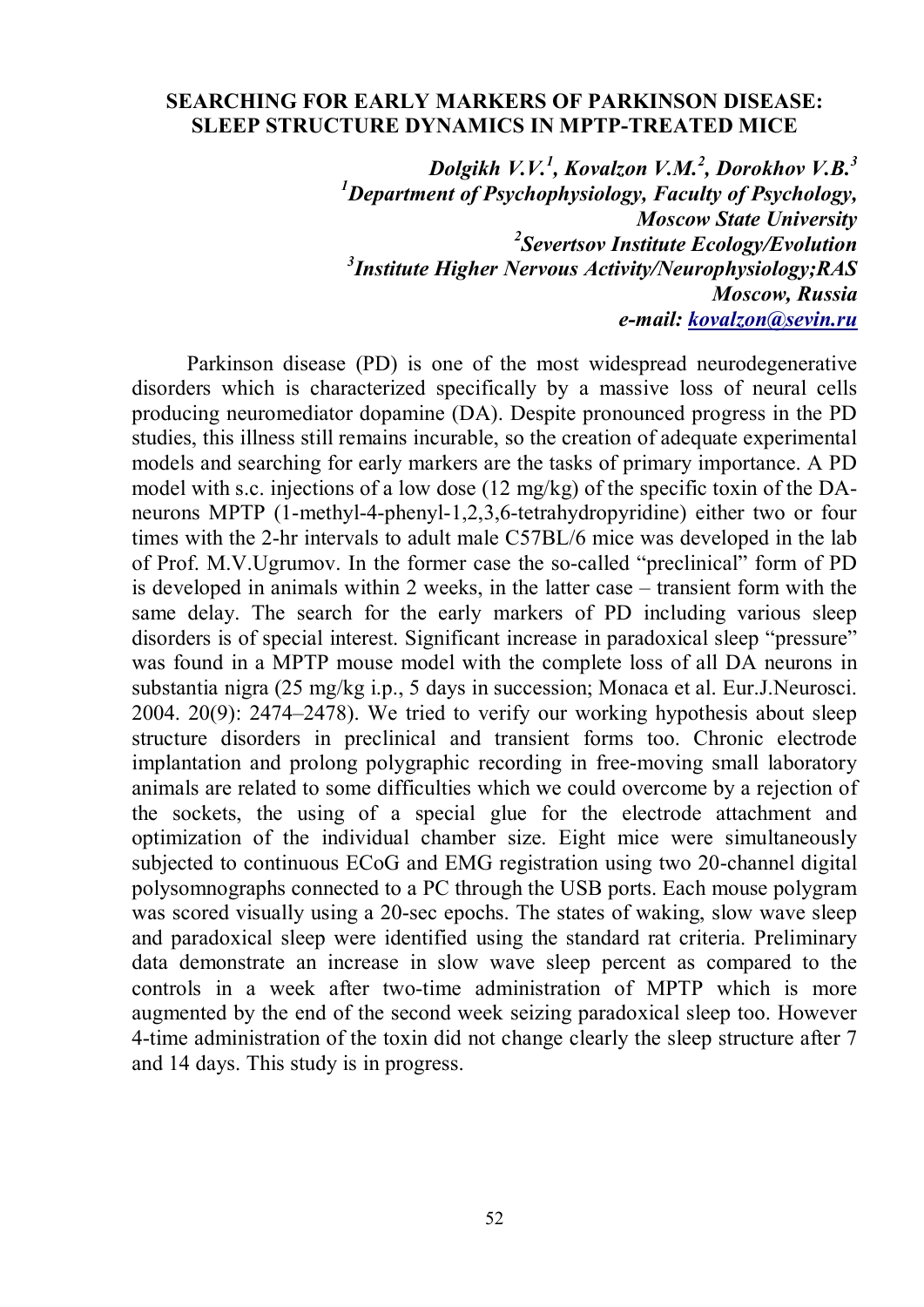## SEARCHING FOR EARLY MARKERS OF PARKINSON DISEASE: SLEEP STRUCTURE DYNAMICS IN MPTP-TREATED MICE

***Dolgikh V.V.[1], Kovalzon V.M.[2], Dorokhov V.B.[3]***
***[1]Department of Psychophysiology, Faculty of Psychology, Moscow State University***
***[2]Severtsov Institute Ecology/Evolution***
***[3]Institute Higher Nervous Activity/Neurophysiology;RAS Moscow, Russia***
***e-mail: kovalzon@sevin.ru***

Parkinson disease (PD) is one of the most widespread neurodegenerative disorders which is characterized specifically by a massive loss of neural cells producing neuromediator dopamine (DA). Despite pronounced progress in the PD studies, this illness still remains incurable, so the creation of adequate experimental models and searching for early markers are the tasks of primary importance. A PD model with s.c. injections of a low dose (12 mg/kg) of the specific toxin of the DA-neurons MPTP (1-methyl-4-phenyl-1,2,3,6-tetrahydropyridine) either two or four times with the 2-hr intervals to adult male C57BL/6 mice was developed in the lab of Prof. M.V.Ugrumov. In the former case the so-called "preclinical" form of PD is developed in animals within 2 weeks, in the latter case – transient form with the same delay. The search for the early markers of PD including various sleep disorders is of special interest. Significant increase in paradoxical sleep "pressure" was found in a MPTP mouse model with the complete loss of all DA neurons in substantia nigra (25 mg/kg i.p., 5 days in succession; Monaca et al. Eur.J.Neurosci. 2004. 20(9): 2474–2478). We tried to verify our working hypothesis about sleep structure disorders in preclinical and transient forms too. Chronic electrode implantation and prolong polygraphic recording in free-moving small laboratory animals are related to some difficulties which we could overcome by a rejection of the sockets, the using of a special glue for the electrode attachment and optimization of the individual chamber size. Eight mice were simultaneously subjected to continuous ECoG and EMG registration using two 20-channel digital polysomnographs connected to a PC through the USB ports. Each mouse polygram was scored visually using a 20-sec epochs. The states of waking, slow wave sleep and paradoxical sleep were identified using the standard rat criteria. Preliminary data demonstrate an increase in slow wave sleep percent as compared to the controls in a week after two-time administration of MPTP which is more augmented by the end of the second week seizing paradoxical sleep too. However 4-time administration of the toxin did not change clearly the sleep structure after 7 and 14 days. This study is in progress.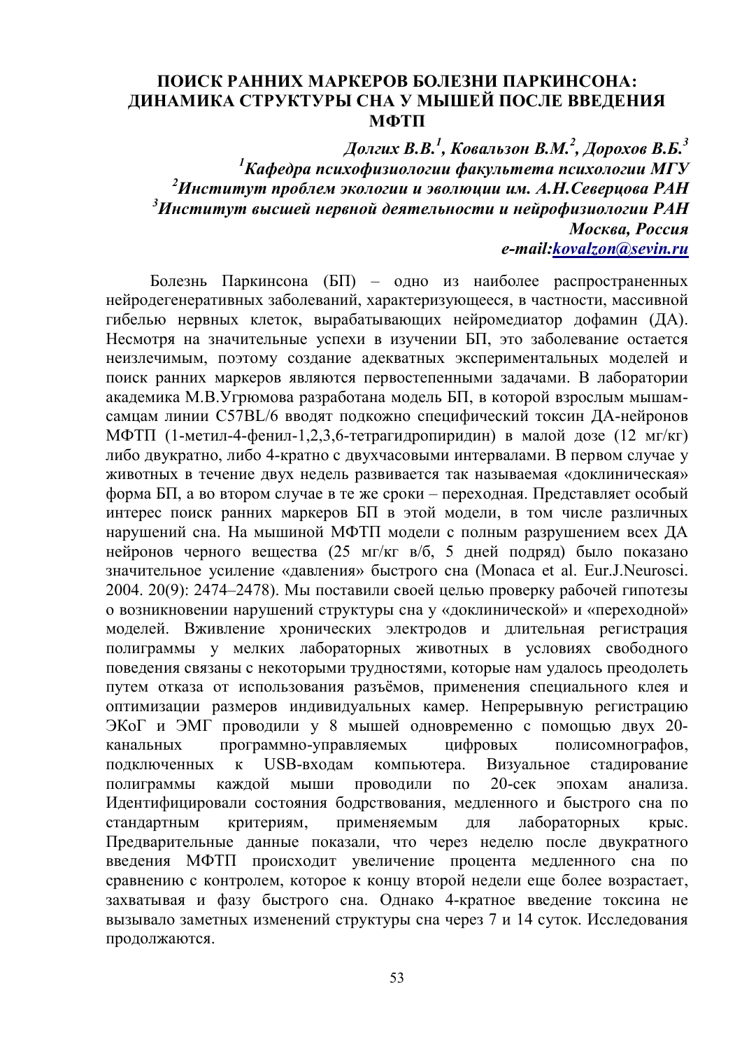# ПОИСК РАННИХ МАРКЕРОВ БОЛЕЗНИ ПАРКИНСОНА: ДИНАМИКА СТРУКТУРЫ СНА У МЫШЕЙ ПОСЛЕ ВВЕДЕНИЯ МФТП

***Долгих В.В.[1], Ковальзон В.М.[2], Дорохов В.Б.[3]***
***[1]Кафедра психофизиологии факультета психологии МГУ***
***[2]Институт проблем экологии и эволюции им. А.Н.Северцова РАН***
***[3]Институт высшей нервной деятельности и нейрофизиологии РАН***
***Москва, Россия***
***e-mail:kovalzon@sevin.ru***

Болезнь Паркинсона (БП) – одно из наиболее распространенных нейродегенеративных заболеваний, характеризующееся, в частности, массивной гибелью нервных клеток, вырабатывающих нейромедиатор дофамин (ДА). Несмотря на значительные успехи в изучении БП, это заболевание остается неизлечимым, поэтому создание адекватных экспериментальных моделей и поиск ранних маркеров являются первостепенными задачами. В лаборатории академика М.В.Угрюмова разработана модель БП, в которой взрослым мышам-самцам линии C57BL/6 вводят подкожно специфический токсин ДА-нейронов МФТП (1-метил-4-фенил-1,2,3,6-тетрагидропиридин) в малой дозе (12 мг/кг) либо двукратно, либо 4-кратно с двухчасовыми интервалами. В первом случае у животных в течение двух недель развивается так называемая «доклиническая» форма БП, а во втором случае в те же сроки – переходная. Представляет особый интерес поиск ранних маркеров БП в этой модели, в том числе различных нарушений сна. На мышиной МФТП модели с полным разрушением всех ДА нейронов черного вещества (25 мг/кг в/б, 5 дней подряд) было показано значительное усиление «давления» быстрого сна (Monaca et al. Eur.J.Neurosci. 2004. 20(9): 2474–2478). Мы поставили своей целью проверку рабочей гипотезы о возникновении нарушений структуры сна у «доклинической» и «переходной» моделей. Вживление хронических электродов и длительная регистрация полиграммы у мелких лабораторных животных в условиях свободного поведения связаны с некоторыми трудностями, которые нам удалось преодолеть путем отказа от использования разъёмов, применения специального клея и оптимизации размеров индивидуальных камер. Непрерывную регистрацию ЭКоГ и ЭМГ проводили у 8 мышей одновременно с помощью двух 20-канальных программно-управляемых цифровых полисомнографов, подключенных к USB-входам компьютера. Визуальное стадирование полиграммы каждой мыши проводили по 20-сек эпохам анализа. Идентифицировали состояния бодрствования, медленного и быстрого сна по стандартным критериям, применяемым для лабораторных крыс. Предварительные данные показали, что через неделю после двукратного введения МФТП происходит увеличение процента медленного сна по сравнению с контролем, которое к концу второй недели еще более возрастает, захватывая и фазу быстрого сна. Однако 4-кратное введение токсина не вызывало заметных изменений структуры сна через 7 и 14 суток. Исследования продолжаются.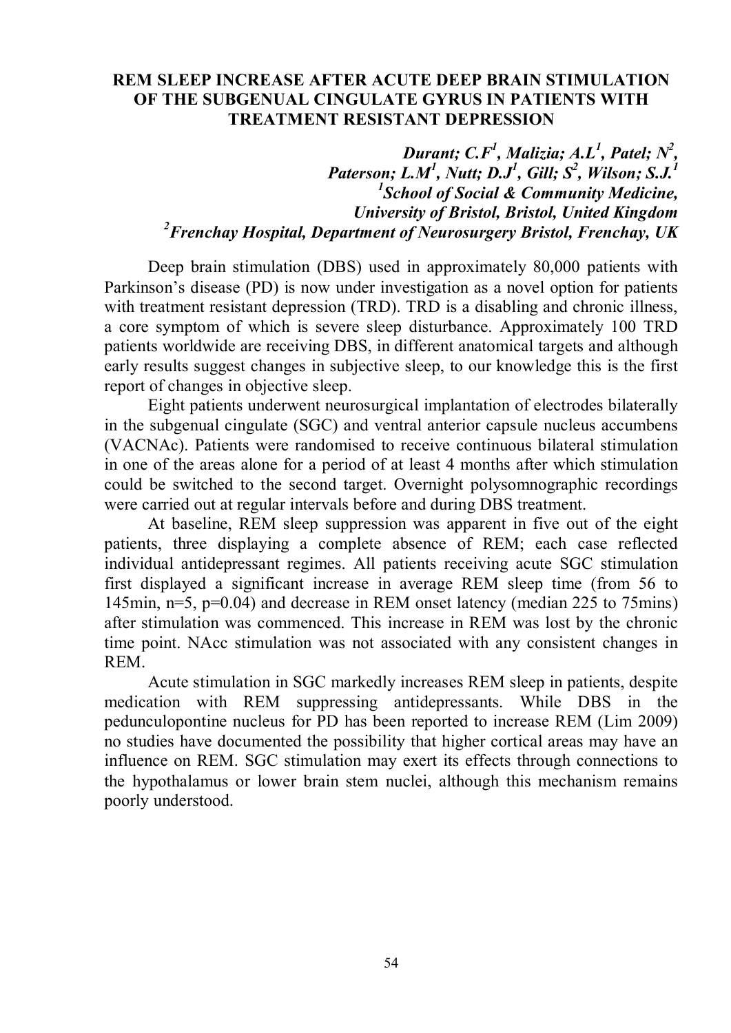## REM SLEEP INCREASE AFTER ACUTE DEEP BRAIN STIMULATION OF THE SUBGENUAL CINGULATE GYRUS IN PATIENTS WITH TREATMENT RESISTANT DEPRESSION

***Durant; C.F[1], Malizia; A.L[1], Patel; N[2], Paterson; L.M[1], Nutt; D.J[1], Gill; S[2], Wilson; S.J.[1]***
***[1]School of Social & Community Medicine, University of Bristol, Bristol, United Kingdom***
***[2]Frenchay Hospital, Department of Neurosurgery Bristol, Frenchay, UK***

Deep brain stimulation (DBS) used in approximately 80,000 patients with Parkinson's disease (PD) is now under investigation as a novel option for patients with treatment resistant depression (TRD). TRD is a disabling and chronic illness, a core symptom of which is severe sleep disturbance. Approximately 100 TRD patients worldwide are receiving DBS, in different anatomical targets and although early results suggest changes in subjective sleep, to our knowledge this is the first report of changes in objective sleep.

Eight patients underwent neurosurgical implantation of electrodes bilaterally in the subgenual cingulate (SGC) and ventral anterior capsule nucleus accumbens (VACNAc). Patients were randomised to receive continuous bilateral stimulation in one of the areas alone for a period of at least 4 months after which stimulation could be switched to the second target. Overnight polysomnographic recordings were carried out at regular intervals before and during DBS treatment.

At baseline, REM sleep suppression was apparent in five out of the eight patients, three displaying a complete absence of REM; each case reflected individual antidepressant regimes. All patients receiving acute SGC stimulation first displayed a significant increase in average REM sleep time (from 56 to 145min, $n=5$, $p=0.04$) and decrease in REM onset latency (median 225 to 75mins) after stimulation was commenced. This increase in REM was lost by the chronic time point. NAcc stimulation was not associated with any consistent changes in REM.

Acute stimulation in SGC markedly increases REM sleep in patients, despite medication with REM suppressing antidepressants. While DBS in the pedunculopontine nucleus for PD has been reported to increase REM (Lim 2009) no studies have documented the possibility that higher cortical areas may have an influence on REM. SGC stimulation may exert its effects through connections to the hypothalamus or lower brain stem nuclei, although this mechanism remains poorly understood.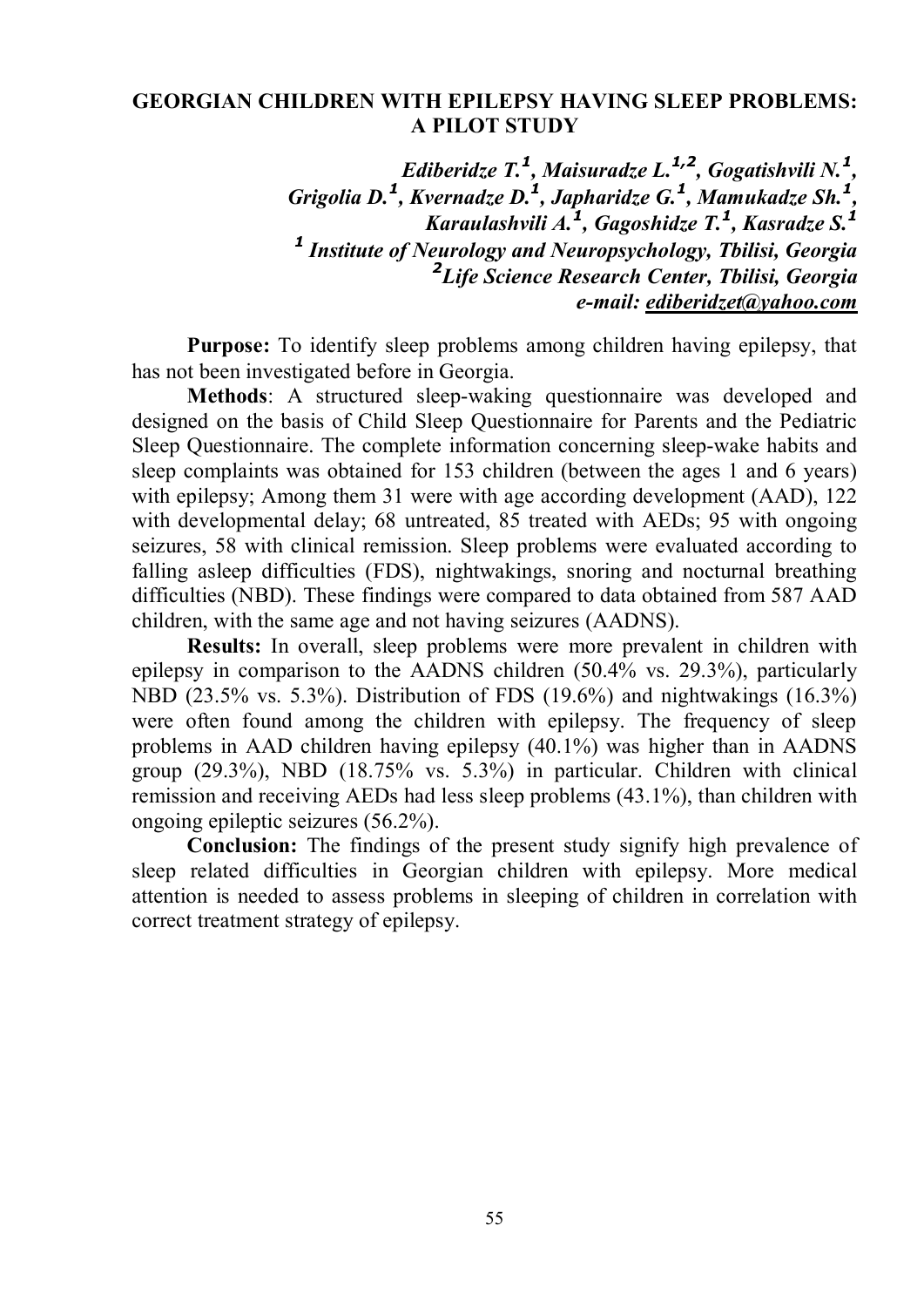## GEORGIAN CHILDREN WITH EPILEPSY HAVING SLEEP PROBLEMS: A PILOT STUDY

*Ediberidze T.[1], Maisuradze L.[1,2], Gogatishvili N.[1], Grigolia D.[1], Kvernadze D.[1], Japharidze G.[1], Mamukadze Sh.[1], Karaulashvili A.[1], Gagoshidze T.[1], Kasradze S.[1]*
*[1] Institute of Neurology and Neuropsychology, Tbilisi, Georgia*
*[2] Life Science Research Center, Tbilisi, Georgia*
*e-mail: ediberidzet@yahoo.com*

**Purpose:** To identify sleep problems among children having epilepsy, that has not been investigated before in Georgia.

**Methods**: A structured sleep-waking questionnaire was developed and designed on the basis of Child Sleep Questionnaire for Parents and the Pediatric Sleep Questionnaire. The complete information concerning sleep-wake habits and sleep complaints was obtained for 153 children (between the ages 1 and 6 years) with epilepsy; Among them 31 were with age according development (AAD), 122 with developmental delay; 68 untreated, 85 treated with AEDs; 95 with ongoing seizures, 58 with clinical remission. Sleep problems were evaluated according to falling asleep difficulties (FDS), nightwakings, snoring and nocturnal breathing difficulties (NBD). These findings were compared to data obtained from 587 AAD children, with the same age and not having seizures (AADNS).

**Results:** In overall, sleep problems were more prevalent in children with epilepsy in comparison to the AADNS children (50.4% vs. 29.3%), particularly NBD (23.5% vs. 5.3%). Distribution of FDS (19.6%) and nightwakings (16.3%) were often found among the children with epilepsy. The frequency of sleep problems in AAD children having epilepsy (40.1%) was higher than in AADNS group (29.3%), NBD (18.75% vs. 5.3%) in particular. Children with clinical remission and receiving AEDs had less sleep problems (43.1%), than children with ongoing epileptic seizures (56.2%).

**Conclusion:** The findings of the present study signify high prevalence of sleep related difficulties in Georgian children with epilepsy. More medical attention is needed to assess problems in sleeping of children in correlation with correct treatment strategy of epilepsy.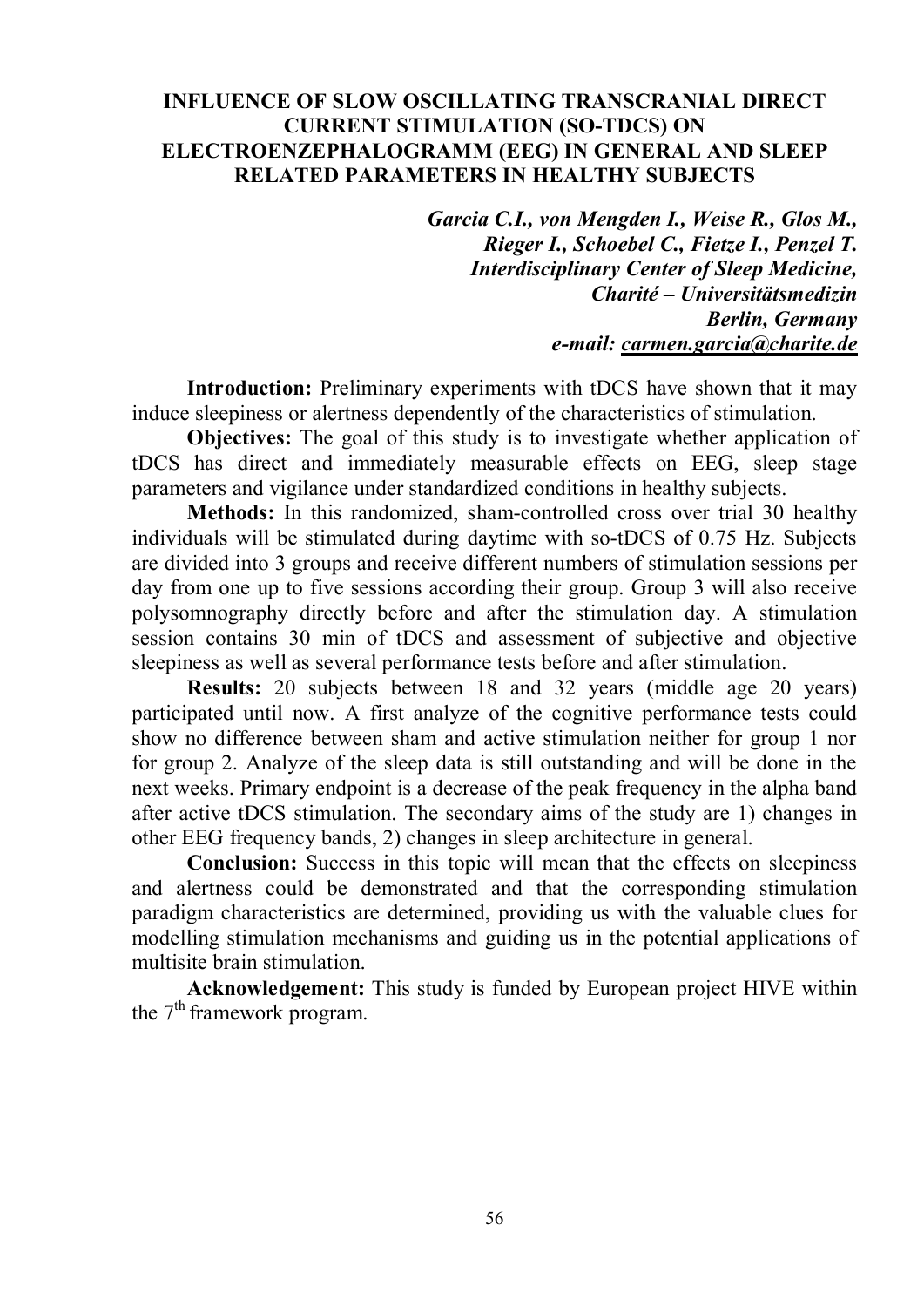## INFLUENCE OF SLOW OSCILLATING TRANSCRANIAL DIRECT CURRENT STIMULATION (SO-TDCS) ON ELECTROENZEPHALOGRAMM (EEG) IN GENERAL AND SLEEP RELATED PARAMETERS IN HEALTHY SUBJECTS

***Garcia C.I., von Mengden I., Weise R., Glos M., Rieger I., Schoebel C., Fietze I., Penzel T.***
***Interdisciplinary Center of Sleep Medicine, Charité – Universitätsmedizin Berlin, Germany***
***e-mail: carmen.garcia@charite.de***

**Introduction:** Preliminary experiments with tDCS have shown that it may induce sleepiness or alertness dependently of the characteristics of stimulation.

**Objectives:** The goal of this study is to investigate whether application of tDCS has direct and immediately measurable effects on EEG, sleep stage parameters and vigilance under standardized conditions in healthy subjects.

**Methods:** In this randomized, sham-controlled cross over trial 30 healthy individuals will be stimulated during daytime with so-tDCS of 0.75 Hz. Subjects are divided into 3 groups and receive different numbers of stimulation sessions per day from one up to five sessions according their group. Group 3 will also receive polysomnography directly before and after the stimulation day. A stimulation session contains 30 min of tDCS and assessment of subjective and objective sleepiness as well as several performance tests before and after stimulation.

**Results:** 20 subjects between 18 and 32 years (middle age 20 years) participated until now. A first analyze of the cognitive performance tests could show no difference between sham and active stimulation neither for group 1 nor for group 2. Analyze of the sleep data is still outstanding and will be done in the next weeks. Primary endpoint is a decrease of the peak frequency in the alpha band after active tDCS stimulation. The secondary aims of the study are 1) changes in other EEG frequency bands, 2) changes in sleep architecture in general.

**Conclusion:** Success in this topic will mean that the effects on sleepiness and alertness could be demonstrated and that the corresponding stimulation paradigm characteristics are determined, providing us with the valuable clues for modelling stimulation mechanisms and guiding us in the potential applications of multisite brain stimulation.

**Acknowledgement:** This study is funded by European project HIVE within the 7th framework program.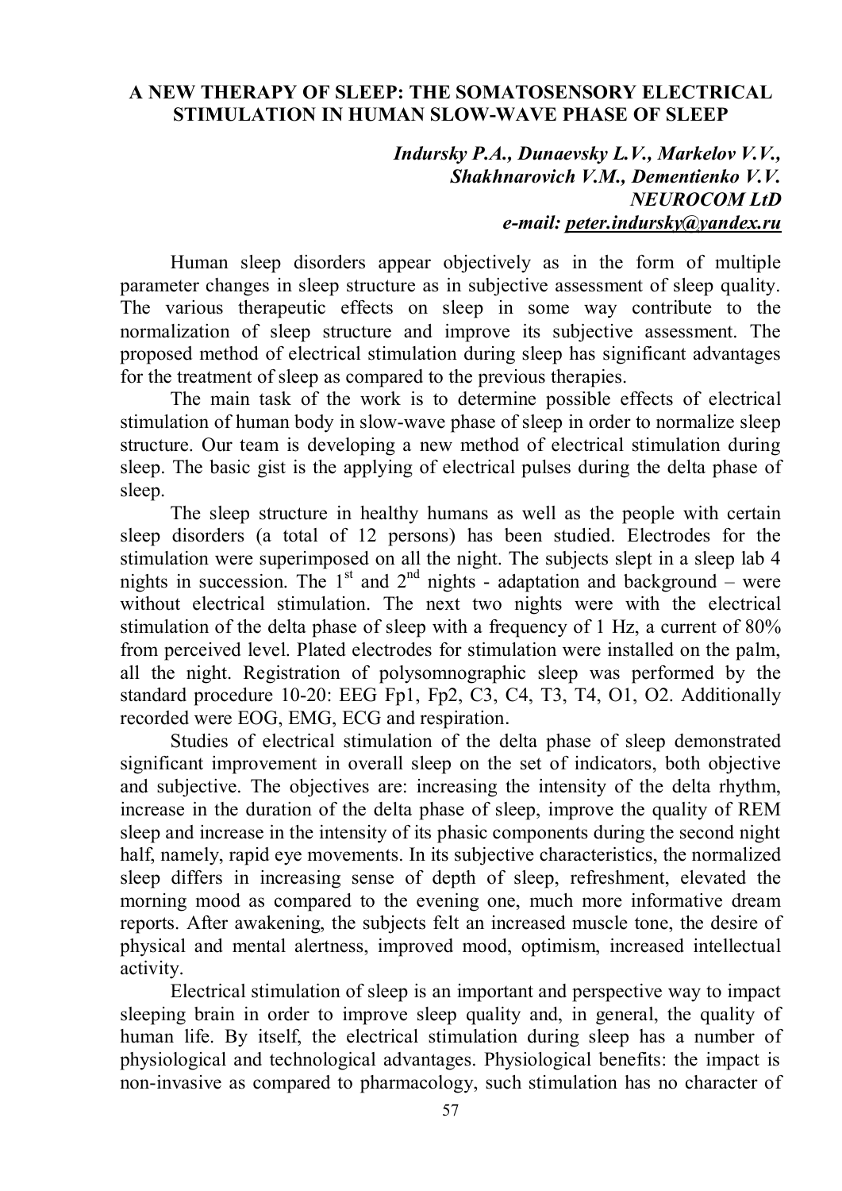# A NEW THERAPY OF SLEEP: THE SOMATOSENSORY ELECTRICAL STIMULATION IN HUMAN SLOW-WAVE PHASE OF SLEEP

***Indursky P.A., Dunaevsky L.V., Markelov V.V., Shakhnarovich V.M., Dementienko V.V.***
***NEUROCOM LtD***
***e-mail: peter.indursky@yandex.ru***

Human sleep disorders appear objectively as in the form of multiple parameter changes in sleep structure as in subjective assessment of sleep quality. The various therapeutic effects on sleep in some way contribute to the normalization of sleep structure and improve its subjective assessment. The proposed method of electrical stimulation during sleep has significant advantages for the treatment of sleep as compared to the previous therapies.

The main task of the work is to determine possible effects of electrical stimulation of human body in slow-wave phase of sleep in order to normalize sleep structure. Our team is developing a new method of electrical stimulation during sleep. The basic gist is the applying of electrical pulses during the delta phase of sleep.

The sleep structure in healthy humans as well as the people with certain sleep disorders (a total of 12 persons) has been studied. Electrodes for the stimulation were superimposed on all the night. The subjects slept in a sleep lab 4 nights in succession. The 1st and 2nd nights - adaptation and background – were without electrical stimulation. The next two nights were with the electrical stimulation of the delta phase of sleep with a frequency of 1 Hz, a current of 80% from perceived level. Plated electrodes for stimulation were installed on the palm, all the night. Registration of polysomnographic sleep was performed by the standard procedure 10-20: EEG Fp1, Fp2, C3, C4, T3, T4, O1, O2. Additionally recorded were EOG, EMG, ECG and respiration.

Studies of electrical stimulation of the delta phase of sleep demonstrated significant improvement in overall sleep on the set of indicators, both objective and subjective. The objectives are: increasing the intensity of the delta rhythm, increase in the duration of the delta phase of sleep, improve the quality of REM sleep and increase in the intensity of its phasic components during the second night half, namely, rapid eye movements. In its subjective characteristics, the normalized sleep differs in increasing sense of depth of sleep, refreshment, elevated the morning mood as compared to the evening one, much more informative dream reports. After awakening, the subjects felt an increased muscle tone, the desire of physical and mental alertness, improved mood, optimism, increased intellectual activity.

Electrical stimulation of sleep is an important and perspective way to impact sleeping brain in order to improve sleep quality and, in general, the quality of human life. By itself, the electrical stimulation during sleep has a number of physiological and technological advantages. Physiological benefits: the impact is non-invasive as compared to pharmacology, such stimulation has no character of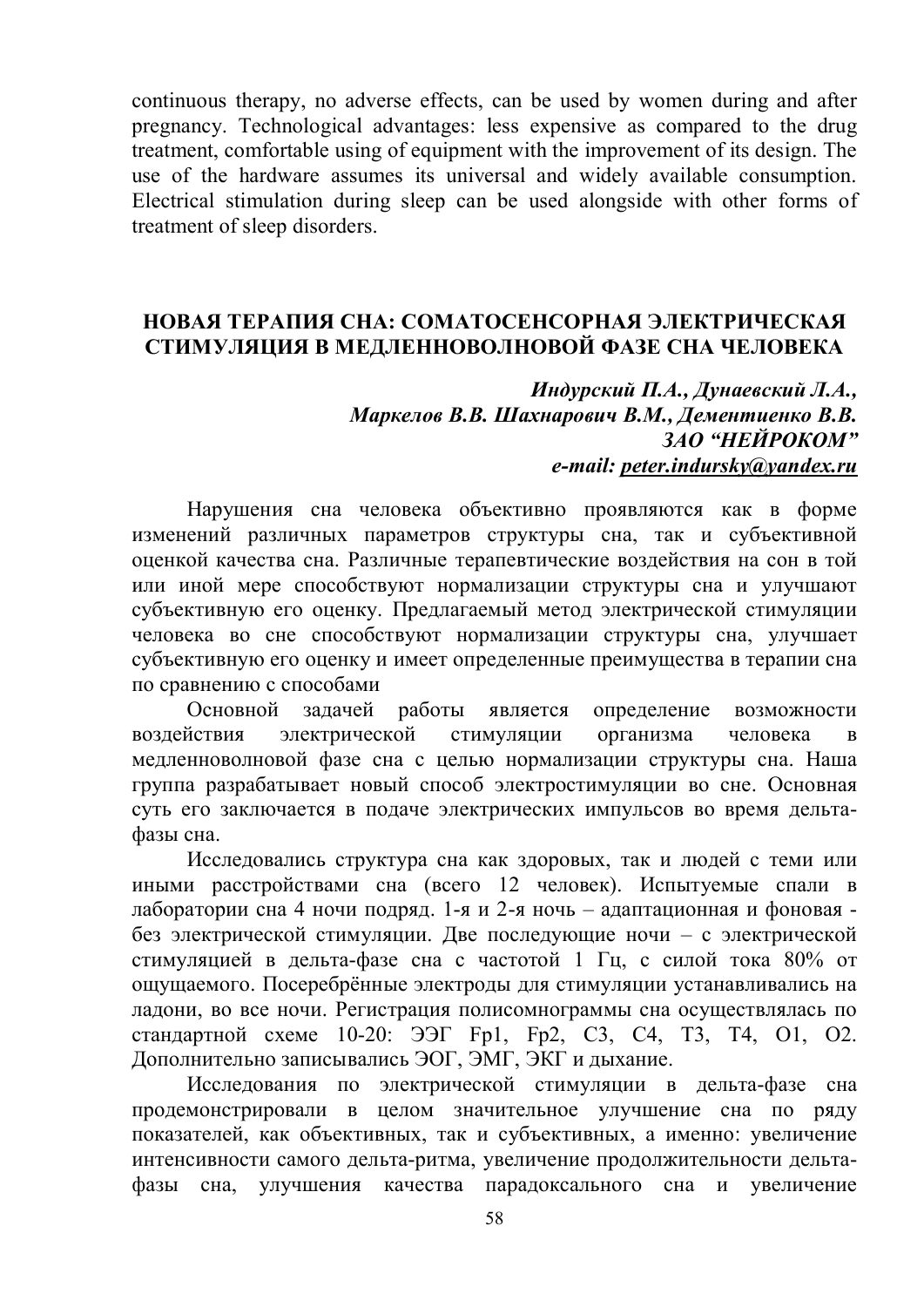continuous therapy, no adverse effects, can be used by women during and after pregnancy. Technological advantages: less expensive as compared to the drug treatment, comfortable using of equipment with the improvement of its design. The use of the hardware assumes its universal and widely available consumption. Electrical stimulation during sleep can be used alongside with other forms of treatment of sleep disorders.

## НОВАЯ ТЕРАПИЯ СНА: СОМАТОСЕНСОРНАЯ ЭЛЕКТРИЧЕСКАЯ СТИМУЛЯЦИЯ В МЕДЛЕННОВОЛНОВОЙ ФАЗЕ СНА ЧЕЛОВЕКА

***Индурский П.А., Дунаевский Л.А., Маркелов В.В. Шахнарович В.М., Дементиенко В.В.***
***ЗАО "НЕЙРОКОМ"***
***e-mail: peter.indursky@yandex.ru***

Нарушения сна человека объективно проявляются как в форме изменений различных параметров структуры сна, так и субъективной оценкой качества сна. Различные терапевтические воздействия на сон в той или иной мере способствуют нормализации структуры сна и улучшают субъективную его оценку. Предлагаемый метод электрической стимуляции человека во сне способствуют нормализации структуры сна, улучшает субъективную его оценку и имеет определенные преимущества в терапии сна по сравнению с способами

Основной задачей работы является определение возможности воздействия электрической стимуляции организма человека в медленноволновой фазе сна с целью нормализации структуры сна. Наша группа разрабатывает новый способ электростимуляции во сне. Основная суть его заключается в подаче электрических импульсов во время дельта-фазы сна.

Исследовались структура сна как здоровых, так и людей с теми или иными расстройствами сна (всего 12 человек). Испытуемые спали в лаборатории сна 4 ночи подряд. 1-я и 2-я ночь – адаптационная и фоновая - без электрической стимуляции. Две последующие ночи – с электрической стимуляцией в дельта-фазе сна с частотой 1 Гц, с силой тока 80% от ощущаемого. Посеребрённые электроды для стимуляции устанавливались на ладони, во все ночи. Регистрация полисомнограммы сна осуществлялась по стандартной схеме 10-20: ЭЭГ Fp1, Fp2, C3, C4, T3, T4, O1, O2. Дополнительно записывались ЭОГ, ЭМГ, ЭКГ и дыхание.

Исследования по электрической стимуляции в дельта-фазе сна продемонстрировали в целом значительное улучшение сна по ряду показателей, как объективных, так и субъективных, а именно: увеличение интенсивности самого дельта-ритма, увеличение продолжительности дельта-фазы сна, улучшения качества парадоксального сна и увеличение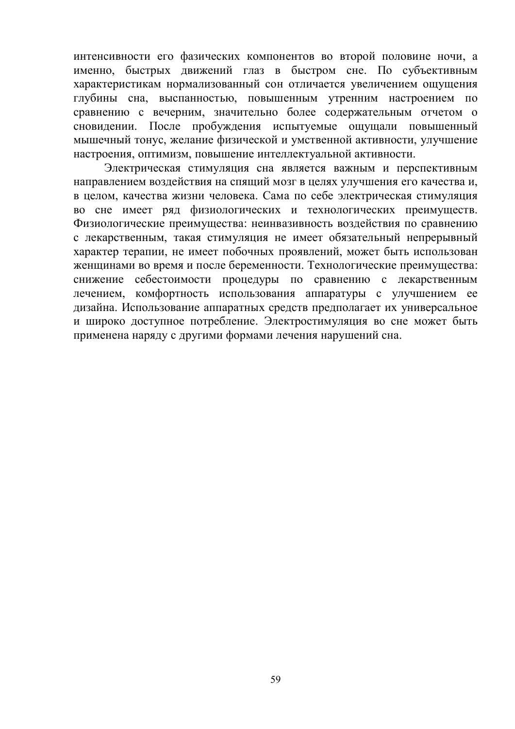интенсивности его фазических компонентов во второй половине ночи, а именно, быстрых движений глаз в быстром сне. По субъективным характеристикам нормализованный сон отличается увеличением ощущения глубины сна, выспанностью, повышенным утренним настроением по сравнению с вечерним, значительно более содержательным отчетом о сновидении. После пробуждения испытуемые ощущали повышенный мышечный тонус, желание физической и умственной активности, улучшение настроения, оптимизм, повышение интеллектуальной активности.

Электрическая стимуляция сна является важным и перспективным направлением воздействия на спящий мозг в целях улучшения его качества и, в целом, качества жизни человека. Сама по себе электрическая стимуляция во сне имеет ряд физиологических и технологических преимуществ. Физиологические преимущества: неинвазивность воздействия по сравнению с лекарственным, такая стимуляция не имеет обязательный непрерывный характер терапии, не имеет побочных проявлений, может быть использован женщинами во время и после беременности. Технологические преимущества: снижение себестоимости процедуры по сравнению с лекарственным лечением, комфортность использования аппаратуры с улучшением ее дизайна. Использование аппаратных средств предполагает их универсальное и широко доступное потребление. Электростимуляция во сне может быть применена наряду с другими формами лечения нарушений сна.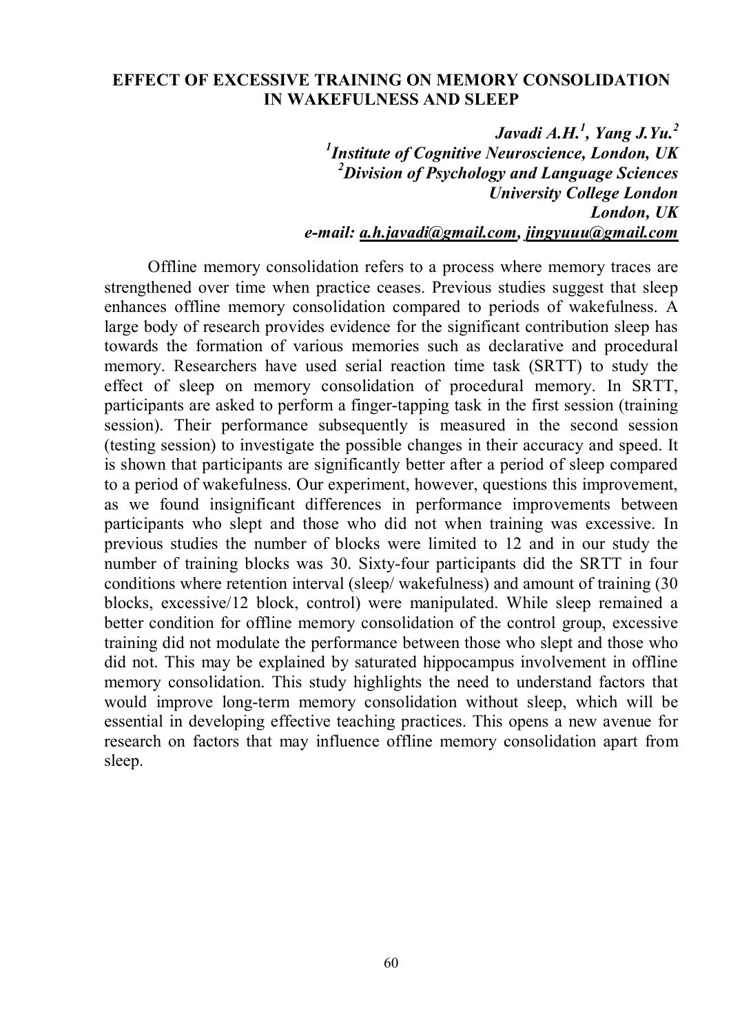# EFFECT OF EXCESSIVE TRAINING ON MEMORY CONSOLIDATION IN WAKEFULNESS AND SLEEP

***Javadi A.H.[1], Yang J.Yu.[2]***
***[1]Institute of Cognitive Neuroscience, London, UK***
***[2]Division of Psychology and Language Sciences***
***University College London***
***London, UK***
***e-mail: a.h.javadi@gmail.com, jingyuuu@gmail.com***

Offline memory consolidation refers to a process where memory traces are strengthened over time when practice ceases. Previous studies suggest that sleep enhances offline memory consolidation compared to periods of wakefulness. A large body of research provides evidence for the significant contribution sleep has towards the formation of various memories such as declarative and procedural memory. Researchers have used serial reaction time task (SRTT) to study the effect of sleep on memory consolidation of procedural memory. In SRTT, participants are asked to perform a finger-tapping task in the first session (training session). Their performance subsequently is measured in the second session (testing session) to investigate the possible changes in their accuracy and speed. It is shown that participants are significantly better after a period of sleep compared to a period of wakefulness. Our experiment, however, questions this improvement, as we found insignificant differences in performance improvements between participants who slept and those who did not when training was excessive. In previous studies the number of blocks were limited to 12 and in our study the number of training blocks was 30. Sixty-four participants did the SRTT in four conditions where retention interval (sleep/ wakefulness) and amount of training (30 blocks, excessive/12 block, control) were manipulated. While sleep remained a better condition for offline memory consolidation of the control group, excessive training did not modulate the performance between those who slept and those who did not. This may be explained by saturated hippocampus involvement in offline memory consolidation. This study highlights the need to understand factors that would improve long-term memory consolidation without sleep, which will be essential in developing effective teaching practices. This opens a new avenue for research on factors that may influence offline memory consolidation apart from sleep.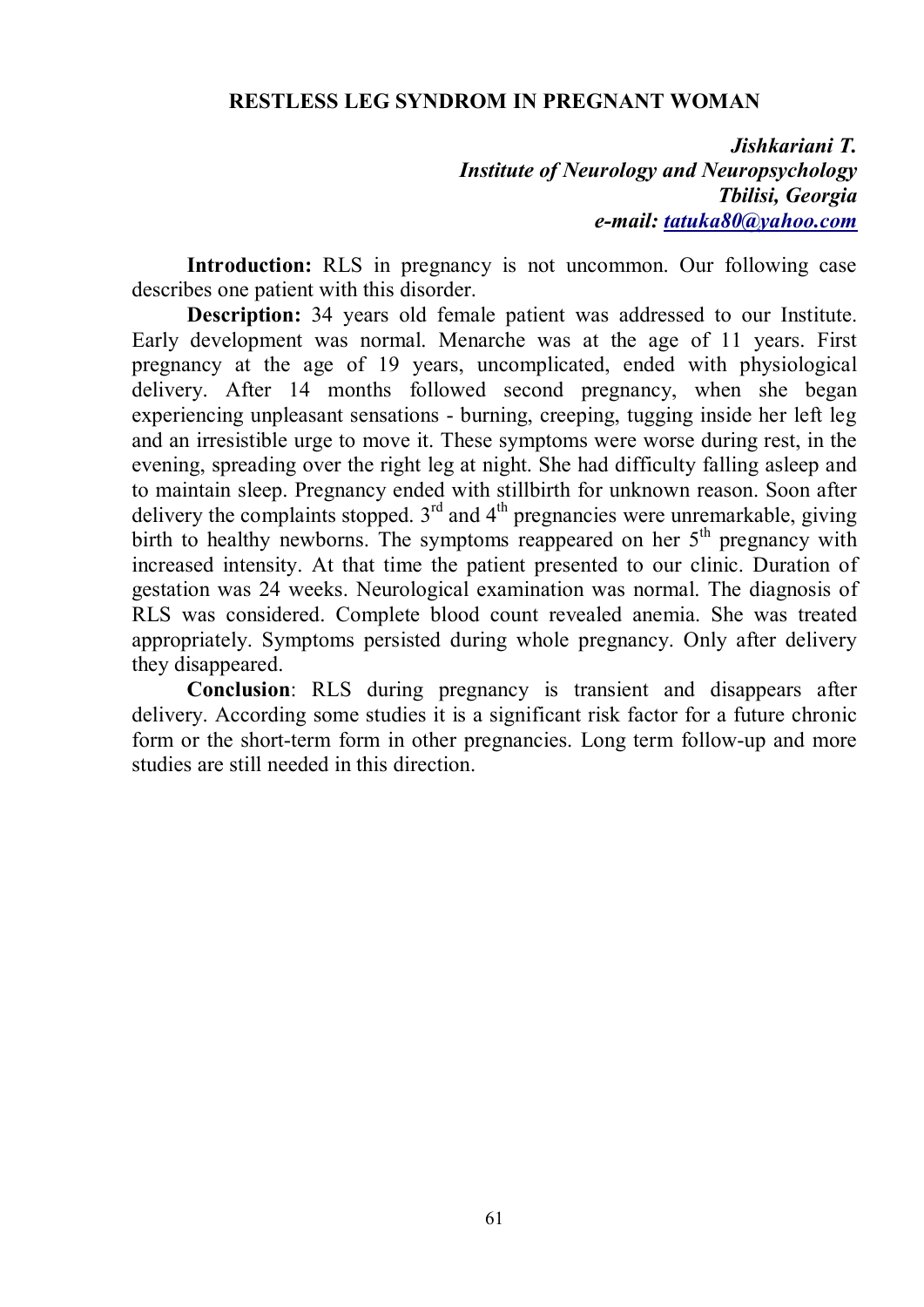## RESTLESS LEG SYNDROM IN PREGNANT WOMAN

***Jishkariani T.***
***Institute of Neurology and Neuropsychology***
***Tbilisi, Georgia***
***e-mail: tatuka80@yahoo.com***

**Introduction:** RLS in pregnancy is not uncommon. Our following case describes one patient with this disorder.

**Description:** 34 years old female patient was addressed to our Institute. Early development was normal. Menarche was at the age of 11 years. First pregnancy at the age of 19 years, uncomplicated, ended with physiological delivery. After 14 months followed second pregnancy, when she began experiencing unpleasant sensations - burning, creeping, tugging inside her left leg and an irresistible urge to move it. These symptoms were worse during rest, in the evening, spreading over the right leg at night. She had difficulty falling asleep and to maintain sleep. Pregnancy ended with stillbirth for unknown reason. Soon after delivery the complaints stopped. 3rd and 4th pregnancies were unremarkable, giving birth to healthy newborns. The symptoms reappeared on her 5th pregnancy with increased intensity. At that time the patient presented to our clinic. Duration of gestation was 24 weeks. Neurological examination was normal. The diagnosis of RLS was considered. Complete blood count revealed anemia. She was treated appropriately. Symptoms persisted during whole pregnancy. Only after delivery they disappeared.

**Conclusion**: RLS during pregnancy is transient and disappears after delivery. According some studies it is a significant risk factor for a future chronic form or the short-term form in other pregnancies. Long term follow-up and more studies are still needed in this direction.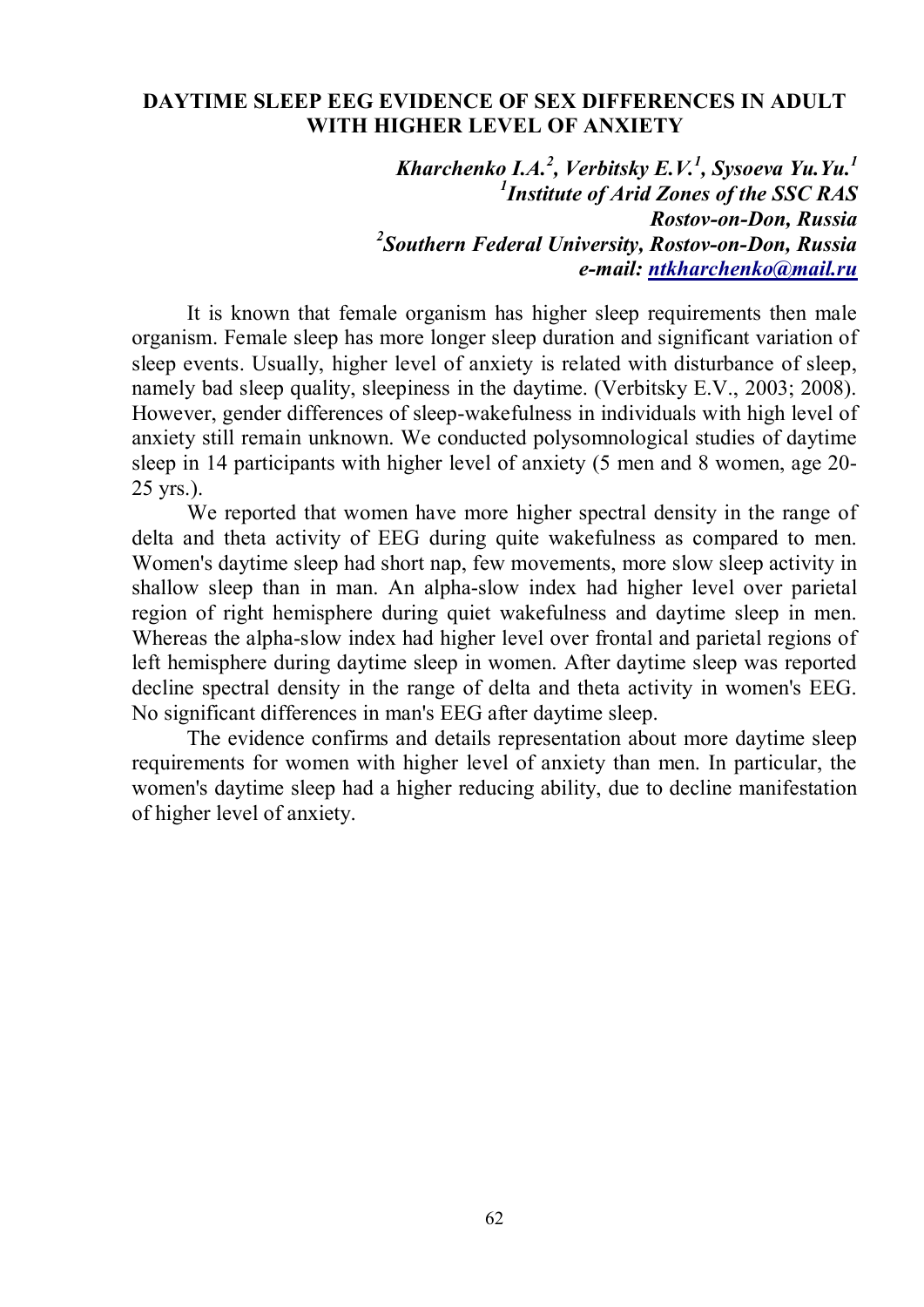# DAYTIME SLEEP EEG EVIDENCE OF SEX DIFFERENCES IN ADULT WITH HIGHER LEVEL OF ANXIETY

***Kharchenko I.A.[2], Verbitsky E.V.[1], Sysoeva Yu.Yu.[1]***
***[1]Institute of Arid Zones of the SSC RAS***
***Rostov-on-Don, Russia***
***[2]Southern Federal University, Rostov-on-Don, Russia***
***e-mail: ntkharchenko@mail.ru***

It is known that female organism has higher sleep requirements then male organism. Female sleep has more longer sleep duration and significant variation of sleep events. Usually, higher level of anxiety is related with disturbance of sleep, namely bad sleep quality, sleepiness in the daytime. (Verbitsky E.V., 2003; 2008). However, gender differences of sleep-wakefulness in individuals with high level of anxiety still remain unknown. We conducted polysomnological studies of daytime sleep in 14 participants with higher level of anxiety (5 men and 8 women, age 20-25 yrs.).

We reported that women have more higher spectral density in the range of delta and theta activity of EEG during quite wakefulness as compared to men. Women's daytime sleep had short nap, few movements, more slow sleep activity in shallow sleep than in man. An alpha-slow index had higher level over parietal region of right hemisphere during quiet wakefulness and daytime sleep in men. Whereas the alpha-slow index had higher level over frontal and parietal regions of left hemisphere during daytime sleep in women. After daytime sleep was reported decline spectral density in the range of delta and theta activity in women's EEG. No significant differences in man's EEG after daytime sleep.

The evidence confirms and details representation about more daytime sleep requirements for women with higher level of anxiety than men. In particular, the women's daytime sleep had a higher reducing ability, due to decline manifestation of higher level of anxiety.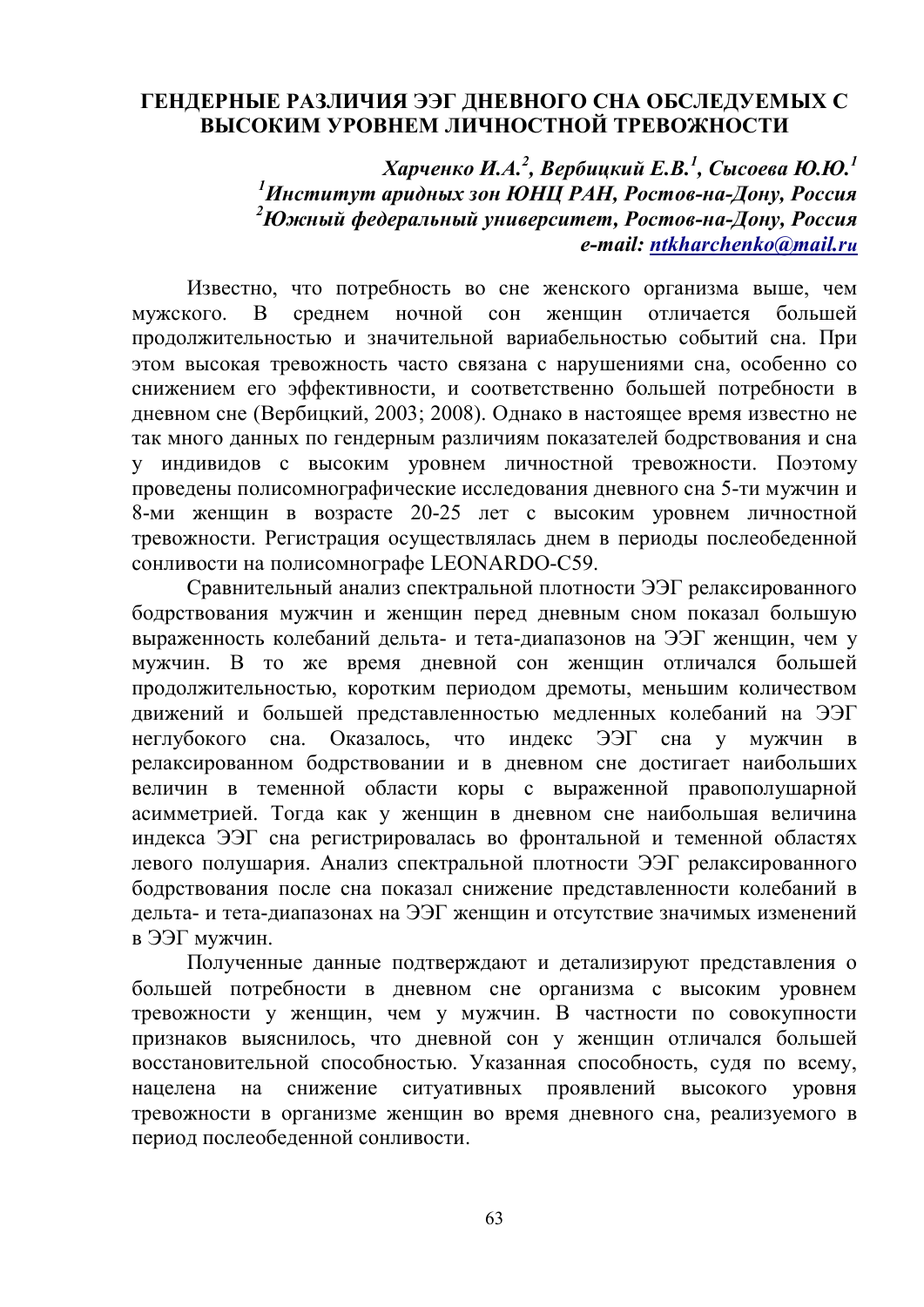# ГЕНДЕРНЫЕ РАЗЛИЧИЯ ЭЭГ ДНЕВНОГО СНА ОБСЛЕДУЕМЫХ С ВЫСОКИМ УРОВНЕМ ЛИЧНОСТНОЙ ТРЕВОЖНОСТИ

***Харченко И.А.[2], Вербицкий Е.В.[1], Сысоева Ю.Ю.[1]***
***[1]Институт аридных зон ЮНЦ РАН, Ростов-на-Дону, Россия***
***[2]Южный федеральный университет, Ростов-на-Дону, Россия***
***e-mail: ntkharchenko@mail.ru***

Известно, что потребность во сне женского организма выше, чем мужского. В среднем ночной сон женщин отличается большей продолжительностью и значительной вариабельностью событий сна. При этом высокая тревожность часто связана с нарушениями сна, особенно со снижением его эффективности, и соответственно большей потребности в дневном сне (Вербицкий, 2003; 2008). Однако в настоящее время известно не так много данных по гендерным различиям показателей бодрствования и сна у индивидов с высоким уровнем личностной тревожности. Поэтому проведены полисомнографические исследования дневного сна 5-ти мужчин и 8-ми женщин в возрасте 20-25 лет с высоким уровнем личностной тревожности. Регистрация осуществлялась днем в периоды послеобеденной сонливости на полисомнографе LEONARDO-C59.

Сравнительный анализ спектральной плотности ЭЭГ релаксированного бодрствования мужчин и женщин перед дневным сном показал большую выраженность колебаний дельта- и тета-диапазонов на ЭЭГ женщин, чем у мужчин. В то же время дневной сон женщин отличался большей продолжительностью, коротким периодом дремоты, меньшим количеством движений и большей представленностью медленных колебаний на ЭЭГ неглубокого сна. Оказалось, что индекс ЭЭГ сна у мужчин в релаксированном бодрствовании и в дневном сне достигает наибольших величин в теменной области коры с выраженной правополушарной асимметрией. Тогда как у женщин в дневном сне наибольшая величина индекса ЭЭГ сна регистрировалась во фронтальной и теменной областях левого полушария. Анализ спектральной плотности ЭЭГ релаксированного бодрствования после сна показал снижение представленности колебаний в дельта- и тета-диапазонах на ЭЭГ женщин и отсутствие значимых изменений в ЭЭГ мужчин.

Полученные данные подтверждают и детализируют представления о большей потребности в дневном сне организма с высоким уровнем тревожности у женщин, чем у мужчин. В частности по совокупности признаков выяснилось, что дневной сон у женщин отличался большей восстановительной способностью. Указанная способность, судя по всему, нацелена на снижение ситуативных проявлений высокого уровня тревожности в организме женщин во время дневного сна, реализуемого в период послеобеденной сонливости.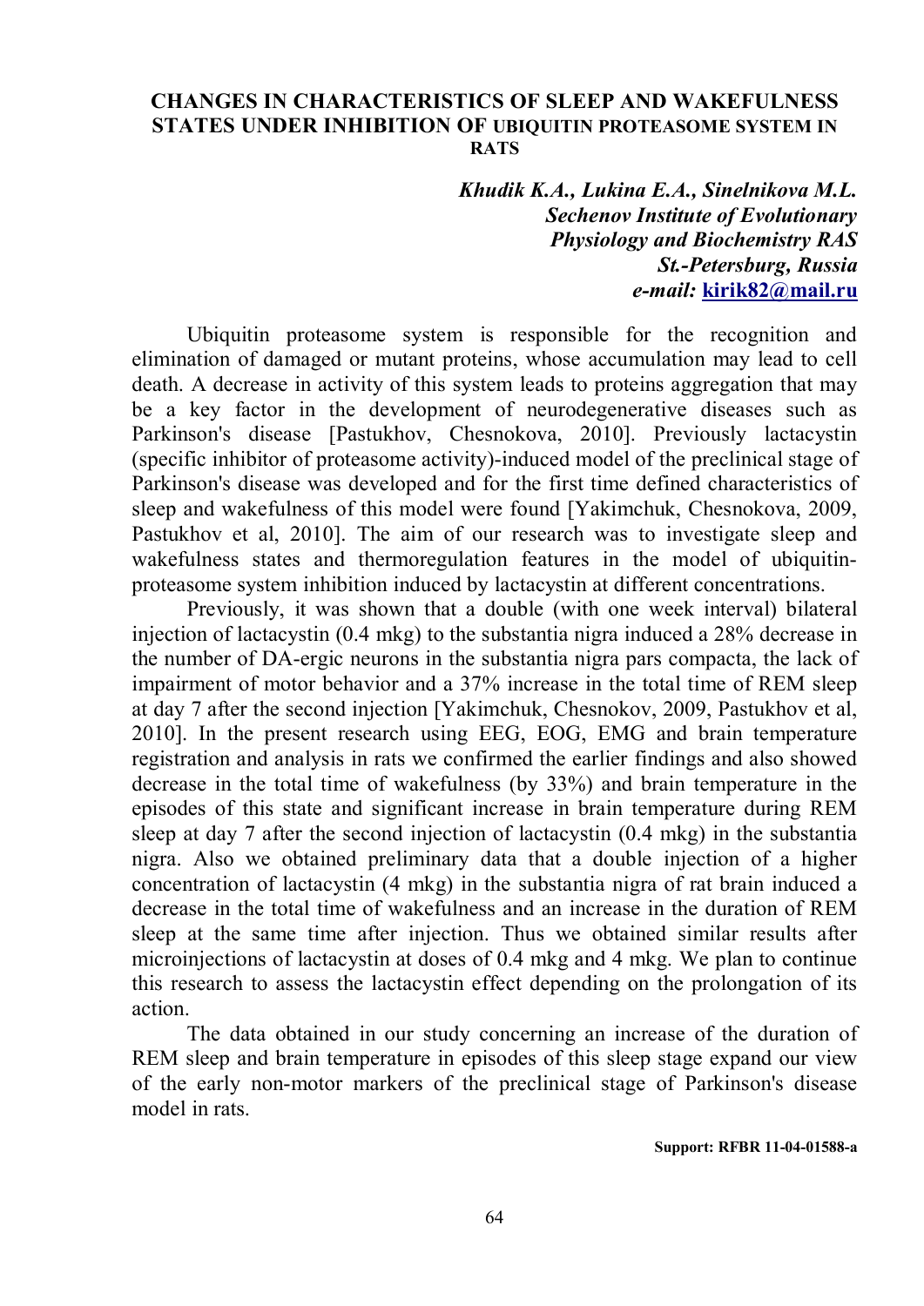# CHANGES IN CHARACTERISTICS OF SLEEP AND WAKEFULNESS STATES UNDER INHIBITION OF UBIQUITIN PROTEASOME SYSTEM IN RATS

***Khudik K.A., Lukina E.A., Sinelnikova M.L.***
***Sechenov Institute of Evolutionary Physiology and Biochemistry RAS***
***St.-Petersburg, Russia***
***e-mail:* kirik82@mail.ru**

Ubiquitin proteasome system is responsible for the recognition and elimination of damaged or mutant proteins, whose accumulation may lead to cell death. A decrease in activity of this system leads to proteins aggregation that may be a key factor in the development of neurodegenerative diseases such as Parkinson's disease [Pastukhov, Chesnokova, 2010]. Previously lactacystin (specific inhibitor of proteasome activity)-induced model of the preclinical stage of Parkinson's disease was developed and for the first time defined characteristics of sleep and wakefulness of this model were found [Yakimchuk, Chesnokova, 2009, Pastukhov et al, 2010]. The aim of our research was to investigate sleep and wakefulness states and thermoregulation features in the model of ubiquitin-proteasome system inhibition induced by lactacystin at different concentrations.

Previously, it was shown that a double (with one week interval) bilateral injection of lactacystin (0.4 mkg) to the substantia nigra induced a 28% decrease in the number of DA-ergic neurons in the substantia nigra pars compacta, the lack of impairment of motor behavior and a 37% increase in the total time of REM sleep at day 7 after the second injection [Yakimchuk, Chesnokov, 2009, Pastukhov et al, 2010]. In the present research using EEG, EOG, EMG and brain temperature registration and analysis in rats we confirmed the earlier findings and also showed decrease in the total time of wakefulness (by 33%) and brain temperature in the episodes of this state and significant increase in brain temperature during REM sleep at day 7 after the second injection of lactacystin (0.4 mkg) in the substantia nigra. Also we obtained preliminary data that a double injection of a higher concentration of lactacystin (4 mkg) in the substantia nigra of rat brain induced a decrease in the total time of wakefulness and an increase in the duration of REM sleep at the same time after injection. Thus we obtained similar results after microinjections of lactacystin at doses of 0.4 mkg and 4 mkg. We plan to continue this research to assess the lactacystin effect depending on the prolongation of its action.

The data obtained in our study concerning an increase of the duration of REM sleep and brain temperature in episodes of this sleep stage expand our view of the early non-motor markers of the preclinical stage of Parkinson's disease model in rats.

**Support: RFBR 11-04-01588-a**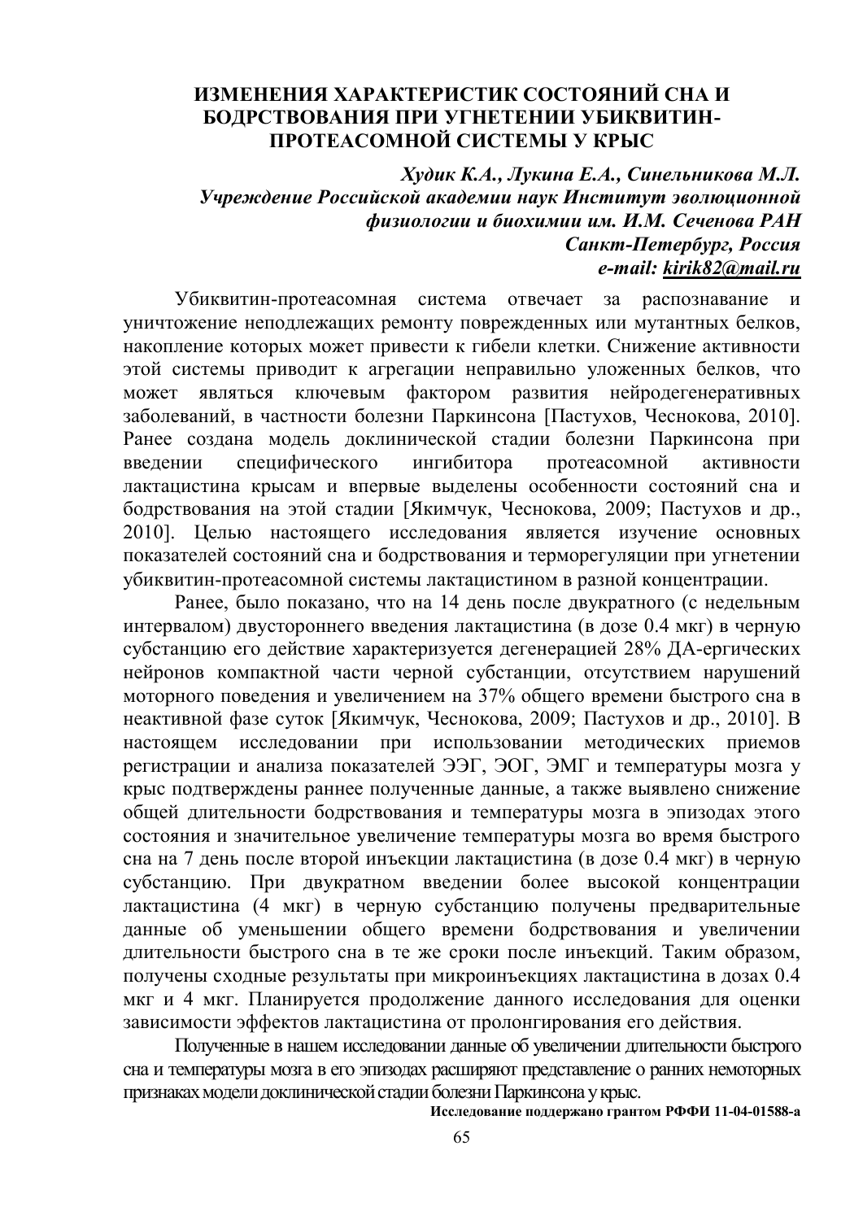# ИЗМЕНЕНИЯ ХАРАКТЕРИСТИК СОСТОЯНИЙ СНА И БОДРСТВОВАНИЯ ПРИ УГНЕТЕНИИ УБИКВИТИН-ПРОТЕАСОМНОЙ СИСТЕМЫ У КРЫС

***Худик К.А., Лукина Е.А., Синельникова М.Л.***
***Учреждение Российской академии наук Институт эволюционной физиологии и биохимии им. И.М. Сеченова РАН***
***Санкт-Петербург, Россия***
***e-mail: kirik82@mail.ru***

Убиквитин-протеасомная система отвечает за распознавание и уничтожение неподлежащих ремонту поврежденных или мутантных белков, накопление которых может привести к гибели клетки. Снижение активности этой системы приводит к агрегации неправильно уложенных белков, что может являться ключевым фактором развития нейродегенеративных заболеваний, в частности болезни Паркинсона [Пастухов, Чеснокова, 2010]. Ранее создана модель доклинической стадии болезни Паркинсона при введении специфического ингибитора протеасомной активности лактацистина крысам и впервые выделены особенности состояний сна и бодрствования на этой стадии [Якимчук, Чеснокова, 2009; Пастухов и др., 2010]. Целью настоящего исследования является изучение основных показателей состояний сна и бодрствования и терморегуляции при угнетении убиквитин-протеасомной системы лактацистином в разной концентрации.

Ранее, было показано, что на 14 день после двукратного (с недельным интервалом) двустороннего введения лактацистина (в дозе 0.4 мкг) в черную субстанцию его действие характеризуется дегенерацией 28% ДА-ергических нейронов компактной части черной субстанции, отсутствием нарушений моторного поведения и увеличением на 37% общего времени быстрого сна в неактивной фазе суток [Якимчук, Чеснокова, 2009; Пастухов и др., 2010]. В настоящем исследовании при использовании методических приемов регистрации и анализа показателей ЭЭГ, ЭОГ, ЭМГ и температуры мозга у крыс подтверждены раннее полученные данные, а также выявлено снижение общей длительности бодрствования и температуры мозга в эпизодах этого состояния и значительное увеличение температуры мозга во время быстрого сна на 7 день после второй инъекции лактацистина (в дозе 0.4 мкг) в черную субстанцию. При двукратном введении более высокой концентрации лактацистина (4 мкг) в черную субстанцию получены предварительные данные об уменьшении общего времени бодрствования и увеличении длительности быстрого сна в те же сроки после инъекций. Таким образом, получены сходные результаты при микроинъекциях лактацистина в дозах 0.4 мкг и 4 мкг. Планируется продолжение данного исследования для оценки зависимости эффектов лактацистина от пролонгирования его действия.

Полученные в нашем исследовании данные об увеличении длительности быстрого сна и температуры мозга в его эпизодах расширяют представление о ранних немоторных признаках модели доклинической стадии болезни Паркинсона у крыс.

**Исследование поддержано грантом РФФИ 11-04-01588-а**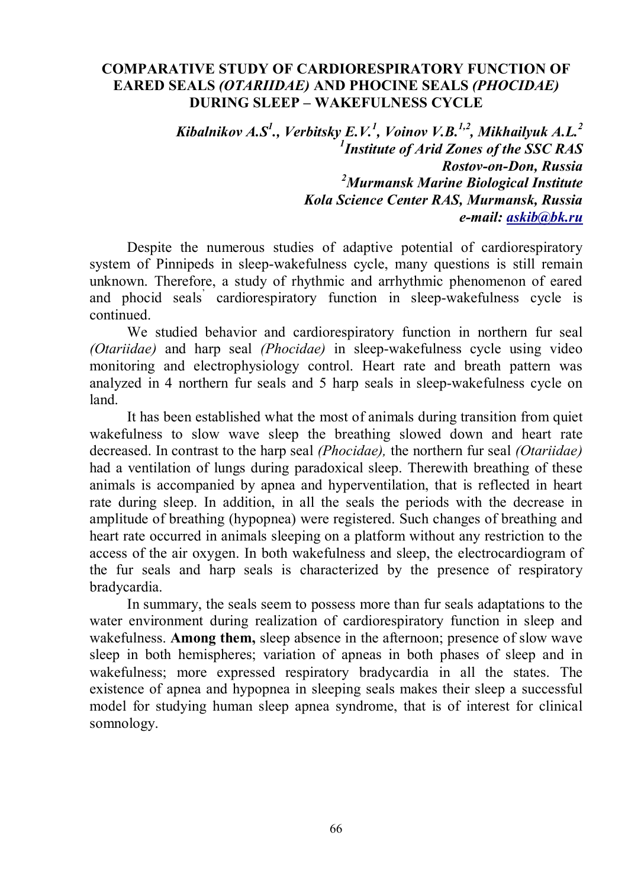# COMPARATIVE STUDY OF CARDIORESPIRATORY FUNCTION OF EARED SEALS *(OTARIIDAE)* AND PHOCINE SEALS *(PHOCIDAE)* DURING SLEEP – WAKEFULNESS CYCLE

***Kibalnikov A.S*[1]*., Verbitsky E.V.*[1]*, Voinov V.B.*[1,2]*, Mikhailyuk A.L.*[2]**
***[1]Institute of Arid Zones of the SSC RAS***
***Rostov-on-Don, Russia***
***[2]Murmansk Marine Biological Institute***
***Kola Science Center RAS, Murmansk, Russia***
***e-mail: askib@bk.ru***

Despite the numerous studies of adaptive potential of cardiorespiratory system of Pinnipeds in sleep-wakefulness cycle, many questions is still remain unknown. Therefore, a study of rhythmic and arrhythmic phenomenon of eared and phocid seals' cardiorespiratory function in sleep-wakefulness cycle is continued.

We studied behavior and cardiorespiratory function in northern fur seal *(Otariidae)* and harp seal *(Phocidae)* in sleep-wakefulness cycle using video monitoring and electrophysiology control. Heart rate and breath pattern was analyzed in 4 northern fur seals and 5 harp seals in sleep-wakefulness cycle on land.

It has been established what the most of animals during transition from quiet wakefulness to slow wave sleep the breathing slowed down and heart rate decreased. In contrast to the harp seal *(Phocidae),* the northern fur seal *(Otariidae)* had a ventilation of lungs during paradoxical sleep. Therewith breathing of these animals is accompanied by apnea and hyperventilation, that is reflected in heart rate during sleep. In addition, in all the seals the periods with the decrease in amplitude of breathing (hypopnea) were registered. Such changes of breathing and heart rate occurred in animals sleeping on a platform without any restriction to the access of the air oxygen. In both wakefulness and sleep, the electrocardiogram of the fur seals and harp seals is characterized by the presence of respiratory bradycardia.

In summary, the seals seem to possess more than fur seals adaptations to the water environment during realization of cardiorespiratory function in sleep and wakefulness. **Among them,** sleep absence in the afternoon; presence of slow wave sleep in both hemispheres; variation of apneas in both phases of sleep and in wakefulness; more expressed respiratory bradycardia in all the states. The existence of apnea and hypopnea in sleeping seals makes their sleep a successful model for studying human sleep apnea syndrome, that is of interest for clinical somnology.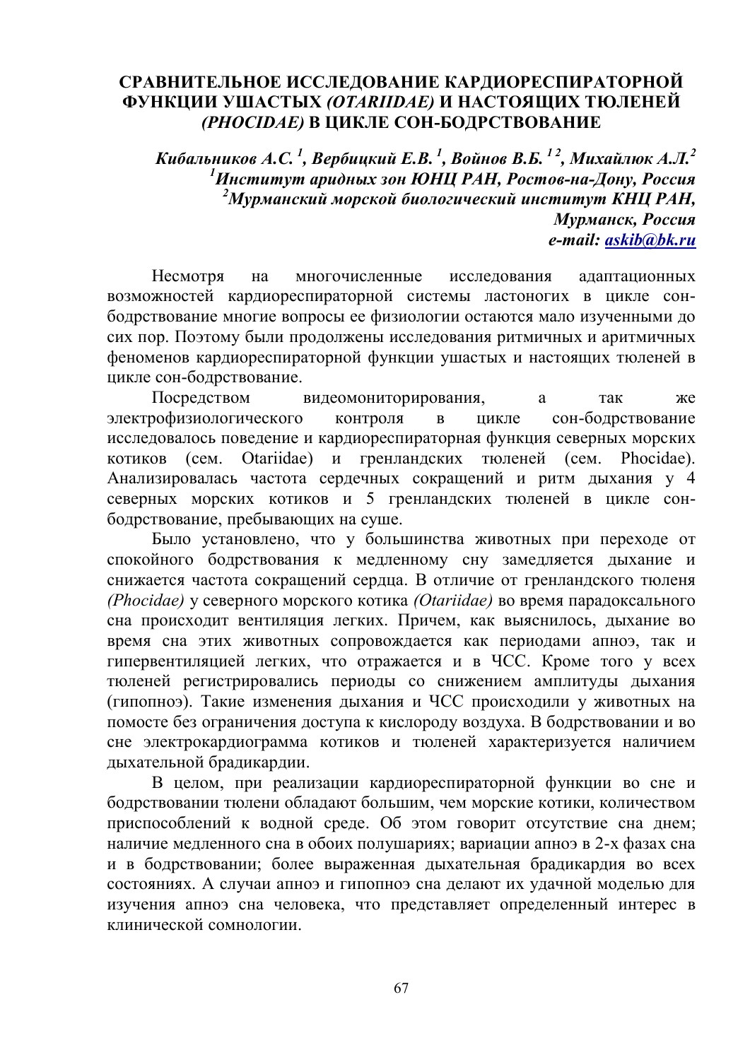# СРАВНИТЕЛЬНОЕ ИССЛЕДОВАНИЕ КАРДИОРЕСПИРАТОРНОЙ ФУНКЦИИ УШАСТЫХ *(OTARIIDAE)* И НАСТОЯЩИХ ТЮЛЕНЕЙ *(PHOCIDAE)* В ЦИКЛЕ СОН-БОДРСТВОВАНИЕ

***Кибальников А.С.*** [1]***, Вербицкий Е.В.*** [1]***, Войнов В.Б.*** [1,2]***, Михайлюк А.Л.*** [2]

[1]***Институт аридных зон ЮНЦ РАН, Ростов-на-Дону, Россия***

[2]***Мурманский морской биологический институт КНЦ РАН, Мурманск, Россия***

***e-mail: askib@bk.ru***

Несмотря на многочисленные исследования адаптационных возможностей кардиореспираторной системы ластоногих в цикле сон-бодрствование многие вопросы ее физиологии остаются мало изученными до сих пор. Поэтому были продолжены исследования ритмичных и аритмичных феноменов кардиореспираторной функции ушастых и настоящих тюленей в цикле сон-бодрствование.

Посредством видеомониторирования, а так же электрофизиологического контроля в цикле сон-бодрствование исследовалось поведение и кардиореспираторная функция северных морских котиков (сем. Otariidae) и гренландских тюленей (сем. Phocidae). Анализировалась частота сердечных сокращений и ритм дыхания у 4 северных морских котиков и 5 гренландских тюленей в цикле сон-бодрствование, пребывающих на суше.

Было установлено, что у большинства животных при переходе от спокойного бодрствования к медленному сну замедляется дыхание и снижается частота сокращений сердца. В отличие от гренландского тюленя *(Phocidae)* у северного морского котика *(Otariidae)* во время парадоксального сна происходит вентиляция легких. Причем, как выяснилось, дыхание во время сна этих животных сопровождается как периодами апноэ, так и гипервентиляцией легких, что отражается и в ЧСС. Кроме того у всех тюленей регистрировались периоды со снижением амплитуды дыхания (гипопноэ). Такие изменения дыхания и ЧСС происходили у животных на помосте без ограничения доступа к кислороду воздуха. В бодрствовании и во сне электрокардиограмма котиков и тюленей характеризуется наличием дыхательной брадикардии.

В целом, при реализации кардиореспираторной функции во сне и бодрствовании тюлени обладают большим, чем морские котики, количеством приспособлений к водной среде. Об этом говорит отсутствие сна днем; наличие медленного сна в обоих полушариях; вариации апноэ в 2-х фазах сна и в бодрствовании; более выраженная дыхательная брадикардия во всех состояниях. А случаи апноэ и гипопноэ сна делают их удачной моделью для изучения апноэ сна человека, что представляет определенный интерес в клинической сомнологии.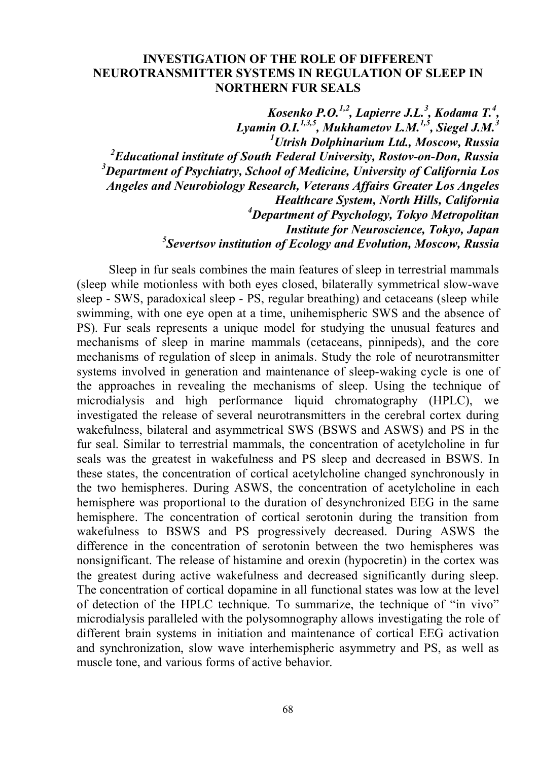# INVESTIGATION OF THE ROLE OF DIFFERENT NEUROTRANSMITTER SYSTEMS IN REGULATION OF SLEEP IN NORTHERN FUR SEALS

***Kosenko P.O.[1,2], Lapierre J.L.[3], Kodama T.[4], Lyamin O.I.[1,3,5], Mukhametov L.M.[1,5], Siegel J.M.[3]***

***[1]Utrish Dolphinarium Ltd., Moscow, Russia***

***[2]Educational institute of South Federal University, Rostov-on-Don, Russia***

***[3]Department of Psychiatry, School of Medicine, University of California Los Angeles and Neurobiology Research, Veterans Affairs Greater Los Angeles Healthcare System, North Hills, California***

***[4]Department of Psychology, Tokyo Metropolitan Institute for Neuroscience, Tokyo, Japan***

***[5]Severtsov institution of Ecology and Evolution, Moscow, Russia***

Sleep in fur seals combines the main features of sleep in terrestrial mammals (sleep while motionless with both eyes closed, bilaterally symmetrical slow-wave sleep - SWS, paradoxical sleep - PS, regular breathing) and cetaceans (sleep while swimming, with one eye open at a time, unihemispheric SWS and the absence of PS). Fur seals represents a unique model for studying the unusual features and mechanisms of sleep in marine mammals (cetaceans, pinnipeds), and the core mechanisms of regulation of sleep in animals. Study the role of neurotransmitter systems involved in generation and maintenance of sleep-waking cycle is one of the approaches in revealing the mechanisms of sleep. Using the technique of microdialysis and high performance liquid chromatography (HPLC), we investigated the release of several neurotransmitters in the cerebral cortex during wakefulness, bilateral and asymmetrical SWS (BSWS and ASWS) and PS in the fur seal. Similar to terrestrial mammals, the concentration of acetylcholine in fur seals was the greatest in wakefulness and PS sleep and decreased in BSWS. In these states, the concentration of cortical acetylcholine changed synchronously in the two hemispheres. During ASWS, the concentration of acetylcholine in each hemisphere was proportional to the duration of desynchronized EEG in the same hemisphere. The concentration of cortical serotonin during the transition from wakefulness to BSWS and PS progressively decreased. During ASWS the difference in the concentration of serotonin between the two hemispheres was nonsignificant. The release of histamine and orexin (hypocretin) in the cortex was the greatest during active wakefulness and decreased significantly during sleep. The concentration of cortical dopamine in all functional states was low at the level of detection of the HPLC technique. To summarize, the technique of "in vivo" microdialysis paralleled with the polysomnography allows investigating the role of different brain systems in initiation and maintenance of cortical EEG activation and synchronization, slow wave interhemispheric asymmetry and PS, as well as muscle tone, and various forms of active behavior.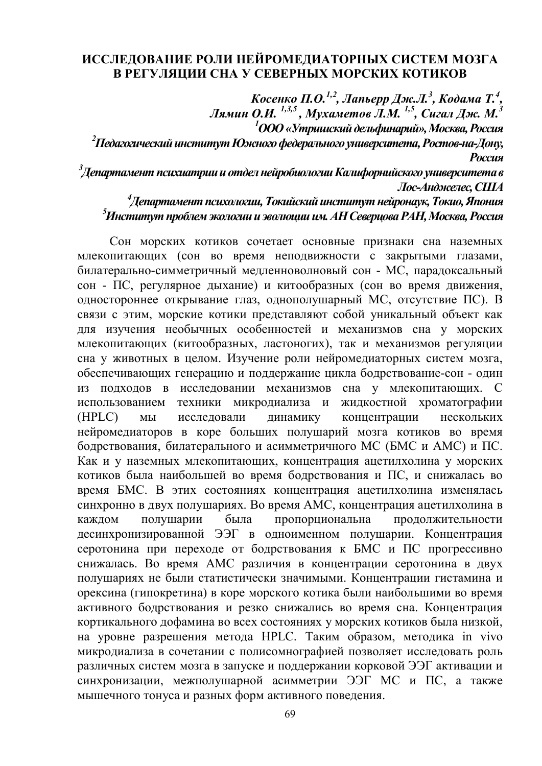# ИССЛЕДОВАНИЕ РОЛИ НЕЙРОМЕДИАТОРНЫХ СИСТЕМ МОЗГА В РЕГУЛЯЦИИ СНА У СЕВЕРНЫХ МОРСКИХ КОТИКОВ

***Косенко П.О.[1,2], Лапьерр Дж.Л.[3], Кодама Т.[4], Лямин О.И. [1,3,5], Мухаметов Л.М. [1,5], Сигал Дж. М.[3]***

***[1]ООО «Утришский дельфинарий», Москва, Россия***

***[2]Педагогический институт Южного федерального университета, Ростов-на-Дону, Россия***

***[3]Департамент психиатрии и отдел нейробиологии Калифорнийского университета в Лос-Анджелес, США***

***[4]Департамент психологии, Токийский институт нейронаук, Токио, Япония***

***[5]Институт проблем экологии и эволюции им. АН Северцова РАН, Москва, Россия***

Сон морских котиков сочетает основные признаки сна наземных млекопитающих (сон во время неподвижности с закрытыми глазами, билатерально-симметричный медленноволновый сон - МС, парадоксальный сон - ПС, регулярное дыхание) и китообразных (сон во время движения, одностороннее открывание глаз, однополушарный МС, отсутствие ПС). В связи с этим, морские котики представляют собой уникальный объект как для изучения необычных особенностей и механизмов сна у морских млекопитающих (китообразных, ластоногих), так и механизмов регуляции сна у животных в целом. Изучение роли нейромедиаторных систем мозга, обеспечивающих генерацию и поддержание цикла бодрствование-сон - один из подходов в исследовании механизмов сна у млекопитающих. С использованием техники микродиализа и жидкостной хроматографии (HPLC) мы исследовали динамику концентрации нескольких нейромедиаторов в коре больших полушарий мозга котиков во время бодрствования, билатерального и асимметричного МС (БМС и АМС) и ПС. Как и у наземных млекопитающих, концентрация ацетилхолина у морских котиков была наибольшей во время бодрствования и ПС, и снижалась во время БМС. В этих состояниях концентрация ацетилхолина изменялась синхронно в двух полушариях. Во время АМС, концентрация ацетилхолина в каждом полушарии была пропорциональна продолжительности десинхронизированной ЭЭГ в одноименном полушарии. Концентрация серотонина при переходе от бодрствования к БМС и ПС прогрессивно снижалась. Во время АМС различия в концентрации серотонина в двух полушариях не были статистически значимыми. Концентрации гистамина и орексина (гипокретина) в коре морского котика были наибольшими во время активного бодрствования и резко снижались во время сна. Концентрация кортикального дофамина во всех состояниях у морских котиков была низкой, на уровне разрешения метода HPLC. Таким образом, методика in vivo микродиализа в сочетании с полисомнографией позволяет исследовать роль различных систем мозга в запуске и поддержании корковой ЭЭГ активации и синхронизации, межполушарной асимметрии ЭЭГ МС и ПС, а также мышечного тонуса и разных форм активного поведения.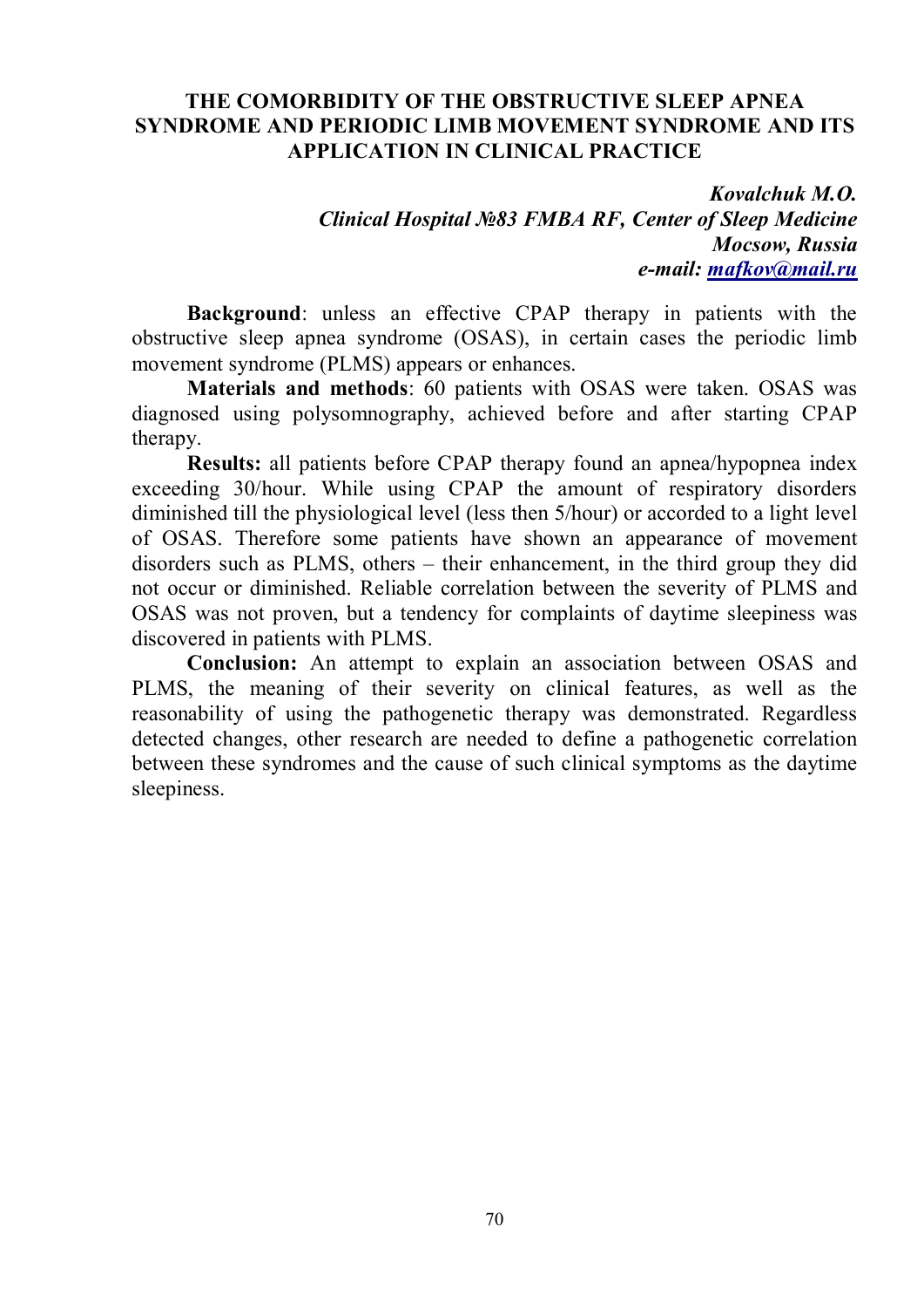# THE COMORBIDITY OF THE OBSTRUCTIVE SLEEP APNEA SYNDROME AND PERIODIC LIMB MOVEMENT SYNDROME AND ITS APPLICATION IN CLINICAL PRACTICE

***Kovalchuk M.O.***
***Clinical Hospital №83 FMBA RF, Center of Sleep Medicine***
***Mocsow, Russia***
***e-mail: mafkov@mail.ru***

**Background**: unless an effective CPAP therapy in patients with the obstructive sleep apnea syndrome (OSAS), in certain cases the periodic limb movement syndrome (PLMS) appears or enhances.

**Materials and methods**: 60 patients with OSAS were taken. OSAS was diagnosed using polysomnography, achieved before and after starting CPAP therapy.

**Results:** all patients before CPAP therapy found an apnea/hypopnea index exceeding 30/hour. While using CPAP the amount of respiratory disorders diminished till the physiological level (less then 5/hour) or accorded to a light level of OSAS. Therefore some patients have shown an appearance of movement disorders such as PLMS, others – their enhancement, in the third group they did not occur or diminished. Reliable correlation between the severity of PLMS and OSAS was not proven, but a tendency for complaints of daytime sleepiness was discovered in patients with PLMS.

**Conclusion:** An attempt to explain an association between OSAS and PLMS, the meaning of their severity on clinical features, as well as the reasonability of using the pathogenetic therapy was demonstrated. Regardless detected changes, other research are needed to define a pathogenetic correlation between these syndromes and the cause of such clinical symptoms as the daytime sleepiness.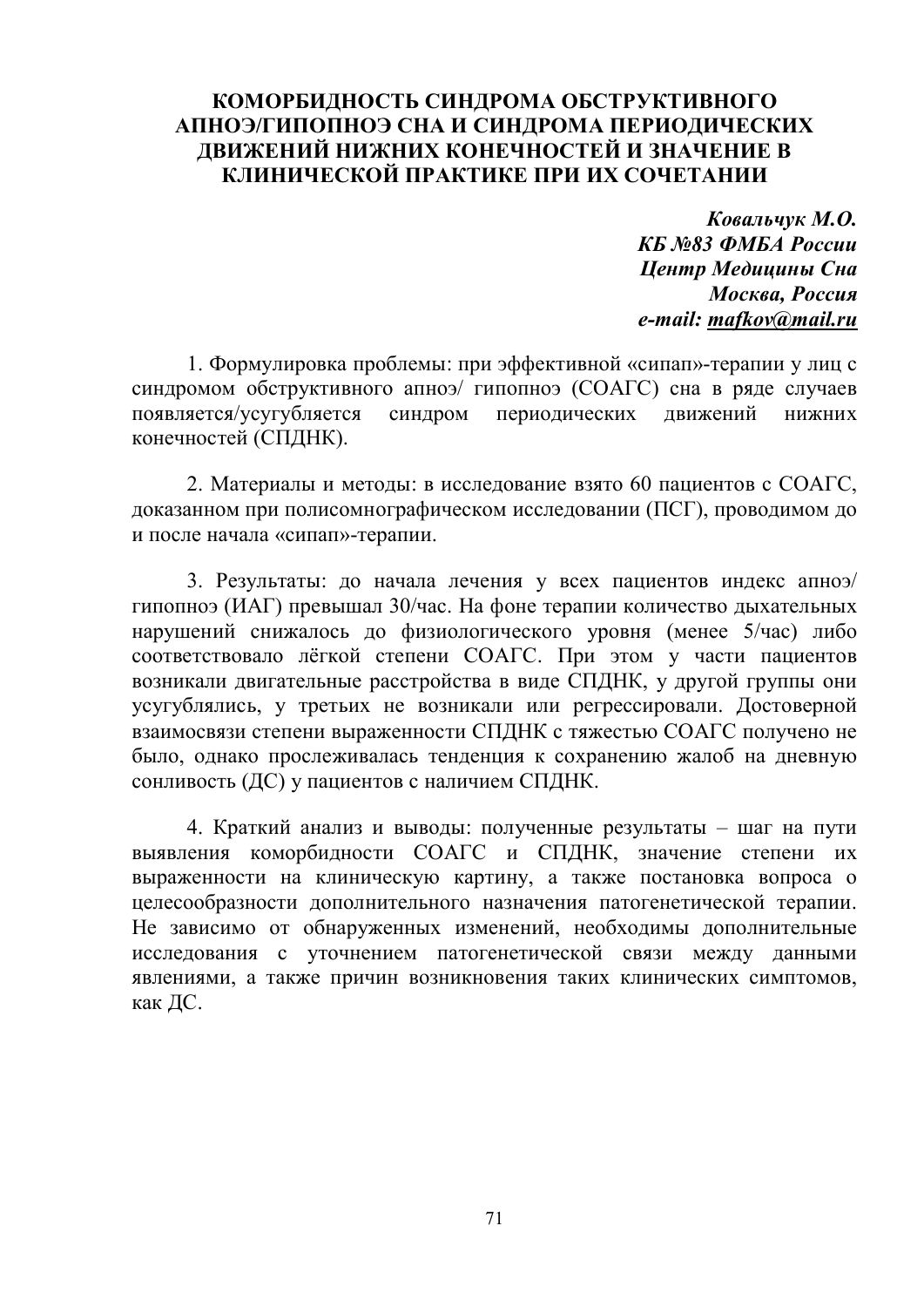# КОМОРБИДНОСТЬ СИНДРОМА ОБСТРУКТИВНОГО АПНОЭ/ГИПОПНОЭ СНА И СИНДРОМА ПЕРИОДИЧЕСКИХ ДВИЖЕНИЙ НИЖНИХ КОНЕЧНОСТЕЙ И ЗНАЧЕНИЕ В КЛИНИЧЕСКОЙ ПРАКТИКЕ ПРИ ИХ СОЧЕТАНИИ

***Ковальчук М.О.***  
***КБ №83 ФМБА России***  
***Центр Медицины Сна***  
***Москва, Россия***  
***e-mail: mafkov@mail.ru***

1. Формулировка проблемы: при эффективной «сипап»-терапии у лиц с синдромом обструктивного апноэ/ гипопноэ (СОАГС) сна в ряде случаев появляется/усугубляется синдром периодических движений нижних конечностей (СПДНК).

2. Материалы и методы: в исследование взято 60 пациентов с СОАГС, доказанном при полисомнографическом исследовании (ПСГ), проводимом до и после начала «сипап»-терапии.

3. Результаты: до начала лечения у всех пациентов индекс апноэ/ гипопноэ (ИАГ) превышал 30/час. На фоне терапии количество дыхательных нарушений снижалось до физиологического уровня (менее 5/час) либо соответствовало лёгкой степени СОАГС. При этом у части пациентов возникали двигательные расстройства в виде СПДНК, у другой группы они усугублялись, у третьих не возникали или регрессировали. Достоверной взаимосвязи степени выраженности СПДНК с тяжестью СОАГС получено не было, однако прослеживалась тенденция к сохранению жалоб на дневную сонливость (ДС) у пациентов с наличием СПДНК.

4. Краткий анализ и выводы: полученные результаты – шаг на пути выявления коморбидности СОАГС и СПДНК, значение степени их выраженности на клиническую картину, а также постановка вопроса о целесообразности дополнительного назначения патогенетической терапии. Не зависимо от обнаруженных изменений, необходимы дополнительные исследования с уточнением патогенетической связи между данными явлениями, а также причин возникновения таких клинических симптомов, как ДС.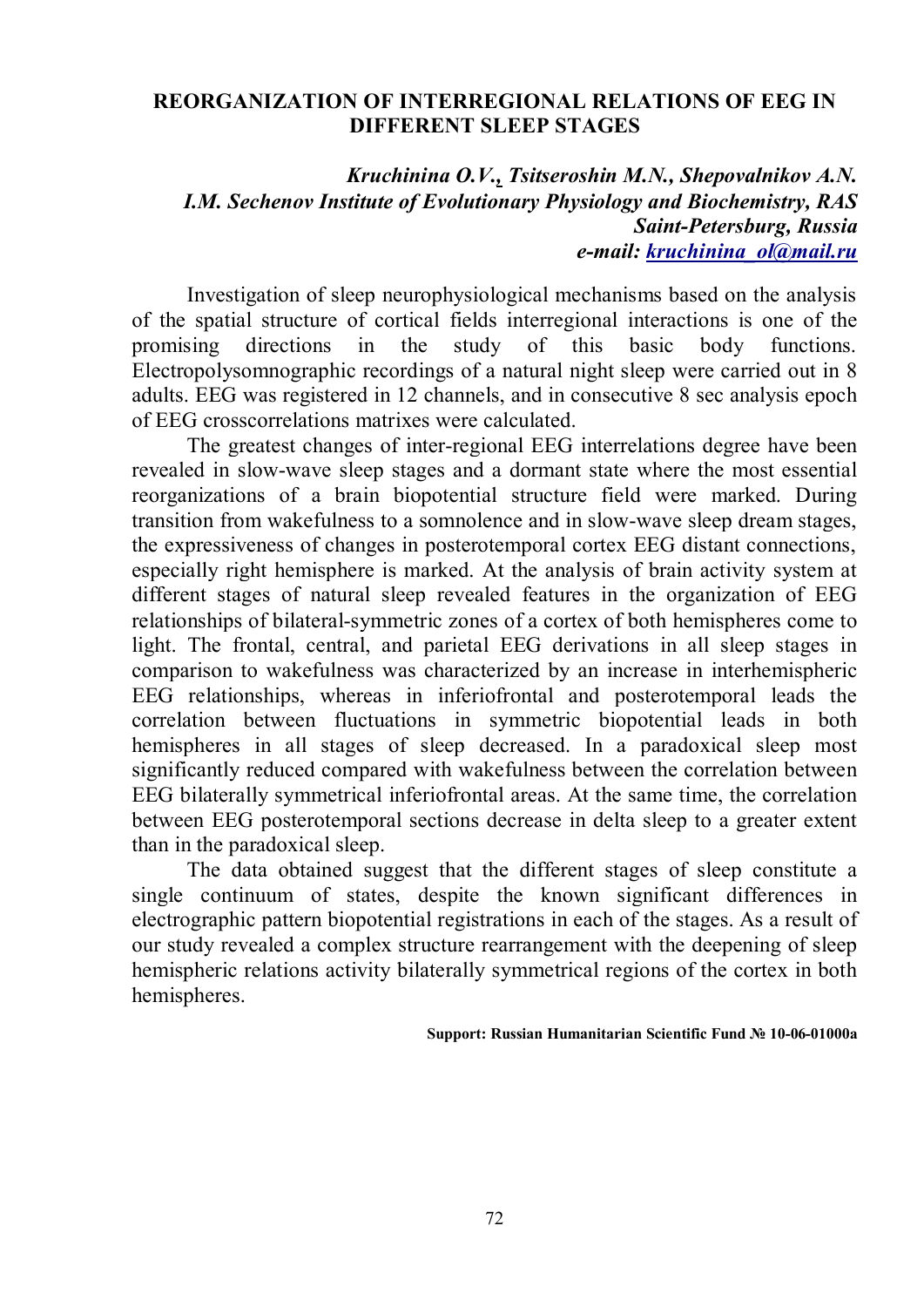# REORGANIZATION OF INTERREGIONAL RELATIONS OF EEG IN DIFFERENT SLEEP STAGES

***Kruchinina O.V., Tsitseroshin M.N., Shepovalnikov A.N.***
***I.M. Sechenov Institute of Evolutionary Physiology and Biochemistry, RAS***
***Saint-Petersburg, Russia***
***e-mail: kruchinina_ol@mail.ru***

Investigation of sleep neurophysiological mechanisms based on the analysis of the spatial structure of cortical fields interregional interactions is one of the promising directions in the study of this basic body functions. Electropolysomnographic recordings of a natural night sleep were carried out in 8 adults. EEG was registered in 12 channels, and in consecutive 8 sec analysis epoch of EEG crosscorrelations matrixes were calculated.

The greatest changes of inter-regional EEG interrelations degree have been revealed in slow-wave sleep stages and a dormant state where the most essential reorganizations of a brain biopotential structure field were marked. During transition from wakefulness to a somnolence and in slow-wave sleep dream stages, the expressiveness of changes in posterotemporal cortex EEG distant connections, especially right hemisphere is marked. At the analysis of brain activity system at different stages of natural sleep revealed features in the organization of EEG relationships of bilateral-symmetric zones of a cortex of both hemispheres come to light. The frontal, central, and parietal EEG derivations in all sleep stages in comparison to wakefulness was characterized by an increase in interhemispheric EEG relationships, whereas in inferiofrontal and posterotemporal leads the correlation between fluctuations in symmetric biopotential leads in both hemispheres in all stages of sleep decreased. In a paradoxical sleep most significantly reduced compared with wakefulness between the correlation between EEG bilaterally symmetrical inferiofrontal areas. At the same time, the correlation between EEG posterotemporal sections decrease in delta sleep to a greater extent than in the paradoxical sleep.

The data obtained suggest that the different stages of sleep constitute a single continuum of states, despite the known significant differences in electrographic pattern biopotential registrations in each of the stages. As a result of our study revealed a complex structure rearrangement with the deepening of sleep hemispheric relations activity bilaterally symmetrical regions of the cortex in both hemispheres.

**Support: Russian Humanitarian Scientific Fund № 10-06-01000a**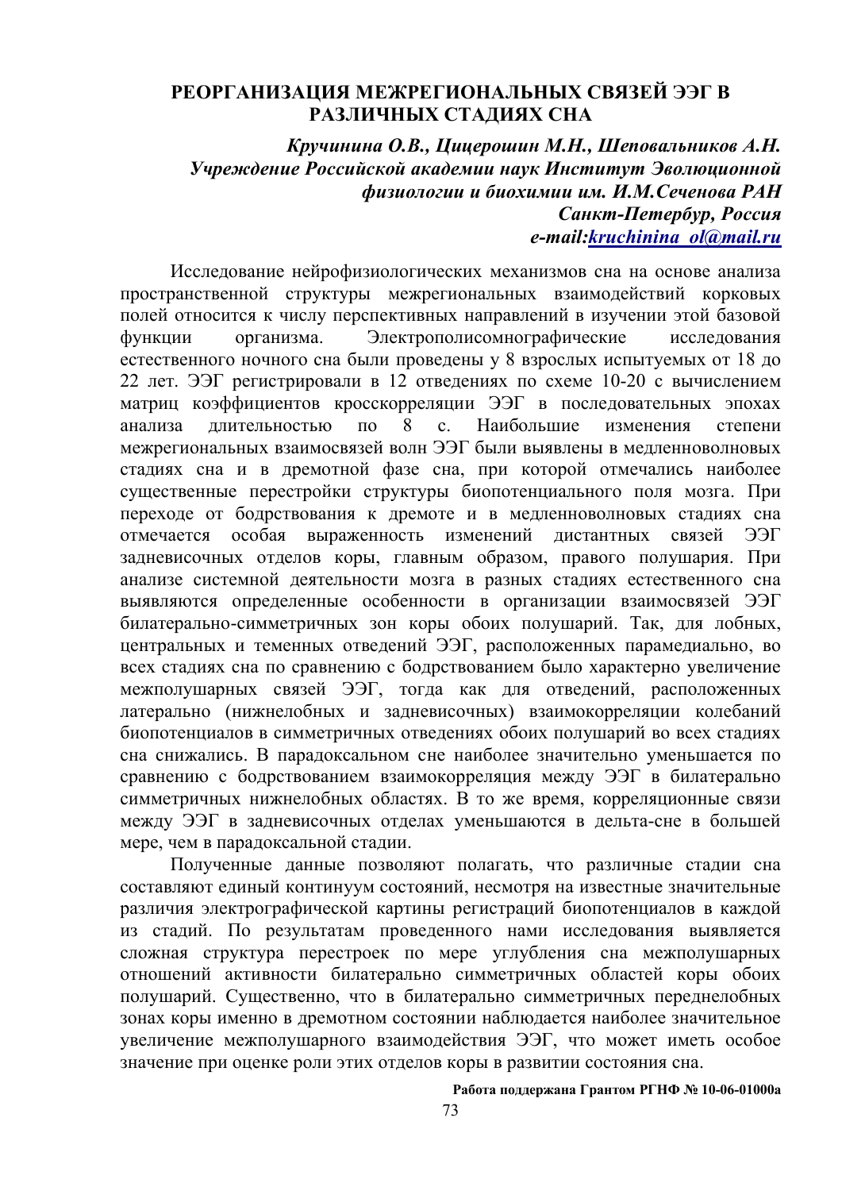# РЕОРГАНИЗАЦИЯ МЕЖРЕГИОНАЛЬНЫХ СВЯЗЕЙ ЭЭГ В РАЗЛИЧНЫХ СТАДИЯХ СНА

***Кручинина О.В., Цицерошин М.Н., Шеповальников А.Н.***
***Учреждение Российской академии наук Институт Эволюционной физиологии и биохимии им. И.М.Сеченова РАН***
***Санкт-Петербур, Россия***
***e-mail:kruchinina_ol@mail.ru***

Исследование нейрофизиологических механизмов сна на основе анализа пространственной структуры межрегиональных взаимодействий корковых полей относится к числу перспективных направлений в изучении этой базовой функции организма. Электрополисомнографические исследования естественного ночного сна были проведены у 8 взрослых испытуемых от 18 до 22 лет. ЭЭГ регистрировали в 12 отведениях по схеме 10-20 с вычислением матриц коэффициентов кросскорреляции ЭЭГ в последовательных эпохах анализа длительностью по 8 с. Наибольшие изменения степени межрегиональных взаимосвязей волн ЭЭГ были выявлены в медленноволновых стадиях сна и в дремотной фазе сна, при которой отмечались наиболее существенные перестройки структуры биопотенциального поля мозга. При переходе от бодрствования к дремоте и в медленноволновых стадиях сна отмечается особая выраженность изменений дистантных связей ЭЭГ задневисочных отделов коры, главным образом, правого полушария. При анализе системной деятельности мозга в разных стадиях естественного сна выявляются определенные особенности в организации взаимосвязей ЭЭГ билатерально-симметричных зон коры обоих полушарий. Так, для лобных, центральных и теменных отведений ЭЭГ, расположенных парамедиально, во всех стадиях сна по сравнению с бодрствованием было характерно увеличение межполушарных связей ЭЭГ, тогда как для отведений, расположенных латерально (нижнелобных и задневисочных) взаимокорреляции колебаний биопотенциалов в симметричных отведениях обоих полушарий во всех стадиях сна снижались. В парадоксальном сне наиболее значительно уменьшается по сравнению с бодрствованием взаимокорреляция между ЭЭГ в билатерально симметричных нижнелобных областях. В то же время, корреляционные связи между ЭЭГ в задневисочных отделах уменьшаются в дельта-сне в большей мере, чем в парадоксальной стадии.

Полученные данные позволяют полагать, что различные стадии сна составляют единый континуум состояний, несмотря на известные значительные различия электрографической картины регистраций биопотенциалов в каждой из стадий. По результатам проведенного нами исследования выявляется сложная структура перестроек по мере углубления сна межполушарных отношений активности билатерально симметричных областей коры обоих полушарий. Существенно, что в билатерально симметричных переднелобных зонах коры именно в дремотном состоянии наблюдается наиболее значительное увеличение межполушарного взаимодействия ЭЭГ, что может иметь особое значение при оценке роли этих отделов коры в развитии состояния сна.

**Работа поддержана Грантом РГНФ № 10-06-01000а**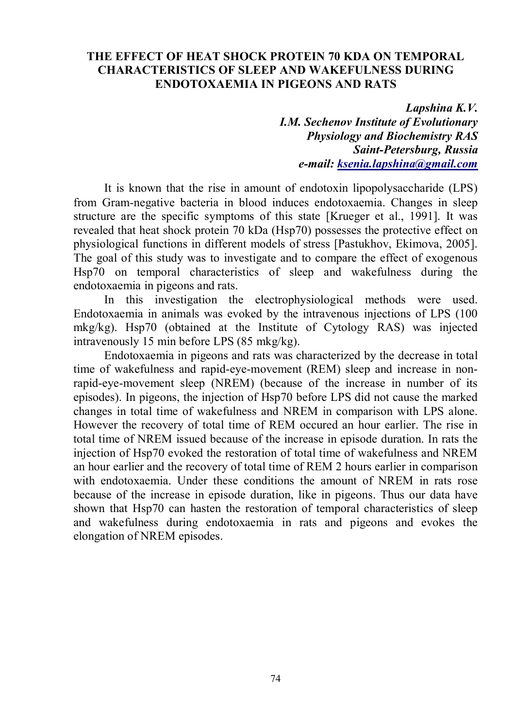## THE EFFECT OF HEAT SHOCK PROTEIN 70 KDA ON TEMPORAL CHARACTERISTICS OF SLEEP AND WAKEFULNESS DURING ENDOTOXAEMIA IN PIGEONS AND RATS

***Lapshina K.V.***
***I.M. Sechenov Institute of Evolutionary Physiology and Biochemistry RAS***
***Saint-Petersburg, Russia***
***e-mail: ksenia.lapshina@gmail.com***

It is known that the rise in amount of endotoxin lipopolysaccharide (LPS) from Gram-negative bacteria in blood induces endotoxaemia. Changes in sleep structure are the specific symptoms of this state [Krueger et al., 1991]. It was revealed that heat shock protein 70 kDa (Hsp70) possesses the protective effect on physiological functions in different models of stress [Pastukhov, Ekimova, 2005]. The goal of this study was to investigate and to compare the effect of exogenous Hsp70 on temporal characteristics of sleep and wakefulness during the endotoxaemia in pigeons and rats.

In this investigation the electrophysiological methods were used. Endotoxaemia in animals was evoked by the intravenous injections of LPS (100 mkg/kg). Hsp70 (obtained at the Institute of Cytology RAS) was injected intravenously 15 min before LPS (85 mkg/kg).

Endotoxaemia in pigeons and rats was characterized by the decrease in total time of wakefulness and rapid-eye-movement (REM) sleep and increase in non-rapid-eye-movement sleep (NREM) (because of the increase in number of its episodes). In pigeons, the injection of Hsp70 before LPS did not cause the marked changes in total time of wakefulness and NREM in comparison with LPS alone. However the recovery of total time of REM occured an hour earlier. The rise in total time of NREM issued because of the increase in episode duration. In rats the injection of Hsp70 evoked the restoration of total time of wakefulness and NREM an hour earlier and the recovery of total time of REM 2 hours earlier in comparison with endotoxaemia. Under these conditions the amount of NREM in rats rose because of the increase in episode duration, like in pigeons. Thus our data have shown that Hsp70 can hasten the restoration of temporal characteristics of sleep and wakefulness during endotoxaemia in rats and pigeons and evokes the elongation of NREM episodes.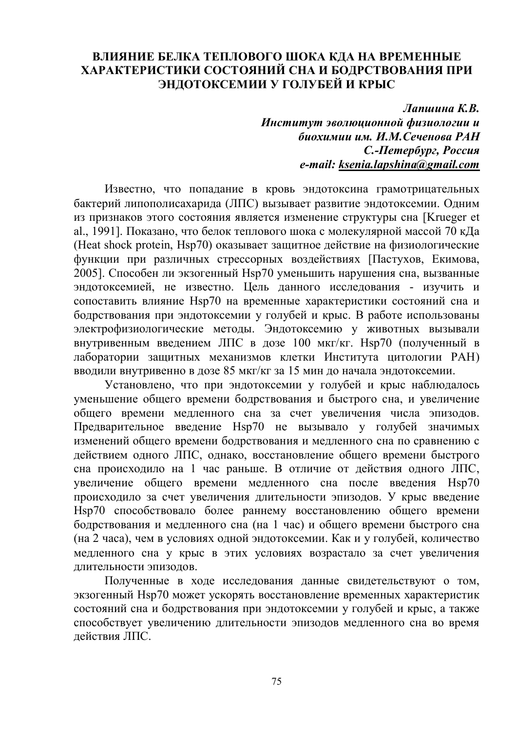# ВЛИЯНИЕ БЕЛКА ТЕПЛОВОГО ШОКА КДА НА ВРЕМЕННЫЕ ХАРАКТЕРИСТИКИ СОСТОЯНИЙ СНА И БОДРСТВОВАНИЯ ПРИ ЭНДОТОКСЕМИИ У ГОЛУБЕЙ И КРЫС

***Лапшина К.В.***
***Институт эволюционной физиологии и биохимии им. И.М.Сеченова РАН***
***С.-Петербург, Россия***
***e-mail: ksenia.lapshina@gmail.com***

Известно, что попадание в кровь эндотоксина грамотрицательных бактерий липополисахарида (ЛПС) вызывает развитие эндотоксемии. Одним из признаков этого состояния является изменение структуры сна [Krueger et al., 1991]. Показано, что белок теплового шока с молекулярной массой 70 кДа (Heat shock protein, Hsp70) оказывает защитное действие на физиологические функции при различных стрессорных воздействиях [Пастухов, Екимова, 2005]. Способен ли экзогенный Hsp70 уменьшить нарушения сна, вызванные эндотоксемией, не известно. Цель данного исследования - изучить и сопоставить влияние Hsp70 на временные характеристики состояний сна и бодрствования при эндотоксемии у голубей и крыс. В работе использованы электрофизиологические методы. Эндотоксемию у животных вызывали внутривенным введением ЛПС в дозе 100 мкг/кг. Hsp70 (полученный в лаборатории защитных механизмов клетки Института цитологии РАН) вводили внутривенно в дозе 85 мкг/кг за 15 мин до начала эндотоксемии.

Установлено, что при эндотоксемии у голубей и крыс наблюдалось уменьшение общего времени бодрствования и быстрого сна, и увеличение общего времени медленного сна за счет увеличения числа эпизодов. Предварительное введение Hsp70 не вызывало у голубей значимых изменений общего времени бодрствования и медленного сна по сравнению с действием одного ЛПС, однако, восстановление общего времени быстрого сна происходило на 1 час раньше. В отличие от действия одного ЛПС, увеличение общего времени медленного сна после введения Hsp70 происходило за счет увеличения длительности эпизодов. У крыс введение Hsp70 способствовало более раннему восстановлению общего времени бодрствования и медленного сна (на 1 час) и общего времени быстрого сна (на 2 часа), чем в условиях одной эндотоксемии. Как и у голубей, количество медленного сна у крыс в этих условиях возрастало за счет увеличения длительности эпизодов.

Полученные в ходе исследования данные свидетельствуют о том, экзогенный Hsp70 может ускорять восстановление временных характеристик состояний сна и бодрствования при эндотоксемии у голубей и крыс, а также способствует увеличению длительности эпизодов медленного сна во время действия ЛПС.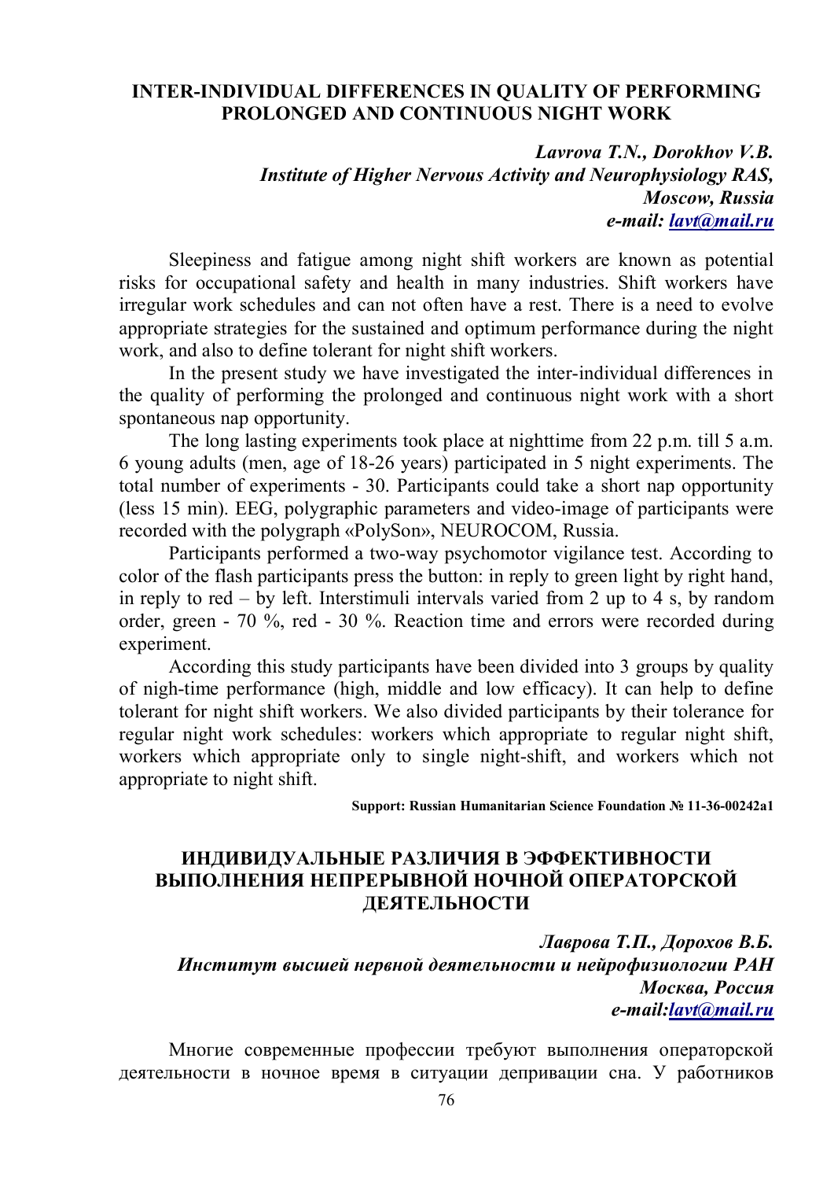## INTER-INDIVIDUAL DIFFERENCES IN QUALITY OF PERFORMING PROLONGED AND CONTINUOUS NIGHT WORK

***Lavrova T.N., Dorokhov V.B.***
***Institute of Higher Nervous Activity and Neurophysiology RAS, Moscow, Russia***
***e-mail: lavt@mail.ru***

Sleepiness and fatigue among night shift workers are known as potential risks for occupational safety and health in many industries. Shift workers have irregular work schedules and can not often have a rest. There is a need to evolve appropriate strategies for the sustained and optimum performance during the night work, and also to define tolerant for night shift workers.

In the present study we have investigated the inter-individual differences in the quality of performing the prolonged and continuous night work with a short spontaneous nap opportunity.

The long lasting experiments took place at nighttime from 22 p.m. till 5 a.m. 6 young adults (men, age of 18-26 years) participated in 5 night experiments. The total number of experiments - 30. Participants could take a short nap opportunity (less 15 min). EEG, polygraphic parameters and video-image of participants were recorded with the polygraph «PolySon», NEUROCOM, Russia.

Participants performed a two-way psychomotor vigilance test. According to color of the flash participants press the button: in reply to green light by right hand, in reply to red – by left. Interstimuli intervals varied from 2 up to 4 s, by random order, green - 70 %, red - 30 %. Reaction time and errors were recorded during experiment.

According this study participants have been divided into 3 groups by quality of nigh-time performance (high, middle and low efficacy). It can help to define tolerant for night shift workers. We also divided participants by their tolerance for regular night work schedules: workers which appropriate to regular night shift, workers which appropriate only to single night-shift, and workers which not appropriate to night shift.

**Support: Russian Humanitarian Science Foundation № 11-36-00242a1**

## ИНДИВИДУАЛЬНЫЕ РАЗЛИЧИЯ В ЭФФЕКТИВНОСТИ ВЫПОЛНЕНИЯ НЕПРЕРЫВНОЙ НОЧНОЙ ОПЕРАТОРСКОЙ ДЕЯТЕЛЬНОСТИ

***Лаврова Т.П., Дорохов В.Б.***
***Институт высшей нервной деятельности и нейрофизиологии РАН Москва, Россия***
***e-mail:lavt@mail.ru***

Многие современные профессии требуют выполнения операторской деятельности в ночное время в ситуации депривации сна. У работников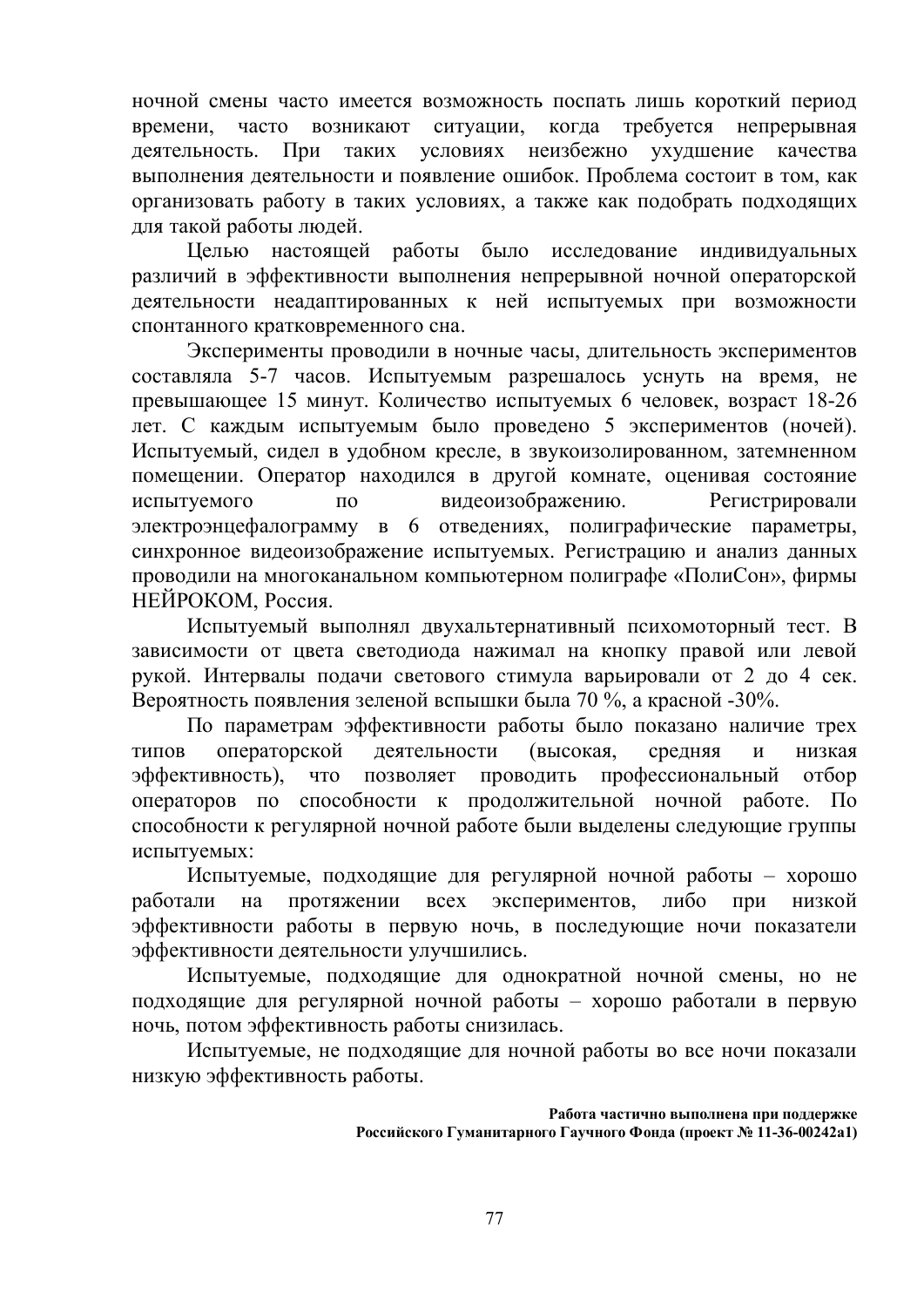ночной смены часто имеется возможность поспать лишь короткий период времени, часто возникают ситуации, когда требуется непрерывная деятельность. При таких условиях неизбежно ухудшение качества выполнения деятельности и появление ошибок. Проблема состоит в том, как организовать работу в таких условиях, а также как подобрать подходящих для такой работы людей.

Целью настоящей работы было исследование индивидуальных различий в эффективности выполнения непрерывной ночной операторской деятельности неадаптированных к ней испытуемых при возможности спонтанного кратковременного сна.

Эксперименты проводили в ночные часы, длительность экспериментов составляла 5-7 часов. Испытуемым разрешалось уснуть на время, не превышающее 15 минут. Количество испытуемых 6 человек, возраст 18-26 лет. С каждым испытуемым было проведено 5 экспериментов (ночей). Испытуемый, сидел в удобном кресле, в звукоизолированном, затемненном помещении. Оператор находился в другой комнате, оценивая состояние испытуемого по видеоизображению. Регистрировали электроэнцефалограмму в 6 отведениях, полиграфические параметры, синхронное видеоизображение испытуемых. Регистрацию и анализ данных проводили на многоканальном компьютерном полиграфе «ПолиСон», фирмы НЕЙРОКОМ, Россия.

Испытуемый выполнял двухальтернативный психомоторный тест. В зависимости от цвета светодиода нажимал на кнопку правой или левой рукой. Интервалы подачи светового стимула варьировали от 2 до 4 сек. Вероятность появления зеленой вспышки была 70 %, а красной -30%.

По параметрам эффективности работы было показано наличие трех типов операторской деятельности (высокая, средняя и низкая эффективность), что позволяет проводить профессиональный отбор операторов по способности к продолжительной ночной работе. По способности к регулярной ночной работе были выделены следующие группы испытуемых:

Испытуемые, подходящие для регулярной ночной работы – хорошо работали на протяжении всех экспериментов, либо при низкой эффективности работы в первую ночь, в последующие ночи показатели эффективности деятельности улучшились.

Испытуемые, подходящие для однократной ночной смены, но не подходящие для регулярной ночной работы – хорошо работали в первую ночь, потом эффективность работы снизилась.

Испытуемые, не подходящие для ночной работы во все ночи показали низкую эффективность работы.

**Работа частично выполнена при поддержке Российского Гуманитарного Гаучного Фонда (проект № 11-36-00242a1)**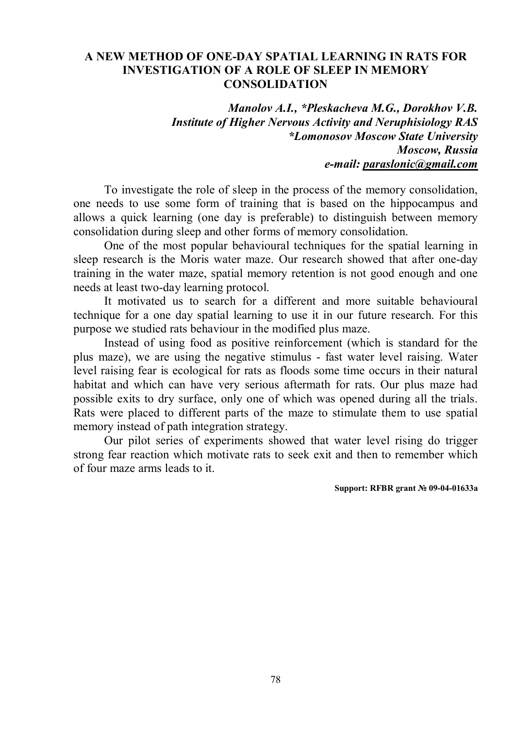# A NEW METHOD OF ONE-DAY SPATIAL LEARNING IN RATS FOR INVESTIGATION OF A ROLE OF SLEEP IN MEMORY CONSOLIDATION

***Manolov A.I., *Pleskacheva M.G., Dorokhov V.B.***
***Institute of Higher Nervous Activity and Neruphisiology RAS***
***\*Lomonosov Moscow State University***
***Moscow, Russia***
***e-mail: paraslonic@gmail.com***

To investigate the role of sleep in the process of the memory consolidation, one needs to use some form of training that is based on the hippocampus and allows a quick learning (one day is preferable) to distinguish between memory consolidation during sleep and other forms of memory consolidation.

One of the most popular behavioural techniques for the spatial learning in sleep research is the Moris water maze. Our research showed that after one-day training in the water maze, spatial memory retention is not good enough and one needs at least two-day learning protocol.

It motivated us to search for a different and more suitable behavioural technique for a one day spatial learning to use it in our future research. For this purpose we studied rats behaviour in the modified plus maze.

Instead of using food as positive reinforcement (which is standard for the plus maze), we are using the negative stimulus - fast water level raising. Water level raising fear is ecological for rats as floods some time occurs in their natural habitat and which can have very serious aftermath for rats. Our plus maze had possible exits to dry surface, only one of which was opened during all the trials. Rats were placed to different parts of the maze to stimulate them to use spatial memory instead of path integration strategy.

Our pilot series of experiments showed that water level rising do trigger strong fear reaction which motivate rats to seek exit and then to remember which of four maze arms leads to it.

**Support: RFBR grant № 09-04-01633a**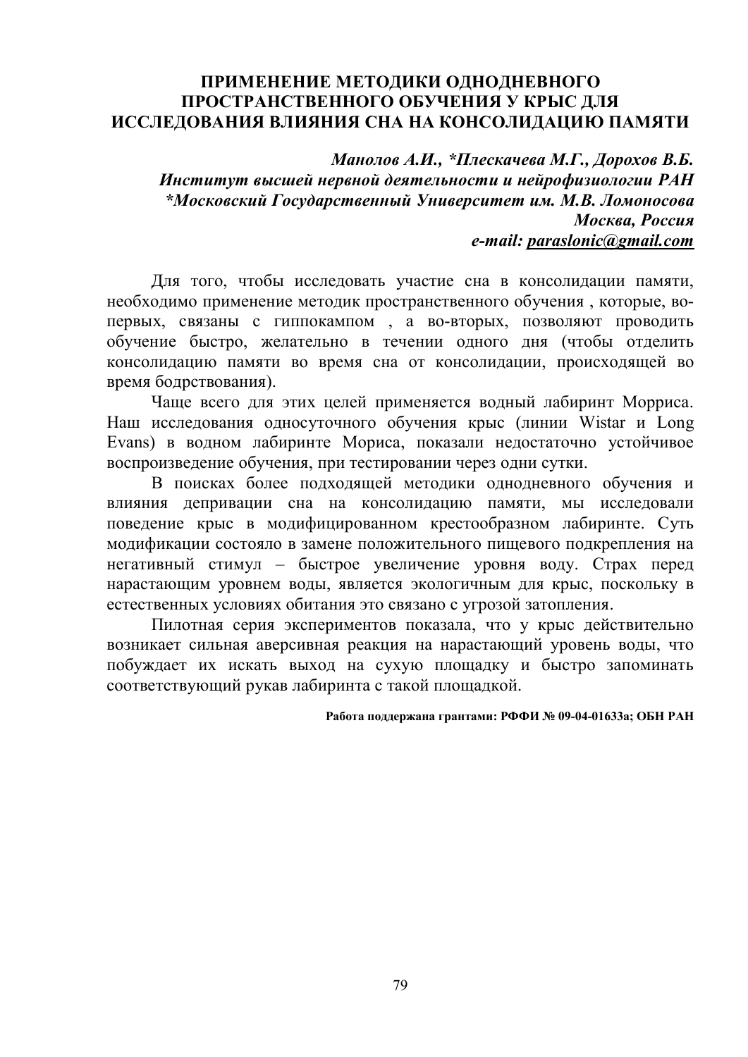# ПРИМЕНЕНИЕ МЕТОДИКИ ОДНОДНЕВНОГО ПРОСТРАНСТВЕННОГО ОБУЧЕНИЯ У КРЫС ДЛЯ ИССЛЕДОВАНИЯ ВЛИЯНИЯ СНА НА КОНСОЛИДАЦИЮ ПАМЯТИ

***Манолов А.И., *Плескачева М.Г., Дорохов В.Б.***
***Институт высшей нервной деятельности и нейрофизиологии РАН***
***\*Московский Государственный Университет им. М.В. Ломоносова***
***Москва, Россия***
***e-mail: parasIonic@gmail.com***

Для того, чтобы исследовать участие сна в консолидации памяти, необходимо применение методик пространственного обучения , которые, во-первых, связаны с гиппокампом , а во-вторых, позволяют проводить обучение быстро, желательно в течении одного дня (чтобы отделить консолидацию памяти во время сна от консолидации, происходящей во время бодрствования).

Чаще всего для этих целей применяется водный лабиринт Морриса. Наш исследования односуточного обучения крыс (линии Wistar и Long Evans) в водном лабиринте Мориса, показали недостаточно устойчивое воспроизведение обучения, при тестировании через одни сутки.

В поисках более подходящей методики однодневного обучения и влияния депривации сна на консолидацию памяти, мы исследовали поведение крыс в модифицированном крестообразном лабиринте. Суть модификации состояло в замене положительного пищевого подкрепления на негативный стимул – быстрое увеличение уровня воду. Страх перед нарастающим уровнем воды, является экологичным для крыс, поскольку в естественных условиях обитания это связано с угрозой затопления.

Пилотная серия экспериментов показала, что у крыс действительно возникает сильная аверсивная реакция на нарастающий уровень воды, что побуждает их искать выход на сухую площадку и быстро запоминать соответствующий рукав лабиринта с такой площадкой.

**Работа поддержана грантами: РФФИ № 09-04-01633а; ОБН РАН**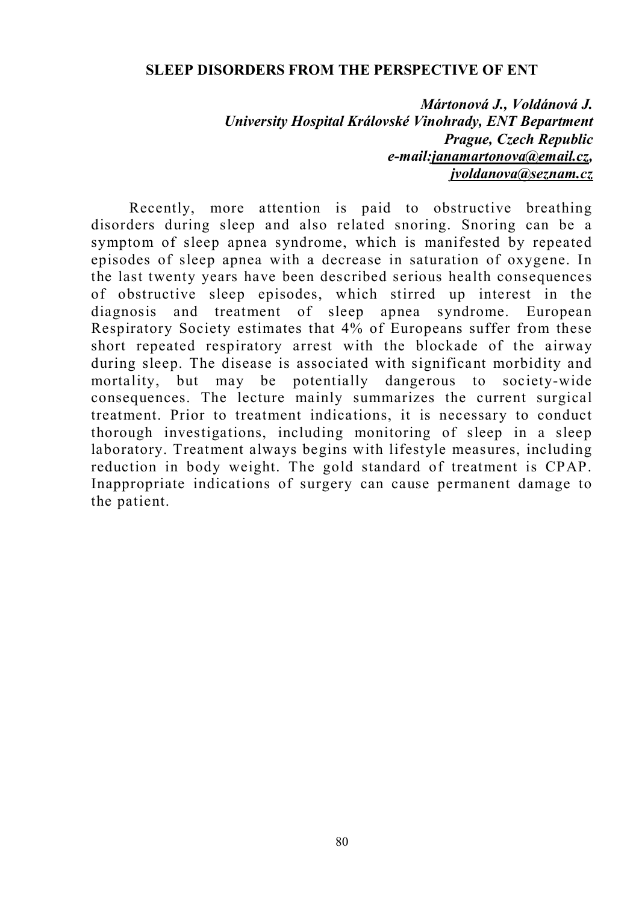## SLEEP DISORDERS FROM THE PERSPECTIVE OF ENT

***Mártonová J., Voldánová J.***
***University Hospital Královské Vinohrady, ENT Bepartment***
***Prague, Czech Republic***
***e-mail:janamartonova@email.cz,***
***jvoldanova@seznam.cz***

Recently, more attention is paid to obstructive breathing disorders during sleep and also related snoring. Snoring can be a symptom of sleep apnea syndrome, which is manifested by repeated episodes of sleep apnea with a decrease in saturation of oxygene. In the last twenty years have been described serious health consequences of obstructive sleep episodes, which stirred up interest in the diagnosis and treatment of sleep apnea syndrome. European Respiratory Society estimates that 4% of Europeans suffer from these short repeated respiratory arrest with the blockade of the airway during sleep. The disease is associated with significant morbidity and mortality, but may be potentially dangerous to society-wide consequences. The lecture mainly summarizes the current surgical treatment. Prior to treatment indications, it is necessary to conduct thorough investigations, including monitoring of sleep in a sleep laboratory. Treatment always begins with lifestyle measures, including reduction in body weight. The gold standard of treatment is CPAP. Inappropriate indications of surgery can cause permanent damage to the patient.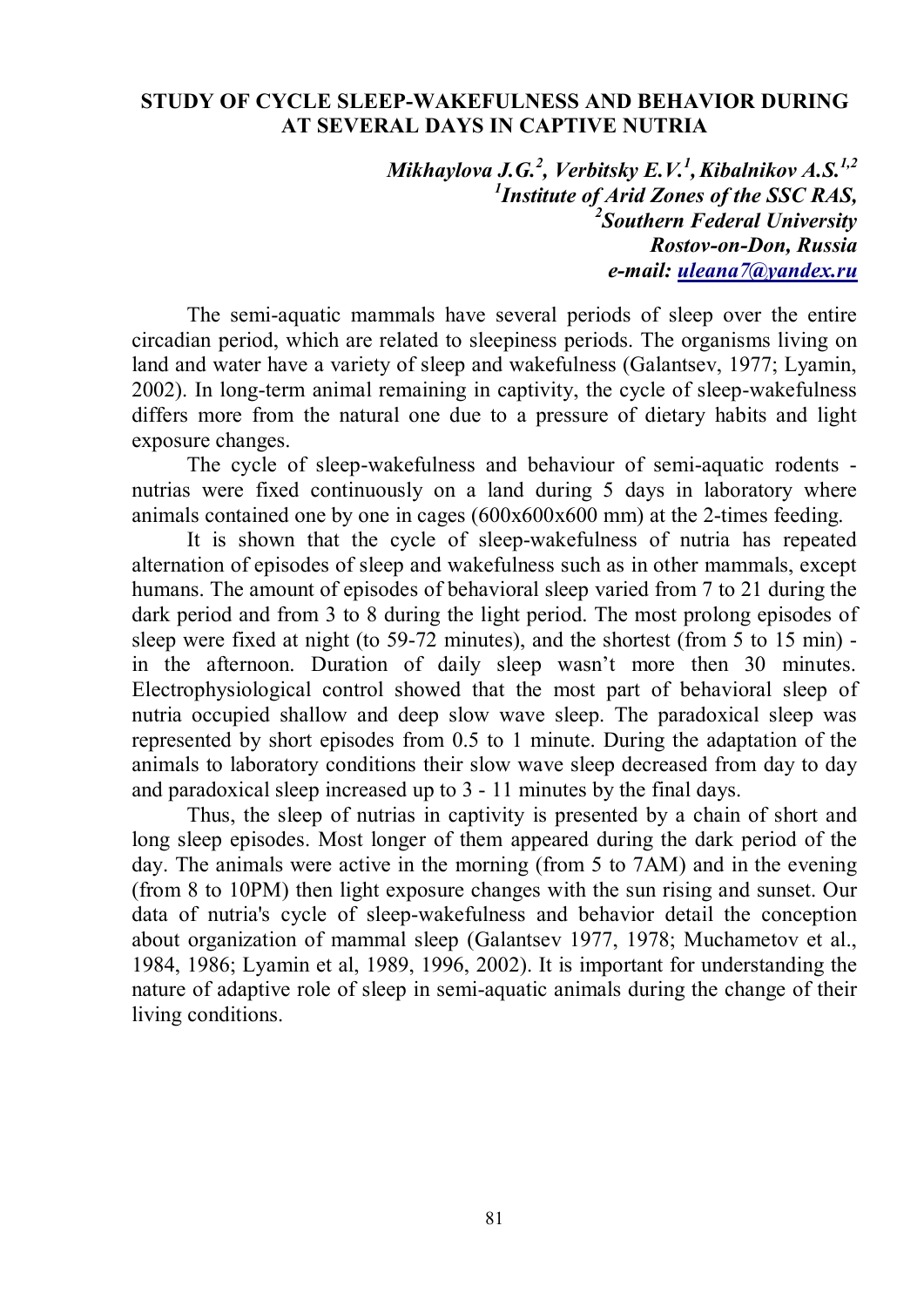# STUDY OF CYCLE SLEEP-WAKEFULNESS AND BEHAVIOR DURING AT SEVERAL DAYS IN CAPTIVE NUTRIA

***Mikhaylova J.G.[2], Verbitsky E.V.[1], Kibalnikov A.S.[1,2]***
***[1]Institute of Arid Zones of the SSC RAS,***
***[2]Southern Federal University***
***Rostov-on-Don, Russia***
***e-mail: uleana7@yandex.ru***

The semi-aquatic mammals have several periods of sleep over the entire circadian period, which are related to sleepiness periods. The organisms living on land and water have a variety of sleep and wakefulness (Galantsev, 1977; Lyamin, 2002). In long-term animal remaining in captivity, the cycle of sleep-wakefulness differs more from the natural one due to a pressure of dietary habits and light exposure changes.

The cycle of sleep-wakefulness and behaviour of semi-aquatic rodents - nutrias were fixed continuously on a land during 5 days in laboratory where animals contained one by one in cages (600x600x600 mm) at the 2-times feeding.

It is shown that the cycle of sleep-wakefulness of nutria has repeated alternation of episodes of sleep and wakefulness such as in other mammals, except humans. The amount of episodes of behavioral sleep varied from 7 to 21 during the dark period and from 3 to 8 during the light period. The most prolong episodes of sleep were fixed at night (to 59-72 minutes), and the shortest (from 5 to 15 min) - in the afternoon. Duration of daily sleep wasn't more then 30 minutes. Electrophysiological control showed that the most part of behavioral sleep of nutria occupied shallow and deep slow wave sleep. The paradoxical sleep was represented by short episodes from 0.5 to 1 minute. During the adaptation of the animals to laboratory conditions their slow wave sleep decreased from day to day and paradoxical sleep increased up to 3 - 11 minutes by the final days.

Thus, the sleep of nutrias in captivity is presented by a chain of short and long sleep episodes. Most longer of them appeared during the dark period of the day. The animals were active in the morning (from 5 to 7AM) and in the evening (from 8 to 10PM) then light exposure changes with the sun rising and sunset. Our data of nutria's cycle of sleep-wakefulness and behavior detail the conception about organization of mammal sleep (Galantsev 1977, 1978; Muchametov et al., 1984, 1986; Lyamin et al, 1989, 1996, 2002). It is important for understanding the nature of adaptive role of sleep in semi-aquatic animals during the change of their living conditions.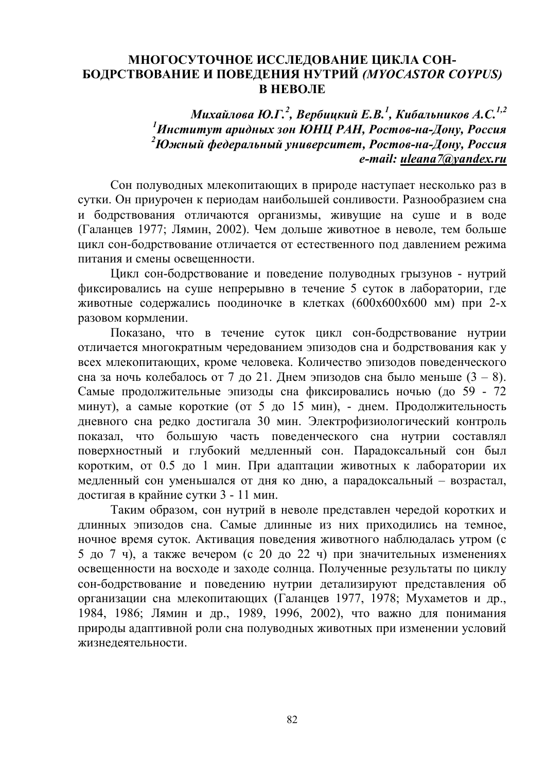# МНОГОСУТОЧНОЕ ИССЛЕДОВАНИЕ ЦИКЛА СОН-БОДРСТВОВАНИЕ И ПОВЕДЕНИЯ НУТРИЙ *(MYOCASTOR COYPUS)* В НЕВОЛЕ

***Михайлова Ю.Г.[2], Вербицкий Е.В.[1], Кибальников А.С.[1,2]***
***[1]Институт аридных зон ЮНЦ РАН, Ростов-на-Дону, Россия***
***[2]Южный федеральный университет, Ростов-на-Дону, Россия***
***e-mail: uleana7@yandex.ru***

Сон полуводных млекопитающих в природе наступает несколько раз в сутки. Он приурочен к периодам наибольшей сонливости. Разнообразием сна и бодрствования отличаются организмы, живущие на суше и в воде (Галанцев 1977; Лямин, 2002). Чем дольше животное в неволе, тем больше цикл сон-бодрствование отличается от естественного под давлением режима питания и смены освещенности.

Цикл сон-бодрствование и поведение полуводных грызунов - нутрий фиксировались на суше непрерывно в течение 5 суток в лаборатории, где животные содержались поодиночке в клетках (600х600х600 мм) при 2-х разовом кормлении.

Показано, что в течение суток цикл сон-бодрствование нутрии отличается многократным чередованием эпизодов сна и бодрствования как у всех млекопитающих, кроме человека. Количество эпизодов поведенческого сна за ночь колебалось от 7 до 21. Днем эпизодов сна было меньше (3 – 8). Самые продолжительные эпизоды сна фиксировались ночью (до 59 - 72 минут), а самые короткие (от 5 до 15 мин), - днем. Продолжительность дневного сна редко достигала 30 мин. Электрофизиологический контроль показал, что большую часть поведенческого сна нутрии составлял поверхностный и глубокий медленный сон. Парадоксальный сон был коротким, от 0.5 до 1 мин. При адаптации животных к лаборатории их медленный сон уменьшался от дня ко дню, а парадоксальный – возрастал, достигая в крайние сутки 3 - 11 мин.

Таким образом, сон нутрий в неволе представлен чередой коротких и длинных эпизодов сна. Самые длинные из них приходились на темное, ночное время суток. Активация поведения животного наблюдалась утром (с 5 до 7 ч), а также вечером (с 20 до 22 ч) при значительных изменениях освещенности на восходе и заходе солнца. Полученные результаты по циклу сон-бодрствование и поведению нутрии детализируют представления об организации сна млекопитающих (Галанцев 1977, 1978; Мухаметов и др., 1984, 1986; Лямин и др., 1989, 1996, 2002), что важно для понимания природы адаптивной роли сна полуводных животных при изменении условий жизнедеятельности.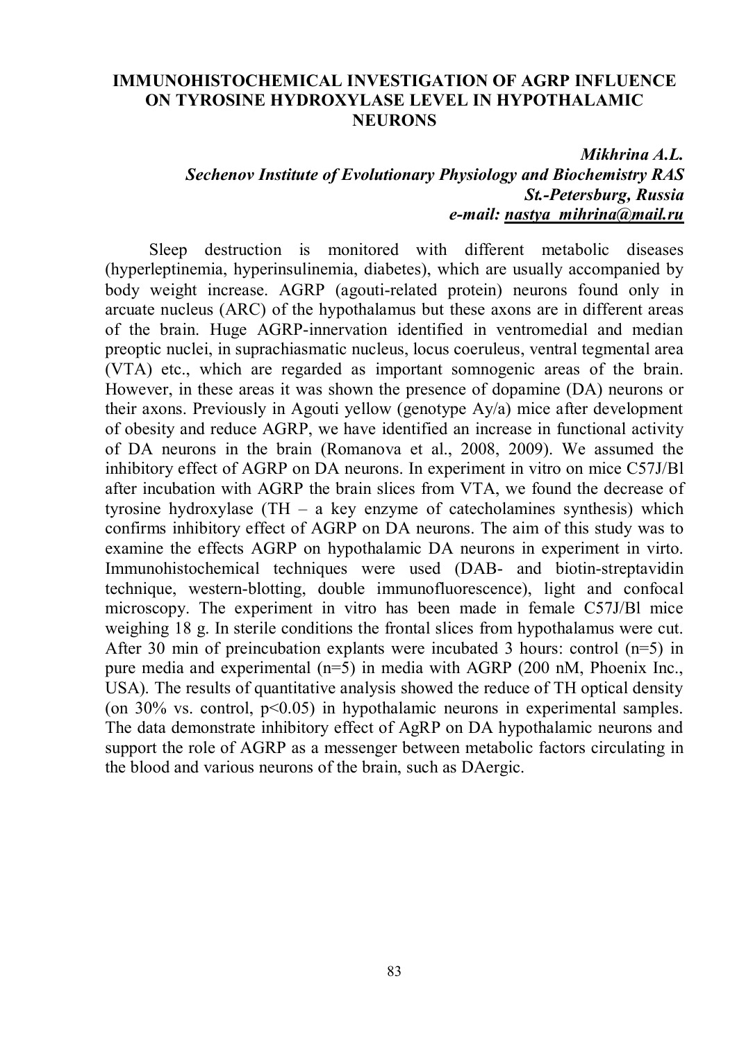# IMMUNOHISTOCHEMICAL INVESTIGATION OF AGRP INFLUENCE ON TYROSINE HYDROXYLASE LEVEL IN HYPOTHALAMIC NEURONS

***Mikhrina A.L.***
***Sechenov Institute of Evolutionary Physiology and Biochemistry RAS***
***St.-Petersburg, Russia***
***e-mail: nastya_mihrina@mail.ru***

Sleep destruction is monitored with different metabolic diseases (hyperleptinemia, hyperinsulinemia, diabetes), which are usually accompanied by body weight increase. AGRP (agouti-related protein) neurons found only in arcuate nucleus (ARC) of the hypothalamus but these axons are in different areas of the brain. Huge AGRP-innervation identified in ventromedial and median preoptic nuclei, in suprachiasmatic nucleus, locus coeruleus, ventral tegmental area (VTA) etc., which are regarded as important somnogenic areas of the brain. However, in these areas it was shown the presence of dopamine (DA) neurons or their axons. Previously in Agouti yellow (genotype Ay/a) mice after development of obesity and reduce AGRP, we have identified an increase in functional activity of DA neurons in the brain (Romanova et al., 2008, 2009). We assumed the inhibitory effect of AGRP on DA neurons. In experiment in vitro on mice C57J/Bl after incubation with AGRP the brain slices from VTA, we found the decrease of tyrosine hydroxylase (TH – a key enzyme of catecholamines synthesis) which confirms inhibitory effect of AGRP on DA neurons. The aim of this study was to examine the effects AGRP on hypothalamic DA neurons in experiment in virto. Immunohistochemical techniques were used (DAB- and biotin-streptavidin technique, western-blotting, double immunofluorescence), light and confocal microscopy. The experiment in vitro has been made in female C57J/Bl mice weighing 18 g. In sterile conditions the frontal slices from hypothalamus were cut. After 30 min of preincubation explants were incubated 3 hours: control (n=5) in pure media and experimental (n=5) in media with AGRP (200 nM, Phoenix Inc., USA). The results of quantitative analysis showed the reduce of TH optical density (on 30% vs. control, $p<0.05$) in hypothalamic neurons in experimental samples. The data demonstrate inhibitory effect of AgRP on DA hypothalamic neurons and support the role of AGRP as a messenger between metabolic factors circulating in the blood and various neurons of the brain, such as DAergic.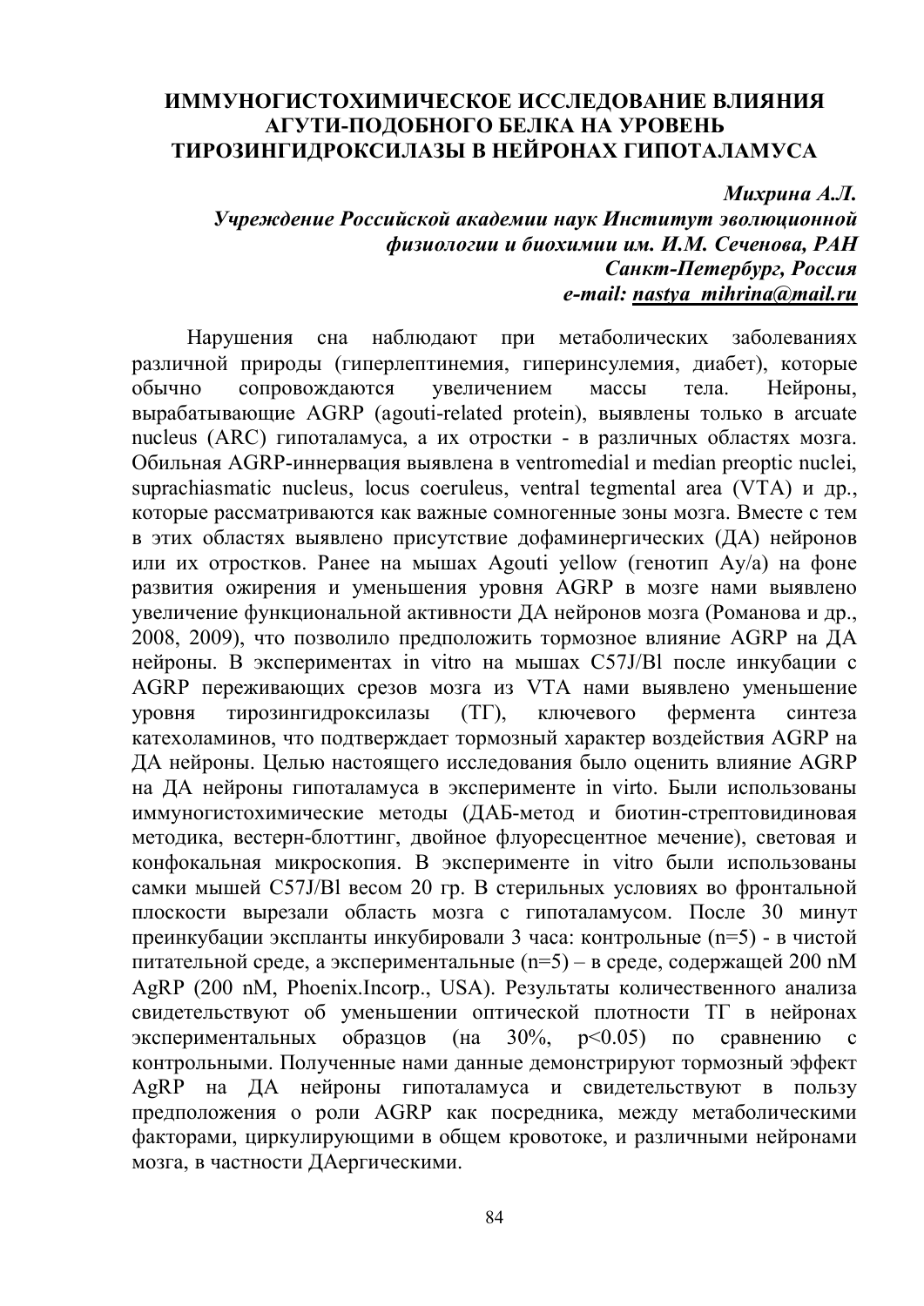# ИММУНОГИСТОХИМИЧЕСКОЕ ИССЛЕДОВАНИЕ ВЛИЯНИЯ АГУТИ-ПОДОБНОГО БЕЛКА НА УРОВЕНЬ ТИРОЗИНГИДРОКСИЛАЗЫ В НЕЙРОНАХ ГИПОТАЛАМУСА

***Михрина А.Л.***
***Учреждение Российской академии наук Институт эволюционной физиологии и биохимии им. И.М. Сеченова, РАН***
***Санкт-Петербург, Россия***
***e-mail: nastya_mihrina@mail.ru***

Нарушения сна наблюдают при метаболических заболеваниях различной природы (гиперлептинемия, гиперинсулемия, диабет), которые обычно сопровождаются увеличением массы тела. Нейроны, вырабатывающие AGRP (agouti-related protein), выявлены только в arcuate nucleus (ARC) гипоталамуса, а их отростки - в различных областях мозга. Обильная AGRP-иннервация выявлена в ventromedial и median preoptic nuclei, suprachiasmatic nucleus, locus coeruleus, ventral tegmental area (VTA) и др., которые рассматриваются как важные сомногенные зоны мозга. Вместе с тем в этих областях выявлено присутствие дофаминергических (ДА) нейронов или их отростков. Ранее на мышах Agouti yellow (генотип Ay/a) на фоне развития ожирения и уменьшения уровня AGRP в мозге нами выявлено увеличение функциональной активности ДА нейронов мозга (Романова и др., 2008, 2009), что позволило предположить тормозное влияние AGRP на ДА нейроны. В экспериментах in vitro на мышах C57J/Bl после инкубации с AGRP переживающих срезов мозга из VTA нами выявлено уменьшение уровня тирозингидроксилазы (ТГ), ключевого фермента синтеза катехоламинов, что подтверждает тормозный характер воздействия AGRP на ДА нейроны. Целью настоящего исследования было оценить влияние AGRP на ДА нейроны гипоталамуса в эксперименте in virto. Были использованы иммуногистохимические методы (ДАБ-метод и биотин-стрептовидиновая методика, вестерн-блоттинг, двойное флуоресцентное мечение), световая и конфокальная микроскопия. В эксперименте in vitro были использованы самки мышей C57J/Bl весом 20 гр. В стерильных условиях во фронтальной плоскости вырезали область мозга с гипоталамусом. После 30 минут преинкубации эксплanты инкубировали 3 часа: контрольные (n=5) - в чистой питательной среде, а экспериментальные (n=5) – в среде, содержащей 200 nM AgRP (200 nM, Phoenix.Incorp., USA). Результаты количественного анализа свидетельствуют об уменьшении оптической плотности ТГ в нейронах экспериментальных образцов (на 30%, $p<0.05$) по сравнению с контрольными. Полученные нами данные демонстрируют тормозный эффект AgRP на ДА нейроны гипоталамуса и свидетельствуют в пользу предположения о роли AGRP как посредника, между метаболическими факторами, циркулирующими в общем кровотоке, и различными нейронами мозга, в частности ДАергическими.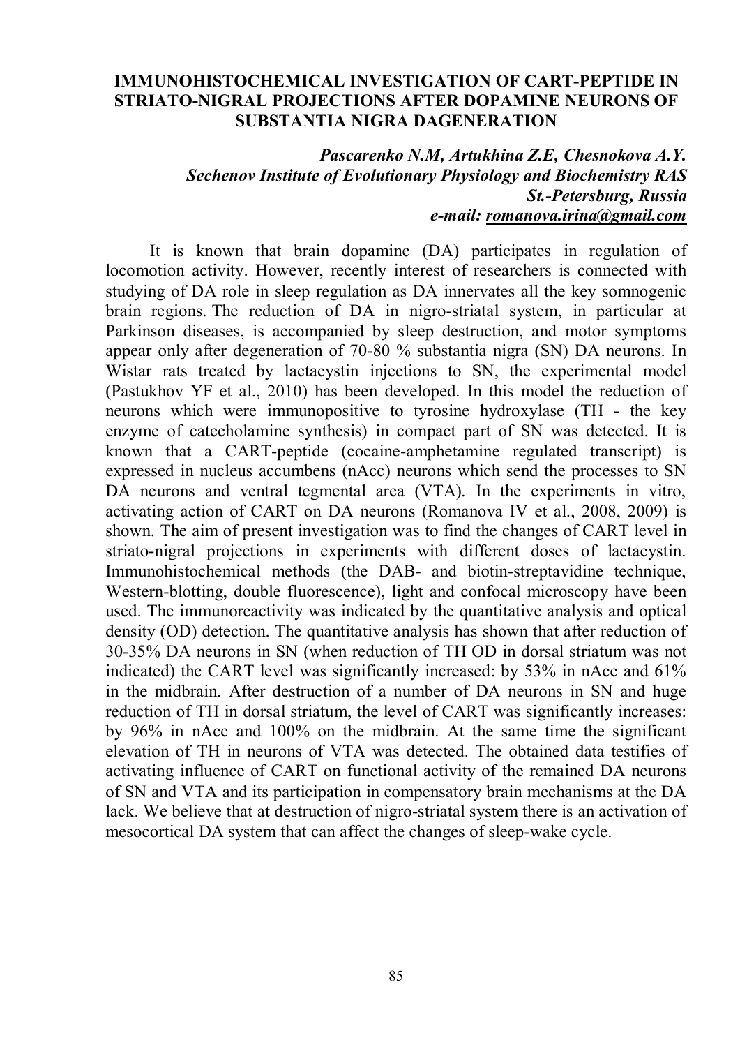# IMMUNOHISTOCHEMICAL INVESTIGATION OF CART-PEPTIDE IN STRIATO-NIGRAL PROJECTIONS AFTER DOPAMINE NEURONS OF SUBSTANTIA NIGRA DAGENERATION

***Pascarenko N.M, Artukhina Z.E, Chesnokova A.Y.***
***Sechenov Institute of Evolutionary Physiology and Biochemistry RAS***
***St.-Petersburg, Russia***
***e-mail: romanova.irina@gmail.com***

It is known that brain dopamine (DA) participates in regulation of locomotion activity. However, recently interest of researchers is connected with studying of DA role in sleep regulation as DA innervates all the key somnogenic brain regions. The reduction of DA in nigro-striatal system, in particular at Parkinson diseases, is accompanied by sleep destruction, and motor symptoms appear only after degeneration of 70-80 % substantia nigra (SN) DA neurons. In Wistar rats treated by lactacystin injections to SN, the experimental model (Pastukhov YF et al., 2010) has been developed. In this model the reduction of neurons which were immunopositive to tyrosine hydroxylase (TH - the key enzyme of catecholamine synthesis) in compact part of SN was detected. It is known that a CART-peptide (cocaine-amphetamine regulated transcript) is expressed in nucleus accumbens (nAcc) neurons which send the processes to SN DA neurons and ventral tegmental area (VTA). In the experiments in vitro, activating action of CART on DA neurons (Romanova IV et al., 2008, 2009) is shown. The aim of present investigation was to find the changes of CART level in striato-nigral projections in experiments with different doses of lactacystin. Immunohistochemical methods (the DAB- and biotin-streptavidine technique, Western-blotting, double fluorescence), light and confocal microscopy have been used. The immunoreactivity was indicated by the quantitative analysis and optical density (OD) detection. The quantitative analysis has shown that after reduction of 30-35% DA neurons in SN (when reduction of TH OD in dorsal striatum was not indicated) the CART level was significantly increased: by 53% in nAcc and 61% in the midbrain. After destruction of a number of DA neurons in SN and huge reduction of TH in dorsal striatum, the level of CART was significantly increases: by 96% in nAcc and 100% on the midbrain. At the same time the significant elevation of TH in neurons of VTA was detected. The obtained data testifies of activating influence of CART on functional activity of the remained DA neurons of SN and VTA and its participation in compensatory brain mechanisms at the DA lack. We believe that at destruction of nigro-striatal system there is an activation of mesocortical DA system that can affect the changes of sleep-wake cycle.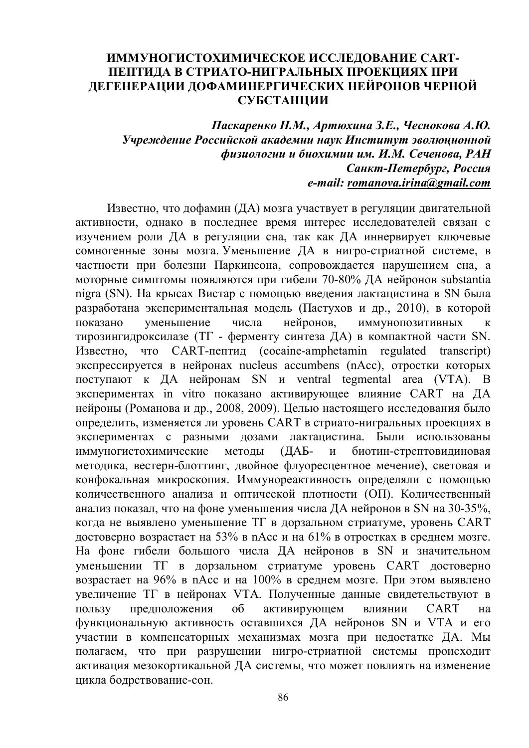# ИММУНОГИСТОХИМИЧЕСКОЕ ИССЛЕДОВАНИЕ CART-ПЕПТИДА В СТРИАТО-НИГРАЛЬНЫХ ПРОЕКЦИЯХ ПРИ ДЕГЕНЕРАЦИИ ДОФАМИНЕРГИЧЕСКИХ НЕЙРОНОВ ЧЕРНОЙ СУБСТАНЦИИ

***Паскаренко Н.М., Артюхина З.Е., Чеснокова А.Ю.***
***Учреждение Российской академии наук Институт эволюционной физиологии и биохимии им. И.М. Сеченова, РАН***
***Санкт-Петербург, Россия***
***e-mail: romanova.irina@gmail.com***

Известно, что дофамин (ДА) мозга участвует в регуляции двигательной активности, однако в последнее время интерес исследователей связан с изучением роли ДА в регуляции сна, так как ДА иннервирует ключевые сомногенные зоны мозга. Уменьшение ДА в нигро-стриатной системе, в частности при болезни Паркинсона, сопровождается нарушением сна, а моторные симптомы появляются при гибели 70-80% ДА нейронов substantia nigra (SN). На крысах Вистар с помощью введения лактацистина в SN была разработана экспериментальная модель (Пастухов и др., 2010), в которой показано уменьшение числа нейронов, иммунопозитивных к тирозингидроксилазе (ТГ - ферменту синтеза ДА) в компактной части SN. Известно, что CART-пептид (cocaine-amphetamin regulated transcript) экспрессируется в нейронах nucleus accumbens (nAcc), отростки которых поступают к ДА нейронам SN и ventral tegmental area (VTA). В экспериментах in vitro показано активирующее влияние CART на ДА нейроны (Романова и др., 2008, 2009). Целью настоящего исследования было определить, изменяется ли уровень CART в стриато-нигральных проекциях в экспериментах с разными дозами лактацистина. Были использованы иммуногистохимические методы (ДАБ- и биотин-стрептовидиновая методика, вестерн-блоттинг, двойное флуоресцентное мечение), световая и конфокальная микроскопия. Иммунореактивность определяли с помощью количественного анализа и оптической плотности (ОП). Количественный анализ показал, что на фоне уменьшения числа ДА нейронов в SN на 30-35%, когда не выявлено уменьшение ТГ в дорзальном стриатуме, уровень CART достоверно возрастает на 53% в nAcc и на 61% в отростках в среднем мозге. На фоне гибели большого числа ДА нейронов в SN и значительном уменьшении ТГ в дорзальном стриатуме уровень CART достоверно возрастает на 96% в nAcc и на 100% в среднем мозге. При этом выявлено увеличение ТГ в нейронах VTA. Полученные данные свидетельствуют в пользу предположения об активирующем влиянии CART на функциональную активность оставшихся ДА нейронов SN и VTA и его участии в компенсаторных механизмах мозга при недостатке ДА. Мы полагаем, что при разрушении нигро-стриатной системы происходит активация мезокортикальной ДА системы, что может повлиять на изменение цикла бодрствование-сон.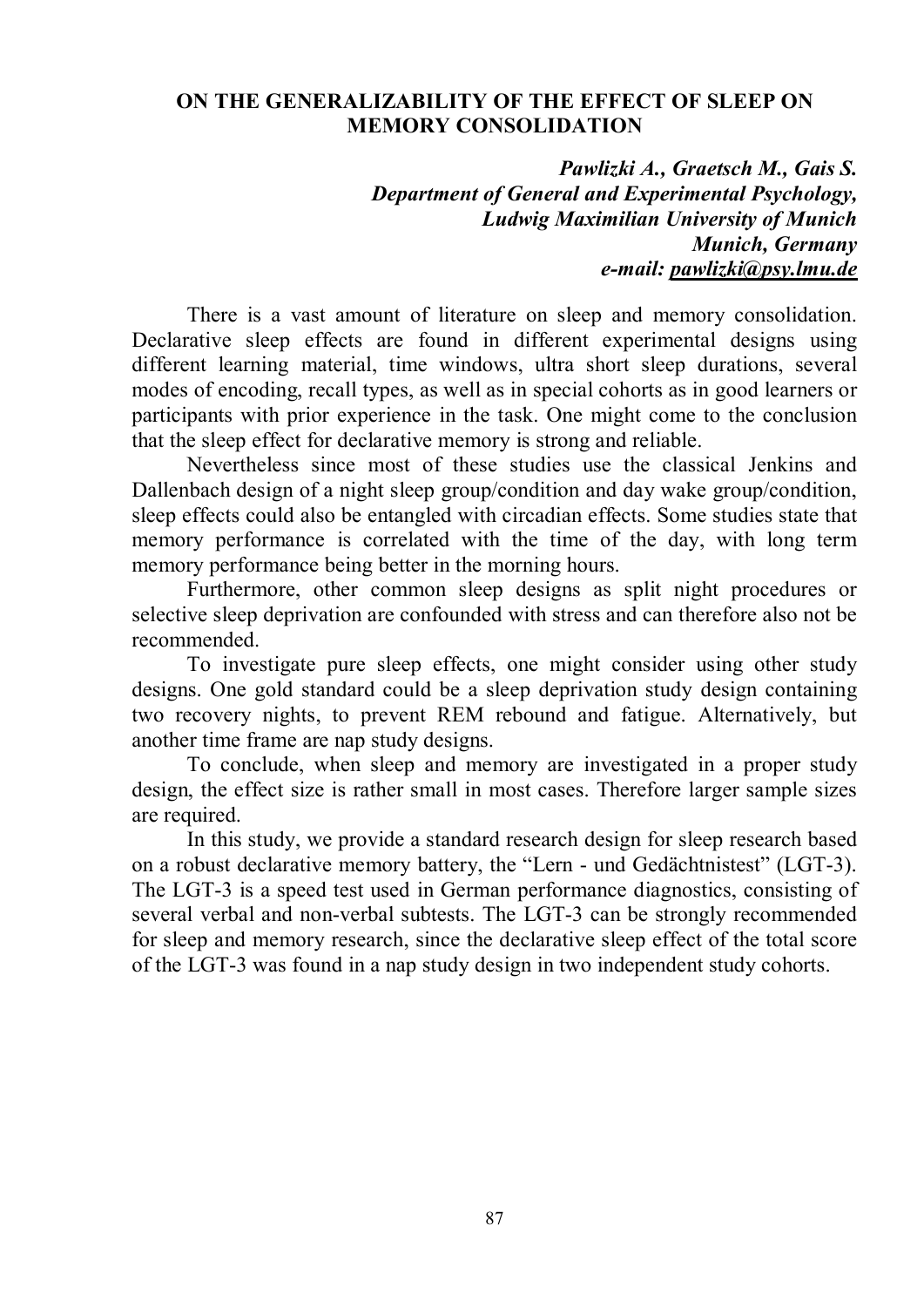# ON THE GENERALIZABILITY OF THE EFFECT OF SLEEP ON MEMORY CONSOLIDATION

***Pawlizki A., Graetsch M., Gais S.***
***Department of General and Experimental Psychology,***
***Ludwig Maximilian University of Munich***
***Munich, Germany***
***e-mail: pawlizki@psy.lmu.de***

There is a vast amount of literature on sleep and memory consolidation. Declarative sleep effects are found in different experimental designs using different learning material, time windows, ultra short sleep durations, several modes of encoding, recall types, as well as in special cohorts as in good learners or participants with prior experience in the task. One might come to the conclusion that the sleep effect for declarative memory is strong and reliable.

Nevertheless since most of these studies use the classical Jenkins and Dallenbach design of a night sleep group/condition and day wake group/condition, sleep effects could also be entangled with circadian effects. Some studies state that memory performance is correlated with the time of the day, with long term memory performance being better in the morning hours.

Furthermore, other common sleep designs as split night procedures or selective sleep deprivation are confounded with stress and can therefore also not be recommended.

To investigate pure sleep effects, one might consider using other study designs. One gold standard could be a sleep deprivation study design containing two recovery nights, to prevent REM rebound and fatigue. Alternatively, but another time frame are nap study designs.

To conclude, when sleep and memory are investigated in a proper study design, the effect size is rather small in most cases. Therefore larger sample sizes are required.

In this study, we provide a standard research design for sleep research based on a robust declarative memory battery, the "Lern - und Gedächtnistest" (LGT-3). The LGT-3 is a speed test used in German performance diagnostics, consisting of several verbal and non-verbal subtests. The LGT-3 can be strongly recommended for sleep and memory research, since the declarative sleep effect of the total score of the LGT-3 was found in a nap study design in two independent study cohorts.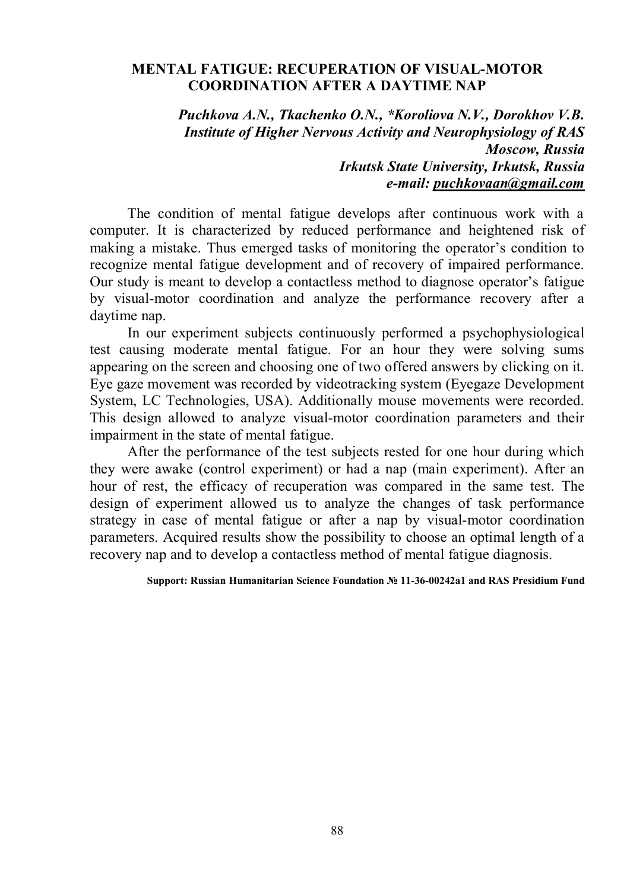## MENTAL FATIGUE: RECUPERATION OF VISUAL-MOTOR COORDINATION AFTER A DAYTIME NAP

***Puchkova A.N., Tkachenko O.N., *Koroliova N.V., Dorokhov V.B.***
***Institute of Higher Nervous Activity and Neurophysiology of RAS***
***Moscow, Russia***
***Irkutsk State University, Irkutsk, Russia***
***e-mail: puchkovaan@gmail.com***

The condition of mental fatigue develops after continuous work with a computer. It is characterized by reduced performance and heightened risk of making a mistake. Thus emerged tasks of monitoring the operator's condition to recognize mental fatigue development and of recovery of impaired performance. Our study is meant to develop a contactless method to diagnose operator's fatigue by visual-motor coordination and analyze the performance recovery after a daytime nap.

In our experiment subjects continuously performed a psychophysiological test causing moderate mental fatigue. For an hour they were solving sums appearing on the screen and choosing one of two offered answers by clicking on it. Eye gaze movement was recorded by videotracking system (Eyegaze Development System, LC Technologies, USA). Additionally mouse movements were recorded. This design allowed to analyze visual-motor coordination parameters and their impairment in the state of mental fatigue.

After the performance of the test subjects rested for one hour during which they were awake (control experiment) or had a nap (main experiment). After an hour of rest, the efficacy of recuperation was compared in the same test. The design of experiment allowed us to analyze the changes of task performance strategy in case of mental fatigue or after a nap by visual-motor coordination parameters. Acquired results show the possibility to choose an optimal length of a recovery nap and to develop a contactless method of mental fatigue diagnosis.

**Support: Russian Humanitarian Science Foundation № 11-36-00242a1 and RAS Presidium Fund**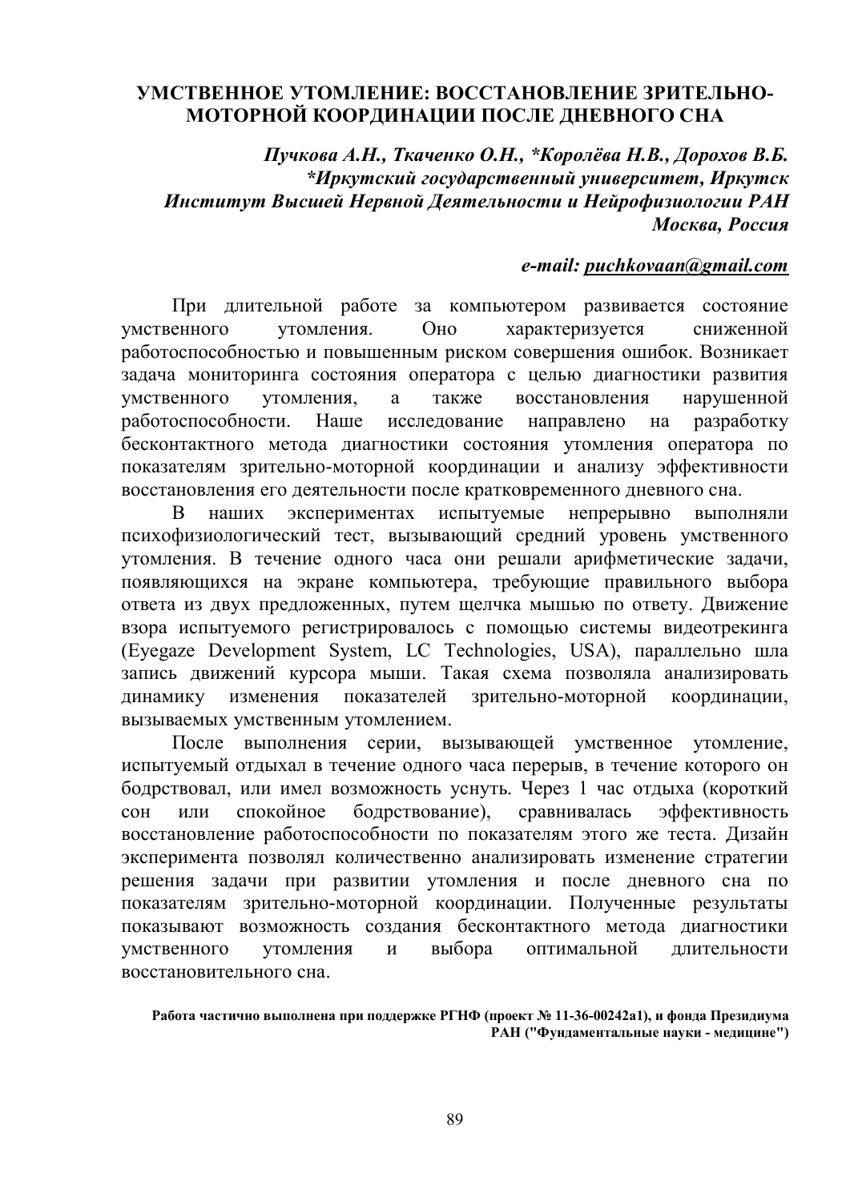# УМСТВЕННОЕ УТОМЛЕНИЕ: ВОССТАНОВЛЕНИЕ ЗРИТЕЛЬНО-МОТОРНОЙ КООРДИНАЦИИ ПОСЛЕ ДНЕВНОГО СНА

***Пучкова А.Н., Ткаченко О.Н., \*Королёва Н.В., Дорохов В.Б.***
***\*Иркутский государственный университет, Иркутск***
***Институт Высшей Нервной Деятельности и Нейрофизиологии РАН Москва, Россия***

***e-mail: puchkovaan@gmail.com***

При длительной работе за компьютером развивается состояние умственного утомления. Оно характеризуется сниженной работоспособностью и повышенным риском совершения ошибок. Возникает задача мониторинга состояния оператора с целью диагностики развития умственного утомления, а также восстановления нарушенной работоспособности. Наше исследование направлено на разработку бесконтактного метода диагностики состояния утомления оператора по показателям зрительно-моторной координации и анализу эффективности восстановления его деятельности после кратковременного дневного сна.

В наших экспериментах испытуемые непрерывно выполняли психофизиологический тест, вызывающий средний уровень умственного утомления. В течение одного часа они решали арифметические задачи, появляющихся на экране компьютера, требующие правильного выбора ответа из двух предложенных, путем щелчка мышью по ответу. Движение взора испытуемого регистрировалось с помощью системы видеотрекинга (Eyegaze Development System, LC Technologies, USA), параллельно шла запись движений курсора мыши. Такая схема позволяла анализировать динамику изменения показателей зрительно-моторной координации, вызываемых умственным утомлением.

После выполнения серии, вызывающей умственное утомление, испытуемый отдыхал в течение одного часа перерыв, в течение которого он бодрствовал, или имел возможность уснуть. Через 1 час отдыха (короткий сон или спокойное бодрствование), сравнивалась эффективность восстановление работоспособности по показателям этого же теста. Дизайн эксперимента позволял количественно анализировать изменение стратегии решения задачи при развитии утомления и после дневного сна по показателям зрительно-моторной координации. Полученные результаты показывают возможность создания бесконтактного метода диагностики умственного утомления и выбора оптимальной длительности восстановительного сна.

**Работа частично выполнена при поддержке РГНФ (проект № 11-36-00242а1), и фонда Президиума РАН ("Фундаментальные науки - медицине")**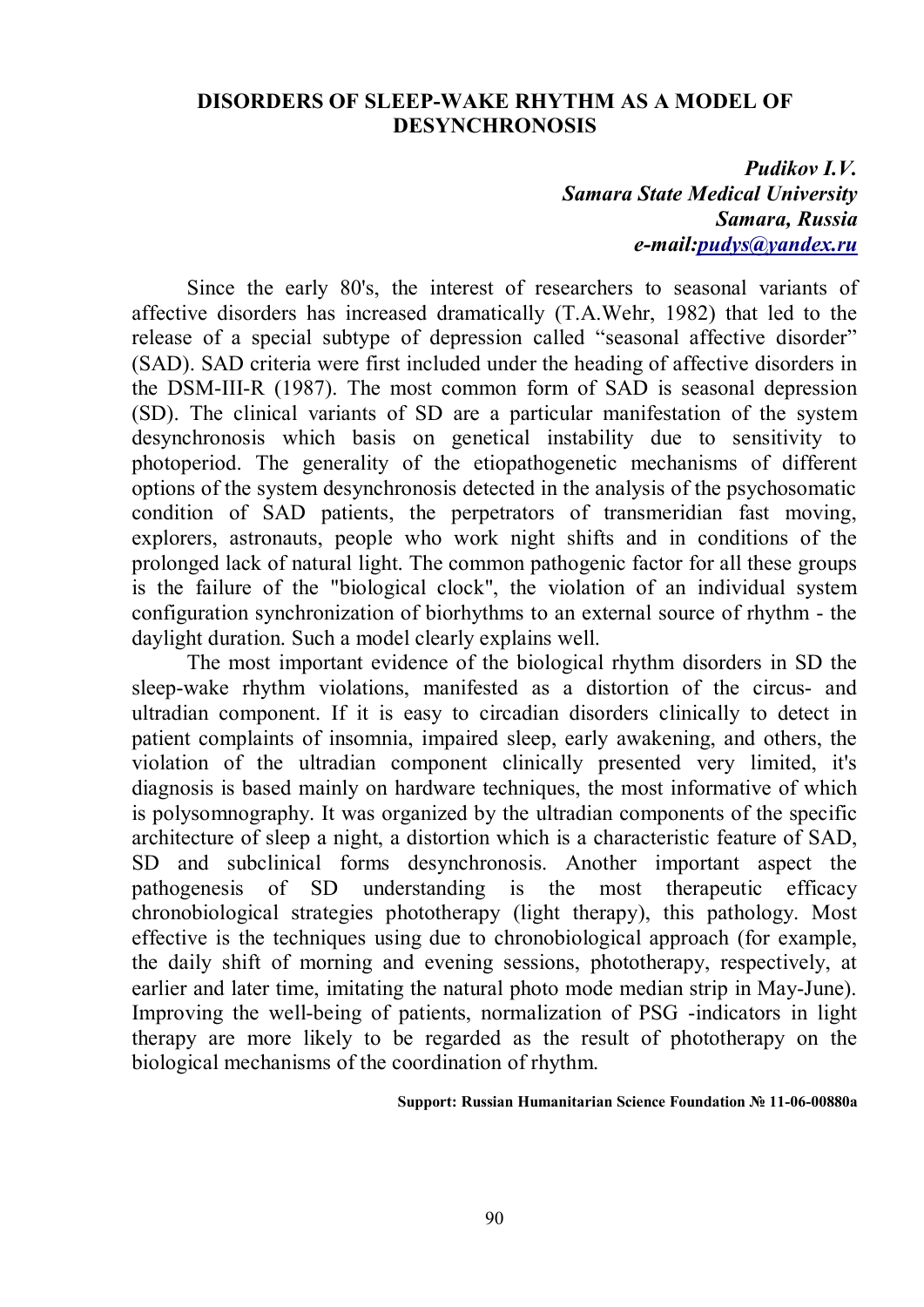# DISORDERS OF SLEEP-WAKE RHYTHM AS A MODEL OF DESYNCHRONOSIS

***Pudikov I.V.***
***Samara State Medical University***
***Samara, Russia***
***e-mail:pudys@yandex.ru***

Since the early 80's, the interest of researchers to seasonal variants of affective disorders has increased dramatically (T.A.Wehr, 1982) that led to the release of a special subtype of depression called "seasonal affective disorder" (SAD). SAD criteria were first included under the heading of affective disorders in the DSM-III-R (1987). The most common form of SAD is seasonal depression (SD). The clinical variants of SD are a particular manifestation of the system desynchronosis which basis on genetical instability due to sensitivity to photoperiod. The generality of the etiopathogenetic mechanisms of different options of the system desynchronosis detected in the analysis of the psychosomatic condition of SAD patients, the perpetrators of transmeridian fast moving, explorers, astronauts, people who work night shifts and in conditions of the prolonged lack of natural light. The common pathogenic factor for all these groups is the failure of the "biological clock", the violation of an individual system configuration synchronization of biorhythms to an external source of rhythm - the daylight duration. Such a model clearly explains well.

The most important evidence of the biological rhythm disorders in SD the sleep-wake rhythm violations, manifested as a distortion of the circus- and ultradian component. If it is easy to circadian disorders clinically to detect in patient complaints of insomnia, impaired sleep, early awakening, and others, the violation of the ultradian component clinically presented very limited, it's diagnosis is based mainly on hardware techniques, the most informative of which is polysomnography. It was organized by the ultradian components of the specific architecture of sleep a night, a distortion which is a characteristic feature of SAD, SD and subclinical forms desynchronosis. Another important aspect the pathogenesis of SD understanding is the most therapeutic efficacy chronobiological strategies phototherapy (light therapy), this pathology. Most effective is the techniques using due to chronobiological approach (for example, the daily shift of morning and evening sessions, phototherapy, respectively, at earlier and later time, imitating the natural photo mode median strip in May-June). Improving the well-being of patients, normalization of PSG -indicators in light therapy are more likely to be regarded as the result of phototherapy on the biological mechanisms of the coordination of rhythm.

**Support: Russian Humanitarian Science Foundation № 11-06-00880a**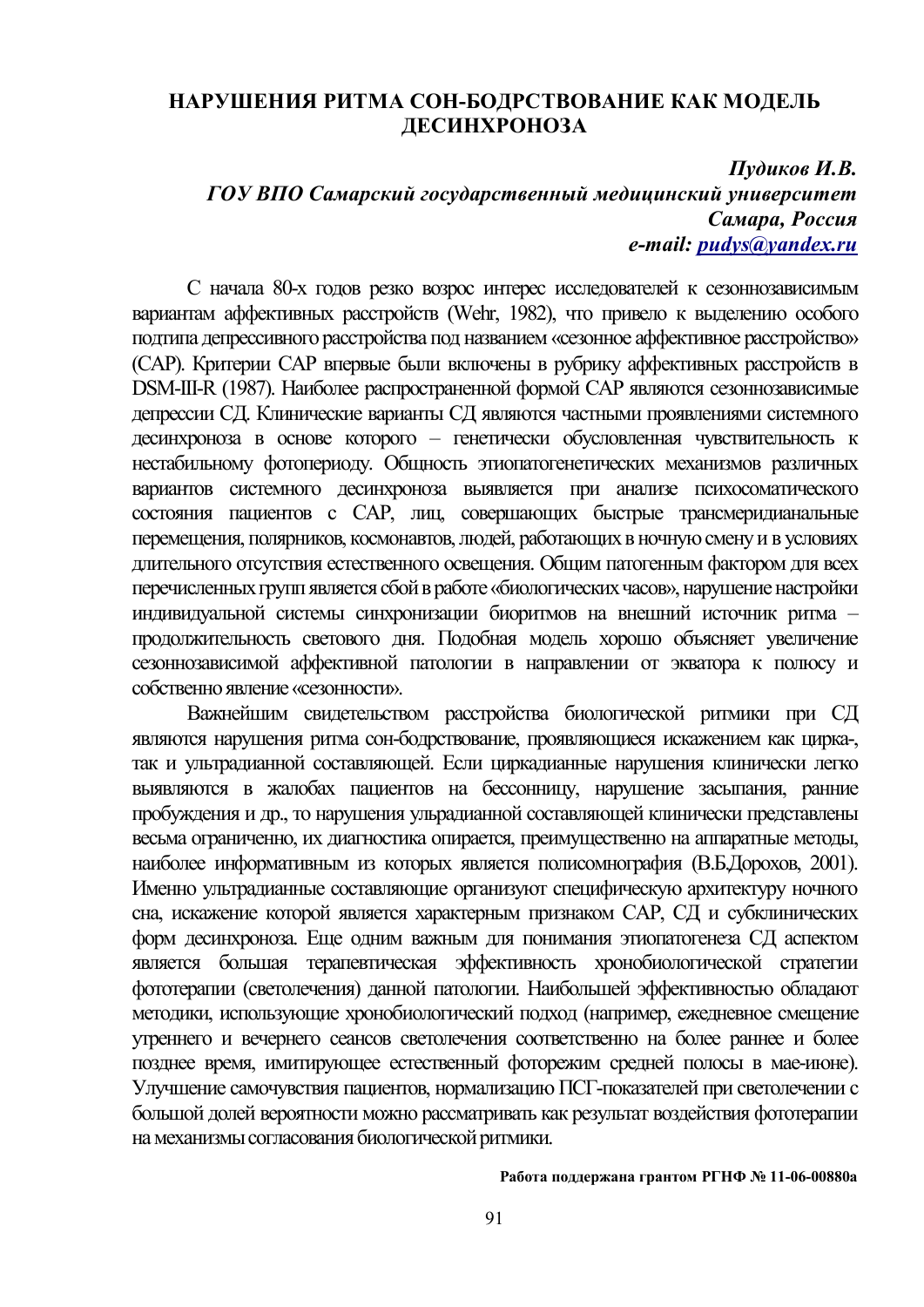# НАРУШЕНИЯ РИТМА СОН-БОДРСТВОВАНИЕ КАК МОДЕЛЬ ДЕСИНХРОНОЗА

***Пудиков И.В.***
***ГОУ ВПО Самарский государственный медицинский университет***
***Самара, Россия***
***e-mail: pudys@yandex.ru***

С начала 80-х годов резко возрос интерес исследователей к сезоннозависимым вариантам аффективных расстройств (Wehr, 1982), что привело к выделению особого подтипа депрессивного расстройства под названием «сезонное аффективное расстройство» (САР). Критерии САР впервые были включены в рубрику аффективных расстройств в DSM-III-R (1987). Наиболее распространенной формой САР являются сезоннозависимые депрессии СД. Клинические варианты СД являются частными проявлениями системного десинхроноза в основе которого – генетически обусловленная чувствительность к нестабильному фотопериоду. Общность этиопатогенетических механизмов различных вариантов системного десинхроноза выявляется при анализе психосоматического состояния пациентов с САР, лиц, совершающих быстрые трансмеридианальные перемещения, полярников, космонавтов, людей, работающих в ночную смену и в условиях длительного отсутствия естественного освещения. Общим патогенным фактором для всех перечисленных групп является сбой в работе «биологических часов», нарушение настройки индивидуальной системы синхронизации биоритмов на внешний источник ритма – продолжительность светового дня. Подобная модель хорошо объясняет увеличение сезоннозависимой аффективной патологии в направлении от экватора к полюсу и собственно явление «сезонности».

Важнейшим свидетельством расстройства биологической ритмики при СД являются нарушения ритма сон-бодрствование, проявляющиеся искажением как цирка-, так и ультрадианной составляющей. Если циркадианные нарушения клинически легко выявляются в жалобах пациентов на бессонницу, нарушение засыпания, ранние пробуждения и др., то нарушения ульрадианной составляющей клинически представлены весьма ограниченно, их диагностика опирается, преимущественно на аппаратные методы, наиболее информативным из которых является полисомнография (В.Б.Дорохов, 2001). Именно ультрадианные составляющие организуют специфическую архитектуру ночного сна, искажение которой является характерным признаком САР, СД и субклинических форм десинхроноза. Еще одним важным для понимания этиопатогенеза СД аспектом является большая терапевтическая эффективность хронобиологической стратегии фототерапии (светолечения) данной патологии. Наибольшей эффективностью обладают методики, использующие хронобиологический подход (например, ежедневное смещение утреннего и вечернего сеансов светолечения соответственно на более раннее и более позднее время, имитирующее естественный фоторежим средней полосы в мае-июне). Улучшение самочувствия пациентов, нормализацию ПСГ-показателей при светолечении с большой долей вероятности можно рассматривать как результат воздействия фототерапии на механизмы согласования биологической ритмики.

**Работа поддержана грантом РГНФ № 11-06-00880а**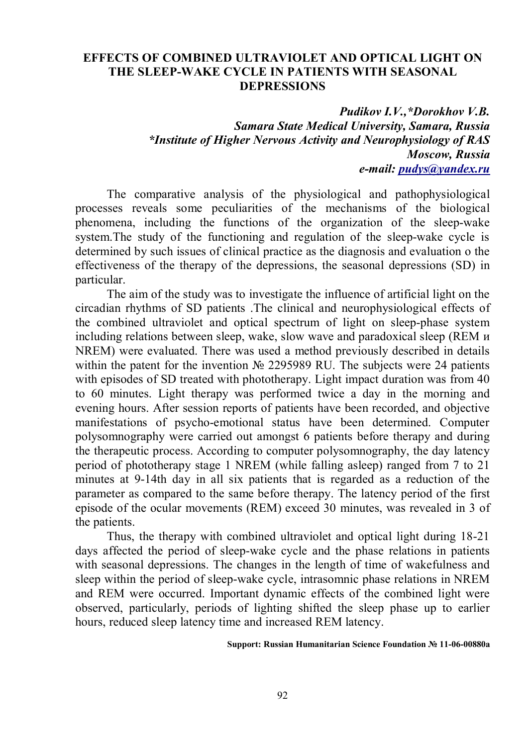# EFFECTS OF COMBINED ULTRAVIOLET AND OPTICAL LIGHT ON THE SLEEP-WAKE CYCLE IN PATIENTS WITH SEASONAL DEPRESSIONS

***Pudikov I.V.,\*Dorokhov V.B.***
***Samara State Medical University, Samara, Russia***
***\*Institute of Higher Nervous Activity and Neurophysiology of RAS***
***Moscow, Russia***
***e-mail: pudys@yandex.ru***

The comparative analysis of the physiological and pathophysiological processes reveals some peculiarities of the mechanisms of the biological phenomena, including the functions of the organization of the sleep-wake system.The study of the functioning and regulation of the sleep-wake cycle is determined by such issues of clinical practice as the diagnosis and evaluation o the effectiveness of the therapy of the depressions, the seasonal depressions (SD) in particular.

The aim of the study was to investigate the influence of artificial light on the circadian rhythms of SD patients .The clinical and neurophysiological effects of the combined ultraviolet and optical spectrum of light on sleep-phase system including relations between sleep, wake, slow wave and paradoxical sleep (REM и NREM) were evaluated. There was used a method previously described in details within the patent for the invention № 2295989 RU. The subjects were 24 patients with episodes of SD treated with phototherapy. Light impact duration was from 40 to 60 minutes. Light therapy was performed twice a day in the morning and evening hours. After session reports of patients have been recorded, and objective manifestations of psycho-emotional status have been determined. Computer polysomnography were carried out amongst 6 patients before therapy and during the therapeutic process. According to computer polysomnography, the day latency period of phototherapy stage 1 NREM (while falling asleep) ranged from 7 to 21 minutes at 9-14th day in all six patients that is regarded as a reduction of the parameter as compared to the same before therapy. The latency period of the first episode of the ocular movements (REM) exceed 30 minutes, was revealed in 3 of the patients.

Thus, the therapy with combined ultraviolet and optical light during 18-21 days affected the period of sleep-wake cycle and the phase relations in patients with seasonal depressions. The changes in the length of time of wakefulness and sleep within the period of sleep-wake cycle, intrasomnic phase relations in NREM and REM were occurred. Important dynamic effects of the combined light were observed, particularly, periods of lighting shifted the sleep phase up to earlier hours, reduced sleep latency time and increased REM latency.

**Support: Russian Humanitarian Science Foundation № 11-06-00880a**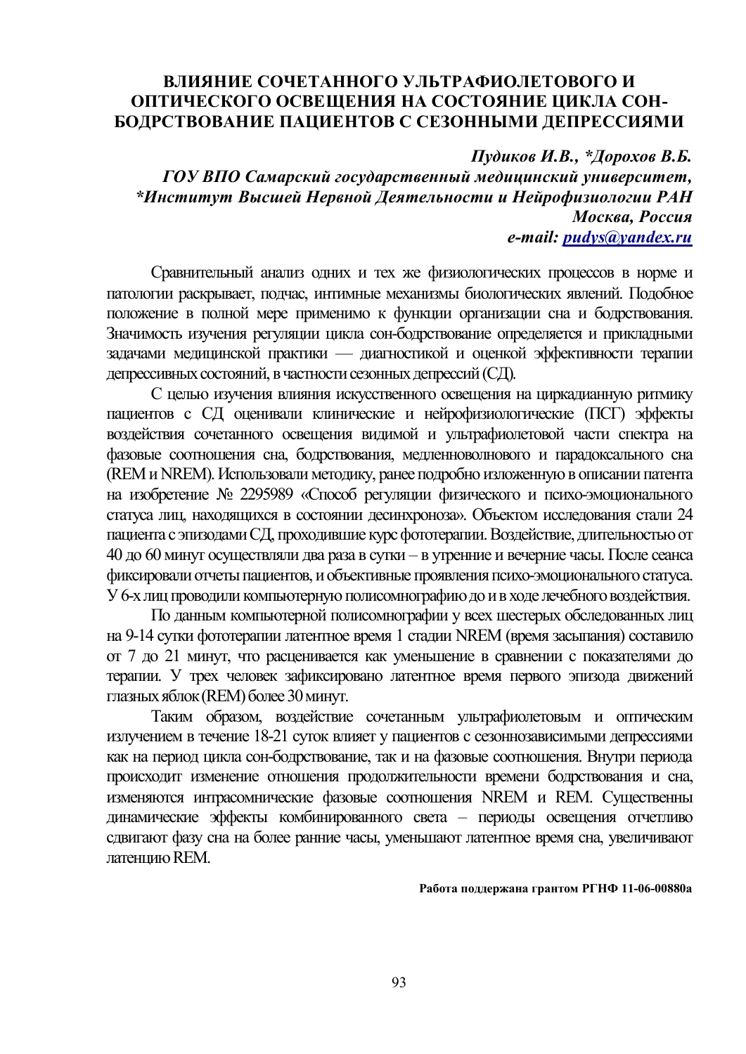# ВЛИЯНИЕ СОЧЕТАННОГО УЛЬТРАФИОЛЕТОВОГО И ОПТИЧЕСКОГО ОСВЕЩЕНИЯ НА СОСТОЯНИЕ ЦИКЛА СОН-БОДРСТВОВАНИЕ ПАЦИЕНТОВ С СЕЗОННЫМИ ДЕПРЕССИЯМИ

***Пудиков И.В., \*Дорохов В.Б.***

***ГОУ ВПО Самарский государственный медицинский университет,***
***\*Институт Высшей Нервной Деятельности и Нейрофизиологии РАН***
***Москва, Россия***
***e-mail: pudys@yandex.ru***

Сравнительный анализ одних и тех же физиологических процессов в норме и патологии раскрывает, подчас, интимные механизмы биологических явлений. Подобное положение в полной мере применимо к функции организации сна и бодрствования. Значимость изучения регуляции цикла сон-бодрствование определяется и прикладными задачами медицинской практики — диагностикой и оценкой эффективности терапии депрессивных состояний, в частности сезонных депрессий (СД).

С целью изучения влияния искусственного освещения на циркадианную ритмику пациентов с СД оценивали клинические и нейрофизиологические (ПСГ) эффекты воздействия сочетанного освещения видимой и ультрафиолетовой части спектра на фазовые соотношения сна, бодрствования, медленноволнового и парадоксального сна (REM и NREM). Использовали методику, ранее подробно изложенную в описании патента на изобретение № 2295989 «Способ регуляции физического и психо-эмоционального статуса лиц, находящихся в состоянии десинхроноза». Объектом исследования стали 24 пациента с эпизодами СД, проходившие курс фототерапии. Воздействие, длительностью от 40 до 60 минут осуществляли два раза в сутки – в утренние и вечерние часы. После сеанса фиксировали отчеты пациентов, и объективные проявления психо-эмоционального статуса. У 6-х лиц проводили компьютерную полисомнографию до и в ходе лечебного воздействия.

По данным компьютерной полисомнографии у всех шестерых обследованных лиц на 9-14 сутки фототерапии латентное время 1 стадии NREM (время засыпания) составило от 7 до 21 минут, что расценивается как уменьшение в сравнении с показателями до терапии. У трех человек зафиксировано латентное время первого эпизода движений глазных яблок (REM) более 30 минут.

Таким образом, воздействие сочетанным ультрафиолетовым и оптическим излучением в течение 18-21 суток влияет у пациентов с сезоннозависимыми депрессиями как на период цикла сон-бодрствование, так и на фазовые соотношения. Внутри периода происходит изменение отношения продолжительности времени бодрствования и сна, изменяются интрасомнические фазовые соотношения NREM и REM. Существенны динамические эффекты комбинированного света – периоды освещения отчетливо сдвигают фазу сна на более ранние часы, уменьшают латентное время сна, увеличивают латенцию REM.

**Работа поддержана грантом РГНФ 11-06-00880а**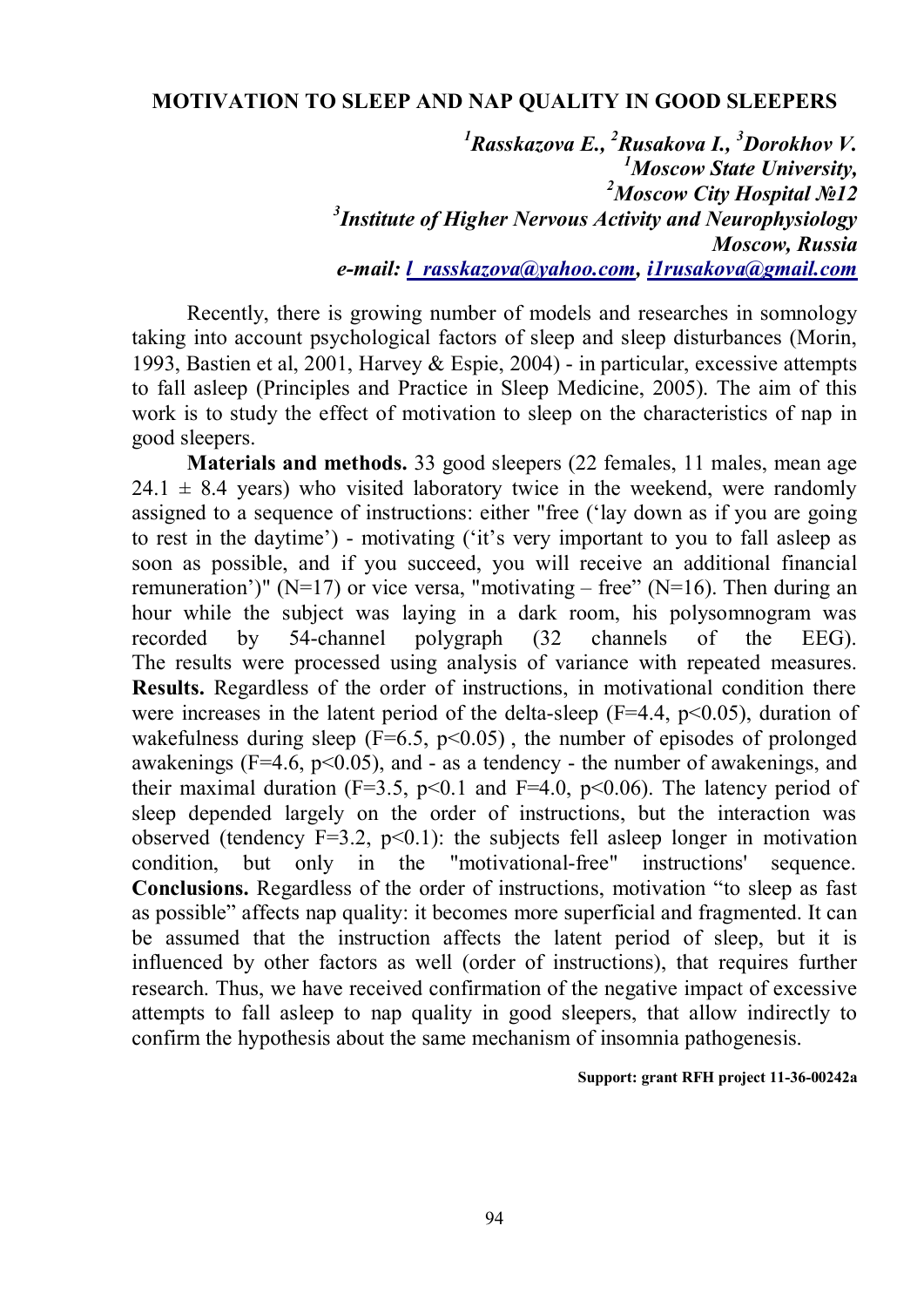# MOTIVATION TO SLEEP AND NAP QUALITY IN GOOD SLEEPERS

***[1]Rasskazova E., [2]Rusakova I., [3]Dorokhov V.***
***[1]Moscow State University,***
***[2]Moscow City Hospital №12***
***[3]Institute of Higher Nervous Activity and Neurophysiology***
***Moscow, Russia***
***e-mail: l_rasskazova@yahoo.com, i1rusakova@gmail.com***

Recently, there is growing number of models and researches in somnology taking into account psychological factors of sleep and sleep disturbances (Morin, 1993, Bastien et al, 2001, Harvey & Espie, 2004) - in particular, excessive attempts to fall asleep (Principles and Practice in Sleep Medicine, 2005). The aim of this work is to study the effect of motivation to sleep on the characteristics of nap in good sleepers.

**Materials and methods.** 33 good sleepers (22 females, 11 males, mean age $24.1 \pm 8.4$ years) who visited laboratory twice in the weekend, were randomly assigned to a sequence of instructions: either "free ('lay down as if you are going to rest in the daytime') - motivating ('it's very important to you to fall asleep as soon as possible, and if you succeed, you will receive an additional financial remuneration')" (N=17) or vice versa, "motivating – free" (N=16). Then during an hour while the subject was laying in a dark room, his polysomnogram was recorded by 54-channel polygraph (32 channels of the EEG). The results were processed using analysis of variance with repeated measures. **Results.** Regardless of the order of instructions, in motivational condition there were increases in the latent period of the delta-sleep ($F=4.4$, $p<0.05$), duration of wakefulness during sleep ($F=6.5$, $p<0.05$) , the number of episodes of prolonged awakenings ($F=4.6$, $p<0.05$), and - as a tendency - the number of awakenings, and their maximal duration ($F=3.5$, $p<0.1$ and $F=4.0$, $p<0.06$). The latency period of sleep depended largely on the order of instructions, but the interaction was observed (tendency $F=3.2$, $p<0.1$): the subjects fell asleep longer in motivation condition, but only in the "motivational-free" instructions' sequence. **Conclusions.** Regardless of the order of instructions, motivation "to sleep as fast as possible" affects nap quality: it becomes more superficial and fragmented. It can be assumed that the instruction affects the latent period of sleep, but it is influenced by other factors as well (order of instructions), that requires further research. Thus, we have received confirmation of the negative impact of excessive attempts to fall asleep to nap quality in good sleepers, that allow indirectly to confirm the hypothesis about the same mechanism of insomnia pathogenesis.

**Support: grant RFH project 11-36-00242a**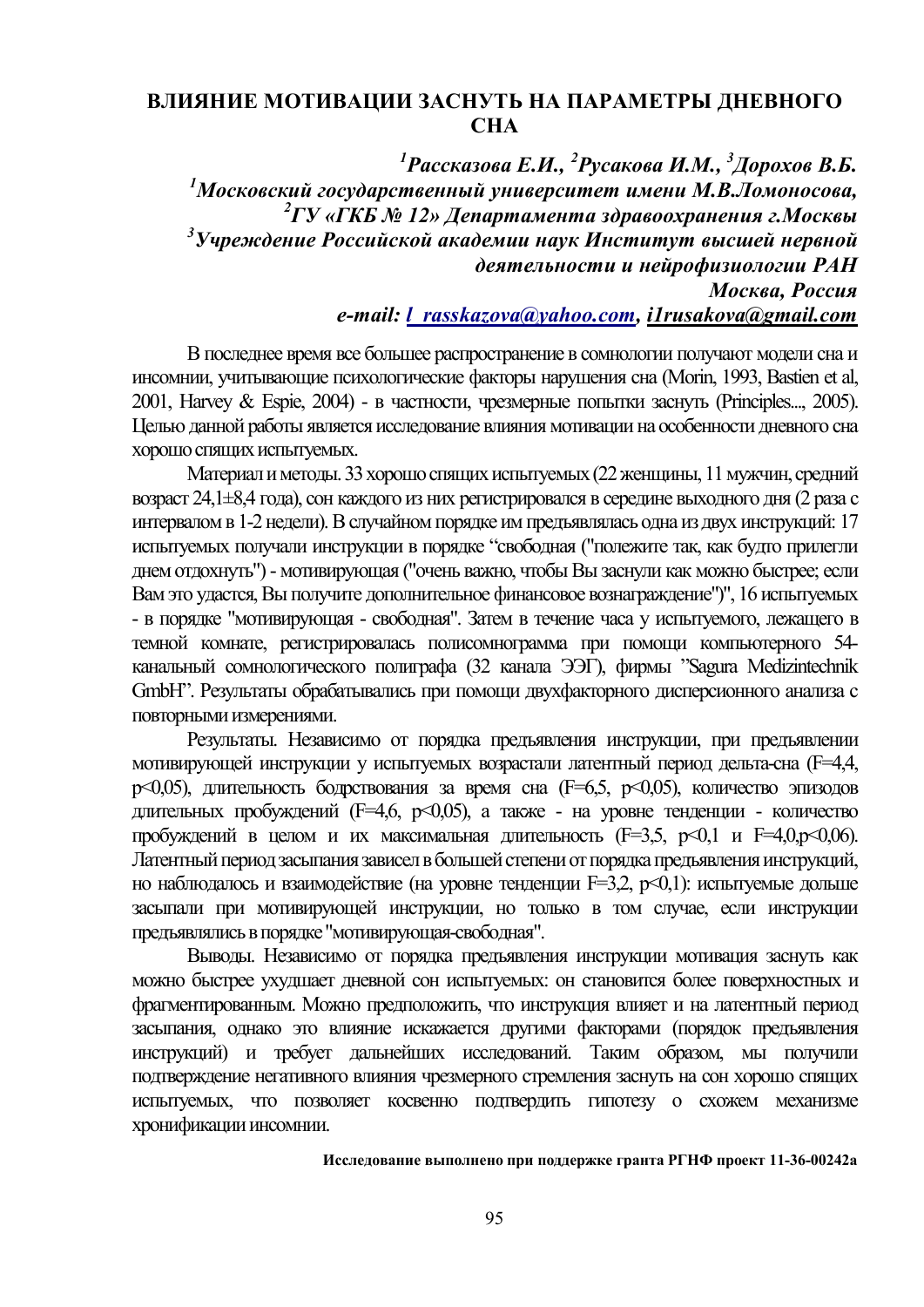# ВЛИЯНИЕ МОТИВАЦИИ ЗАСНУТЬ НА ПАРАМЕТРЫ ДНЕВНОГО СНА

***[1]Рассказова Е.И., [2]Русакова И.М., [3]Дорохов В.Б.***

***[1]Московский государственный университет имени М.В.Ломоносова,***
***[2]ГУ «ГКБ № 12» Департамента здравоохранения г.Москвы***
***[3]Учреждение Российской академии наук Институт высшей нервной деятельности и нейрофизиологии РАН***
***Москва, Россия***
***e-mail: l_rasskazova@yahoo.com, i1rusakova@gmail.com***

В последнее время все большее распространение в сомнологии получают модели сна и инсомнии, учитывающие психологические факторы нарушения сна (Morin, 1993, Bastien et al, 2001, Harvey & Espie, 2004) - в частности, чрезмерные попытки заснуть (Principles..., 2005). Целью данной работы является исследование влияния мотивации на особенности дневного сна хорошо спящих испытуемых.

Материал и методы. 33 хорошо спящих испытуемых (22 женщины, 11 мужчин, средний возраст 24,1±8,4 года), сон каждого из них регистрировался в середине выходного дня (2 раза с интервалом в 1-2 недели). В случайном порядке им предъявлялась одна из двух инструкций: 17 испытуемых получали инструкции в порядке "свободная ("полежите так, как будто прилегли днем отдохнуть") - мотивирующая ("очень важно, чтобы Вы заснули как можно быстрее; если Вам это удастся, Вы получите дополнительное финансовое вознаграждение")", 16 испытуемых - в порядке "мотивирующая - свободная". Затем в течение часа у испытуемого, лежащего в темной комнате, регистрировалась полисомнограмма при помощи компьютерного 54-канальный сомнологического полиграфа (32 канала ЭЭГ), фирмы "Sagura Medizintechnik GmbH". Результаты обрабатывались при помощи двухфакторного дисперсионного анализа с повторными измерениями.

Результаты. Независимо от порядка предъявления инструкции, при предъявлении мотивирующей инструкции у испытуемых возрастали латентный период дельта-сна ($F=4{,}4$, $p<0{,}05$), длительность бодрствования за время сна ($F=6{,}5$, $p<0{,}05$), количество эпизодов длительных пробуждений ($F=4{,}6$, $p<0{,}05$), а также - на уровне тенденции - количество пробуждений в целом и их максимальная длительность ($F=3{,}5$, $p<0{,}1$ и $F=4{,}0$, $p<0{,}06$). Латентный период засыпания зависел в большей степени от порядка предъявления инструкций, но наблюдалось и взаимодействие (на уровне тенденции $F=3{,}2$, $p<0{,}1$): испытуемые дольше засыпали при мотивирующей инструкции, но только в том случае, если инструкции предъявлялись в порядке "мотивирующая-свободная".

Выводы. Независимо от порядка предъявления инструкции мотивация заснуть как можно быстрее ухудшает дневной сон испытуемых: он становится более поверхностных и фрагментированным. Можно предположить, что инструкция влияет и на латентный период засыпания, однако это влияние искажается другими факторами (порядок предъявления инструкций) и требует дальнейших исследований. Таким образом, мы получили подтверждение негативного влияния чрезмерного стремления заснуть на сон хорошо спящих испытуемых, что позволяет косвенно подтвердить гипотезу о схожем механизме хронификации инсомнии.

**Исследование выполнено при поддержке гранта РГНФ проект 11-36-00242а**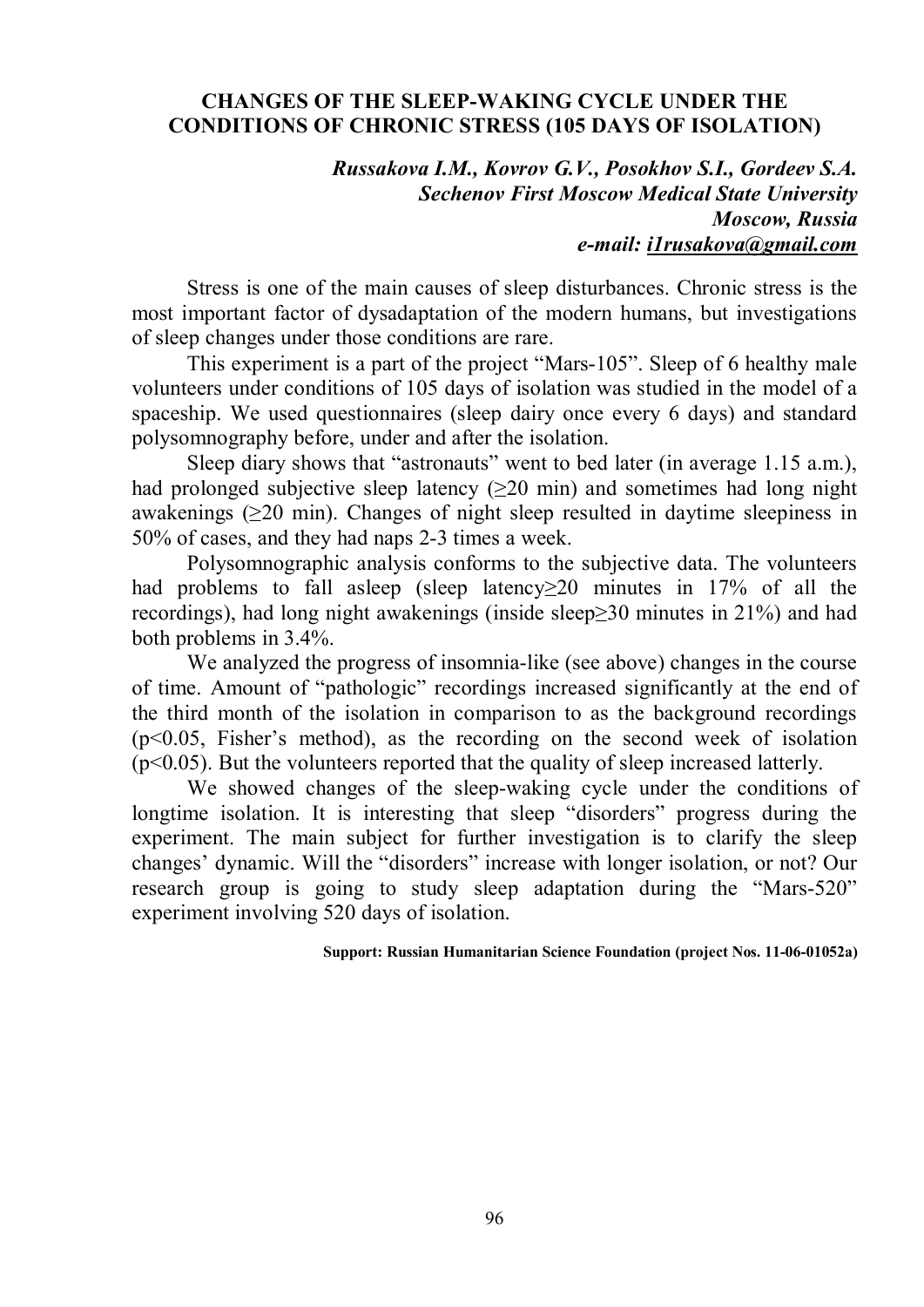## CHANGES OF THE SLEEP-WAKING CYCLE UNDER THE CONDITIONS OF CHRONIC STRESS (105 DAYS OF ISOLATION)

***Russakova I.M., Kovrov G.V., Posokhov S.I., Gordeev S.A.***
***Sechenov First Moscow Medical State University***
***Moscow, Russia***
***e-mail: i1rusakova@gmail.com***

Stress is one of the main causes of sleep disturbances. Chronic stress is the most important factor of dysadaptation of the modern humans, but investigations of sleep changes under those conditions are rare.

This experiment is a part of the project "Mars-105". Sleep of 6 healthy male volunteers under conditions of 105 days of isolation was studied in the model of a spaceship. We used questionnaires (sleep dairy once every 6 days) and standard polysomnography before, under and after the isolation.

Sleep diary shows that "astronauts" went to bed later (in average 1.15 a.m.), had prolonged subjective sleep latency ($\geq$20 min) and sometimes had long night awakenings ($\geq$20 min). Changes of night sleep resulted in daytime sleepiness in 50% of cases, and they had naps 2-3 times a week.

Polysomnographic analysis conforms to the subjective data. The volunteers had problems to fall asleep (sleep latency$\geq$20 minutes in 17% of all the recordings), had long night awakenings (inside sleep$\geq$30 minutes in 21%) and had both problems in 3.4%.

We analyzed the progress of insomnia-like (see above) changes in the course of time. Amount of "pathologic" recordings increased significantly at the end of the third month of the isolation in comparison to as the background recordings ($p<0.05$, Fisher's method), as the recording on the second week of isolation ($p<0.05$). But the volunteers reported that the quality of sleep increased latterly.

We showed changes of the sleep-waking cycle under the conditions of longtime isolation. It is interesting that sleep "disorders" progress during the experiment. The main subject for further investigation is to clarify the sleep changes' dynamic. Will the "disorders" increase with longer isolation, or not? Our research group is going to study sleep adaptation during the "Mars-520" experiment involving 520 days of isolation.

**Support: Russian Humanitarian Science Foundation (project Nos. 11-06-01052a)**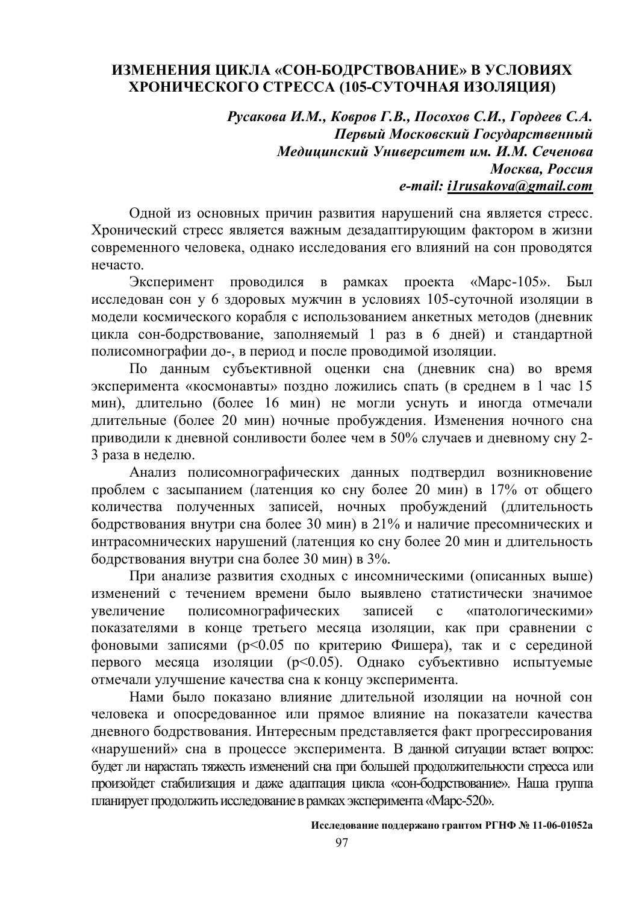# ИЗМЕНЕНИЯ ЦИКЛА «СОН-БОДРСТВОВАНИЕ» В УСЛОВИЯХ ХРОНИЧЕСКОГО СТРЕССА (105-СУТОЧНАЯ ИЗОЛЯЦИЯ)

***Русакова И.М., Ковров Г.В., Посохов С.И., Гордеев С.А.***
***Первый Московский Государственный***
***Медицинский Университет им. И.М. Сеченова***
***Москва, Россия***
***e-mail: i1rusakova@gmail.com***

Одной из основных причин развития нарушений сна является стресс. Хронический стресс является важным дезадаптирующим фактором в жизни современного человека, однако исследования его влияний на сон проводятся нечасто.

Эксперимент проводился в рамках проекта «Марс-105». Был исследован сон у 6 здоровых мужчин в условиях 105-суточной изоляции в модели космического корабля с использованием анкетных методов (дневник цикла сон-бодрствование, заполняемый 1 раз в 6 дней) и стандартной полисомнографии до-, в период и после проводимой изоляции.

По данным субъективной оценки сна (дневник сна) во время эксперимента «космонавты» поздно ложились спать (в среднем в 1 час 15 мин), длительно (более 16 мин) не могли уснуть и иногда отмечали длительные (более 20 мин) ночные пробуждения. Изменения ночного сна приводили к дневной сонливости более чем в 50% случаев и дневному сну 2-3 раза в неделю.

Анализ полисомнографических данных подтвердил возникновение проблем с засыпанием (латенция ко сну более 20 мин) в 17% от общего количества полученных записей, ночных пробуждений (длительность бодрствования внутри сна более 30 мин) в 21% и наличие пресомнических и интрасомнических нарушений (латенция ко сну более 20 мин и длительность бодрствования внутри сна более 30 мин) в 3%.

При анализе развития сходных с инсомническими (описанных выше) изменений с течением времени было выявлено статистически значимое увеличение полисомнографических записей с «патологическими» показателями в конце третьего месяца изоляции, как при сравнении с фоновыми записями ($p<0.05$ по критерию Фишера), так и с серединой первого месяца изоляции ($p<0.05$). Однако субъективно испытуемые отмечали улучшение качества сна к концу эксперимента.

Нами было показано влияние длительной изоляции на ночной сон человека и опосредованное или прямое влияние на показатели качества дневного бодрствования. Интересным представляется факт прогрессирования «нарушений» сна в процессе эксперимента. В данной ситуации встает вопрос: будет ли нарастать тяжесть изменений сна при большей продолжительности стресса или произойдет стабилизация и даже адаптация цикла «сон-бодрствование». Наша группа планирует продолжить исследование в рамках эксперимента «Марс-520».

**Исследование поддержано грантом РГНФ № 11-06-01052а**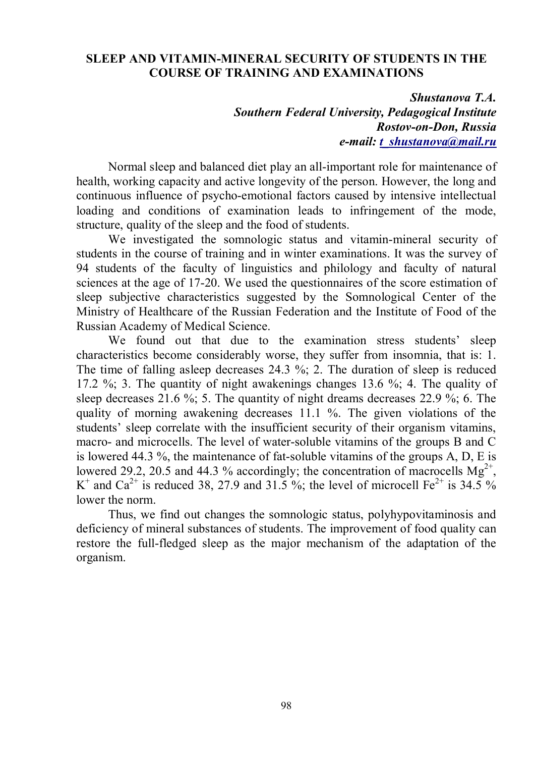# SLEEP AND VITAMIN-MINERAL SECURITY OF STUDENTS IN THE COURSE OF TRAINING AND EXAMINATIONS

***Shustanova T.A.***
***Southern Federal University, Pedagogical Institute***
***Rostov-on-Don, Russia***
***e-mail: t_shustanova@mail.ru***

Normal sleep and balanced diet play an all-important role for maintenance of health, working capacity and active longevity of the person. However, the long and continuous influence of psycho-emotional factors caused by intensive intellectual loading and conditions of examination leads to infringement of the mode, structure, quality of the sleep and the food of students.

We investigated the somnologic status and vitamin-mineral security of students in the course of training and in winter examinations. It was the survey of 94 students of the faculty of linguistics and philology and faculty of natural sciences at the age of 17-20. We used the questionnaires of the score estimation of sleep subjective characteristics suggested by the Somnological Center of the Ministry of Healthcare of the Russian Federation and the Institute of Food of the Russian Academy of Medical Science.

We found out that due to the examination stress students' sleep characteristics become considerably worse, they suffer from insomnia, that is: 1. The time of falling asleep decreases 24.3 %; 2. The duration of sleep is reduced 17.2 %; 3. The quantity of night awakenings changes 13.6 %; 4. The quality of sleep decreases 21.6 %; 5. The quantity of night dreams decreases 22.9 %; 6. The quality of morning awakening decreases 11.1 %. The given violations of the students' sleep correlate with the insufficient security of their organism vitamins, macro- and microcells. The level of water-soluble vitamins of the groups B and C is lowered 44.3 %, the maintenance of fat-soluble vitamins of the groups A, D, E is lowered 29.2, 20.5 and 44.3 % accordingly; the concentration of macrocells $Mg^{2+}$, $K^{+}$ and $Ca^{2+}$ is reduced 38, 27.9 and 31.5 %; the level of microcell $Fe^{2+}$ is 34.5 % lower the norm.

Thus, we find out changes the somnologic status, polyhypovitaminosis and deficiency of mineral substances of students. The improvement of food quality can restore the full-fledged sleep as the major mechanism of the adaptation of the organism.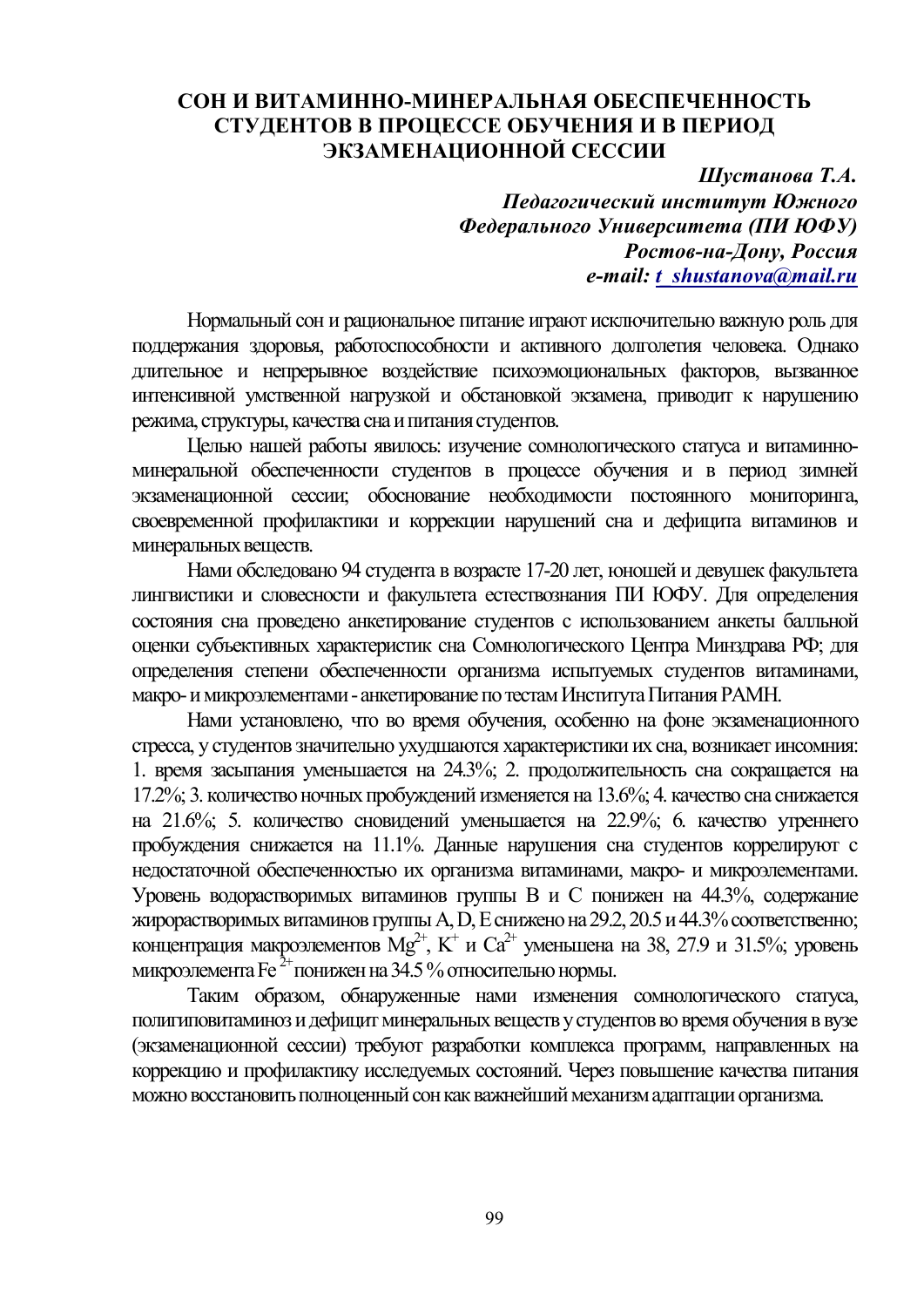# СОН И ВИТАМИННО-МИНЕРАЛЬНАЯ ОБЕСПЕЧЕННОСТЬ СТУДЕНТОВ В ПРОЦЕССЕ ОБУЧЕНИЯ И В ПЕРИОД ЭКЗАМЕНАЦИОННОЙ СЕССИИ

***Шустанова Т.А.***
***Педагогический институт Южного Федерального Университета (ПИ ЮФУ)***
***Ростов-на-Дону, Россия***
***e-mail: t_shustanova@mail.ru***

Нормальный сон и рациональное питание играют исключительно важную роль для поддержания здоровья, работоспособности и активного долголетия человека. Однако длительное и непрерывное воздействие психоэмоциональных факторов, вызванное интенсивной умственной нагрузкой и обстановкой экзамена, приводит к нарушению режима, структуры, качества сна и питания студентов.

Целью нашей работы явилось: изучение сомнологического статуса и витаминно-минеральной обеспеченности студентов в процессе обучения и в период зимней экзаменационной сессии; обоснование необходимости постоянного мониторинга, своевременной профилактики и коррекции нарушений сна и дефицита витаминов и минеральных веществ.

Нами обследовано 94 студента в возрасте 17-20 лет, юношей и девушек факультета лингвистики и словесности и факультета естествознания ПИ ЮФУ. Для определения состояния сна проведено анкетирование студентов с использованием анкеты балльной оценки субъективных характеристик сна Сомнологического Центра Минздрава РФ; для определения степени обеспеченности организма испытуемых студентов витаминами, макро- и микроэлементами - анкетирование по тестам Института Питания РАМН.

Нами установлено, что во время обучения, особенно на фоне экзаменационного стресса, у студентов значительно ухудшаются характеристики их сна, возникает инсомния: 1. время засыпания уменьшается на 24.3%; 2. продолжительность сна сокращается на 17.2%; 3. количество ночных пробуждений изменяется на 13.6%; 4. качество сна снижается на 21.6%; 5. количество сновидений уменьшается на 22.9%; 6. качество утреннего пробуждения снижается на 11.1%. Данные нарушения сна студентов коррелируют с недостаточной обеспеченностью их организма витаминами, макро- и микроэлементами. Уровень водорастворимых витаминов группы В и С понижен на 44.3%, содержание жирорастворимых витаминов группы A, D, E снижено на 29.2, 20.5 и 44.3% соответственно; концентрация макроэлементов $Mg^{2+}$, $K^{+}$ и $Ca^{2+}$ уменьшена на 38, 27.9 и 31.5%; уровень микроэлемента $Fe^{2+}$ понижен на 34.5 % относительно нормы.

Таким образом, обнаруженные нами изменения сомнологического статуса, полигиповитаминоз и дефицит минеральных веществ у студентов во время обучения в вузе (экзаменационной сессии) требуют разработки комплекса программ, направленных на коррекцию и профилактику исследуемых состояний. Через повышение качества питания можно восстановить полноценный сон как важнейший механизм адаптации организма.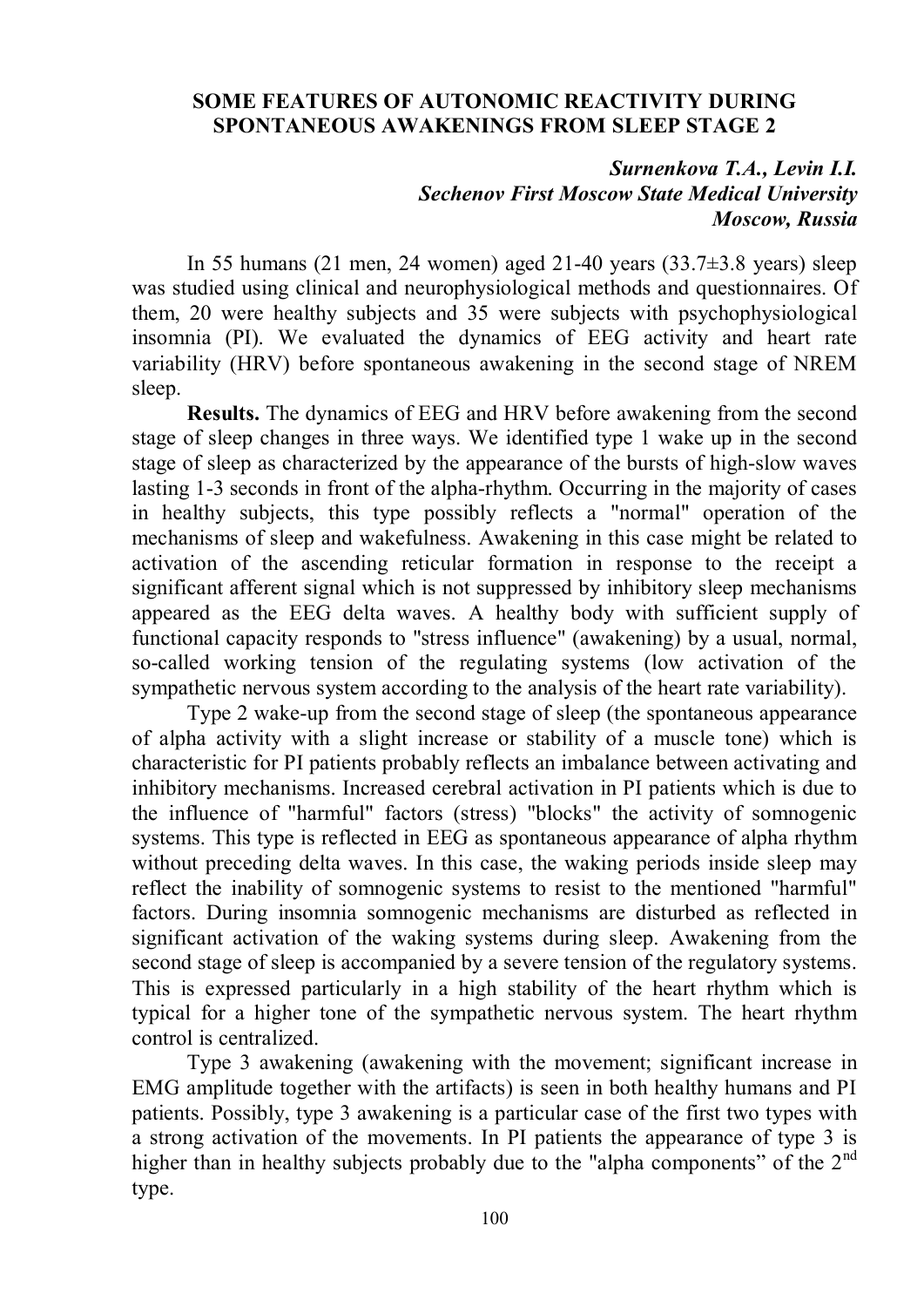# SOME FEATURES OF AUTONOMIC REACTIVITY DURING SPONTANEOUS AWAKENINGS FROM SLEEP STAGE 2

***Surnenkova T.A., Levin I.I.***
***Sechenov First Moscow State Medical University***
***Moscow, Russia***

In 55 humans (21 men, 24 women) aged 21-40 years (33.7±3.8 years) sleep was studied using clinical and neurophysiological methods and questionnaires. Of them, 20 were healthy subjects and 35 were subjects with psychophysiological insomnia (PI). We evaluated the dynamics of EEG activity and heart rate variability (HRV) before spontaneous awakening in the second stage of NREM sleep.

**Results.** The dynamics of EEG and HRV before awakening from the second stage of sleep changes in three ways. We identified type 1 wake up in the second stage of sleep as characterized by the appearance of the bursts of high-slow waves lasting 1-3 seconds in front of the alpha-rhythm. Occurring in the majority of cases in healthy subjects, this type possibly reflects a "normal" operation of the mechanisms of sleep and wakefulness. Awakening in this case might be related to activation of the ascending reticular formation in response to the receipt a significant afferent signal which is not suppressed by inhibitory sleep mechanisms appeared as the EEG delta waves. A healthy body with sufficient supply of functional capacity responds to "stress influence" (awakening) by a usual, normal, so-called working tension of the regulating systems (low activation of the sympathetic nervous system according to the analysis of the heart rate variability).

Type 2 wake-up from the second stage of sleep (the spontaneous appearance of alpha activity with a slight increase or stability of a muscle tone) which is characteristic for PI patients probably reflects an imbalance between activating and inhibitory mechanisms. Increased cerebral activation in PI patients which is due to the influence of "harmful" factors (stress) "blocks" the activity of somnogenic systems. This type is reflected in EEG as spontaneous appearance of alpha rhythm without preceding delta waves. In this case, the waking periods inside sleep may reflect the inability of somnogenic systems to resist to the mentioned "harmful" factors. During insomnia somnogenic mechanisms are disturbed as reflected in significant activation of the waking systems during sleep. Awakening from the second stage of sleep is accompanied by a severe tension of the regulatory systems. This is expressed particularly in a high stability of the heart rhythm which is typical for a higher tone of the sympathetic nervous system. The heart rhythm control is centralized.

Type 3 awakening (awakening with the movement; significant increase in EMG amplitude together with the artifacts) is seen in both healthy humans and PI patients. Possibly, type 3 awakening is a particular case of the first two types with a strong activation of the movements. In PI patients the appearance of type 3 is higher than in healthy subjects probably due to the "alpha components" of the 2nd type.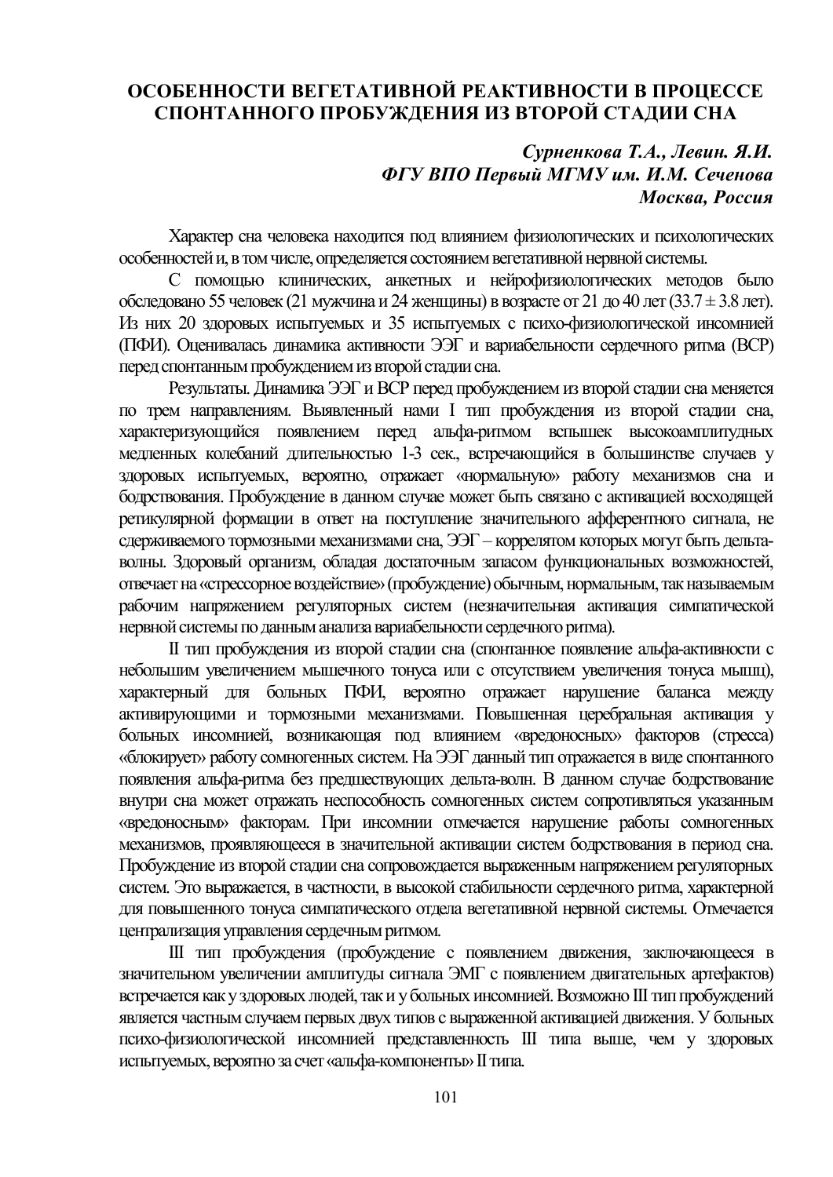# ОСОБЕННОСТИ ВЕГЕТАТИВНОЙ РЕАКТИВНОСТИ В ПРОЦЕССЕ СПОНТАННОГО ПРОБУЖДЕНИЯ ИЗ ВТОРОЙ СТАДИИ СНА

***Сурненкова Т.А., Левин. Я.И.***
***ФГУ ВПО Первый МГМУ им. И.М. Сеченова***
***Москва, Россия***

Характер сна человека находится под влиянием физиологических и психологических особенностей и, в том числе, определяется состоянием вегетативной нервной системы.

С помощью клинических, анкетных и нейрофизиологических методов было обследовано 55 человек (21 мужчина и 24 женщины) в возрасте от 21 до 40 лет (33.7 ± 3.8 лет). Из них 20 здоровых испытуемых и 35 испытуемых с психо-физиологической инсомнией (ПФИ). Оценивалась динамика активности ЭЭГ и вариабельности сердечного ритма (ВСР) перед спонтанным пробуждением из второй стадии сна.

Результаты. Динамика ЭЭГ и ВСР перед пробуждением из второй стадии сна меняется по трем направлениям. Выявленный нами I тип пробуждения из второй стадии сна, характеризующийся появлением перед альфа-ритмом вспышек высокоамплитудных медленных колебаний длительностью 1-3 сек., встречающийся в большинстве случаев у здоровых испытуемых, вероятно, отражает «нормальную» работу механизмов сна и бодрствования. Пробуждение в данном случае может быть связано с активацией восходящей ретикулярной формации в ответ на поступление значительного афферентного сигнала, не сдерживаемого тормозными механизмами сна, ЭЭГ – коррелятом которых могут быть дельта-волны. Здоровый организм, обладая достаточным запасом функциональных возможностей, отвечает на «стрессорное воздействие» (пробуждение) обычным, нормальным, так называемым рабочим напряжением регуляторных систем (незначительная активация симпатической нервной системы по данным анализа вариабельности сердечного ритма).

II тип пробуждения из второй стадии сна (спонтанное появление альфа-активности с небольшим увеличением мышечного тонуса или с отсутствием увеличения тонуса мышц), характерный для больных ПФИ, вероятно отражает нарушение баланса между активирующими и тормозными механизмами. Повышенная церебральная активация у больных инсомнией, возникающая под влиянием «вредоносных» факторов (стресса) «блокирует» работу сомногенных систем. На ЭЭГ данный тип отражается в виде спонтанного появления альфа-ритма без предшествующих дельта-волн. В данном случае бодрствование внутри сна может отражать неспособность сомногенных систем сопротивляться указанным «вредоносным» факторам. При инсомнии отмечается нарушение работы сомногенных механизмов, проявляющееся в значительной активации систем бодрствования в период сна. Пробуждение из второй стадии сна сопровождается выраженным напряжением регуляторных систем. Это выражается, в частности, в высокой стабильности сердечного ритма, характерной для повышенного тонуса симпатического отдела вегетативной нервной системы. Отмечается централизация управления сердечным ритмом.

III тип пробуждения (пробуждение с появлением движения, заключающееся в значительном увеличении амплитуды сигнала ЭМГ с появлением двигательных артефактов) встречается как у здоровых людей, так и у больных инсомнией. Возможно III тип пробуждений является частным случаем первых двух типов с выраженной активацией движения. У больных психо-физиологической инсомнией представленность III типа выше, чем у здоровых испытуемых, вероятно за счет «альфа-компоненты» II типа.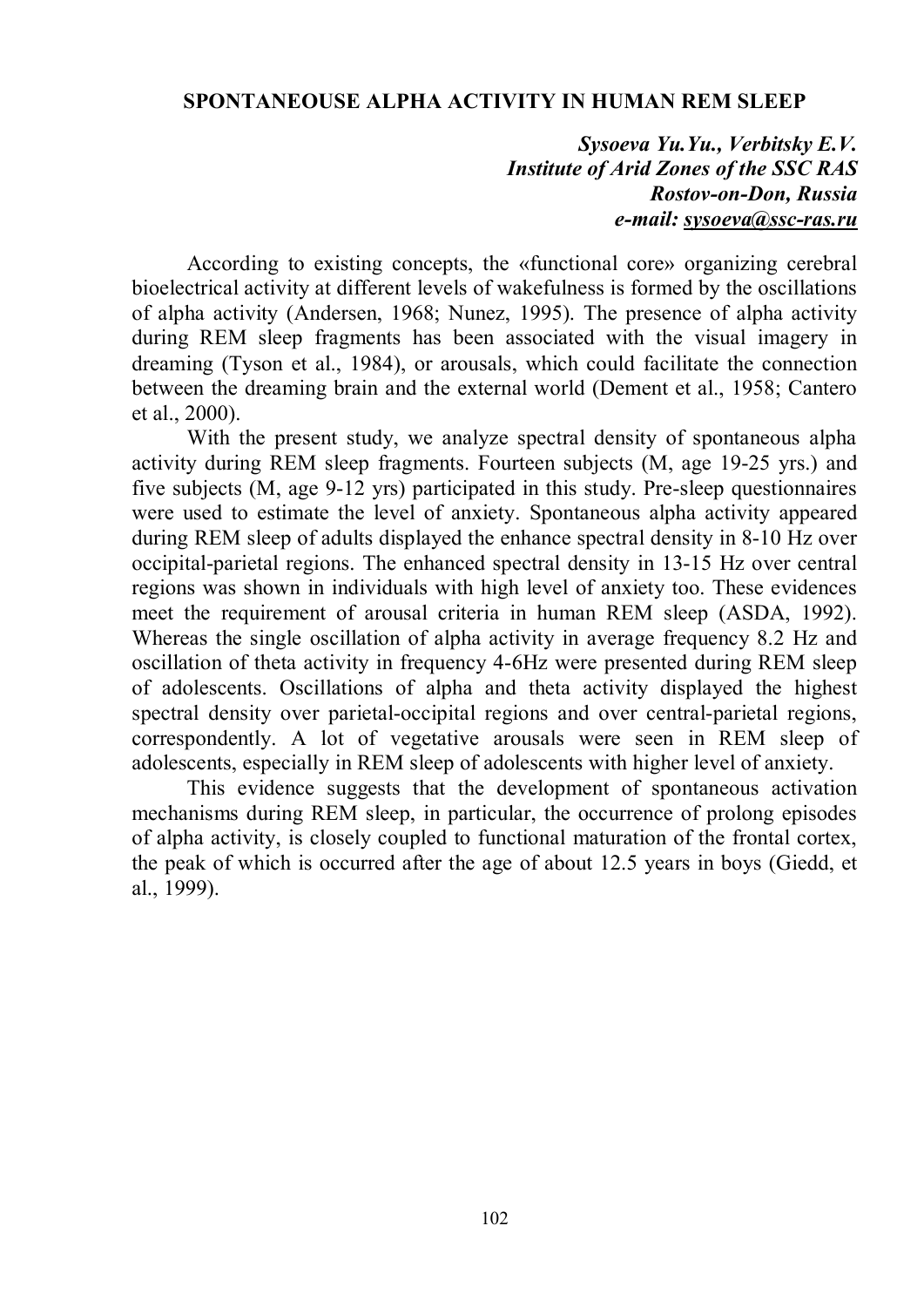## SPONTANEOUSE ALPHA ACTIVITY IN HUMAN REM SLEEP

***Sysoeva Yu.Yu., Verbitsky E.V.***
***Institute of Arid Zones of the SSC RAS***
***Rostov-on-Don, Russia***
***e-mail: sysoeva@ssc-ras.ru***

According to existing concepts, the «functional core» organizing cerebral bioelectrical activity at different levels of wakefulness is formed by the oscillations of alpha activity (Andersen, 1968; Nunez, 1995). The presence of alpha activity during REM sleep fragments has been associated with the visual imagery in dreaming (Tyson et al., 1984), or arousals, which could facilitate the connection between the dreaming brain and the external world (Dement et al., 1958; Cantero et al., 2000).

With the present study, we analyze spectral density of spontaneous alpha activity during REM sleep fragments. Fourteen subjects (M, age 19-25 yrs.) and five subjects (M, age 9-12 yrs) participated in this study. Pre-sleep questionnaires were used to estimate the level of anxiety. Spontaneous alpha activity appeared during REM sleep of adults displayed the enhance spectral density in 8-10 Hz over occipital-parietal regions. The enhanced spectral density in 13-15 Hz over central regions was shown in individuals with high level of anxiety too. These evidences meet the requirement of arousal criteria in human REM sleep (ASDA, 1992). Whereas the single oscillation of alpha activity in average frequency 8.2 Hz and oscillation of theta activity in frequency 4-6Hz were presented during REM sleep of adolescents. Oscillations of alpha and theta activity displayed the highest spectral density over parietal-occipital regions and over central-parietal regions, correspondently. A lot of vegetative arousals were seen in REM sleep of adolescents, especially in REM sleep of adolescents with higher level of anxiety.

This evidence suggests that the development of spontaneous activation mechanisms during REM sleep, in particular, the occurrence of prolong episodes of alpha activity, is closely coupled to functional maturation of the frontal cortex, the peak of which is occurred after the age of about 12.5 years in boys (Giedd, et al., 1999).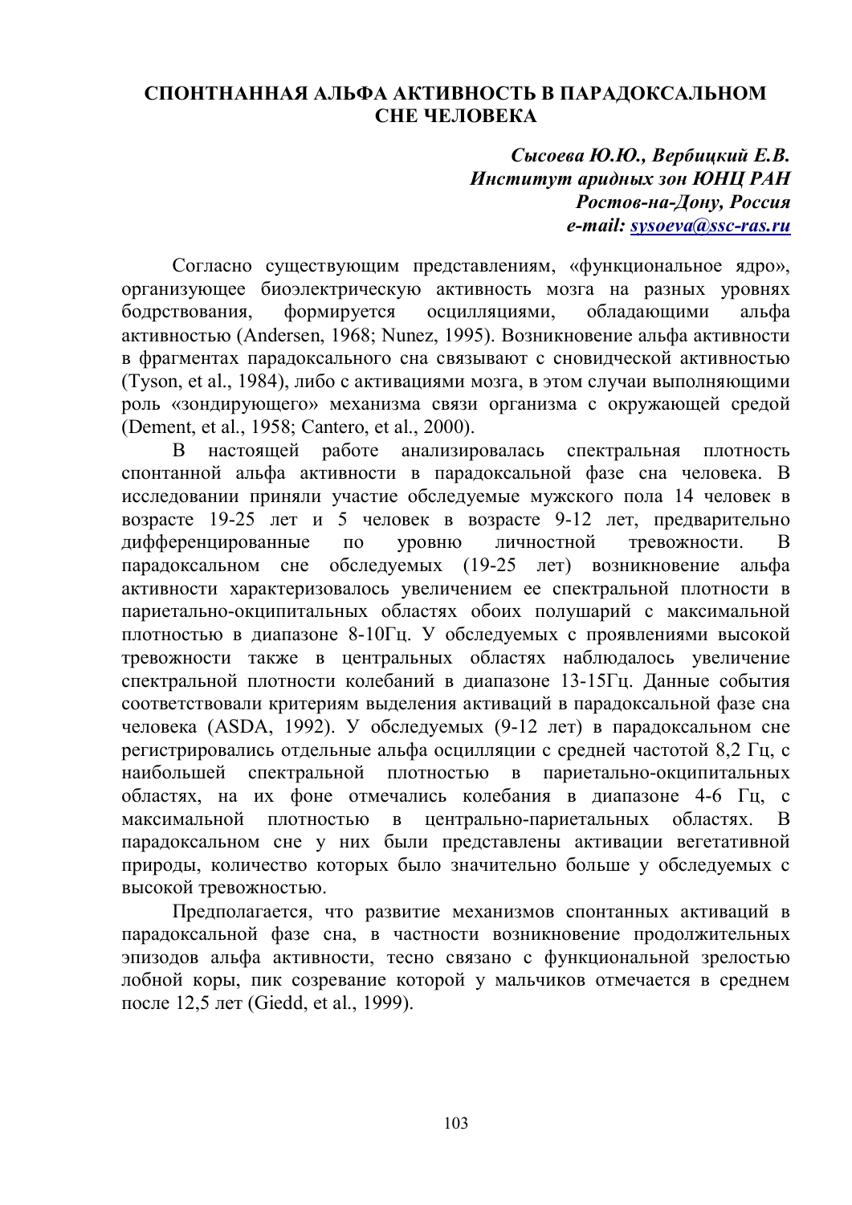# СПОНТАННАЯ АЛЬФА АКТИВНОСТЬ В ПАРАДОКСАЛЬНОМ СНЕ ЧЕЛОВЕКА

***Сысоева Ю.Ю., Вербицкий Е.В.***
***Институт аридных зон ЮНЦ РАН***
***Ростов-на-Дону, Россия***
***e-mail: sysoeva@ssc-ras.ru***

Согласно существующим представлениям, «функциональное ядро», организующее биоэлектрическую активность мозга на разных уровнях бодрствования, формируется осцилляциями, обладающими альфа активностью (Andersen, 1968; Nunez, 1995). Возникновение альфа активности в фрагментах парадоксального сна связывают с сновидческой активностью (Tyson, et al., 1984), либо с активациями мозга, в этом случаи выполняющими роль «зондирующего» механизма связи организма с окружающей средой (Dement, et al., 1958; Cantero, et al., 2000).

В настоящей работе анализировалась спектральная плотность спонтанной альфа активности в парадоксальной фазе сна человека. В исследовании приняли участие обследуемые мужского пола 14 человек в возрасте 19-25 лет и 5 человек в возрасте 9-12 лет, предварительно дифференцированные по уровню личностной тревожности. В парадоксальном сне обследуемых (19-25 лет) возникновение альфа активности характеризовалось увеличением ее спектральной плотности в париетально-окципитальных областях обоих полушарий с максимальной плотностью в диапазоне 8-10Гц. У обследуемых с проявлениями высокой тревожности также в центральных областях наблюдалось увеличение спектральной плотности колебаний в диапазоне 13-15Гц. Данные события соответствовали критериям выделения активаций в парадоксальной фазе сна человека (ASDA, 1992). У обследуемых (9-12 лет) в парадоксальном сне регистрировались отдельные альфа осцилляции с средней частотой 8,2 Гц, с наибольшей спектральной плотностью в париетально-окципитальных областях, на их фоне отмечались колебания в диапазоне 4-6 Гц, с максимальной плотностью в центрально-париетальных областях. В парадоксальном сне у них были представлены активации вегетативной природы, количество которых было значительно больше у обследуемых с высокой тревожностью.

Предполагается, что развитие механизмов спонтанных активаций в парадоксальной фазе сна, в частности возникновение продолжительных эпизодов альфа активности, тесно связано с функциональной зрелостью лобной коры, пик созревание которой у мальчиков отмечается в среднем после 12,5 лет (Giedd, et al., 1999).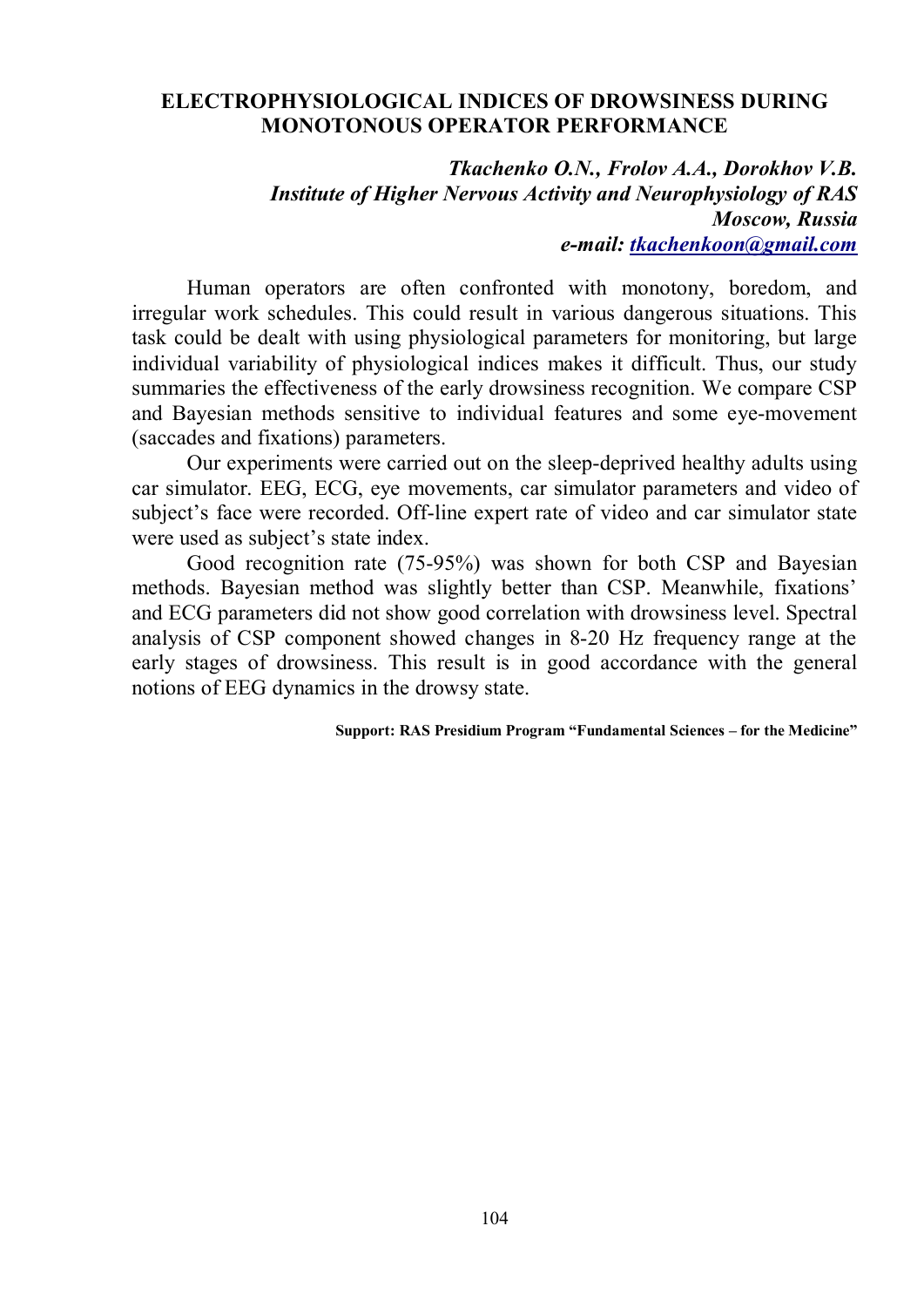## ELECTROPHYSIOLOGICAL INDICES OF DROWSINESS DURING MONOTONOUS OPERATOR PERFORMANCE

***Tkachenko O.N., Frolov A.A., Dorokhov V.B.***
***Institute of Higher Nervous Activity and Neurophysiology of RAS***
***Moscow, Russia***
***e-mail: tkachenkoon@gmail.com***

Human operators are often confronted with monotony, boredom, and irregular work schedules. This could result in various dangerous situations. This task could be dealt with using physiological parameters for monitoring, but large individual variability of physiological indices makes it difficult. Thus, our study summaries the effectiveness of the early drowsiness recognition. We compare CSP and Bayesian methods sensitive to individual features and some eye-movement (saccades and fixations) parameters.

Our experiments were carried out on the sleep-deprived healthy adults using car simulator. EEG, ECG, eye movements, car simulator parameters and video of subject's face were recorded. Off-line expert rate of video and car simulator state were used as subject's state index.

Good recognition rate (75-95%) was shown for both CSP and Bayesian methods. Bayesian method was slightly better than CSP. Meanwhile, fixations' and ECG parameters did not show good correlation with drowsiness level. Spectral analysis of CSP component showed changes in 8-20 Hz frequency range at the early stages of drowsiness. This result is in good accordance with the general notions of EEG dynamics in the drowsy state.

**Support: RAS Presidium Program "Fundamental Sciences – for the Medicine"**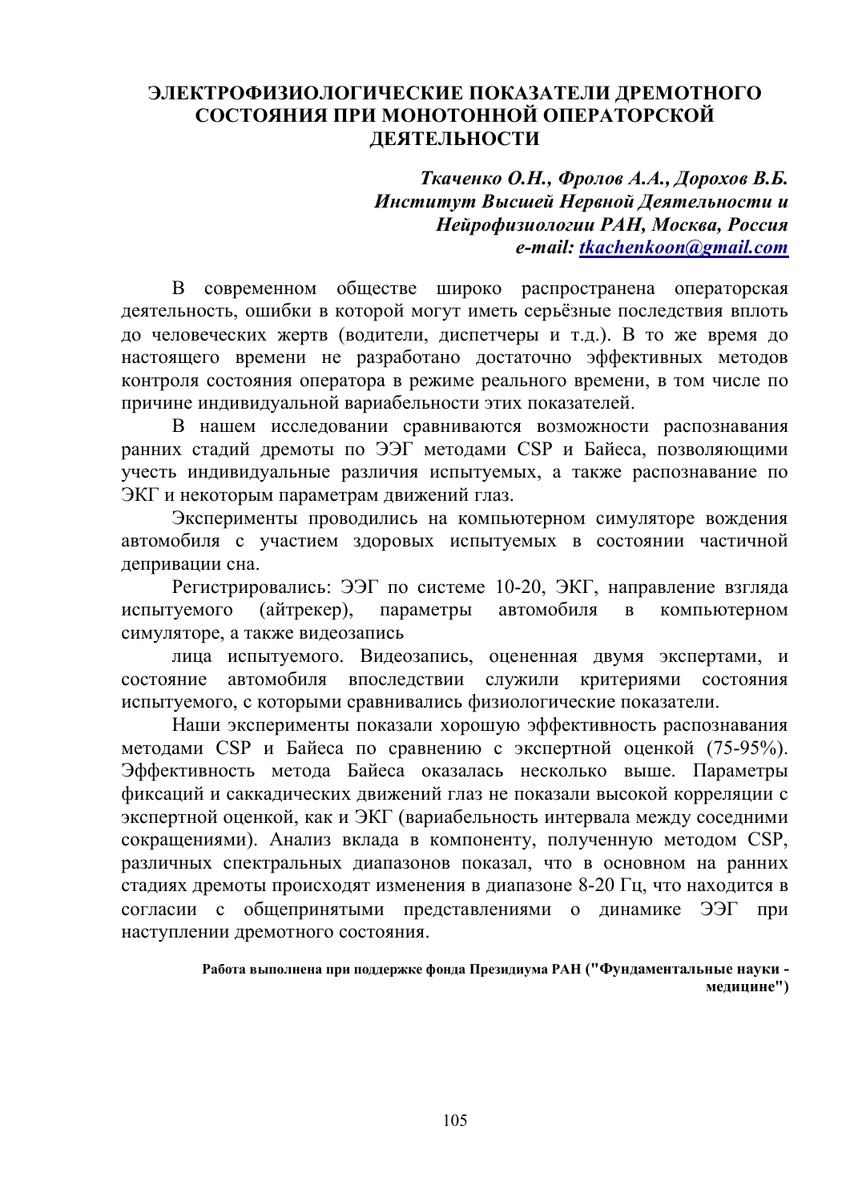# ЭЛЕКТРОФИЗИОЛОГИЧЕСКИЕ ПОКАЗАТЕЛИ ДРЕМОТНОГО СОСТОЯНИЯ ПРИ МОНОТОННОЙ ОПЕРАТОРСКОЙ ДЕЯТЕЛЬНОСТИ

***Ткаченко О.Н., Фролов А.А., Дорохов В.Б.***
***Институт Высшей Нервной Деятельности и Нейрофизиологии РАН, Москва, Россия***
***e-mail: tkachenkoon@gmail.com***

В современном обществе широко распространена операторская деятельность, ошибки в которой могут иметь серьёзные последствия вплоть до человеческих жертв (водители, диспетчеры и т.д.). В то же время до настоящего времени не разработано достаточно эффективных методов контроля состояния оператора в режиме реального времени, в том числе по причине индивидуальной вариабельности этих показателей.

В нашем исследовании сравниваются возможности распознавания ранних стадий дремоты по ЭЭГ методами CSP и Байеса, позволяющими учесть индивидуальные различия испытуемых, а также распознавание по ЭКГ и некоторым параметрам движений глаз.

Эксперименты проводились на компьютерном симуляторе вождения автомобиля с участием здоровых испытуемых в состоянии частичной депривации сна.

Регистрировались: ЭЭГ по системе 10-20, ЭКГ, направление взгляда испытуемого (айтрекер), параметры автомобиля в компьютерном симуляторе, а также видеозапись

лица испытуемого. Видеозапись, оцененная двумя экспертами, и состояние автомобиля впоследствии служили критериями состояния испытуемого, с которыми сравнивались физиологические показатели.

Наши эксперименты показали хорошую эффективность распознавания методами CSP и Байеса по сравнению с экспертной оценкой (75-95%). Эффективность метода Байеса оказалась несколько выше. Параметры фиксаций и саккадических движений глаз не показали высокой корреляции с экспертной оценкой, как и ЭКГ (вариабельность интервала между соседними сокращениями). Анализ вклада в компоненту, полученную методом CSP, различных спектральных диапазонов показал, что в основном на ранних стадиях дремоты происходят изменения в диапазоне 8-20 Гц, что находится в согласии с общепринятыми представлениями о динамике ЭЭГ при наступлении дремотного состояния.

**Работа выполнена при поддержке фонда Президиума РАН ("Фундаментальные науки - медицине")**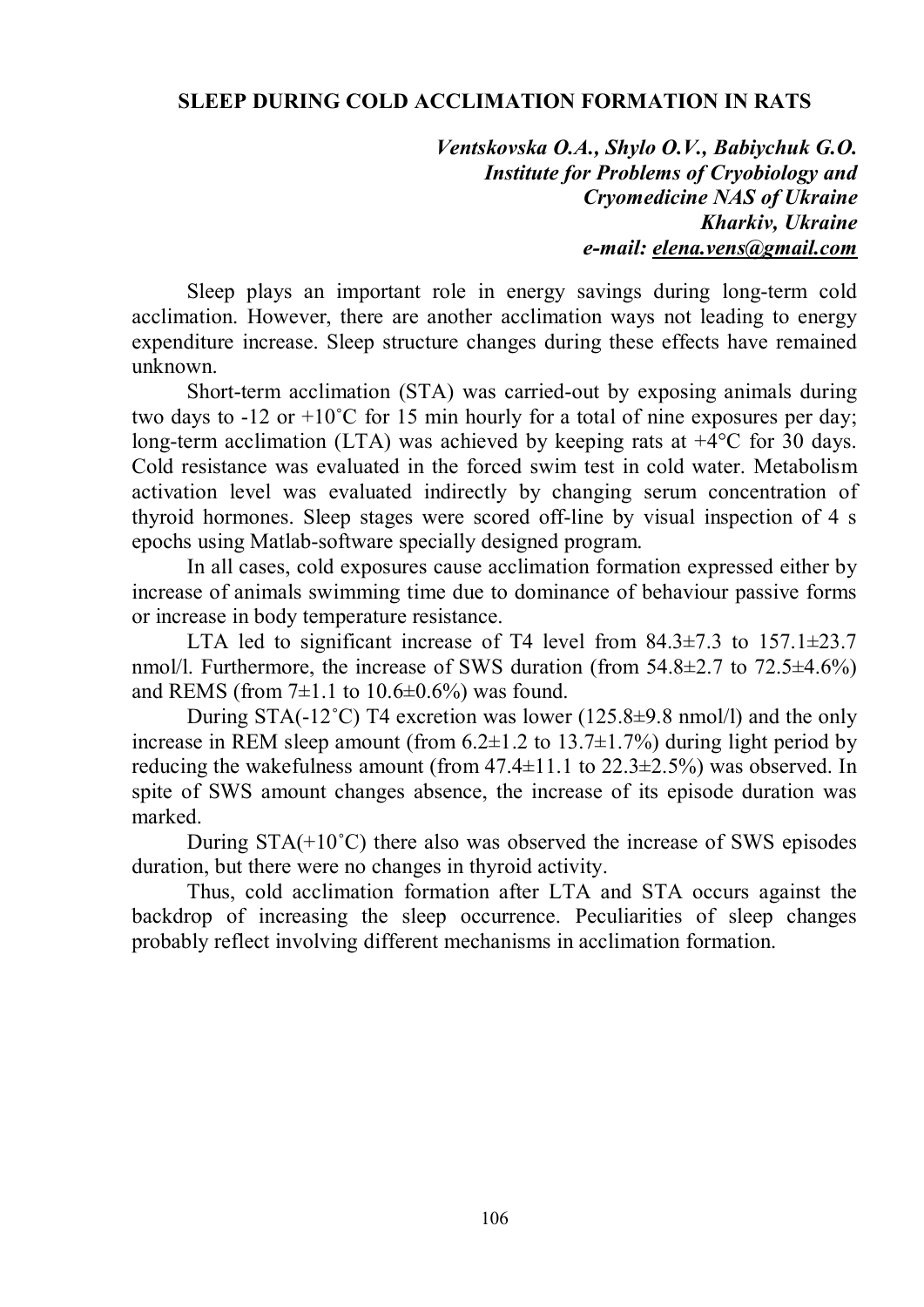## SLEEP DURING COLD ACCLIMATION FORMATION IN RATS

***Ventskovska O.A., Shylo O.V., Babiychuk G.O.***
***Institute for Problems of Cryobiology and Cryomedicine NAS of Ukraine***
***Kharkiv, Ukraine***
***e-mail: elena.vens@gmail.com***

Sleep plays an important role in energy savings during long-term cold acclimation. However, there are another acclimation ways not leading to energy expenditure increase. Sleep structure changes during these effects have remained unknown.

Short-term acclimation (STA) was carried-out by exposing animals during two days to -12 or +10˚C for 15 min hourly for a total of nine exposures per day; long-term acclimation (LTA) was achieved by keeping rats at +4°C for 30 days. Cold resistance was evaluated in the forced swim test in cold water. Metabolism activation level was evaluated indirectly by changing serum concentration of thyroid hormones. Sleep stages were scored off-line by visual inspection of 4 s epochs using Matlab-software specially designed program.

In all cases, cold exposures cause acclimation formation expressed either by increase of animals swimming time due to dominance of behaviour passive forms or increase in body temperature resistance.

LTA led to significant increase of T4 level from 84.3±7.3 to 157.1±23.7 nmol/l. Furthermore, the increase of SWS duration (from 54.8±2.7 to 72.5±4.6%) and REMS (from 7±1.1 to 10.6±0.6%) was found.

During STA(-12˚C) T4 excretion was lower (125.8±9.8 nmol/l) and the only increase in REM sleep amount (from 6.2±1.2 to 13.7±1.7%) during light period by reducing the wakefulness amount (from 47.4±11.1 to 22.3±2.5%) was observed. In spite of SWS amount changes absence, the increase of its episode duration was marked.

During STA(+10˚C) there also was observed the increase of SWS episodes duration, but there were no changes in thyroid activity.

Thus, cold acclimation formation after LTA and STA occurs against the backdrop of increasing the sleep occurrence. Peculiarities of sleep changes probably reflect involving different mechanisms in acclimation formation.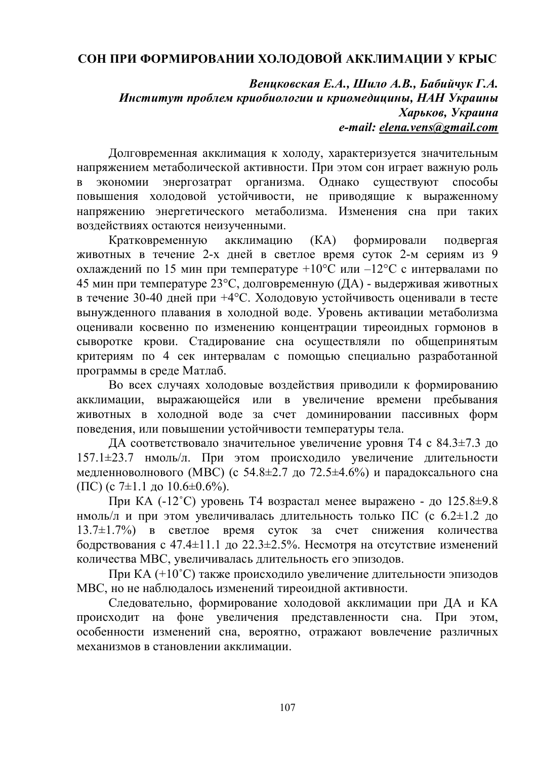# СОН ПРИ ФОРМИРОВАНИИ ХОЛОДОВОЙ АККЛИМАЦИИ У КРЫС

***Венцковская Е.А., Шило А.В., Бабийчук Г.А.***
***Институт проблем криобиологии и криомедицины, НАН Украины***
***Харьков, Украина***
***e-mail: elena.vens@gmail.com***

Долговременная акклимация к холоду, характеризуется значительным напряжением метаболической активности. При этом сон играет важную роль в экономии энергозатрат организма. Однако существуют способы повышения холодовой устойчивости, не приводящие к выраженному напряжению энергетического метаболизма. Изменения сна при таких воздействиях остаются неизученными.

Кратковременную акклимацию (КА) формировали подвергая животных в течение 2-х дней в светлое время суток 2-м сериям из 9 охлаждений по 15 мин при температуре +10°С или –12°С с интервалами по 45 мин при температуре 23°С, долговременную (ДА) - выдерживая животных в течение 30-40 дней при +4°С. Холодовую устойчивость оценивали в тесте вынужденного плавания в холодной воде. Уровень активации метаболизма оценивали косвенно по изменению концентрации тиреоидных гормонов в сыворотке крови. Стадирование сна осуществляли по общепринятым критериям по 4 сек интервалам с помощью специально разработанной программы в среде Матлаб.

Во всех случаях холодовые воздействия приводили к формированию акклимации, выражающейся или в увеличение времени пребывания животных в холодной воде за счет доминировании пассивных форм поведения, или повышении устойчивости температуры тела.

ДА соответствовало значительное увеличение уровня Т4 с 84.3±7.3 до 157.1±23.7 нмоль/л. При этом происходило увеличение длительности медленноволнового (МВС) (с 54.8±2.7 до 72.5±4.6%) и парадоксального сна (ПС) (с 7±1.1 до 10.6±0.6%).

При КА (-12˚С) уровень Т4 возрастал менее выражено - до 125.8±9.8 нмоль/л и при этом увеличивалась длительность только ПС (с 6.2±1.2 до 13.7±1.7%) в светлое время суток за счет снижения количества бодрствования с 47.4±11.1 до 22.3±2.5%. Несмотря на отсутствие изменений количества МВС, увеличивалась длительность его эпизодов.

При КА (+10˚С) также происходило увеличение длительности эпизодов МВС, но не наблюдалось изменений тиреоидной активности.

Следовательно, формирование холодовой акклимации при ДА и КА происходит на фоне увеличения представленности сна. При этом, особенности изменений сна, вероятно, отражают вовлечение различных механизмов в становлении акклимации.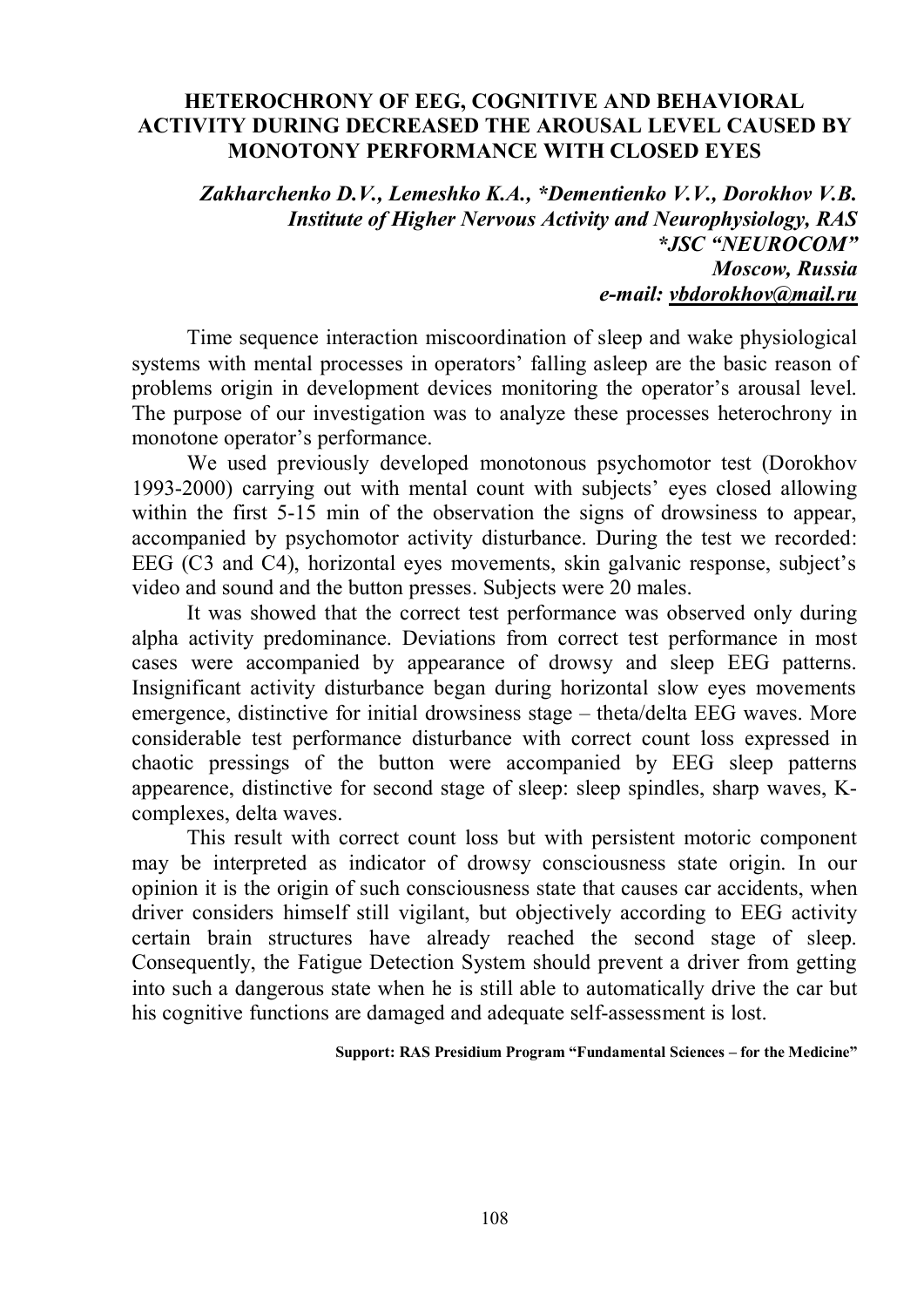# HETEROCHRONY OF EEG, COGNITIVE AND BEHAVIORAL ACTIVITY DURING DECREASED THE AROUSAL LEVEL CAUSED BY MONOTONY PERFORMANCE WITH CLOSED EYES

***Zakharchenko D.V., Lemeshko K.A., *Dementienko V.V., Dorokhov V.B.***
***Institute of Higher Nervous Activity and Neurophysiology, RAS***
***\*JSC "NEUROCOM"***
***Moscow, Russia***
***e-mail: vbdorokhov@mail.ru***

Time sequence interaction miscoordination of sleep and wake physiological systems with mental processes in operators' falling asleep are the basic reason of problems origin in development devices monitoring the operator's arousal level. The purpose of our investigation was to analyze these processes heterochrony in monotone operator's performance.

We used previously developed monotonous psychomotor test (Dorokhov 1993-2000) carrying out with mental count with subjects' eyes closed allowing within the first 5-15 min of the observation the signs of drowsiness to appear, accompanied by psychomotor activity disturbance. During the test we recorded: EEG (C3 and C4), horizontal eyes movements, skin galvanic response, subject's video and sound and the button presses. Subjects were 20 males.

It was showed that the correct test performance was observed only during alpha activity predominance. Deviations from correct test performance in most cases were accompanied by appearance of drowsy and sleep EEG patterns. Insignificant activity disturbance began during horizontal slow eyes movements emergence, distinctive for initial drowsiness stage – theta/delta EEG waves. More considerable test performance disturbance with correct count loss expressed in chaotic pressings of the button were accompanied by EEG sleep patterns appearence, distinctive for second stage of sleep: sleep spindles, sharp waves, K-complexes, delta waves.

This result with correct count loss but with persistent motoric component may be interpreted as indicator of drowsy consciousness state origin. In our opinion it is the origin of such consciousness state that causes car accidents, when driver considers himself still vigilant, but objectively according to EEG activity certain brain structures have already reached the second stage of sleep. Consequently, the Fatigue Detection System should prevent a driver from getting into such a dangerous state when he is still able to automatically drive the car but his cognitive functions are damaged and adequate self-assessment is lost.

**Support: RAS Presidium Program "Fundamental Sciences – for the Medicine"**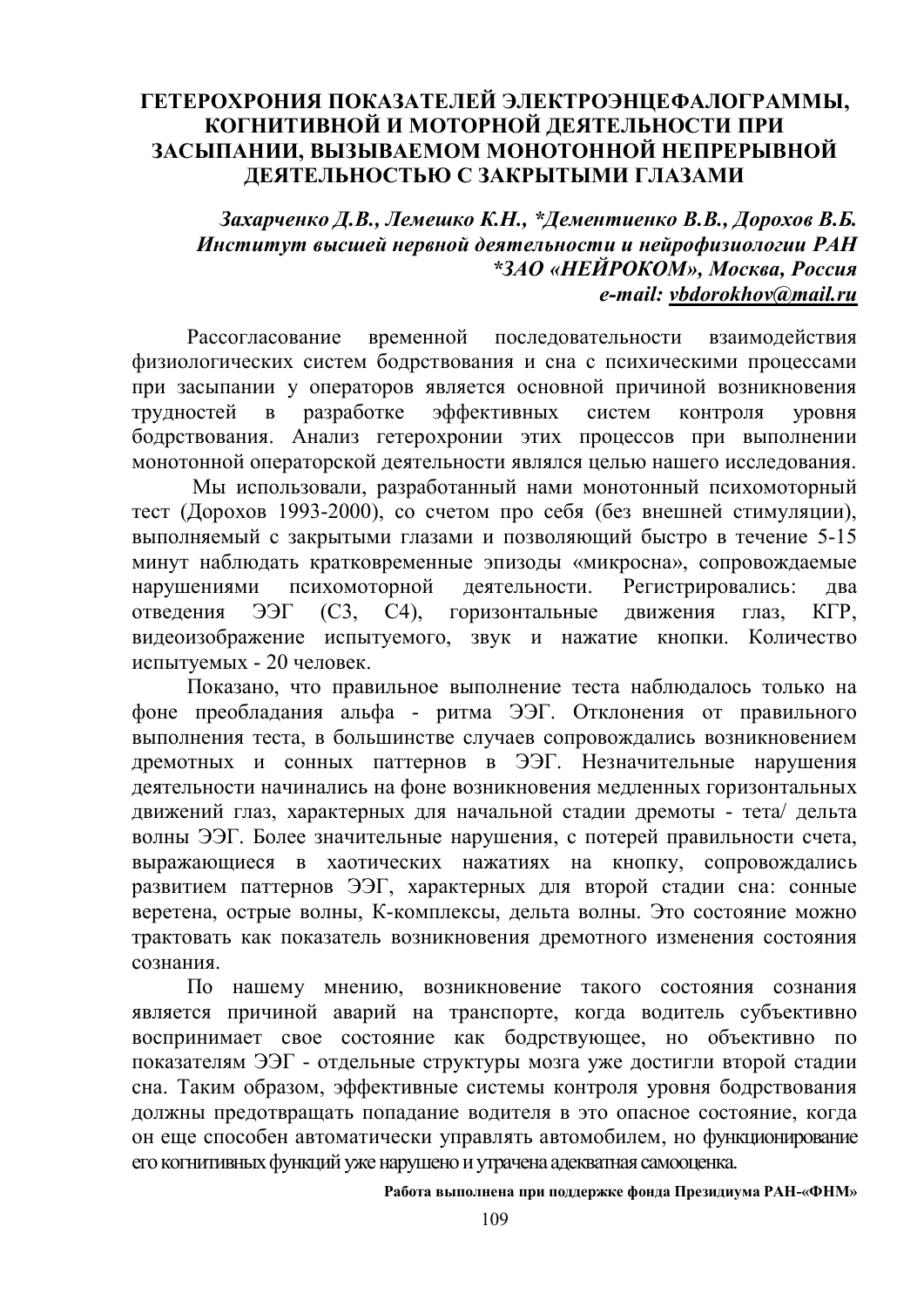# ГЕТЕРОХРОНИЯ ПОКАЗАТЕЛЕЙ ЭЛЕКТРОЭНЦЕФАЛОГРАММЫ, КОГНИТИВНОЙ И МОТОРНОЙ ДЕЯТЕЛЬНОСТИ ПРИ ЗАСЫПАНИИ, ВЫЗЫВАЕМОМ МОНОТОННОЙ НЕПРЕРЫВНОЙ ДЕЯТЕЛЬНОСТЬЮ С ЗАКРЫТЫМИ ГЛАЗАМИ

***Захарченко Д.В., Лемешко К.Н., \*Дементиенко В.В., Дорохов В.Б.***
***Институт высшей нервной деятельности и нейрофизиологии РАН***
***\*ЗАО «НЕЙРОКОМ», Москва, Россия***
***e-mail: vbdorokhov@mail.ru***

Рассогласование временной последовательности взаимодействия физиологических систем бодрствования и сна с психическими процессами при засыпании у операторов является основной причиной возникновения трудностей в разработке эффективных систем контроля уровня бодрствования. Анализ гетерохронии этих процессов при выполнении монотонной операторской деятельности являлся целью нашего исследования.

Мы использовали, разработанный нами монотонный психомоторный тест (Дорохов 1993-2000), со счетом про себя (без внешней стимуляции), выполняемый с закрытыми глазами и позволяющий быстро в течение 5-15 минут наблюдать кратковременные эпизоды «микросна», сопровождаемые нарушениями психомоторной деятельности. Регистрировались: два отведения ЭЭГ (С3, С4), горизонтальные движения глаз, КГР, видеоизображение испытуемого, звук и нажатие кнопки. Количество испытуемых - 20 человек.

Показано, что правильное выполнение теста наблюдалось только на фоне преобладания альфа - ритма ЭЭГ. Отклонения от правильного выполнения теста, в большинстве случаев сопровождались возникновением дремотных и сонных паттернов в ЭЭГ. Незначительные нарушения деятельности начинались на фоне возникновения медленных горизонтальных движений глаз, характерных для начальной стадии дремоты - тета/ дельта волны ЭЭГ. Более значительные нарушения, с потерей правильности счета, выражающиеся в хаотических нажатиях на кнопку, сопровождались развитием паттернов ЭЭГ, характерных для второй стадии сна: сонные веретена, острые волны, К-комплексы, дельта волны. Это состояние можно трактовать как показатель возникновения дремотного изменения состояния сознания.

По нашему мнению, возникновение такого состояния сознания является причиной аварий на транспорте, когда водитель субъективно воспринимает свое состояние как бодрствующее, но объективно по показателям ЭЭГ - отдельные структуры мозга уже достигли второй стадии сна. Таким образом, эффективные системы контроля уровня бодрствования должны предотвращать попадание водителя в это опасное состояние, когда он еще способен автоматически управлять автомобилем, но функционирование его когнитивных функций уже нарушено и утрачена адекватная самооценка.

**Работа выполнена при поддержке фонда Президиума РАН-«ФНМ»**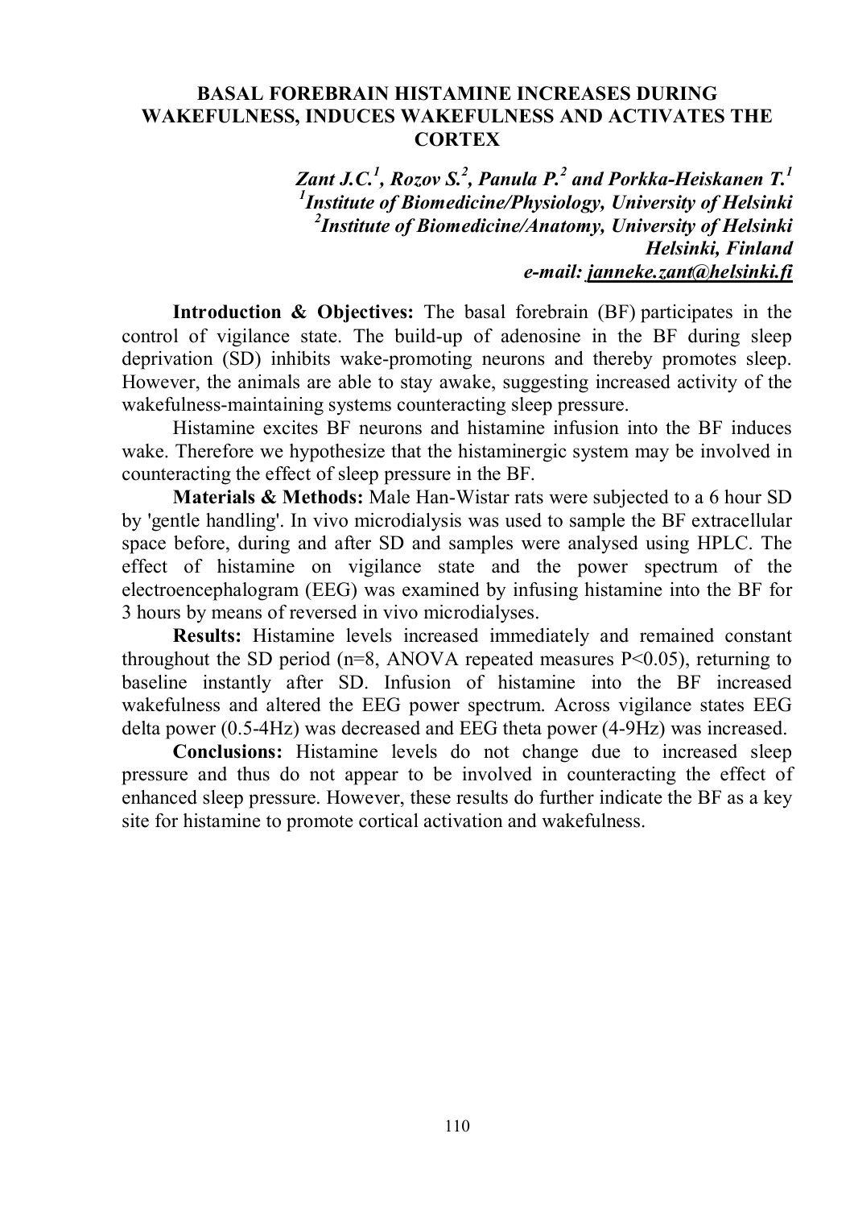## BASAL FOREBRAIN HISTAMINE INCREASES DURING WAKEFULNESS, INDUCES WAKEFULNESS AND ACTIVATES THE CORTEX

***Zant J.C.[1], Rozov S.[2], Panula P.[2] and Porkka-Heiskanen T.[1]***
***[1]Institute of Biomedicine/Physiology, University of Helsinki***
***[2]Institute of Biomedicine/Anatomy, University of Helsinki***
***Helsinki, Finland***
***e-mail: janneke.zant@helsinki.fi***

**Introduction & Objectives:** The basal forebrain (BF) participates in the control of vigilance state. The build-up of adenosine in the BF during sleep deprivation (SD) inhibits wake-promoting neurons and thereby promotes sleep. However, the animals are able to stay awake, suggesting increased activity of the wakefulness-maintaining systems counteracting sleep pressure.

Histamine excites BF neurons and histamine infusion into the BF induces wake. Therefore we hypothesize that the histaminergic system may be involved in counteracting the effect of sleep pressure in the BF.

**Materials & Methods:** Male Han-Wistar rats were subjected to a 6 hour SD by 'gentle handling'. In vivo microdialysis was used to sample the BF extracellular space before, during and after SD and samples were analysed using HPLC. The effect of histamine on vigilance state and the power spectrum of the electroencephalogram (EEG) was examined by infusing histamine into the BF for 3 hours by means of reversed in vivo microdialyses.

**Results:** Histamine levels increased immediately and remained constant throughout the SD period (n=8, ANOVA repeated measures $P<0.05$), returning to baseline instantly after SD. Infusion of histamine into the BF increased wakefulness and altered the EEG power spectrum. Across vigilance states EEG delta power (0.5-4Hz) was decreased and EEG theta power (4-9Hz) was increased.

**Conclusions:** Histamine levels do not change due to increased sleep pressure and thus do not appear to be involved in counteracting the effect of enhanced sleep pressure. However, these results do further indicate the BF as a key site for histamine to promote cortical activation and wakefulness.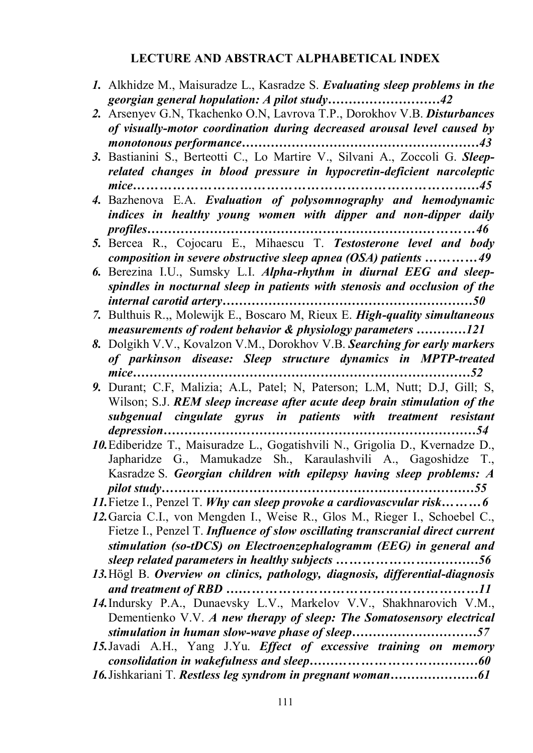## LECTURE AND ABSTRACT ALPHABETICAL INDEX

1. Alkhidze M., Maisuradze L., Kasradze S. ***Evaluating sleep problems in the georgian general hopulation: A pilot study………………………42***
2. Arsenyev G.N, Tkachenko O.N, Lavrova T.P., Dorokhov V.B. ***Disturbances of visually-motor coordination during decreased arousal level caused by monotonous performance…………………………………………………43***
3. Bastianini S., Berteotti C., Lo Martire V., Silvani A., Zoccoli G. ***Sleep-related changes in blood pressure in hypocretin-deficient narcoleptic mice……………………………………………………………………45***
4. Bazhenova E.A. ***Evaluation of polysomnography and hemodynamic indices in healthy young women with dipper and non-dipper daily profiles………………………………………………………………46***
5. Bercea R., Cojocaru E., Mihaescu T. ***Testosterone level and body composition in severe obstructive sleep apnea (OSA) patients …………49***
6. Berezina I.U., Sumsky L.I. ***Alpha-rhythm in diurnal EEG and sleep-spindles in nocturnal sleep in patients with stenosis and occlusion of the internal carotid artery…………………………………………………50***
7. Bulthuis R.,, Molewijk E., Boscaro M, Rieux E. ***High-quality simultaneous measurements of rodent behavior & physiology parameters …………121***
8. Dolgikh V.V., Kovalzon V.M., Dorokhov V.B. ***Searching for early markers of parkinson disease: Sleep structure dynamics in MPTP-treated mice……………………………………………………………………52***
9. Durant; C.F, Malizia; A.L, Patel; N, Paterson; L.M, Nutt; D.J, Gill; S, Wilson; S.J. ***REM sleep increase after acute deep brain stimulation of the subgenual cingulate gyrus in patients with treatment resistant depression………………………………………………………………54***
10. Ediberidze T., Maisuradze L., Gogatishvili N., Grigolia D., Kvernadze D., Japharidze G., Mamukadze Sh., Karaulashvili A., Gagoshidze T., Kasradze S. ***Georgian children with epilepsy having sleep problems: A pilot study………………………………………………………………55***
11. Fietze I., Penzel T. ***Why can sleep provoke a cardiovascvular risk………6***
12. Garcia C.I., von Mengden I., Weise R., Glos M., Rieger I., Schoebel C., Fietze I., Penzel T. ***Influence of slow oscillating transcranial direct current stimulation (so-tDCS) on Electroenzephalogramm (EEG) in general and sleep related parameters in healthy subjects ……………………………56***
13. Högl B. ***Overview on clinics, pathology, diagnosis, differential-diagnosis and treatment of RBD …………………………………………………11***
14. Indursky P.A., Dunaevsky L.V., Markelov V.V., Shakhnarovich V.M., Dementienko V.V. ***A new therapy of sleep: The Somatosensory electrical stimulation in human slow-wave phase of sleep…………………………57***
15. Javadi A.H., Yang J.Yu. ***Effect of excessive training on memory consolidation in wakefulness and sleep…………………………………60***
16. Jishkariani T. ***Restless leg syndrom in pregnant woman…………………61***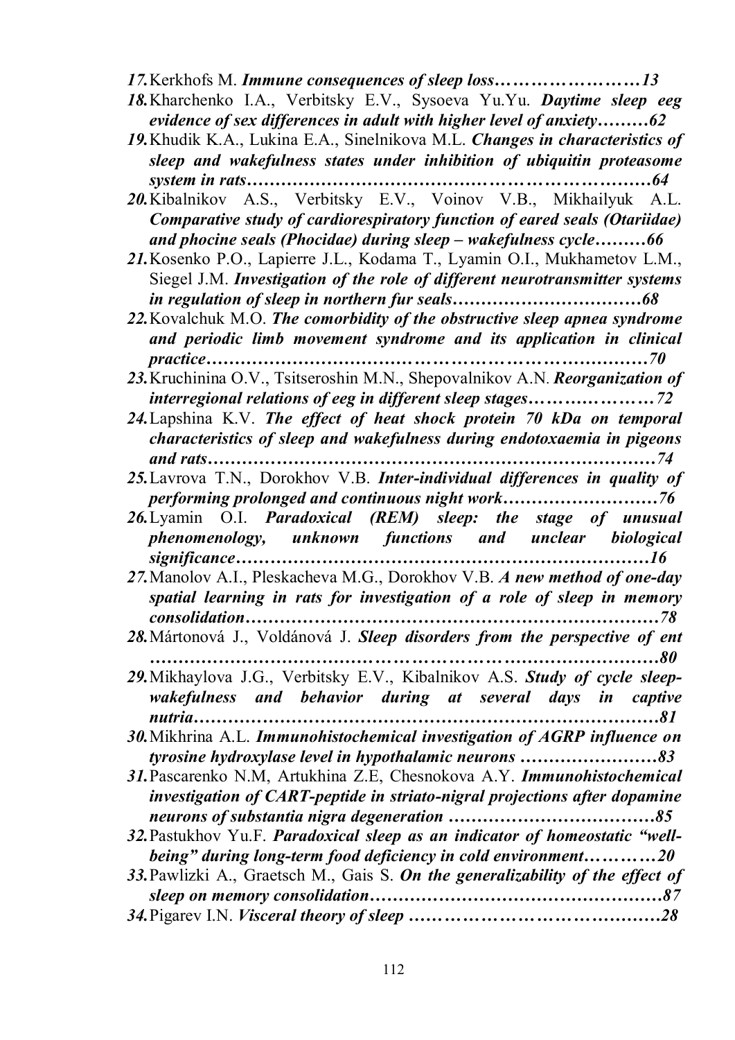17. Kerkhofs M. ***Immune consequences of sleep loss……………………13***
18. Kharchenko I.A., Verbitsky E.V., Sysoeva Yu.Yu. ***Daytime sleep eeg evidence of sex differences in adult with higher level of anxiety………62***
19. Khudik K.A., Lukina E.A., Sinelnikova M.L. ***Changes in characteristics of sleep and wakefulness states under inhibition of ubiquitin proteasome system in rats……………………………………………………………64***
20. Kibalnikov A.S., Verbitsky E.V., Voinov V.B., Mikhailyuk A.L. ***Comparative study of cardiorespiratory function of eared seals (Otariidae) and phocine seals (Phocidae) during sleep – wakefulness cycle………66***
21. Kosenko P.O., Lapierre J.L., Kodama T., Lyamin O.I., Mukhametov L.M., Siegel J.M. ***Investigation of the role of different neurotransmitter systems in regulation of sleep in northern fur seals……………………………68***
22. Kovalchuk M.O. ***The comorbidity of the obstructive sleep apnea syndrome and periodic limb movement syndrome and its application in clinical practice………………………………………………………………70***
23. Kruchinina O.V., Tsitseroshin M.N., Shepovalnikov A.N. ***Reorganization of interregional relations of eeg in different sleep stages…………………72***
24. Lapshina K.V. ***The effect of heat shock protein 70 kDa on temporal characteristics of sleep and wakefulness during endotoxaemia in pigeons and rats……………………………………………………………………74***
25. Lavrova T.N., Dorokhov V.B. ***Inter-individual differences in quality of performing prolonged and continuous night work………………………76***
26. Lyamin O.I. ***Paradoxical (REM) sleep: the stage of unusual phenomenology, unknown functions and unclear biological significance……………………………………………………………16***
27. Manolov A.I., Pleskacheva M.G., Dorokhov V.B. ***A new method of one-day spatial learning in rats for investigation of a role of sleep in memory consolidation……………………………………………………………78***
28. Mártonová J., Voldánová J. ***Sleep disorders from the perspective of ent …………………………………………………………………………80***
29. Mikhaylova J.G., Verbitsky E.V., Kibalnikov A.S. ***Study of cycle sleep-wakefulness and behavior during at several days in captive nutria…………………………………………………………………81***
30. Mikhrina A.L. ***Immunohistochemical investigation of AGRP influence on tyrosine hydroxylase level in hypothalamic neurons ……………………83***
31. Pascarenko N.M, Artukhina Z.E, Chesnokova A.Y. ***Immunohistochemical investigation of CART-peptide in striato-nigral projections after dopamine neurons of substantia nigra degeneration ………………………………85***
32. Pastukhov Yu.F. ***Paradoxical sleep as an indicator of homeostatic "well-being" during long-term food deficiency in cold environment…………20***
33. Pawlizki A., Graetsch M., Gais S. ***On the generalizability of the effect of sleep on memory consolidation……………………………………………87***
34. Pigarev I.N. ***Visceral theory of sleep ……………………………………28***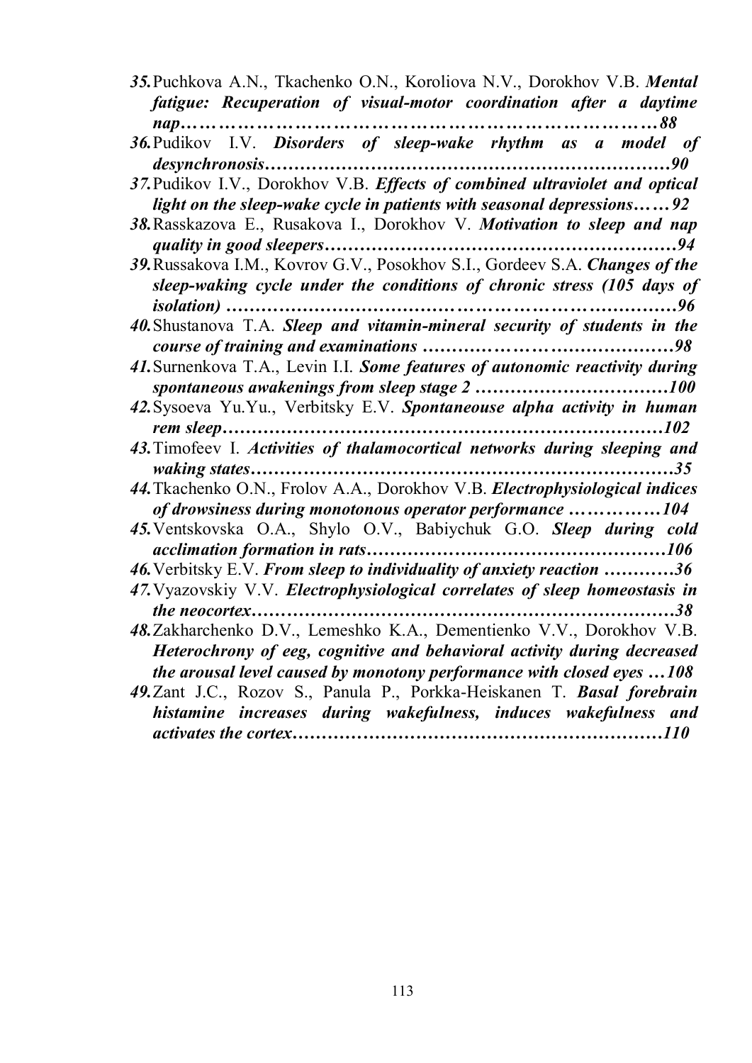*35.* Puchkova A.N., Tkachenko O.N., Koroliova N.V., Dorokhov V.B. ***Mental fatigue: Recuperation of visual-motor coordination after a daytime nap………………………………………………………………………88***

*36.* Pudikov I.V. ***Disorders of sleep-wake rhythm as a model of desynchronosis……………………………………………………………90***

*37.* Pudikov I.V., Dorokhov V.B. ***Effects of combined ultraviolet and optical light on the sleep-wake cycle in patients with seasonal depressions……92***

*38.* Rasskazova E., Rusakova I., Dorokhov V. ***Motivation to sleep and nap quality in good sleepers…………………………………………………94***

*39.* Russakova I.M., Kovrov G.V., Posokhov S.I., Gordeev S.A. ***Changes of the sleep-waking cycle under the conditions of chronic stress (105 days of isolation) ……………………………………………………………96***

*40.* Shustanova T.A. ***Sleep and vitamin-mineral security of students in the course of training and examinations ……………………………………98***

*41.* Surnenkova T.A., Levin I.I. ***Some features of autonomic reactivity during spontaneous awakenings from sleep stage 2 ……………………………100***

*42.* Sysoeva Yu.Yu., Verbitsky E.V. ***Spontaneouse alpha activity in human rem sleep……………………………………………………………………102***

*43.* Timofeev I. ***Activities of thalamocortical networks during sleeping and waking states……………………………………………………………35***

*44.* Tkachenko O.N., Frolov A.A., Dorokhov V.B. ***Electrophysiological indices of drowsiness during monotonous operator performance ……………104***

*45.* Ventskovska O.A., Shylo O.V., Babiychuk G.O. ***Sleep during cold acclimation formation in rats……………………………………………106***

*46.* Verbitsky E.V. ***From sleep to individuality of anxiety reaction …………36***

*47.* Vyazovskiy V.V. ***Electrophysiological correlates of sleep homeostasis in the neocortex……………………………………………………………38***

*48.* Zakharchenko D.V., Lemeshko K.A., Dementienko V.V., Dorokhov V.B. ***Heterochrony of eeg, cognitive and behavioral activity during decreased the arousal level caused by monotony performance with closed eyes …108***

*49.* Zant J.C., Rozov S., Panula P., Porkka-Heiskanen T. ***Basal forebrain histamine increases during wakefulness, induces wakefulness and activates the cortex…………………………………………………………110***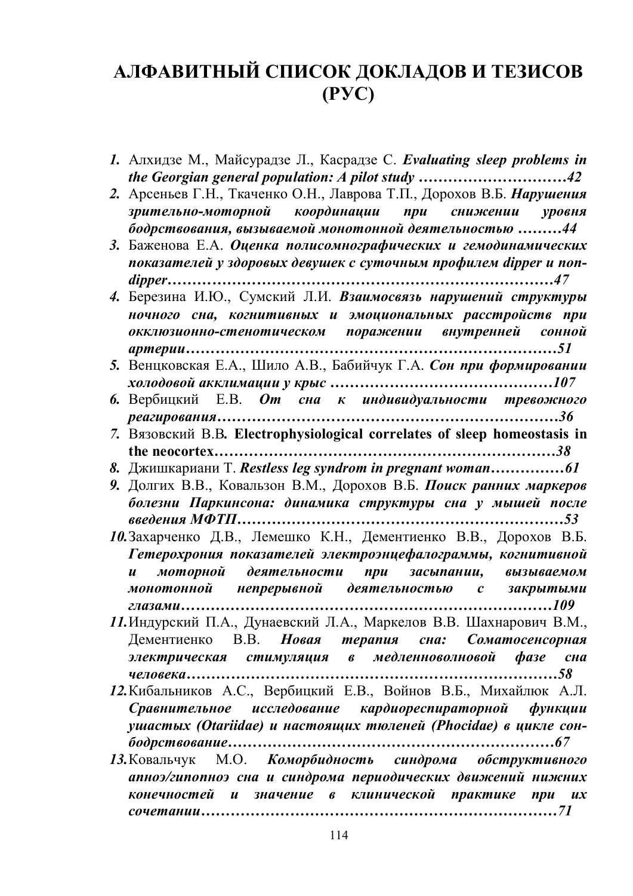# АЛФАВИТНЫЙ СПИСОК ДОКЛАДОВ И ТЕЗИСОВ (РУС)

1. Алхидзе М., Майсурадзе Л., Касрадзе С. ***Evaluating sleep problems in the Georgian general population: A pilot study ………………………42***
2. Арсеньев Г.Н., Ткаченко О.Н., Лаврова Т.П., Дорохов В.Б. ***Нарушения зрительно-моторной координации при снижении уровня бодрствования, вызываемой монотонной деятельностью ………44***
3. Баженова Е.А. ***Оценка полисомнографических и гемодинамических показателей у здоровых девушек с суточным профилем dipper и non-dipper……………………………………………………………………47***
4. Березина И.Ю., Сумский Л.И. ***Взаимосвязь нарушений структуры ночного сна, когнитивных и эмоциональных расстройств при окклюзионно-стенотическом поражении внутренней сонной артерии……………………………………………………………………51***
5. Венцковская Е.А., Шило А.В., Бабийчук Г.А. ***Сон при формировании холодовой акклимации у крыс ……………………………………107***
6. Вербицкий Е.В. ***От сна к индивидуальности тревожного реагирования……………………………………………………………36***
7. Вязовский В.В**. Electrophysiological correlates of sleep homeostasis in the neocortex……………………………………………………………38**
8. Джишкариани Т. ***Restless leg syndrom in pregnant woman……………61***
9. Долгих В.В., Ковальзон В.М., Дорохов В.Б. ***Поиск ранних маркеров болезни Паркинсона: динамика структуры сна у мышей после введения МФТП…………………………………………………………53***
10. Захарченко Д.В., Лемешко К.Н., Дементиенко В.В., Дорохов В.Б. ***Гетерохрония показателей электроэнцефалограммы, когнитивной и моторной деятельности при засыпании, вызываемом монотонной непрерывной деятельностью с закрытыми глазами……………………………………………………………………109***
11. Индурский П.А., Дунаевский Л.А., Маркелов В.В. Шахнарович В.М., Дементиенко В.В. ***Новая терапия сна: Соматосенсорная электрическая стимуляция в медленноволновой фазе сна человека……………………………………………………………………58***
12. Кибальников А.С., Вербицкий Е.В., Войнов В.Б., Михайлюк А.Л. ***Сравнительное исследование кардиореспираторной функции ушастых (Otariidae) и настоящих тюленей (Phocidae) в цикле сон-бодрствование…………………………………………………………67***
13. Ковальчук М.О. ***Коморбидность синдрома обструктивного апноэ/гипопноэ сна и синдрома периодических движений нижних конечностей и значение в клинической практике при их сочетании…………………………………………………………………71***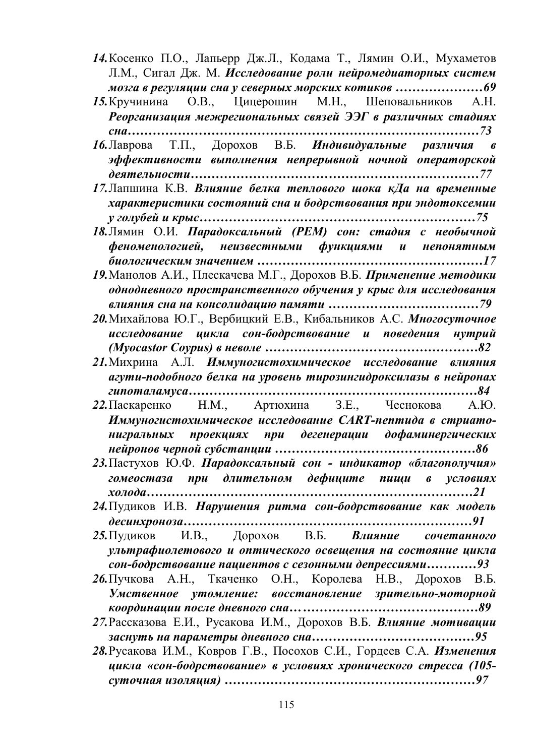14. Косенко П.О., Лапьерр Дж.Л., Кодама Т., Лямин О.И., Мухаметов Л.М., Сигал Дж. М. ***Исследование роли нейромедиаторных систем мозга в регуляции сна у северных морских котиков …………………69***

15. Кручинина О.В., Цицерошин М.Н., Шеповальников А.Н. ***Реорганизация межрегиональных связей ЭЭГ в различных стадиях сна…………………………………………………………………………73***

16. Лаврова Т.П., Дорохов В.Б. ***Индивидуальные различия в эффективности выполнения непрерывной ночной операторской деятельности……………………………………………………………77***

17. Лапшина К.В. ***Влияние белка теплового шока кДа на временные характеристики состояний сна и бодрствования при эндотоксемии у голубей и крыс…………………………………………………………75***

18. Лямин О.И. ***Парадоксальный (РЕМ) сон: стадия с необычной феноменологией, неизвестными функциями и непонятным биологическим значением ………………………………………………17***

19. Манолов А.И., Плескачева М.Г., Дорохов В.Б. ***Применение методики однодневного пространственного обучения у крыс для исследования влияния сна на консолидацию памяти ………………………………79***

20. Михайлова Ю.Г., Вербицкий Е.В., Кибальников А.С. ***Многосуточное исследование цикла сон-бодрствование и поведения нутрий (Myocastor Coypus) в неволе ……………………………………………82***

21. Михрина А.Л. ***Иммуногистохимическое исследование влияния агути-подобного белка на уровень тирозингидроксилазы в нейронах гипоталамуса……………………………………………………………84***

22. Паскаренко Н.М., Артюхина З.Е., Чеснокова А.Ю. ***Иммуногистохимическое исследование CART-пептида в стриато-нигральных проекциях при дегенерации дофаминергических нейронов черной субстанции …………………………………………86***

23. Пастухов Ю.Ф. ***Парадоксальный сон - индикатор «благополучия» гомеостаза при длительном дефиците пищи в условиях холода…………………………………………………………………21***

24. Пудиков И.В. ***Нарушения ритма сон-бодрствование как модель десинхроноза……………………………………………………………91***

25. Пудиков И.В., Дорохов В.Б. ***Влияние сочетанного ультрафиолетового и оптического освещения на состояние цикла сон-бодрствование пациентов с сезонными депрессиями…………93***

26. Пучкова А.Н., Ткаченко О.Н., Королева Н.В., Дорохов В.Б. ***Умственное утомление: восстановление зрительно-моторной координации после дневного сна………………………………………89***

27. Рассказова Е.И., Русакова И.М., Дорохов В.Б. ***Влияние мотивации заснуть на параметры дневного сна………………………………95***

28. Русакова И.М., Ковров Г.В., Посохов С.И., Гордеев С.А. ***Изменения цикла «сон-бодрствование» в условиях хронического стресса (105-суточная изоляция) …………………………………………………97***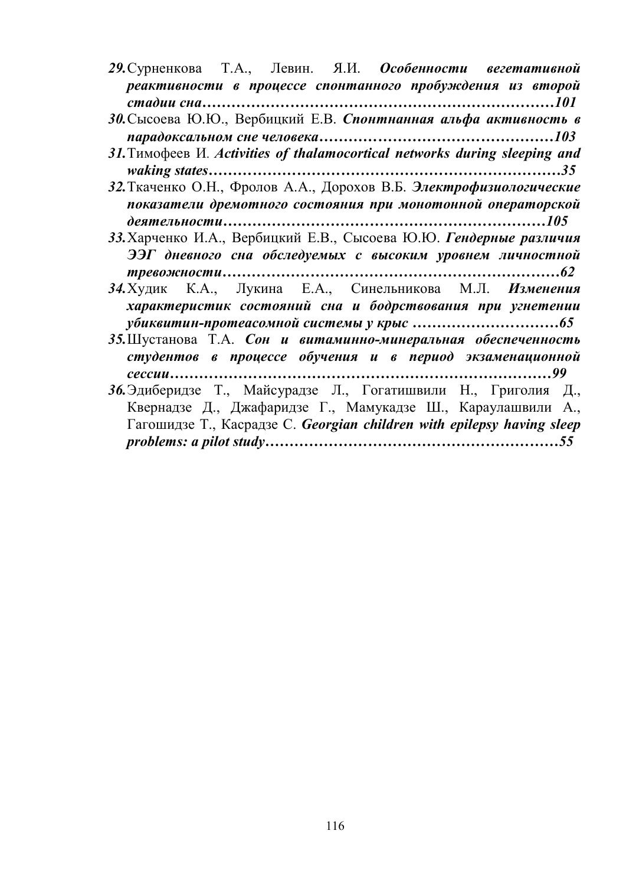29. Сурненкова Т.А., Левин. Я.И. ***Особенности вегетативной реактивности в процессе спонтанного пробуждения из второй стадии сна……………………………………………………………101***

30. Сысоева Ю.Ю., Вербицкий Е.В. ***Спонтнанная альфа активность в парадоксальном сне человека………………………………………103***

31. Тимофеев И. ***Activities of thalamocortical networks during sleeping and waking states………………………………………………………………35***

32. Ткаченко О.Н., Фролов А.А., Дорохов В.Б. ***Электрофизиологические показатели дремотного состояния при монотонной операторской деятельности…………………………………………………………105***

33. Харченко И.А., Вербицкий Е.В., Сысоева Ю.Ю. ***Гендерные различия ЭЭГ дневного сна обследуемых с высоким уровнем личностной тревожности……………………………………………………………62***

34. Худик К.А., Лукина Е.А., Синельникова М.Л. ***Изменения характеристик состояний сна и бодрствования при угнетении убиквитин-протеасомной системы у крыс ………………………65***

35. Шустанова Т.А. ***Сон и витаминно-минеральная обеспеченность студентов в процессе обучения и в период экзаменационной сессии……………………………………………………………………99***

36. Эдиберидзе Т., Майсурадзе Л., Гогатишвили Н., Григолия Д., Квернадзе Д., Джафаридзе Г., Мамукадзе Ш., Караулашвили А., Гагошидзе Т., Касрадзе С. ***Georgian children with epilepsy having sleep problems: a pilot study……………………………………………………55***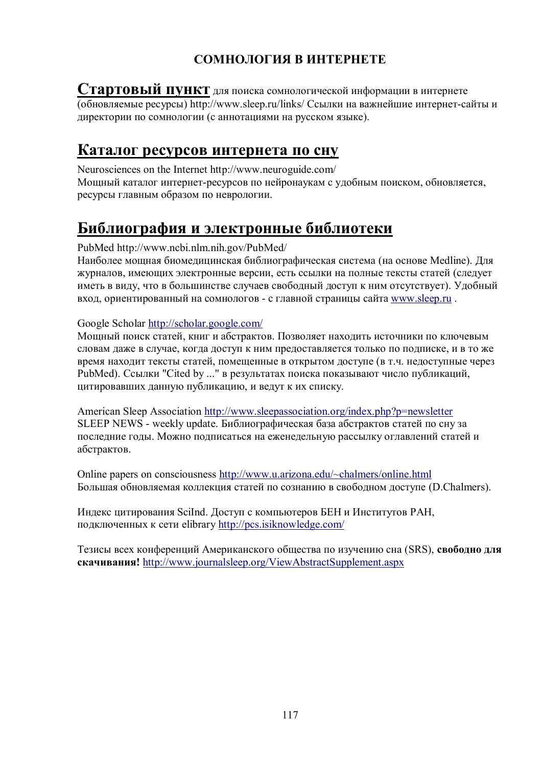# СОМНОЛОГИЯ В ИНТЕРНЕТЕ

**Стартовый пункт** для поиска сомнологической информации в интернете (обновляемые ресурсы) http://www.sleep.ru/links/ Ссылки на важнейшие интернет-сайты и директории по сомнологии (с аннотациями на русском языке).

## Каталог ресурсов интернета по сну

Neurosciences on the Internet http://www.neuroguide.com/
Мощный каталог интернет-ресурсов по нейронаукам с удобным поиском, обновляется, ресурсы главным образом по неврологии.

## Библиография и электронные библиотеки

PubMed http://www.ncbi.nlm.nih.gov/PubMed/
Наиболее мощная биомедицинская библиографическая система (на основе Medline). Для журналов, имеющих электронные версии, есть ссылки на полные тексты статей (следует иметь в виду, что в большинстве случаев свободный доступ к ним отсутствует). Удобный вход, ориентированный на сомнологов - с главной страницы сайта www.sleep.ru .

Google Scholar http://scholar.google.com/
Мощный поиск статей, книг и абстрактов. Позволяет находить источники по ключевым словам даже в случае, когда доступ к ним предоставляется только по подписке, и в то же время находит тексты статей, помещенные в открытом доступе (в т.ч. недоступные через PubMed). Ссылки "Cited by ..." в результатах поиска показывают число публикаций, цитировавших данную публикацию, и ведут к их списку.

American Sleep Association http://www.sleepassociation.org/index.php?p=newsletter
SLEEP NEWS - weekly update. Библиографическая база абстрактов статей по сну за последние годы. Можно подписаться на еженедельную рассылку оглавлений статей и абстрактов.

Online papers on consciousness http://www.u.arizona.edu/~chalmers/online.html
Большая обновляемая коллекция статей по сознанию в свободном доступе (D.Chalmers).

Индекс цитирования SciInd. Доступ с компьютеров БЕН и Институтов РАН, подключенных к сети elibrary http://pcs.isiknowledge.com/

Тезисы всех конференций Американского общества по изучению сна (SRS), **свободно для скачивания!** http://www.journalsleep.org/ViewAbstractSupplement.aspx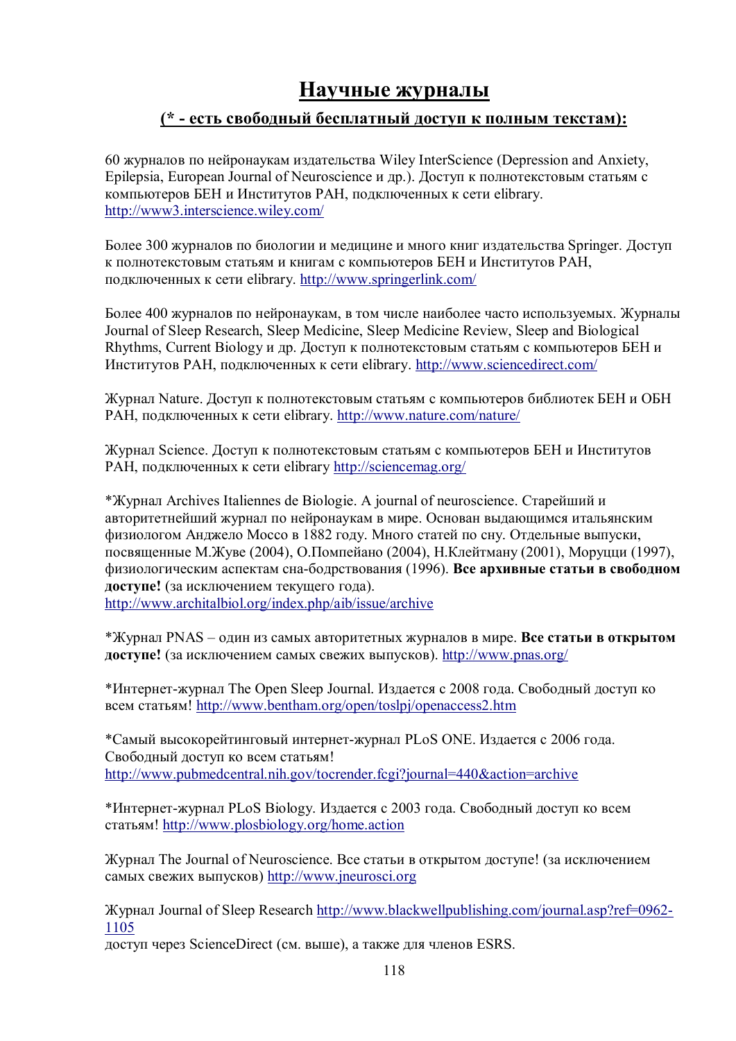# **Научные журналы**

**(* - есть свободный бесплатный доступ к полным текстам):**

60 журналов по нейронаукам издательства Wiley InterScience (Depression and Anxiety, Epilepsia, European Journal of Neuroscience и др.). Доступ к полнотекстовым статьям с компьютеров БЕН и Институтов РАН, подключенных к сети elibrary. http://www3.interscience.wiley.com/

Более 300 журналов по биологии и медицине и много книг издательства Springer. Доступ к полнотекстовым статьям и книгам с компьютеров БЕН и Институтов РАН, подключенных к сети elibrary. http://www.springerlink.com/

Более 400 журналов по нейронаукам, в том числе наиболее часто используемых. Журналы Journal of Sleep Research, Sleep Medicine, Sleep Medicine Review, Sleep and Biological Rhythms, Current Biology и др. Доступ к полнотекстовым статьям с компьютеров БЕН и Институтов РАН, подключенных к сети elibrary. http://www.sciencedirect.com/

Журнал Nature. Доступ к полнотекстовым статьям с компьютеров библиотек БЕН и ОБН РАН, подключенных к сети elibrary. http://www.nature.com/nature/

Журнал Science. Доступ к полнотекстовым статьям с компьютеров БЕН и Институтов РАН, подключенных к сети elibrary http://sciencemag.org/

*Журнал Archives Italiennes de Biologie. A journal of neuroscience. Старейший и авторитетнейший журнал по нейронаукам в мире. Основан выдающимся итальянским физиологом Анджело Моссо в 1882 году. Много статей по сну. Отдельные выпуски, посвященные М.Жуве (2004), О.Помпейано (2004), Н.Клейтману (2001), Моруцци (1997), физиологическим аспектам сна-бодрствования (1996). **Все архивные статьи в свободном доступе!** (за исключением текущего года). http://www.architalbiol.org/index.php/aib/issue/archive

*Журнал PNAS – один из самых авторитетных журналов в мире. **Все статьи в открытом доступе!** (за исключением самых свежих выпусков). http://www.pnas.org/

*Интернет-журнал The Open Sleep Journal. Издается с 2008 года. Свободный доступ ко всем статьям! http://www.bentham.org/open/toslpj/openaccess2.htm

*Самый высокорейтинговый интернет-журнал PLoS ONE. Издается с 2006 года. Свободный доступ ко всем статьям! http://www.pubmedcentral.nih.gov/tocrender.fcgi?journal=440&action=archive

*Интернет-журнал PLoS Biology. Издается с 2003 года. Свободный доступ ко всем статьям! http://www.plosbiology.org/home.action

Журнал The Journal of Neuroscience. Все статьи в открытом доступе! (за исключением самых свежих выпусков) http://www.jneurosci.org

Журнал Journal of Sleep Research http://www.blackwellpublishing.com/journal.asp?ref=0962-1105
доступ через ScienceDirect (см. выше), а также для членов ESRS.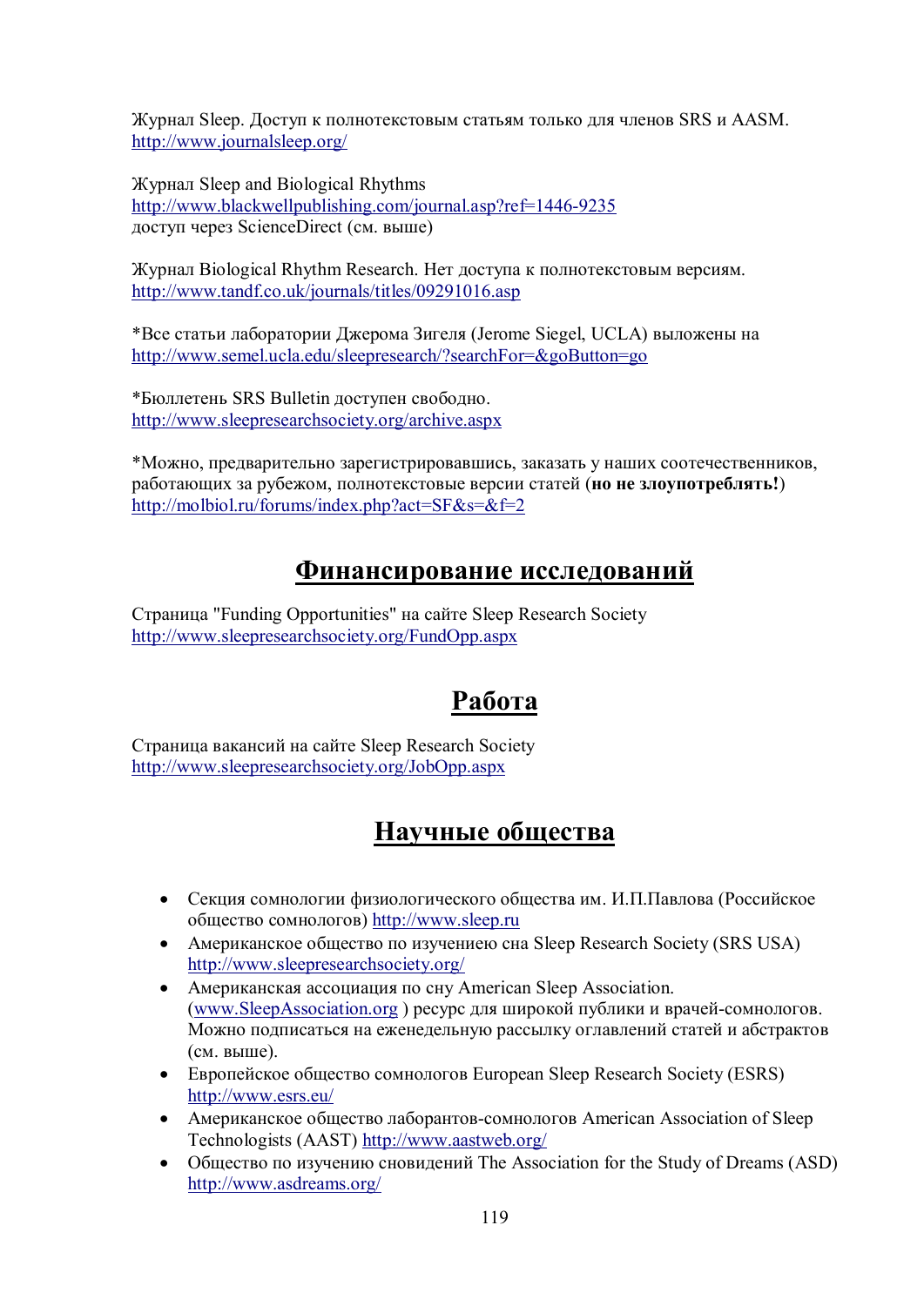Журнал Sleep. Доступ к полнотекстовым статьям только для членов SRS и AASM.
http://www.journalsleep.org/

Журнал Sleep and Biological Rhythms
http://www.blackwellpublishing.com/journal.asp?ref=1446-9235
доступ через ScienceDirect (см. выше)

Журнал Biological Rhythm Research. Нет доступа к полнотекстовым версиям.
http://www.tandf.co.uk/journals/titles/09291016.asp

*Все статьи лаборатории Джерома Зигеля (Jerome Siegel, UCLA) выложены на
http://www.semel.ucla.edu/sleepresearch/?searchFor=&goButton=go

*Бюллетень SRS Bulletin доступен свободно.
http://www.sleepresearchsociety.org/archive.aspx

*Можно, предварительно зарегистрировавшись, заказать у наших соотечественников, работающих за рубежом, полнотекстовые версии статей (**но не злоупотреблять!**)
http://molbiol.ru/forums/index.php?act=SF&s=&f=2

## Финансирование исследований

Страница "Funding Opportunities" на сайте Sleep Research Society
http://www.sleepresearchsociety.org/FundOpp.aspx

## Работа

Страница вакансий на сайте Sleep Research Society
http://www.sleepresearchsociety.org/JobOpp.aspx

## Научные общества

- Секция сомнологии физиологического общества им. И.П.Павлова (Российское общество сомнологов) http://www.sleep.ru
- Американское общество по изучениею сна Sleep Research Society (SRS USA) http://www.sleepresearchsociety.org/
- Американская ассоциация по сну American Sleep Association. (www.SleepAssociation.org ) ресурс для широкой публики и врачей-сомнологов. Можно подписаться на еженедельную рассылку оглавлений статей и абстрактов (см. выше).
- Европейское общество сомнологов European Sleep Research Society (ESRS) http://www.esrs.eu/
- Американское общество лаборантов-сомнологов American Association of Sleep Technologists (AAST) http://www.aastweb.org/
- Общество по изучению сновидений The Association for the Study of Dreams (ASD) http://www.asdreams.org/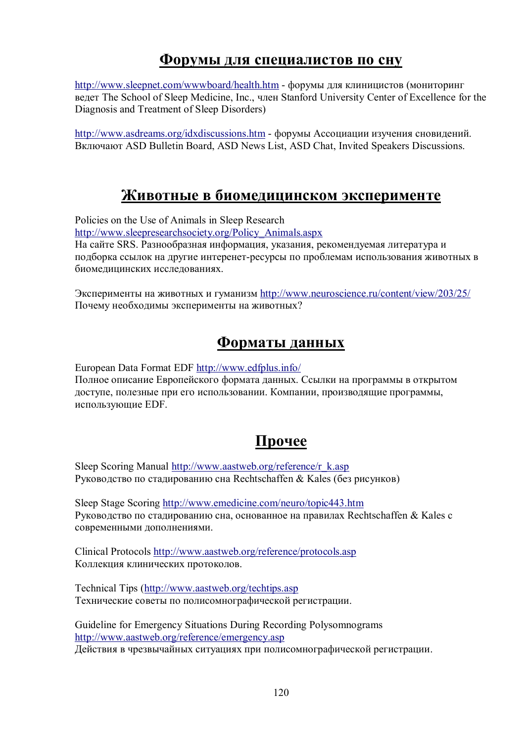## **Форумы для специалистов по сну**

http://www.sleepnet.com/wwwboard/health.htm - форумы для клиницистов (мониторинг ведет The School of Sleep Medicine, Inc., член Stanford University Center of Excellence for the Diagnosis and Treatment of Sleep Disorders)

http://www.asdreams.org/idxdiscussions.htm - форумы Ассоциации изучения сновидений. Включают ASD Bulletin Board, ASD News List, ASD Chat, Invited Speakers Discussions.

## **Животные в биомедицинском эксперименте**

Policies on the Use of Animals in Sleep Research
http://www.sleepresearchsociety.org/Policy_Animals.aspx
На сайте SRS. Разнообразная информация, указания, рекомендуемая литература и подборка ссылок на другие интеренет-ресурсы по проблемам использования животных в биомедицинских исследованиях.

Эксперименты на животных и гуманизм http://www.neuroscience.ru/content/view/203/25/
Почему необходимы эксперименты на животных?

## **Форматы данных**

European Data Format EDF http://www.edfplus.info/
Полное описание Европейского формата данных. Ссылки на программы в открытом доступе, полезные при его использовании. Компании, производящие программы, использующие EDF.

## **Прочее**

Sleep Scoring Manual http://www.aastweb.org/reference/r_k.asp
Руководство по стадированию сна Rechtschaffen & Kales (без рисунков)

Sleep Stage Scoring http://www.emedicine.com/neuro/topic443.htm
Руководство по стадированию сна, основанное на правилах Rechtschaffen & Kales с современными дополнениями.

Clinical Protocols http://www.aastweb.org/reference/protocols.asp
Коллекция клинических протоколов.

Technical Tips (http://www.aastweb.org/techtips.asp
Технические советы по полисомнографической регистрации.

Guideline for Emergency Situations During Recording Polysomnograms
http://www.aastweb.org/reference/emergency.asp
Действия в чрезвычайных ситуациях при полисомнографической регистрации.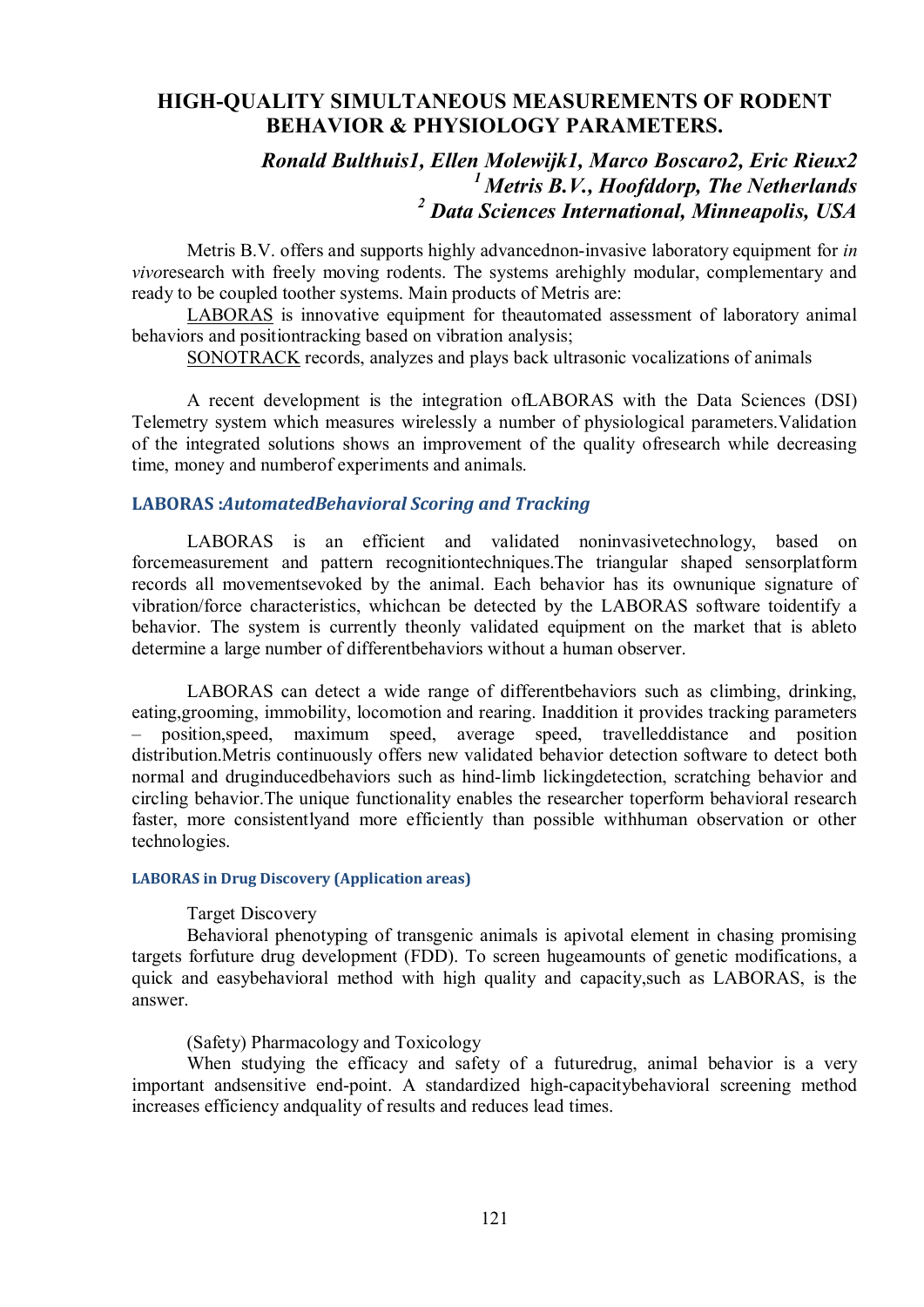# HIGH-QUALITY SIMULTANEOUS MEASUREMENTS OF RODENT BEHAVIOR & PHYSIOLOGY PARAMETERS.

***Ronald Bulthuis1, Ellen Molewijk1, Marco Boscaro2, Eric Rieux2***
***[1] Metris B.V., Hoofddorp, The Netherlands***
***[2] Data Sciences International, Minneapolis, USA***

Metris B.V. offers and supports highly advancednon-invasive laboratory equipment for *in vivo*research with freely moving rodents. The systems arehighly modular, complementary and ready to be coupled toother systems. Main products of Metris are:

LABORAS is innovative equipment for theautomated assessment of laboratory animal behaviors and positiontracking based on vibration analysis;

SONOTRACK records, analyzes and plays back ultrasonic vocalizations of animals

A recent development is the integration ofLABORAS with the Data Sciences (DSI) Telemetry system which measures wirelessly a number of physiological parameters.Validation of the integrated solutions shows an improvement of the quality ofresearch while decreasing time, money and numberof experiments and animals.

### LABORAS :*AutomatedBehavioral Scoring and Tracking*

LABORAS is an efficient and validated noninvasivetechnology, based on forcemeasurement and pattern recognitiontechniques.The triangular shaped sensorplatform records all movementsevoked by the animal. Each behavior has its ownunique signature of vibration/force characteristics, whichcan be detected by the LABORAS software toidentify a behavior. The system is currently theonly validated equipment on the market that is ableto determine a large number of differentbehaviors without a human observer.

LABORAS can detect a wide range of differentbehaviors such as climbing, drinking, eating,grooming, immobility, locomotion and rearing. Inaddition it provides tracking parameters – position,speed, maximum speed, average speed, travelleddistance and position distribution.Metris continuously offers new validated behavior detection software to detect both normal and druginducedbehaviors such as hind-limb lickingdetection, scratching behavior and circling behavior.The unique functionality enables the researcher toperform behavioral research faster, more consistentlyand more efficiently than possible withhuman observation or other technologies.

#### LABORAS in Drug Discovery (Application areas)

Target Discovery

Behavioral phenotyping of transgenic animals is apivotal element in chasing promising targets forfuture drug development (FDD). To screen hugeamounts of genetic modifications, a quick and easybehavioral method with high quality and capacity,such as LABORAS, is the answer.

(Safety) Pharmacology and Toxicology

When studying the efficacy and safety of a futuredrug, animal behavior is a very important andsensitive end-point. A standardized high-capacitybehavioral screening method increases efficiency andquality of results and reduces lead times.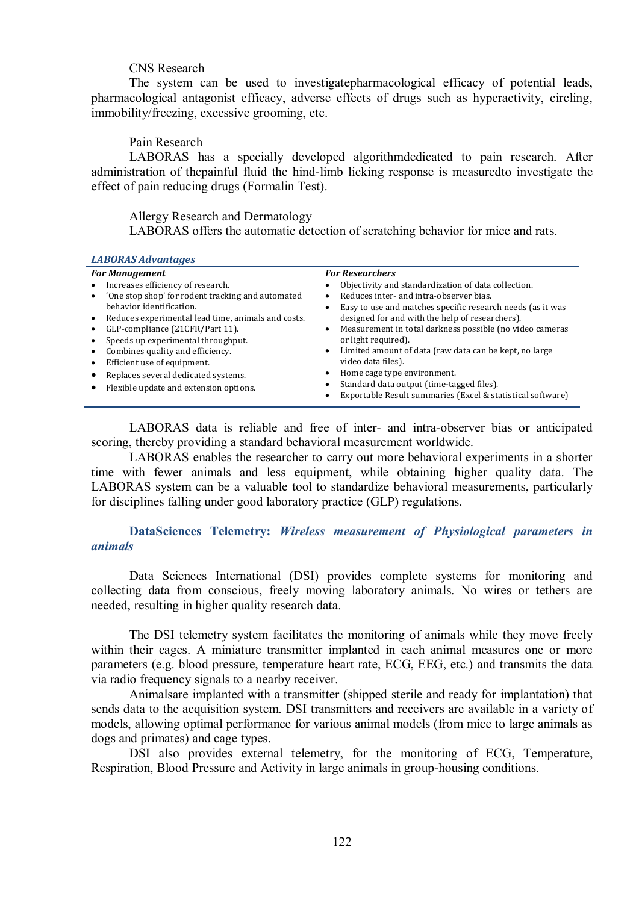CNS Research

The system can be used to investigatepharmacological efficacy of potential leads, pharmacological antagonist efficacy, adverse effects of drugs such as hyperactivity, circling, immobility/freezing, excessive grooming, etc.

Pain Research

LABORAS has a specially developed algorithmdedicated to pain research. After administration of thepainful fluid the hind-limb licking response is measuredto investigate the effect of pain reducing drugs (Formalin Test).

Allergy Research and Dermatology

LABORAS offers the automatic detection of scratching behavior for mice and rats.

***LABORAS Advantages***

***For Management***

- Increases efficiency of research.
- 'One stop shop' for rodent tracking and automated behavior identification.
- Reduces experimental lead time, animals and costs.
- GLP-compliance (21CFR/Part 11).
- Speeds up experimental throughput.
- Combines quality and efficiency.
- Efficient use of equipment.
- Replaces several dedicated systems.
- Flexible update and extension options.

***For Researchers***

- Objectivity and standardization of data collection.
- Reduces inter- and intra-observer bias.
- Easy to use and matches specific research needs (as it was designed for and with the help of researchers).
- Measurement in total darkness possible (no video cameras or light required).
- Limited amount of data (raw data can be kept, no large video data files).
- Home cage type environment.
- Standard data output (time-tagged files).
- Exportable Result summaries (Excel & statistical software)

LABORAS data is reliable and free of inter- and intra-observer bias or anticipated scoring, thereby providing a standard behavioral measurement worldwide.

LABORAS enables the researcher to carry out more behavioral experiments in a shorter time with fewer animals and less equipment, while obtaining higher quality data. The LABORAS system can be a valuable tool to standardize behavioral measurements, particularly for disciplines falling under good laboratory practice (GLP) regulations.

## **DataSciences Telemetry:** ***Wireless measurement of Physiological parameters in animals***

Data Sciences International (DSI) provides complete systems for monitoring and collecting data from conscious, freely moving laboratory animals. No wires or tethers are needed, resulting in higher quality research data.

The DSI telemetry system facilitates the monitoring of animals while they move freely within their cages. A miniature transmitter implanted in each animal measures one or more parameters (e.g. blood pressure, temperature heart rate, ECG, EEG, etc.) and transmits the data via radio frequency signals to a nearby receiver.

Animalsare implanted with a transmitter (shipped sterile and ready for implantation) that sends data to the acquisition system. DSI transmitters and receivers are available in a variety of models, allowing optimal performance for various animal models (from mice to large animals as dogs and primates) and cage types.

DSI also provides external telemetry, for the monitoring of ECG, Temperature, Respiration, Blood Pressure and Activity in large animals in group-housing conditions.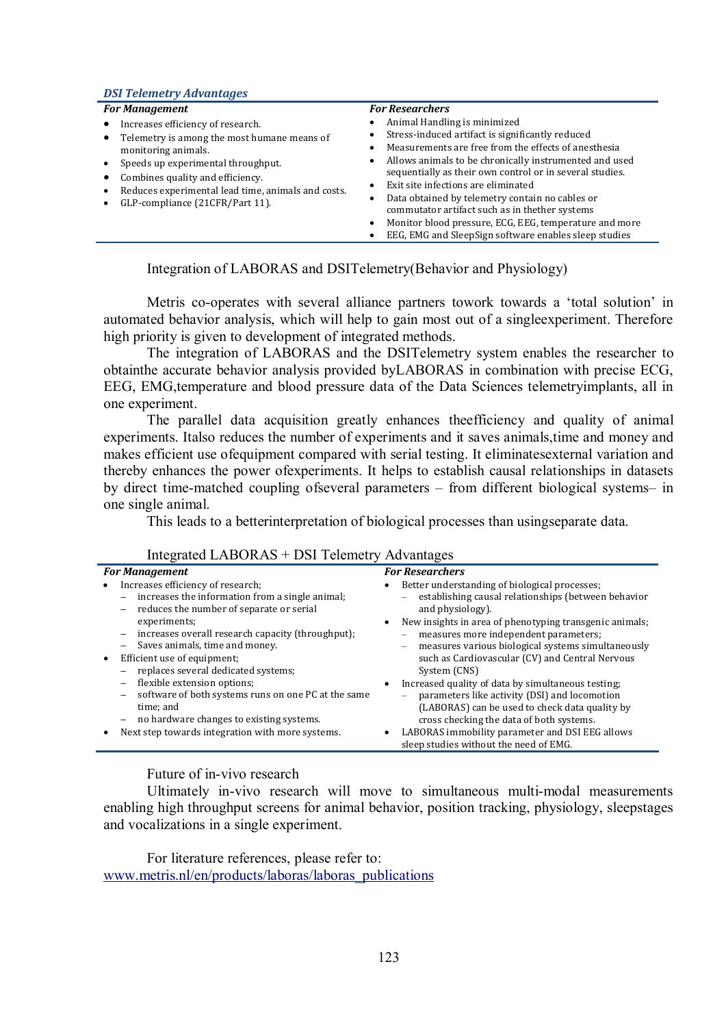*DSI Telemetry Advantages*

| ***For Management*** | ***For Researchers*** |
|---|---|
| • Increases efficiency of research.<br>• Telemetry is among the most humane means of monitoring animals.<br>• Speeds up experimental throughput.<br>• Combines quality and efficiency.<br>• Reduces experimental lead time, animals and costs.<br>• GLP-compliance (21CFR/Part 11). | • Animal Handling is minimized<br>• Stress-induced artifact is significantly reduced<br>• Measurements are free from the effects of anesthesia<br>• Allows animals to be chronically instrumented and used sequentially as their own control or in several studies.<br>• Exit site infections are eliminated<br>• Data obtained by telemetry contain no cables or commutator artifact such as in thether systems<br>• Monitor blood pressure, ECG, EEG, temperature and more<br>• EEG, EMG and SleepSign software enables sleep studies |

Integration of LABORAS and DSITelemetry(Behavior and Physiology)

Metris co-operates with several alliance partners towork towards a 'total solution' in automated behavior analysis, which will help to gain most out of a singleexperiment. Therefore high priority is given to development of integrated methods.

The integration of LABORAS and the DSITelemetry system enables the researcher to obtainthe accurate behavior analysis provided byLABORAS in combination with precise ECG, EEG, EMG,temperature and blood pressure data of the Data Sciences telemetryimplants, all in one experiment.

The parallel data acquisition greatly enhances theefficiency and quality of animal experiments. Italso reduces the number of experiments and it saves animals,time and money and makes efficient use ofequipment compared with serial testing. It eliminatesexternal variation and thereby enhances the power ofexperiments. It helps to establish causal relationships in datasets by direct time-matched coupling ofseveral parameters – from different biological systems– in one single animal.

This leads to a betterinterpretation of biological processes than usingseparate data.

Integrated LABORAS + DSI Telemetry Advantages

| ***For Management*** | ***For Researchers*** |
|---|---|
| • Increases efficiency of research;<br>&nbsp;&nbsp;– increases the information from a single animal;<br>&nbsp;&nbsp;– reduces the number of separate or serial experiments;<br>&nbsp;&nbsp;– increases overall research capacity (throughput);<br>&nbsp;&nbsp;– Saves animals, time and money.<br>• Efficient use of equipment;<br>&nbsp;&nbsp;– replaces several dedicated systems;<br>&nbsp;&nbsp;– flexible extension options;<br>&nbsp;&nbsp;– software of both systems runs on one PC at the same time; and<br>&nbsp;&nbsp;– no hardware changes to existing systems.<br>• Next step towards integration with more systems. | • Better understanding of biological processes;<br>&nbsp;&nbsp;– establishing causal relationships (between behavior and physiology).<br>• New insights in area of phenotyping transgenic animals;<br>&nbsp;&nbsp;– measures more independent parameters;<br>&nbsp;&nbsp;– measures various biological systems simultaneously such as Cardiovascular (CV) and Central Nervous System (CNS)<br>• Increased quality of data by simultaneous testing;<br>&nbsp;&nbsp;– parameters like activity (DSI) and locomotion (LABORAS) can be used to check data quality by cross checking the data of both systems.<br>• LABORAS immobility parameter and DSI EEG allows sleep studies without the need of EMG. |

Future of in-vivo research

Ultimately in-vivo research will move to simultaneous multi-modal measurements enabling high throughput screens for animal behavior, position tracking, physiology, sleepstages and vocalizations in a single experiment.

For literature references, please refer to:
[www.metris.nl/en/products/laboras/laboras_publications](www.metris.nl/en/products/laboras/laboras_publications)